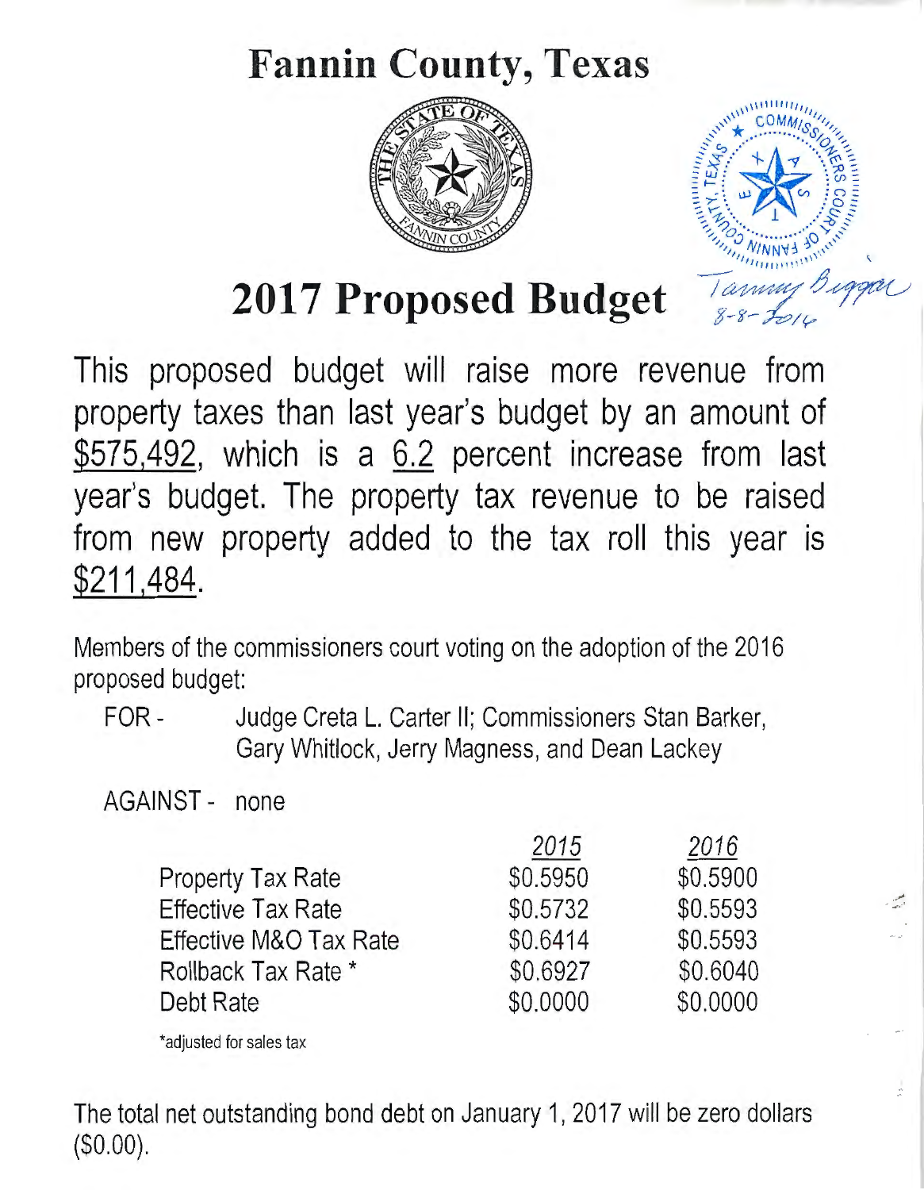# Fannin County, Texas

# 2017 Proposed Budget

Tammy Biggar
8-8-2016

This proposed budget will raise more revenue from property taxes than last year's budget by an amount of $575,492, which is a 6.2 percent increase from last year's budget. The property tax revenue to be raised from new property added to the tax roll this year is $211,484.

Members of the commissioners court voting on the adoption of the 2016 proposed budget:

FOR - Judge Creta L. Carter II; Commissioners Stan Barker, Gary Whitlock, Jerry Magness, and Dean Lackey

AGAINST - none

| | *2015* | *2016* |
|---|---|---|
| Property Tax Rate | $0.5950 | $0.5900 |
| Effective Tax Rate | $0.5732 | $0.5593 |
| Effective M&O Tax Rate | $0.6414 | $0.5593 |
| Rollback Tax Rate * | $0.6927 | $0.6040 |
| Debt Rate | $0.0000 | $0.0000 |

*adjusted for sales tax

The total net outstanding bond debt on January 1, 2017 will be zero dollars ($0.00).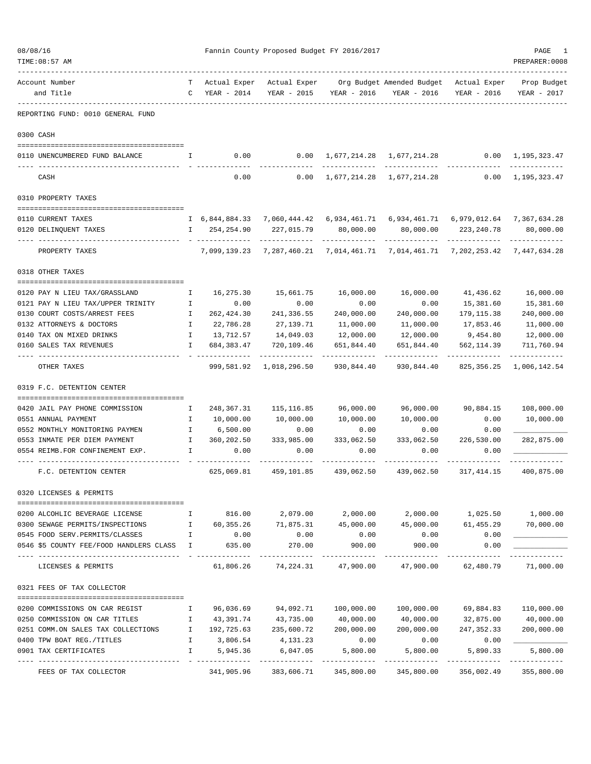# Fannin County Proposed Budget FY 2016/2017

08/08/16 — TIME:08:57 AM — PREPARER:0008

| Account Number and Title | TC | Actual Exper YEAR - 2014 | Actual Exper YEAR - 2015 | Org Budget YEAR - 2016 | Amended Budget YEAR - 2016 | Actual Exper YEAR - 2016 | Prop Budget YEAR - 2017 |
|---|---|---|---|---|---|---|---|
| **REPORTING FUND: 0010 GENERAL FUND** | | | | | | | |
| **0300 CASH** | | | | | | | |
| 0110 UNENCUMBERED FUND BALANCE | I | 0.00 | 0.00 | 1,677,214.28 | 1,677,214.28 | 0.00 | 1,195,323.47 |
| CASH | | 0.00 | 0.00 | 1,677,214.28 | 1,677,214.28 | 0.00 | 1,195,323.47 |
| **0310 PROPERTY TAXES** | | | | | | | |
| 0110 CURRENT TAXES | I | 6,844,884.33 | 7,060,444.42 | 6,934,461.71 | 6,934,461.71 | 6,979,012.64 | 7,367,634.28 |
| 0120 DELINQUENT TAXES | I | 254,254.90 | 227,015.79 | 80,000.00 | 80,000.00 | 223,240.78 | 80,000.00 |
| PROPERTY TAXES | | 7,099,139.23 | 7,287,460.21 | 7,014,461.71 | 7,014,461.71 | 7,202,253.42 | 7,447,634.28 |
| **0318 OTHER TAXES** | | | | | | | |
| 0120 PAY N LIEU TAX/GRASSLAND | I | 16,275.30 | 15,661.75 | 16,000.00 | 16,000.00 | 41,436.62 | 16,000.00 |
| 0121 PAY N LIEU TAX/UPPER TRINITY | I | 0.00 | 0.00 | 0.00 | 0.00 | 15,381.60 | 15,381.60 |
| 0130 COURT COSTS/ARREST FEES | I | 262,424.30 | 241,336.55 | 240,000.00 | 240,000.00 | 179,115.38 | 240,000.00 |
| 0132 ATTORNEYS & DOCTORS | I | 22,786.28 | 27,139.71 | 11,000.00 | 11,000.00 | 17,853.46 | 11,000.00 |
| 0140 TAX ON MIXED DRINKS | I | 13,712.57 | 14,049.03 | 12,000.00 | 12,000.00 | 9,454.80 | 12,000.00 |
| 0160 SALES TAX REVENUES | I | 684,383.47 | 720,109.46 | 651,844.40 | 651,844.40 | 562,114.39 | 711,760.94 |
| OTHER TAXES | | 999,581.92 | 1,018,296.50 | 930,844.40 | 930,844.40 | 825,356.25 | 1,006,142.54 |
| **0319 F.C. DETENTION CENTER** | | | | | | | |
| 0420 JAIL PAY PHONE COMMISSION | I | 248,367.31 | 115,116.85 | 96,000.00 | 96,000.00 | 90,884.15 | 108,000.00 |
| 0551 ANNUAL PAYMENT | I | 10,000.00 | 10,000.00 | 10,000.00 | 10,000.00 | 0.00 | 10,000.00 |
| 0552 MONTHLY MONITORING PAYMEN | I | 6,500.00 | 0.00 | 0.00 | 0.00 | 0.00 | ____________ |
| 0553 INMATE PER DIEM PAYMENT | I | 360,202.50 | 333,985.00 | 333,062.50 | 333,062.50 | 226,530.00 | 282,875.00 |
| 0554 REIMB.FOR CONFINEMENT EXP. | I | 0.00 | 0.00 | 0.00 | 0.00 | 0.00 | ____________ |
| F.C. DETENTION CENTER | | 625,069.81 | 459,101.85 | 439,062.50 | 439,062.50 | 317,414.15 | 400,875.00 |
| **0320 LICENSES & PERMITS** | | | | | | | |
| 0200 ALCOHLIC BEVERAGE LICENSE | I | 816.00 | 2,079.00 | 2,000.00 | 2,000.00 | 1,025.50 | 1,000.00 |
| 0300 SEWAGE PERMITS/INSPECTIONS | I | 60,355.26 | 71,875.31 | 45,000.00 | 45,000.00 | 61,455.29 | 70,000.00 |
| 0545 FOOD SERV.PERMITS/CLASSES | I | 0.00 | 0.00 | 0.00 | 0.00 | 0.00 | ____________ |
| 0546 $5 COUNTY FEE/FOOD HANDLERS CLASS | I | 635.00 | 270.00 | 900.00 | 900.00 | 0.00 | ____________ |
| LICENSES & PERMITS | | 61,806.26 | 74,224.31 | 47,900.00 | 47,900.00 | 62,480.79 | 71,000.00 |
| **0321 FEES OF TAX COLLECTOR** | | | | | | | |
| 0200 COMMISSIONS ON CAR REGIST | I | 96,036.69 | 94,092.71 | 100,000.00 | 100,000.00 | 69,884.83 | 110,000.00 |
| 0250 COMMISSION ON CAR TITLES | I | 43,391.74 | 43,735.00 | 40,000.00 | 40,000.00 | 32,875.00 | 40,000.00 |
| 0251 COMM.ON SALES TAX COLLECTIONS | I | 192,725.63 | 235,600.72 | 200,000.00 | 200,000.00 | 247,352.33 | 200,000.00 |
| 0400 TPW BOAT REG./TITLES | I | 3,806.54 | 4,131.23 | 0.00 | 0.00 | 0.00 | ____________ |
| 0901 TAX CERTIFICATES | I | 5,945.36 | 6,047.05 | 5,800.00 | 5,800.00 | 5,890.33 | 5,800.00 |
| FEES OF TAX COLLECTOR | | 341,905.96 | 383,606.71 | 345,800.00 | 345,800.00 | 356,002.49 | 355,800.00 |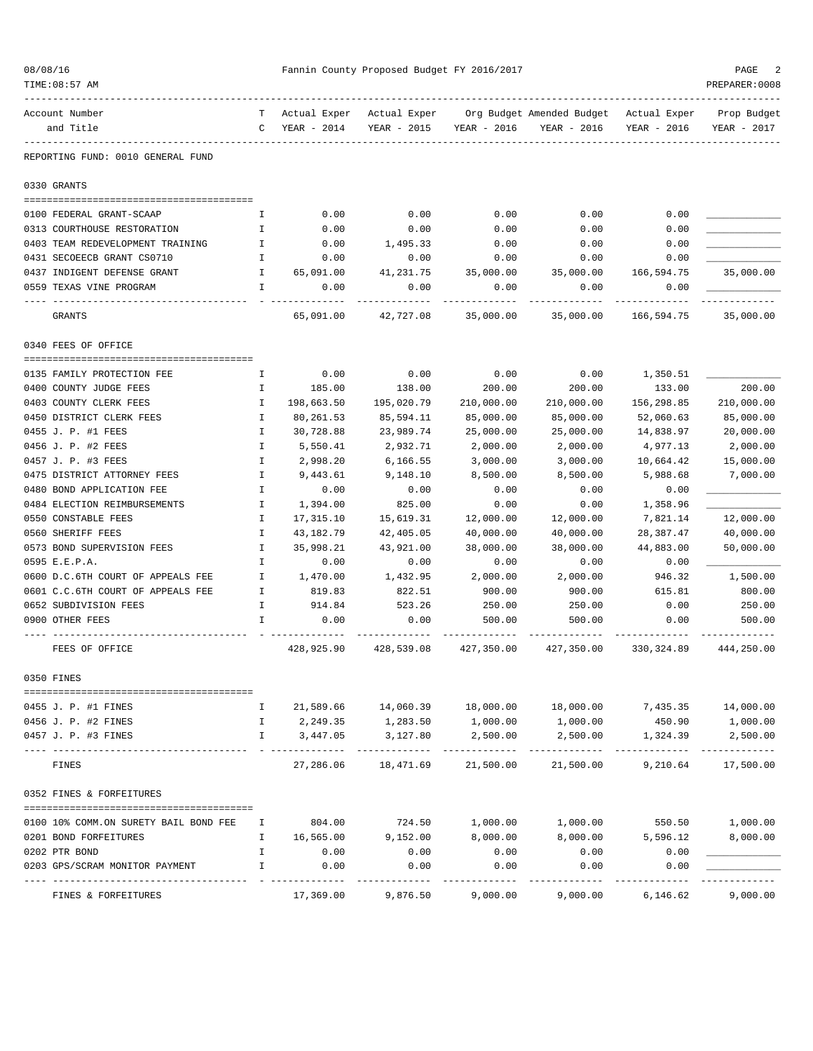Fannin County Proposed Budget FY 2016/2017

REPORTING FUND: 0010 GENERAL FUND

| Account Number and Title | TC | Actual Exper YEAR - 2014 | Actual Exper YEAR - 2015 | Org Budget YEAR - 2016 | Amended Budget YEAR - 2016 | Actual Exper YEAR - 2016 | Prop Budget YEAR - 2017 |
|---|---|---|---|---|---|---|---|
| **0330 GRANTS** | | | | | | | |
| 0100 FEDERAL GRANT-SCAAP | I | 0.00 | 0.00 | 0.00 | 0.00 | 0.00 | ____________ |
| 0313 COURTHOUSE RESTORATION | I | 0.00 | 0.00 | 0.00 | 0.00 | 0.00 | ____________ |
| 0403 TEAM REDEVELOPMENT TRAINING | I | 0.00 | 1,495.33 | 0.00 | 0.00 | 0.00 | ____________ |
| 0431 SECOEECB GRANT CS0710 | I | 0.00 | 0.00 | 0.00 | 0.00 | 0.00 | ____________ |
| 0437 INDIGENT DEFENSE GRANT | I | 65,091.00 | 41,231.75 | 35,000.00 | 35,000.00 | 166,594.75 | 35,000.00 |
| 0559 TEXAS VINE PROGRAM | I | 0.00 | 0.00 | 0.00 | 0.00 | 0.00 | ____________ |
| GRANTS | | 65,091.00 | 42,727.08 | 35,000.00 | 35,000.00 | 166,594.75 | 35,000.00 |
| **0340 FEES OF OFFICE** | | | | | | | |
| 0135 FAMILY PROTECTION FEE | I | 0.00 | 0.00 | 0.00 | 0.00 | 1,350.51 | ____________ |
| 0400 COUNTY JUDGE FEES | I | 185.00 | 138.00 | 200.00 | 200.00 | 133.00 | 200.00 |
| 0403 COUNTY CLERK FEES | I | 198,663.50 | 195,020.79 | 210,000.00 | 210,000.00 | 156,298.85 | 210,000.00 |
| 0450 DISTRICT CLERK FEES | I | 80,261.53 | 85,594.11 | 85,000.00 | 85,000.00 | 52,060.63 | 85,000.00 |
| 0455 J. P. #1 FEES | I | 30,728.88 | 23,989.74 | 25,000.00 | 25,000.00 | 14,838.97 | 20,000.00 |
| 0456 J. P. #2 FEES | I | 5,550.41 | 2,932.71 | 2,000.00 | 2,000.00 | 4,977.13 | 2,000.00 |
| 0457 J. P. #3 FEES | I | 2,998.20 | 6,166.55 | 3,000.00 | 3,000.00 | 10,664.42 | 15,000.00 |
| 0475 DISTRICT ATTORNEY FEES | I | 9,443.61 | 9,148.10 | 8,500.00 | 8,500.00 | 5,988.68 | 7,000.00 |
| 0480 BOND APPLICATION FEE | I | 0.00 | 0.00 | 0.00 | 0.00 | 0.00 | ____________ |
| 0484 ELECTION REIMBURSEMENTS | I | 1,394.00 | 825.00 | 0.00 | 0.00 | 1,358.96 | ____________ |
| 0550 CONSTABLE FEES | I | 17,315.10 | 15,619.31 | 12,000.00 | 12,000.00 | 7,821.14 | 12,000.00 |
| 0560 SHERIFF FEES | I | 43,182.79 | 42,405.05 | 40,000.00 | 40,000.00 | 28,387.47 | 40,000.00 |
| 0573 BOND SUPERVISION FEES | I | 35,998.21 | 43,921.00 | 38,000.00 | 38,000.00 | 44,883.00 | 50,000.00 |
| 0595 E.E.P.A. | I | 0.00 | 0.00 | 0.00 | 0.00 | 0.00 | ____________ |
| 0600 D.C.6TH COURT OF APPEALS FEE | I | 1,470.00 | 1,432.95 | 2,000.00 | 2,000.00 | 946.32 | 1,500.00 |
| 0601 C.C.6TH COURT OF APPEALS FEE | I | 819.83 | 822.51 | 900.00 | 900.00 | 615.81 | 800.00 |
| 0652 SUBDIVISION FEES | I | 914.84 | 523.26 | 250.00 | 250.00 | 0.00 | 250.00 |
| 0900 OTHER FEES | I | 0.00 | 0.00 | 500.00 | 500.00 | 0.00 | 500.00 |
| FEES OF OFFICE | | 428,925.90 | 428,539.08 | 427,350.00 | 427,350.00 | 330,324.89 | 444,250.00 |
| **0350 FINES** | | | | | | | |
| 0455 J. P. #1 FINES | I | 21,589.66 | 14,060.39 | 18,000.00 | 18,000.00 | 7,435.35 | 14,000.00 |
| 0456 J. P. #2 FINES | I | 2,249.35 | 1,283.50 | 1,000.00 | 1,000.00 | 450.90 | 1,000.00 |
| 0457 J. P. #3 FINES | I | 3,447.05 | 3,127.80 | 2,500.00 | 2,500.00 | 1,324.39 | 2,500.00 |
| FINES | | 27,286.06 | 18,471.69 | 21,500.00 | 21,500.00 | 9,210.64 | 17,500.00 |
| **0352 FINES & FORFEITURES** | | | | | | | |
| 0100 10% COMM.ON SURETY BAIL BOND FEE | I | 804.00 | 724.50 | 1,000.00 | 1,000.00 | 550.50 | 1,000.00 |
| 0201 BOND FORFEITURES | I | 16,565.00 | 9,152.00 | 8,000.00 | 8,000.00 | 5,596.12 | 8,000.00 |
| 0202 PTR BOND | I | 0.00 | 0.00 | 0.00 | 0.00 | 0.00 | ____________ |
| 0203 GPS/SCRAM MONITOR PAYMENT | I | 0.00 | 0.00 | 0.00 | 0.00 | 0.00 | ____________ |
| FINES & FORFEITURES | | 17,369.00 | 9,876.50 | 9,000.00 | 9,000.00 | 6,146.62 | 9,000.00 |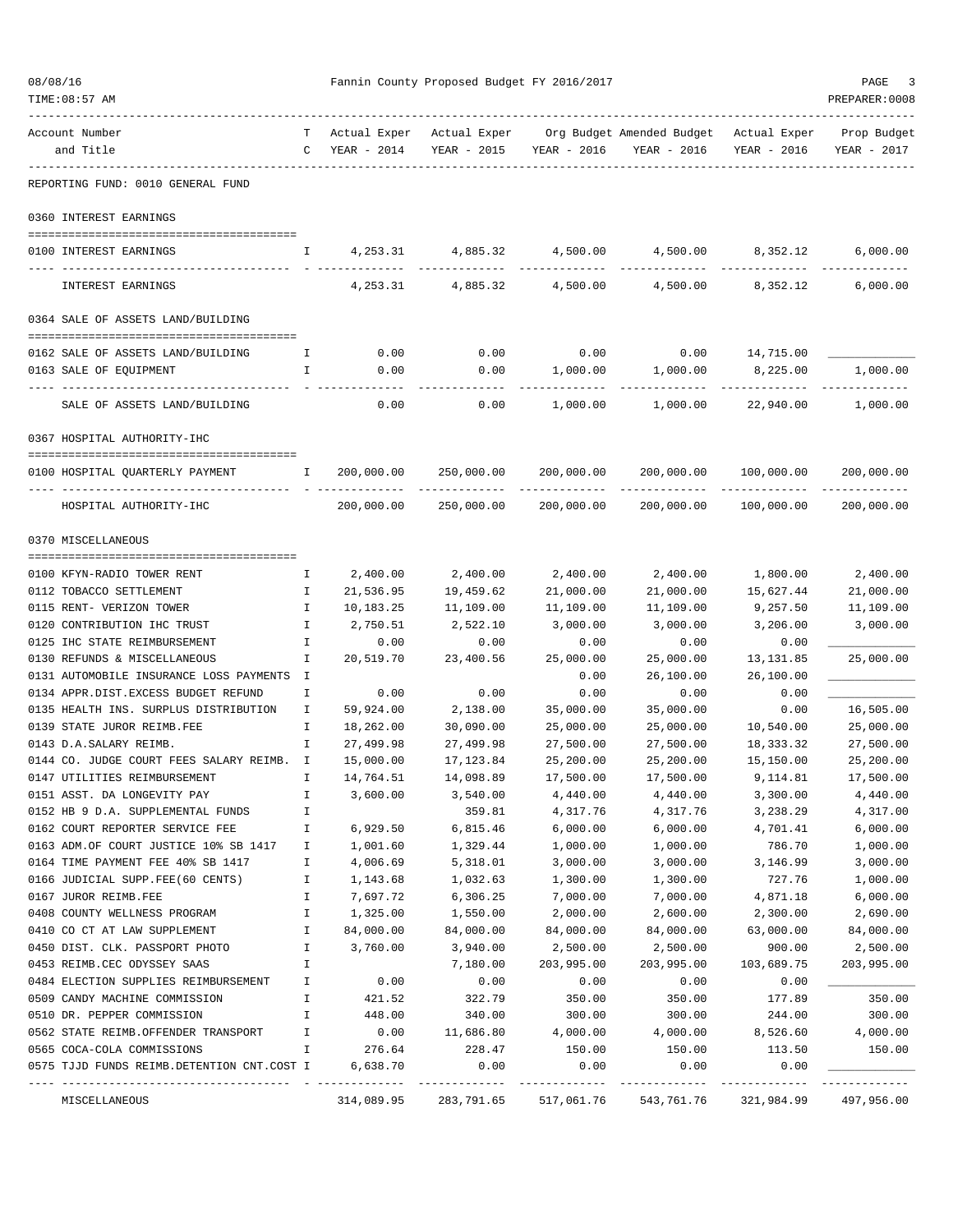Fannin County Proposed Budget FY 2016/2017

| Account Number and Title | T C | Actual Exper YEAR - 2014 | Actual Exper YEAR - 2015 | Org Budget YEAR - 2016 | Amended Budget YEAR - 2016 | Actual Exper YEAR - 2016 | Prop Budget YEAR - 2017 |
|---|---|---|---|---|---|---|---|
| **REPORTING FUND: 0010 GENERAL FUND** | | | | | | | |
| **0360 INTEREST EARNINGS** | | | | | | | |
| 0100 INTEREST EARNINGS | I | 4,253.31 | 4,885.32 | 4,500.00 | 4,500.00 | 8,352.12 | 6,000.00 |
| INTEREST EARNINGS | | 4,253.31 | 4,885.32 | 4,500.00 | 4,500.00 | 8,352.12 | 6,000.00 |
| **0364 SALE OF ASSETS LAND/BUILDING** | | | | | | | |
| 0162 SALE OF ASSETS LAND/BUILDING | I | 0.00 | 0.00 | 0.00 | 0.00 | 14,715.00 | ____________ |
| 0163 SALE OF EQUIPMENT | I | 0.00 | 0.00 | 1,000.00 | 1,000.00 | 8,225.00 | 1,000.00 |
| SALE OF ASSETS LAND/BUILDING | | 0.00 | 0.00 | 1,000.00 | 1,000.00 | 22,940.00 | 1,000.00 |
| **0367 HOSPITAL AUTHORITY-IHC** | | | | | | | |
| 0100 HOSPITAL QUARTERLY PAYMENT | I | 200,000.00 | 250,000.00 | 200,000.00 | 200,000.00 | 100,000.00 | 200,000.00 |
| HOSPITAL AUTHORITY-IHC | | 200,000.00 | 250,000.00 | 200,000.00 | 200,000.00 | 100,000.00 | 200,000.00 |
| **0370 MISCELLANEOUS** | | | | | | | |
| 0100 KFYN-RADIO TOWER RENT | I | 2,400.00 | 2,400.00 | 2,400.00 | 2,400.00 | 1,800.00 | 2,400.00 |
| 0112 TOBACCO SETTLEMENT | I | 21,536.95 | 19,459.62 | 21,000.00 | 21,000.00 | 15,627.44 | 21,000.00 |
| 0115 RENT- VERIZON TOWER | I | 10,183.25 | 11,109.00 | 11,109.00 | 11,109.00 | 9,257.50 | 11,109.00 |
| 0120 CONTRIBUTION IHC TRUST | I | 2,750.51 | 2,522.10 | 3,000.00 | 3,000.00 | 3,206.00 | 3,000.00 |
| 0125 IHC STATE REIMBURSEMENT | I | 0.00 | 0.00 | 0.00 | 0.00 | 0.00 | ____________ |
| 0130 REFUNDS & MISCELLANEOUS | I | 20,519.70 | 23,400.56 | 25,000.00 | 25,000.00 | 13,131.85 | 25,000.00 |
| 0131 AUTOMOBILE INSURANCE LOSS PAYMENTS | I | | | 0.00 | 26,100.00 | 26,100.00 | ____________ |
| 0134 APPR.DIST.EXCESS BUDGET REFUND | I | 0.00 | 0.00 | 0.00 | 0.00 | 0.00 | ____________ |
| 0135 HEALTH INS. SURPLUS DISTRIBUTION | I | 59,924.00 | 2,138.00 | 35,000.00 | 35,000.00 | 0.00 | 16,505.00 |
| 0139 STATE JUROR REIMB.FEE | I | 18,262.00 | 30,090.00 | 25,000.00 | 25,000.00 | 10,540.00 | 25,000.00 |
| 0143 D.A.SALARY REIMB. | I | 27,499.98 | 27,499.98 | 27,500.00 | 27,500.00 | 18,333.32 | 27,500.00 |
| 0144 CO. JUDGE COURT FEES SALARY REIMB. | I | 15,000.00 | 17,123.84 | 25,200.00 | 25,200.00 | 15,150.00 | 25,200.00 |
| 0147 UTILITIES REIMBURSEMENT | I | 14,764.51 | 14,098.89 | 17,500.00 | 17,500.00 | 9,114.81 | 17,500.00 |
| 0151 ASST. DA LONGEVITY PAY | I | 3,600.00 | 3,540.00 | 4,440.00 | 4,440.00 | 3,300.00 | 4,440.00 |
| 0152 HB 9 D.A. SUPPLEMENTAL FUNDS | I | | 359.81 | 4,317.76 | 4,317.76 | 3,238.29 | 4,317.00 |
| 0162 COURT REPORTER SERVICE FEE | I | 6,929.50 | 6,815.46 | 6,000.00 | 6,000.00 | 4,701.41 | 6,000.00 |
| 0163 ADM.OF COURT JUSTICE 10% SB 1417 | I | 1,001.60 | 1,329.44 | 1,000.00 | 1,000.00 | 786.70 | 1,000.00 |
| 0164 TIME PAYMENT FEE 40% SB 1417 | I | 4,006.69 | 5,318.01 | 3,000.00 | 3,000.00 | 3,146.99 | 3,000.00 |
| 0166 JUDICIAL SUPP.FEE(60 CENTS) | I | 1,143.68 | 1,032.63 | 1,300.00 | 1,300.00 | 727.76 | 1,000.00 |
| 0167 JUROR REIMB.FEE | I | 7,697.72 | 6,306.25 | 7,000.00 | 7,000.00 | 4,871.18 | 6,000.00 |
| 0408 COUNTY WELLNESS PROGRAM | I | 1,325.00 | 1,550.00 | 2,000.00 | 2,600.00 | 2,300.00 | 2,690.00 |
| 0410 CO CT AT LAW SUPPLEMENT | I | 84,000.00 | 84,000.00 | 84,000.00 | 84,000.00 | 63,000.00 | 84,000.00 |
| 0450 DIST. CLK. PASSPORT PHOTO | I | 3,760.00 | 3,940.00 | 2,500.00 | 2,500.00 | 900.00 | 2,500.00 |
| 0453 REIMB.CEC ODYSSEY SAAS | I | | 7,180.00 | 203,995.00 | 203,995.00 | 103,689.75 | 203,995.00 |
| 0484 ELECTION SUPPLIES REIMBURSEMENT | I | 0.00 | 0.00 | 0.00 | 0.00 | 0.00 | ____________ |
| 0509 CANDY MACHINE COMMISSION | I | 421.52 | 322.79 | 350.00 | 350.00 | 177.89 | 350.00 |
| 0510 DR. PEPPER COMMISSION | I | 448.00 | 340.00 | 300.00 | 300.00 | 244.00 | 300.00 |
| 0562 STATE REIMB.OFFENDER TRANSPORT | I | 0.00 | 11,686.80 | 4,000.00 | 4,000.00 | 8,526.60 | 4,000.00 |
| 0565 COCA-COLA COMMISSIONS | I | 276.64 | 228.47 | 150.00 | 150.00 | 113.50 | 150.00 |
| 0575 TJJD FUNDS REIMB.DETENTION CNT.COST | I | 6,638.70 | 0.00 | 0.00 | 0.00 | 0.00 | ____________ |
| MISCELLANEOUS | | 314,089.95 | 283,791.65 | 517,061.76 | 543,761.76 | 321,984.99 | 497,956.00 |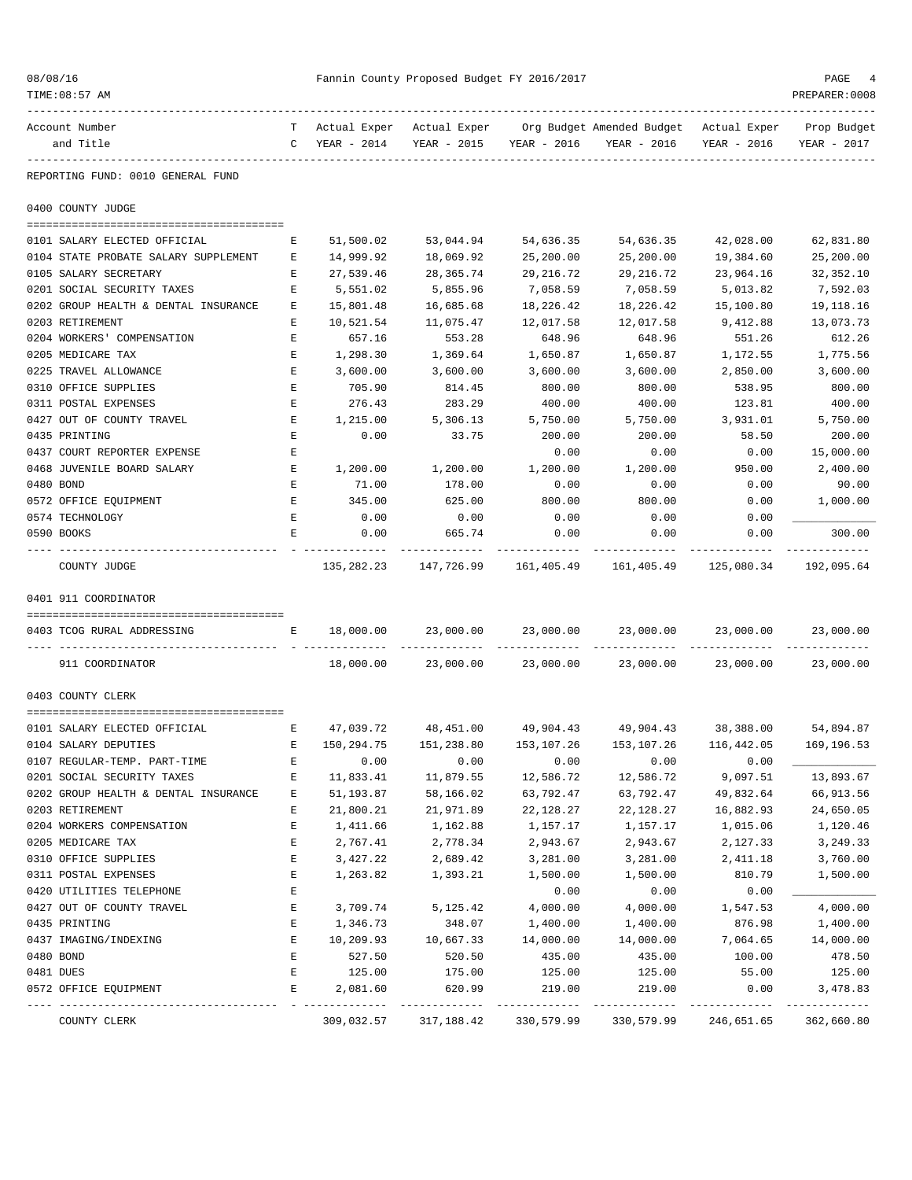REPORTING FUND: 0010 GENERAL FUND

## 0400 COUNTY JUDGE

| Account Number and Title | TC | Actual Exper YEAR - 2014 | Actual Exper YEAR - 2015 | Org Budget YEAR - 2016 | Amended Budget YEAR - 2016 | Actual Exper YEAR - 2016 | Prop Budget YEAR - 2017 |
|---|---|---|---|---|---|---|---|
| 0101 SALARY ELECTED OFFICIAL | E | 51,500.02 | 53,044.94 | 54,636.35 | 54,636.35 | 42,028.00 | 62,831.80 |
| 0104 STATE PROBATE SALARY SUPPLEMENT | E | 14,999.92 | 18,069.92 | 25,200.00 | 25,200.00 | 19,384.60 | 25,200.00 |
| 0105 SALARY SECRETARY | E | 27,539.46 | 28,365.74 | 29,216.72 | 29,216.72 | 23,964.16 | 32,352.10 |
| 0201 SOCIAL SECURITY TAXES | E | 5,551.02 | 5,855.96 | 7,058.59 | 7,058.59 | 5,013.82 | 7,592.03 |
| 0202 GROUP HEALTH & DENTAL INSURANCE | E | 15,801.48 | 16,685.68 | 18,226.42 | 18,226.42 | 15,100.80 | 19,118.16 |
| 0203 RETIREMENT | E | 10,521.54 | 11,075.47 | 12,017.58 | 12,017.58 | 9,412.88 | 13,073.73 |
| 0204 WORKERS' COMPENSATION | E | 657.16 | 553.28 | 648.96 | 648.96 | 551.26 | 612.26 |
| 0205 MEDICARE TAX | E | 1,298.30 | 1,369.64 | 1,650.87 | 1,650.87 | 1,172.55 | 1,775.56 |
| 0225 TRAVEL ALLOWANCE | E | 3,600.00 | 3,600.00 | 3,600.00 | 3,600.00 | 2,850.00 | 3,600.00 |
| 0310 OFFICE SUPPLIES | E | 705.90 | 814.45 | 800.00 | 800.00 | 538.95 | 800.00 |
| 0311 POSTAL EXPENSES | E | 276.43 | 283.29 | 400.00 | 400.00 | 123.81 | 400.00 |
| 0427 OUT OF COUNTY TRAVEL | E | 1,215.00 | 5,306.13 | 5,750.00 | 5,750.00 | 3,931.01 | 5,750.00 |
| 0435 PRINTING | E | 0.00 | 33.75 | 200.00 | 200.00 | 58.50 | 200.00 |
| 0437 COURT REPORTER EXPENSE | E | | | 0.00 | 0.00 | 0.00 | 15,000.00 |
| 0468 JUVENILE BOARD SALARY | E | 1,200.00 | 1,200.00 | 1,200.00 | 1,200.00 | 950.00 | 2,400.00 |
| 0480 BOND | E | 71.00 | 178.00 | 0.00 | 0.00 | 0.00 | 90.00 |
| 0572 OFFICE EQUIPMENT | E | 345.00 | 625.00 | 800.00 | 800.00 | 0.00 | 1,000.00 |
| 0574 TECHNOLOGY | E | 0.00 | 0.00 | 0.00 | 0.00 | 0.00 | ____________ |
| 0590 BOOKS | E | 0.00 | 665.74 | 0.00 | 0.00 | 0.00 | 300.00 |
| COUNTY JUDGE | | 135,282.23 | 147,726.99 | 161,405.49 | 161,405.49 | 125,080.34 | 192,095.64 |

## 0401 911 COORDINATOR

| Account Number and Title | TC | Actual Exper YEAR - 2014 | Actual Exper YEAR - 2015 | Org Budget YEAR - 2016 | Amended Budget YEAR - 2016 | Actual Exper YEAR - 2016 | Prop Budget YEAR - 2017 |
|---|---|---|---|---|---|---|---|
| 0403 TCOG RURAL ADDRESSING | E | 18,000.00 | 23,000.00 | 23,000.00 | 23,000.00 | 23,000.00 | 23,000.00 |
| 911 COORDINATOR | | 18,000.00 | 23,000.00 | 23,000.00 | 23,000.00 | 23,000.00 | 23,000.00 |

## 0403 COUNTY CLERK

| Account Number and Title | TC | Actual Exper YEAR - 2014 | Actual Exper YEAR - 2015 | Org Budget YEAR - 2016 | Amended Budget YEAR - 2016 | Actual Exper YEAR - 2016 | Prop Budget YEAR - 2017 |
|---|---|---|---|---|---|---|---|
| 0101 SALARY ELECTED OFFICIAL | E | 47,039.72 | 48,451.00 | 49,904.43 | 49,904.43 | 38,388.00 | 54,894.87 |
| 0104 SALARY DEPUTIES | E | 150,294.75 | 151,238.80 | 153,107.26 | 153,107.26 | 116,442.05 | 169,196.53 |
| 0107 REGULAR-TEMP. PART-TIME | E | 0.00 | 0.00 | 0.00 | 0.00 | 0.00 | ____________ |
| 0201 SOCIAL SECURITY TAXES | E | 11,833.41 | 11,879.55 | 12,586.72 | 12,586.72 | 9,097.51 | 13,893.67 |
| 0202 GROUP HEALTH & DENTAL INSURANCE | E | 51,193.87 | 58,166.02 | 63,792.47 | 63,792.47 | 49,832.64 | 66,913.56 |
| 0203 RETIREMENT | E | 21,800.21 | 21,971.89 | 22,128.27 | 22,128.27 | 16,882.93 | 24,650.05 |
| 0204 WORKERS COMPENSATION | E | 1,411.66 | 1,162.88 | 1,157.17 | 1,157.17 | 1,015.06 | 1,120.46 |
| 0205 MEDICARE TAX | E | 2,767.41 | 2,778.34 | 2,943.67 | 2,943.67 | 2,127.33 | 3,249.33 |
| 0310 OFFICE SUPPLIES | E | 3,427.22 | 2,689.42 | 3,281.00 | 3,281.00 | 2,411.18 | 3,760.00 |
| 0311 POSTAL EXPENSES | E | 1,263.82 | 1,393.21 | 1,500.00 | 1,500.00 | 810.79 | 1,500.00 |
| 0420 UTILITIES TELEPHONE | E | | | 0.00 | 0.00 | 0.00 | ____________ |
| 0427 OUT OF COUNTY TRAVEL | E | 3,709.74 | 5,125.42 | 4,000.00 | 4,000.00 | 1,547.53 | 4,000.00 |
| 0435 PRINTING | E | 1,346.73 | 348.07 | 1,400.00 | 1,400.00 | 876.98 | 1,400.00 |
| 0437 IMAGING/INDEXING | E | 10,209.93 | 10,667.33 | 14,000.00 | 14,000.00 | 7,064.65 | 14,000.00 |
| 0480 BOND | E | 527.50 | 520.50 | 435.00 | 435.00 | 100.00 | 478.50 |
| 0481 DUES | E | 125.00 | 175.00 | 125.00 | 125.00 | 55.00 | 125.00 |
| 0572 OFFICE EQUIPMENT | E | 2,081.60 | 620.99 | 219.00 | 219.00 | 0.00 | 3,478.83 |
| COUNTY CLERK | | 309,032.57 | 317,188.42 | 330,579.99 | 330,579.99 | 246,651.65 | 362,660.80 |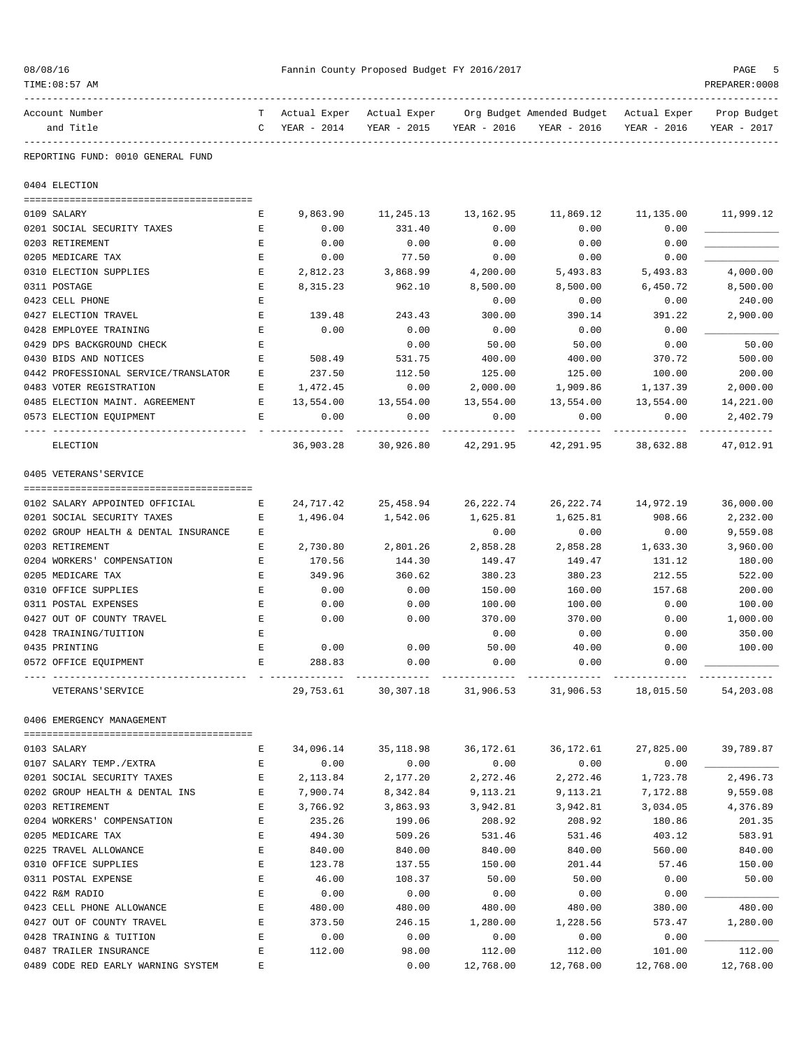Fannin County Proposed Budget FY 2016/2017

| Account Number and Title | TC | Actual Exper YEAR - 2014 | Actual Exper YEAR - 2015 | Org Budget YEAR - 2016 | Amended Budget YEAR - 2016 | Actual Exper YEAR - 2016 | Prop Budget YEAR - 2017 |
|---|---|---|---|---|---|---|---|
| **REPORTING FUND: 0010 GENERAL FUND** | | | | | | | |
| **0404 ELECTION** | | | | | | | |
| 0109 SALARY | E | 9,863.90 | 11,245.13 | 13,162.95 | 11,869.12 | 11,135.00 | 11,999.12 |
| 0201 SOCIAL SECURITY TAXES | E | 0.00 | 331.40 | 0.00 | 0.00 | 0.00 | ____________ |
| 0203 RETIREMENT | E | 0.00 | 0.00 | 0.00 | 0.00 | 0.00 | ____________ |
| 0205 MEDICARE TAX | E | 0.00 | 77.50 | 0.00 | 0.00 | 0.00 | ____________ |
| 0310 ELECTION SUPPLIES | E | 2,812.23 | 3,868.99 | 4,200.00 | 5,493.83 | 5,493.83 | 4,000.00 |
| 0311 POSTAGE | E | 8,315.23 | 962.10 | 8,500.00 | 8,500.00 | 6,450.72 | 8,500.00 |
| 0423 CELL PHONE | E | | | 0.00 | 0.00 | 0.00 | 240.00 |
| 0427 ELECTION TRAVEL | E | 139.48 | 243.43 | 300.00 | 390.14 | 391.22 | 2,900.00 |
| 0428 EMPLOYEE TRAINING | E | 0.00 | 0.00 | 0.00 | 0.00 | 0.00 | ____________ |
| 0429 DPS BACKGROUND CHECK | E | | 0.00 | 50.00 | 50.00 | 0.00 | 50.00 |
| 0430 BIDS AND NOTICES | E | 508.49 | 531.75 | 400.00 | 400.00 | 370.72 | 500.00 |
| 0442 PROFESSIONAL SERVICE/TRANSLATOR | E | 237.50 | 112.50 | 125.00 | 125.00 | 100.00 | 200.00 |
| 0483 VOTER REGISTRATION | E | 1,472.45 | 0.00 | 2,000.00 | 1,909.86 | 1,137.39 | 2,000.00 |
| 0485 ELECTION MAINT. AGREEMENT | E | 13,554.00 | 13,554.00 | 13,554.00 | 13,554.00 | 13,554.00 | 14,221.00 |
| 0573 ELECTION EQUIPMENT | E | 0.00 | 0.00 | 0.00 | 0.00 | 0.00 | 2,402.79 |
| ELECTION | | 36,903.28 | 30,926.80 | 42,291.95 | 42,291.95 | 38,632.88 | 47,012.91 |
| **0405 VETERANS'SERVICE** | | | | | | | |
| 0102 SALARY APPOINTED OFFICIAL | E | 24,717.42 | 25,458.94 | 26,222.74 | 26,222.74 | 14,972.19 | 36,000.00 |
| 0201 SOCIAL SECURITY TAXES | E | 1,496.04 | 1,542.06 | 1,625.81 | 1,625.81 | 908.66 | 2,232.00 |
| 0202 GROUP HEALTH & DENTAL INSURANCE | E | | | 0.00 | 0.00 | 0.00 | 9,559.08 |
| 0203 RETIREMENT | E | 2,730.80 | 2,801.26 | 2,858.28 | 2,858.28 | 1,633.30 | 3,960.00 |
| 0204 WORKERS' COMPENSATION | E | 170.56 | 144.30 | 149.47 | 149.47 | 131.12 | 180.00 |
| 0205 MEDICARE TAX | E | 349.96 | 360.62 | 380.23 | 380.23 | 212.55 | 522.00 |
| 0310 OFFICE SUPPLIES | E | 0.00 | 0.00 | 150.00 | 160.00 | 157.68 | 200.00 |
| 0311 POSTAL EXPENSES | E | 0.00 | 0.00 | 100.00 | 100.00 | 0.00 | 100.00 |
| 0427 OUT OF COUNTY TRAVEL | E | 0.00 | 0.00 | 370.00 | 370.00 | 0.00 | 1,000.00 |
| 0428 TRAINING/TUITION | E | | | 0.00 | 0.00 | 0.00 | 350.00 |
| 0435 PRINTING | E | 0.00 | 0.00 | 50.00 | 40.00 | 0.00 | 100.00 |
| 0572 OFFICE EQUIPMENT | E | 288.83 | 0.00 | 0.00 | 0.00 | 0.00 | ____________ |
| VETERANS'SERVICE | | 29,753.61 | 30,307.18 | 31,906.53 | 31,906.53 | 18,015.50 | 54,203.08 |
| **0406 EMERGENCY MANAGEMENT** | | | | | | | |
| 0103 SALARY | E | 34,096.14 | 35,118.98 | 36,172.61 | 36,172.61 | 27,825.00 | 39,789.87 |
| 0107 SALARY TEMP./EXTRA | E | 0.00 | 0.00 | 0.00 | 0.00 | 0.00 | ____________ |
| 0201 SOCIAL SECURITY TAXES | E | 2,113.84 | 2,177.20 | 2,272.46 | 2,272.46 | 1,723.78 | 2,496.73 |
| 0202 GROUP HEALTH & DENTAL INS | E | 7,900.74 | 8,342.84 | 9,113.21 | 9,113.21 | 7,172.88 | 9,559.08 |
| 0203 RETIREMENT | E | 3,766.92 | 3,863.93 | 3,942.81 | 3,942.81 | 3,034.05 | 4,376.89 |
| 0204 WORKERS' COMPENSATION | E | 235.26 | 199.06 | 208.92 | 208.92 | 180.86 | 201.35 |
| 0205 MEDICARE TAX | E | 494.30 | 509.26 | 531.46 | 531.46 | 403.12 | 583.91 |
| 0225 TRAVEL ALLOWANCE | E | 840.00 | 840.00 | 840.00 | 840.00 | 560.00 | 840.00 |
| 0310 OFFICE SUPPLIES | E | 123.78 | 137.55 | 150.00 | 201.44 | 57.46 | 150.00 |
| 0311 POSTAL EXPENSE | E | 46.00 | 108.37 | 50.00 | 50.00 | 0.00 | 50.00 |
| 0422 R&M RADIO | E | 0.00 | 0.00 | 0.00 | 0.00 | 0.00 | ____________ |
| 0423 CELL PHONE ALLOWANCE | E | 480.00 | 480.00 | 480.00 | 480.00 | 380.00 | 480.00 |
| 0427 OUT OF COUNTY TRAVEL | E | 373.50 | 246.15 | 1,280.00 | 1,228.56 | 573.47 | 1,280.00 |
| 0428 TRAINING & TUITION | E | 0.00 | 0.00 | 0.00 | 0.00 | 0.00 | ____________ |
| 0487 TRAILER INSURANCE | E | 112.00 | 98.00 | 112.00 | 112.00 | 101.00 | 112.00 |
| 0489 CODE RED EARLY WARNING SYSTEM | E | | 0.00 | 12,768.00 | 12,768.00 | 12,768.00 | 12,768.00 |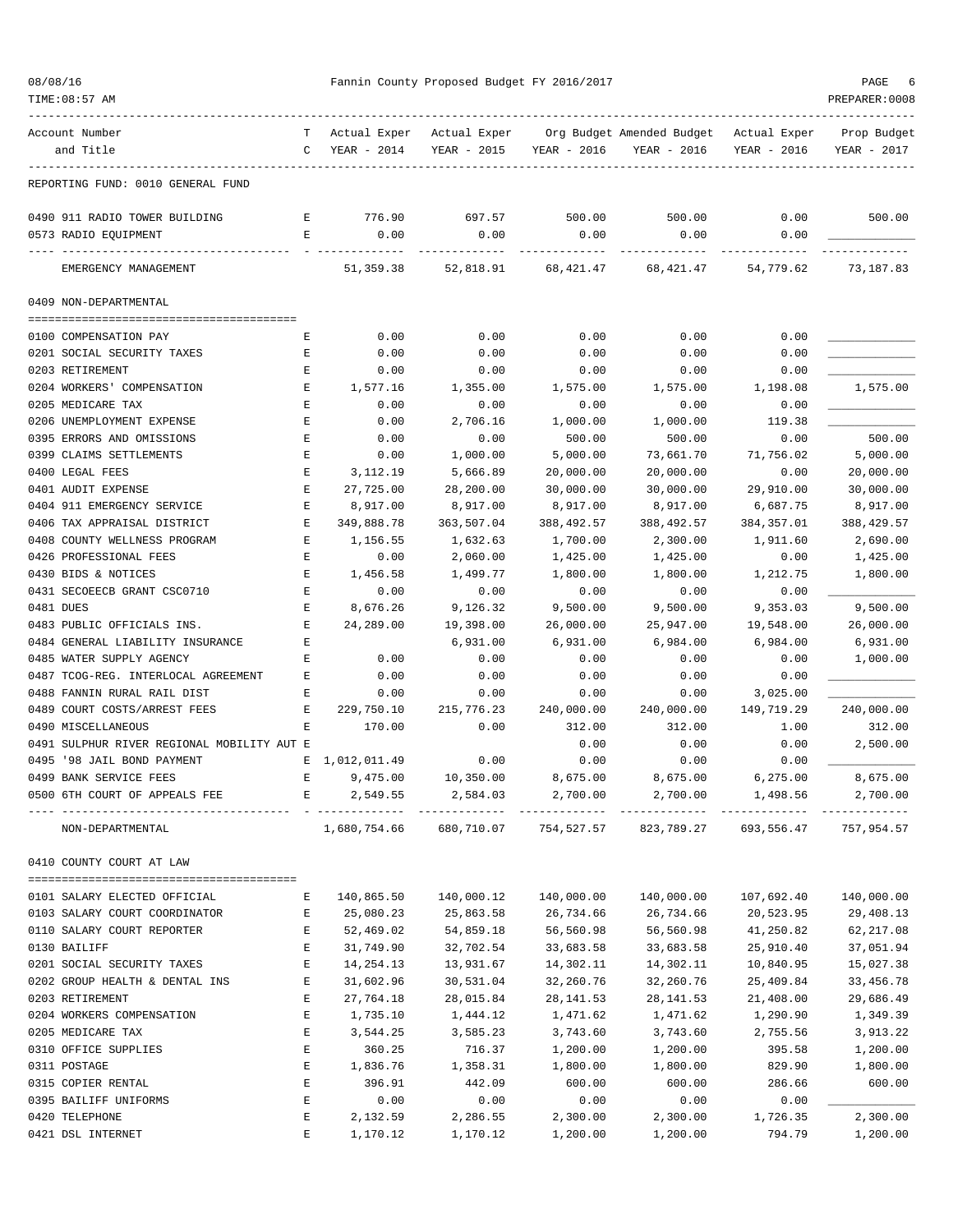REPORTING FUND: 0010 GENERAL FUND

| Account Number and Title | TC | Actual Exper YEAR - 2014 | Actual Exper YEAR - 2015 | Org Budget YEAR - 2016 | Amended Budget YEAR - 2016 | Actual Exper YEAR - 2016 | Prop Budget YEAR - 2017 |
|---|---|---|---|---|---|---|---|
| 0490 911 RADIO TOWER BUILDING | E | 776.90 | 697.57 | 500.00 | 500.00 | 0.00 | 500.00 |
| 0573 RADIO EQUIPMENT | E | 0.00 | 0.00 | 0.00 | 0.00 | 0.00 | |
| EMERGENCY MANAGEMENT | | 51,359.38 | 52,818.91 | 68,421.47 | 68,421.47 | 54,779.62 | 73,187.83 |

## 0409 NON-DEPARTMENTAL

| Account Number and Title | TC | Actual Exper YEAR - 2014 | Actual Exper YEAR - 2015 | Org Budget YEAR - 2016 | Amended Budget YEAR - 2016 | Actual Exper YEAR - 2016 | Prop Budget YEAR - 2017 |
|---|---|---|---|---|---|---|---|
| 0100 COMPENSATION PAY | E | 0.00 | 0.00 | 0.00 | 0.00 | 0.00 | |
| 0201 SOCIAL SECURITY TAXES | E | 0.00 | 0.00 | 0.00 | 0.00 | 0.00 | |
| 0203 RETIREMENT | E | 0.00 | 0.00 | 0.00 | 0.00 | 0.00 | |
| 0204 WORKERS' COMPENSATION | E | 1,577.16 | 1,355.00 | 1,575.00 | 1,575.00 | 1,198.08 | 1,575.00 |
| 0205 MEDICARE TAX | E | 0.00 | 0.00 | 0.00 | 0.00 | 0.00 | |
| 0206 UNEMPLOYMENT EXPENSE | E | 0.00 | 2,706.16 | 1,000.00 | 1,000.00 | 119.38 | |
| 0395 ERRORS AND OMISSIONS | E | 0.00 | 0.00 | 500.00 | 500.00 | 0.00 | 500.00 |
| 0399 CLAIMS SETTLEMENTS | E | 0.00 | 1,000.00 | 5,000.00 | 73,661.70 | 71,756.02 | 5,000.00 |
| 0400 LEGAL FEES | E | 3,112.19 | 5,666.89 | 20,000.00 | 20,000.00 | 0.00 | 20,000.00 |
| 0401 AUDIT EXPENSE | E | 27,725.00 | 28,200.00 | 30,000.00 | 30,000.00 | 29,910.00 | 30,000.00 |
| 0404 911 EMERGENCY SERVICE | E | 8,917.00 | 8,917.00 | 8,917.00 | 8,917.00 | 6,687.75 | 8,917.00 |
| 0406 TAX APPRAISAL DISTRICT | E | 349,888.78 | 363,507.04 | 388,492.57 | 388,492.57 | 384,357.01 | 388,429.57 |
| 0408 COUNTY WELLNESS PROGRAM | E | 1,156.55 | 1,632.63 | 1,700.00 | 2,300.00 | 1,911.60 | 2,690.00 |
| 0426 PROFESSIONAL FEES | E | 0.00 | 2,060.00 | 1,425.00 | 1,425.00 | 0.00 | 1,425.00 |
| 0430 BIDS & NOTICES | E | 1,456.58 | 1,499.77 | 1,800.00 | 1,800.00 | 1,212.75 | 1,800.00 |
| 0431 SECOEECB GRANT CSC0710 | E | 0.00 | 0.00 | 0.00 | 0.00 | 0.00 | |
| 0481 DUES | E | 8,676.26 | 9,126.32 | 9,500.00 | 9,500.00 | 9,353.03 | 9,500.00 |
| 0483 PUBLIC OFFICIALS INS. | E | 24,289.00 | 19,398.00 | 26,000.00 | 25,947.00 | 19,548.00 | 26,000.00 |
| 0484 GENERAL LIABILITY INSURANCE | E | | 6,931.00 | 6,931.00 | 6,984.00 | 6,984.00 | 6,931.00 |
| 0485 WATER SUPPLY AGENCY | E | 0.00 | 0.00 | 0.00 | 0.00 | 0.00 | 1,000.00 |
| 0487 TCOG-REG. INTERLOCAL AGREEMENT | E | 0.00 | 0.00 | 0.00 | 0.00 | 0.00 | |
| 0488 FANNIN RURAL RAIL DIST | E | 0.00 | 0.00 | 0.00 | 0.00 | 3,025.00 | |
| 0489 COURT COSTS/ARREST FEES | E | 229,750.10 | 215,776.23 | 240,000.00 | 240,000.00 | 149,719.29 | 240,000.00 |
| 0490 MISCELLANEOUS | E | 170.00 | 0.00 | 312.00 | 312.00 | 1.00 | 312.00 |
| 0491 SULPHUR RIVER REGIONAL MOBILITY AUT | E | | | 0.00 | 0.00 | 0.00 | 2,500.00 |
| 0495 '98 JAIL BOND PAYMENT | E | 1,012,011.49 | 0.00 | 0.00 | 0.00 | 0.00 | |
| 0499 BANK SERVICE FEES | E | 9,475.00 | 10,350.00 | 8,675.00 | 8,675.00 | 6,275.00 | 8,675.00 |
| 0500 6TH COURT OF APPEALS FEE | E | 2,549.55 | 2,584.03 | 2,700.00 | 2,700.00 | 1,498.56 | 2,700.00 |
| NON-DEPARTMENTAL | | 1,680,754.66 | 680,710.07 | 754,527.57 | 823,789.27 | 693,556.47 | 757,954.57 |

## 0410 COUNTY COURT AT LAW

| Account Number and Title | TC | Actual Exper YEAR - 2014 | Actual Exper YEAR - 2015 | Org Budget YEAR - 2016 | Amended Budget YEAR - 2016 | Actual Exper YEAR - 2016 | Prop Budget YEAR - 2017 |
|---|---|---|---|---|---|---|---|
| 0101 SALARY ELECTED OFFICIAL | E | 140,865.50 | 140,000.12 | 140,000.00 | 140,000.00 | 107,692.40 | 140,000.00 |
| 0103 SALARY COURT COORDINATOR | E | 25,080.23 | 25,863.58 | 26,734.66 | 26,734.66 | 20,523.95 | 29,408.13 |
| 0110 SALARY COURT REPORTER | E | 52,469.02 | 54,859.18 | 56,560.98 | 56,560.98 | 41,250.82 | 62,217.08 |
| 0130 BAILIFF | E | 31,749.90 | 32,702.54 | 33,683.58 | 33,683.58 | 25,910.40 | 37,051.94 |
| 0201 SOCIAL SECURITY TAXES | E | 14,254.13 | 13,931.67 | 14,302.11 | 14,302.11 | 10,840.95 | 15,027.38 |
| 0202 GROUP HEALTH & DENTAL INS | E | 31,602.96 | 30,531.04 | 32,260.76 | 32,260.76 | 25,409.84 | 33,456.78 |
| 0203 RETIREMENT | E | 27,764.18 | 28,015.84 | 28,141.53 | 28,141.53 | 21,408.00 | 29,686.49 |
| 0204 WORKERS COMPENSATION | E | 1,735.10 | 1,444.12 | 1,471.62 | 1,471.62 | 1,290.90 | 1,349.39 |
| 0205 MEDICARE TAX | E | 3,544.25 | 3,585.23 | 3,743.60 | 3,743.60 | 2,755.56 | 3,913.22 |
| 0310 OFFICE SUPPLIES | E | 360.25 | 716.37 | 1,200.00 | 1,200.00 | 395.58 | 1,200.00 |
| 0311 POSTAGE | E | 1,836.76 | 1,358.31 | 1,800.00 | 1,800.00 | 829.90 | 1,800.00 |
| 0315 COPIER RENTAL | E | 396.91 | 442.09 | 600.00 | 600.00 | 286.66 | 600.00 |
| 0395 BAILIFF UNIFORMS | E | 0.00 | 0.00 | 0.00 | 0.00 | 0.00 | |
| 0420 TELEPHONE | E | 2,132.59 | 2,286.55 | 2,300.00 | 2,300.00 | 1,726.35 | 2,300.00 |
| 0421 DSL INTERNET | E | 1,170.12 | 1,170.12 | 1,200.00 | 1,200.00 | 794.79 | 1,200.00 |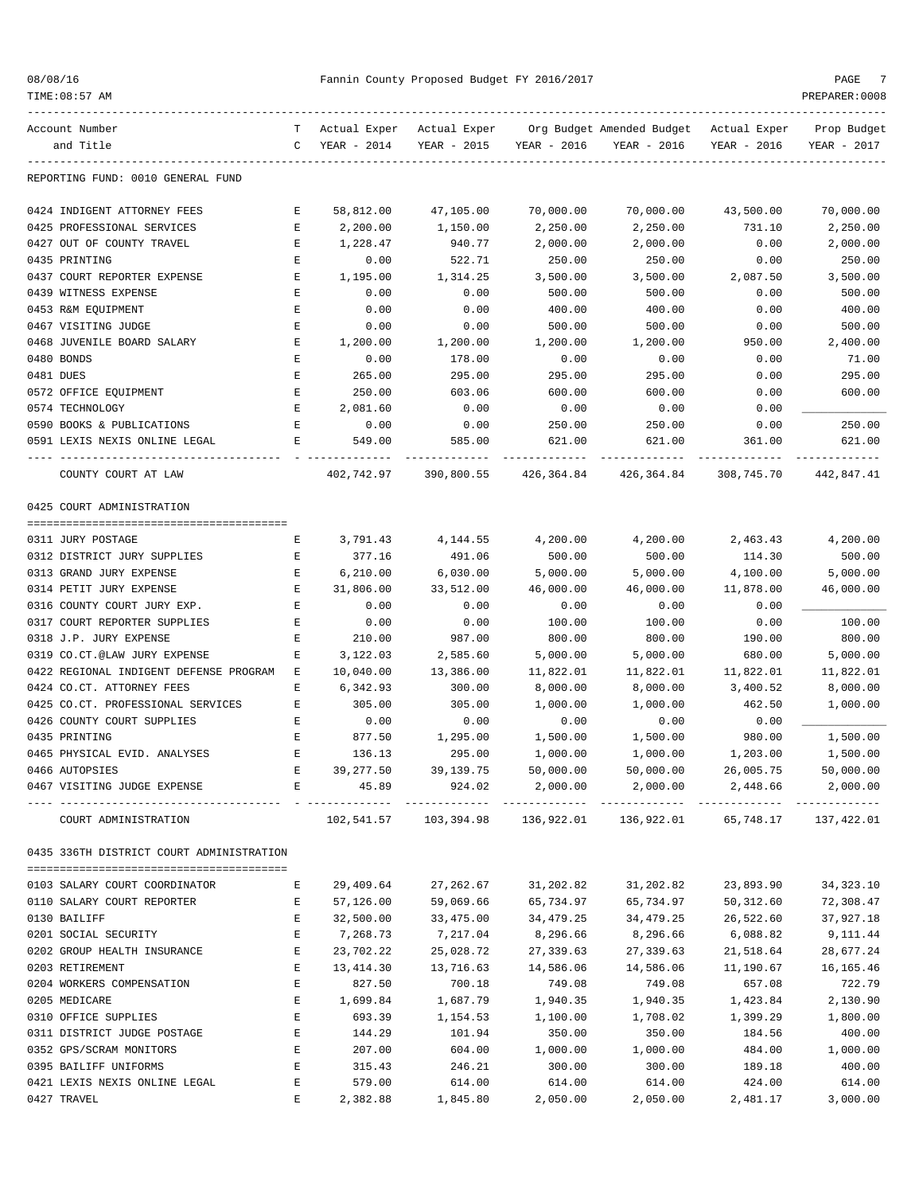REPORTING FUND: 0010 GENERAL FUND

| Account Number and Title | T C | Actual Exper YEAR - 2014 | Actual Exper YEAR - 2015 | Org Budget YEAR - 2016 | Amended Budget YEAR - 2016 | Actual Exper YEAR - 2016 | Prop Budget YEAR - 2017 |
|---|---|---|---|---|---|---|---|
| 0424 INDIGENT ATTORNEY FEES | E | 58,812.00 | 47,105.00 | 70,000.00 | 70,000.00 | 43,500.00 | 70,000.00 |
| 0425 PROFESSIONAL SERVICES | E | 2,200.00 | 1,150.00 | 2,250.00 | 2,250.00 | 731.10 | 2,250.00 |
| 0427 OUT OF COUNTY TRAVEL | E | 1,228.47 | 940.77 | 2,000.00 | 2,000.00 | 0.00 | 2,000.00 |
| 0435 PRINTING | E | 0.00 | 522.71 | 250.00 | 250.00 | 0.00 | 250.00 |
| 0437 COURT REPORTER EXPENSE | E | 1,195.00 | 1,314.25 | 3,500.00 | 3,500.00 | 2,087.50 | 3,500.00 |
| 0439 WITNESS EXPENSE | E | 0.00 | 0.00 | 500.00 | 500.00 | 0.00 | 500.00 |
| 0453 R&M EQUIPMENT | E | 0.00 | 0.00 | 400.00 | 400.00 | 0.00 | 400.00 |
| 0467 VISITING JUDGE | E | 0.00 | 0.00 | 500.00 | 500.00 | 0.00 | 500.00 |
| 0468 JUVENILE BOARD SALARY | E | 1,200.00 | 1,200.00 | 1,200.00 | 1,200.00 | 950.00 | 2,400.00 |
| 0480 BONDS | E | 0.00 | 178.00 | 0.00 | 0.00 | 0.00 | 71.00 |
| 0481 DUES | E | 265.00 | 295.00 | 295.00 | 295.00 | 0.00 | 295.00 |
| 0572 OFFICE EQUIPMENT | E | 250.00 | 603.06 | 600.00 | 600.00 | 0.00 | 600.00 |
| 0574 TECHNOLOGY | E | 2,081.60 | 0.00 | 0.00 | 0.00 | 0.00 | ____________ |
| 0590 BOOKS & PUBLICATIONS | E | 0.00 | 0.00 | 250.00 | 250.00 | 0.00 | 250.00 |
| 0591 LEXIS NEXIS ONLINE LEGAL | E | 549.00 | 585.00 | 621.00 | 621.00 | 361.00 | 621.00 |
| COUNTY COURT AT LAW | | 402,742.97 | 390,800.55 | 426,364.84 | 426,364.84 | 308,745.70 | 442,847.41 |

0425 COURT ADMINISTRATION

| Account Number and Title | T C | Actual Exper YEAR - 2014 | Actual Exper YEAR - 2015 | Org Budget YEAR - 2016 | Amended Budget YEAR - 2016 | Actual Exper YEAR - 2016 | Prop Budget YEAR - 2017 |
|---|---|---|---|---|---|---|---|
| 0311 JURY POSTAGE | E | 3,791.43 | 4,144.55 | 4,200.00 | 4,200.00 | 2,463.43 | 4,200.00 |
| 0312 DISTRICT JURY SUPPLIES | E | 377.16 | 491.06 | 500.00 | 500.00 | 114.30 | 500.00 |
| 0313 GRAND JURY EXPENSE | E | 6,210.00 | 6,030.00 | 5,000.00 | 5,000.00 | 4,100.00 | 5,000.00 |
| 0314 PETIT JURY EXPENSE | E | 31,806.00 | 33,512.00 | 46,000.00 | 46,000.00 | 11,878.00 | 46,000.00 |
| 0316 COUNTY COURT JURY EXP. | E | 0.00 | 0.00 | 0.00 | 0.00 | 0.00 | ____________ |
| 0317 COURT REPORTER SUPPLIES | E | 0.00 | 0.00 | 100.00 | 100.00 | 0.00 | 100.00 |
| 0318 J.P. JURY EXPENSE | E | 210.00 | 987.00 | 800.00 | 800.00 | 190.00 | 800.00 |
| 0319 CO.CT.@LAW JURY EXPENSE | E | 3,122.03 | 2,585.60 | 5,000.00 | 5,000.00 | 680.00 | 5,000.00 |
| 0422 REGIONAL INDIGENT DEFENSE PROGRAM | E | 10,040.00 | 13,386.00 | 11,822.01 | 11,822.01 | 11,822.01 | 11,822.01 |
| 0424 CO.CT. ATTORNEY FEES | E | 6,342.93 | 300.00 | 8,000.00 | 8,000.00 | 3,400.52 | 8,000.00 |
| 0425 CO.CT. PROFESSIONAL SERVICES | E | 305.00 | 305.00 | 1,000.00 | 1,000.00 | 462.50 | 1,000.00 |
| 0426 COUNTY COURT SUPPLIES | E | 0.00 | 0.00 | 0.00 | 0.00 | 0.00 | ____________ |
| 0435 PRINTING | E | 877.50 | 1,295.00 | 1,500.00 | 1,500.00 | 980.00 | 1,500.00 |
| 0465 PHYSICAL EVID. ANALYSES | E | 136.13 | 295.00 | 1,000.00 | 1,000.00 | 1,203.00 | 1,500.00 |
| 0466 AUTOPSIES | E | 39,277.50 | 39,139.75 | 50,000.00 | 50,000.00 | 26,005.75 | 50,000.00 |
| 0467 VISITING JUDGE EXPENSE | E | 45.89 | 924.02 | 2,000.00 | 2,000.00 | 2,448.66 | 2,000.00 |
| COURT ADMINISTRATION | | 102,541.57 | 103,394.98 | 136,922.01 | 136,922.01 | 65,748.17 | 137,422.01 |

0435 336TH DISTRICT COURT ADMINISTRATION

| Account Number and Title | T C | Actual Exper YEAR - 2014 | Actual Exper YEAR - 2015 | Org Budget YEAR - 2016 | Amended Budget YEAR - 2016 | Actual Exper YEAR - 2016 | Prop Budget YEAR - 2017 |
|---|---|---|---|---|---|---|---|
| 0103 SALARY COURT COORDINATOR | E | 29,409.64 | 27,262.67 | 31,202.82 | 31,202.82 | 23,893.90 | 34,323.10 |
| 0110 SALARY COURT REPORTER | E | 57,126.00 | 59,069.66 | 65,734.97 | 65,734.97 | 50,312.60 | 72,308.47 |
| 0130 BAILIFF | E | 32,500.00 | 33,475.00 | 34,479.25 | 34,479.25 | 26,522.60 | 37,927.18 |
| 0201 SOCIAL SECURITY | E | 7,268.73 | 7,217.04 | 8,296.66 | 8,296.66 | 6,088.82 | 9,111.44 |
| 0202 GROUP HEALTH INSURANCE | E | 23,702.22 | 25,028.72 | 27,339.63 | 27,339.63 | 21,518.64 | 28,677.24 |
| 0203 RETIREMENT | E | 13,414.30 | 13,716.63 | 14,586.06 | 14,586.06 | 11,190.67 | 16,165.46 |
| 0204 WORKERS COMPENSATION | E | 827.50 | 700.18 | 749.08 | 749.08 | 657.08 | 722.79 |
| 0205 MEDICARE | E | 1,699.84 | 1,687.79 | 1,940.35 | 1,940.35 | 1,423.84 | 2,130.90 |
| 0310 OFFICE SUPPLIES | E | 693.39 | 1,154.53 | 1,100.00 | 1,708.02 | 1,399.29 | 1,800.00 |
| 0311 DISTRICT JUDGE POSTAGE | E | 144.29 | 101.94 | 350.00 | 350.00 | 184.56 | 400.00 |
| 0352 GPS/SCRAM MONITORS | E | 207.00 | 604.00 | 1,000.00 | 1,000.00 | 484.00 | 1,000.00 |
| 0395 BAILIFF UNIFORMS | E | 315.43 | 246.21 | 300.00 | 300.00 | 189.18 | 400.00 |
| 0421 LEXIS NEXIS ONLINE LEGAL | E | 579.00 | 614.00 | 614.00 | 614.00 | 424.00 | 614.00 |
| 0427 TRAVEL | E | 2,382.88 | 1,845.80 | 2,050.00 | 2,050.00 | 2,481.17 | 3,000.00 |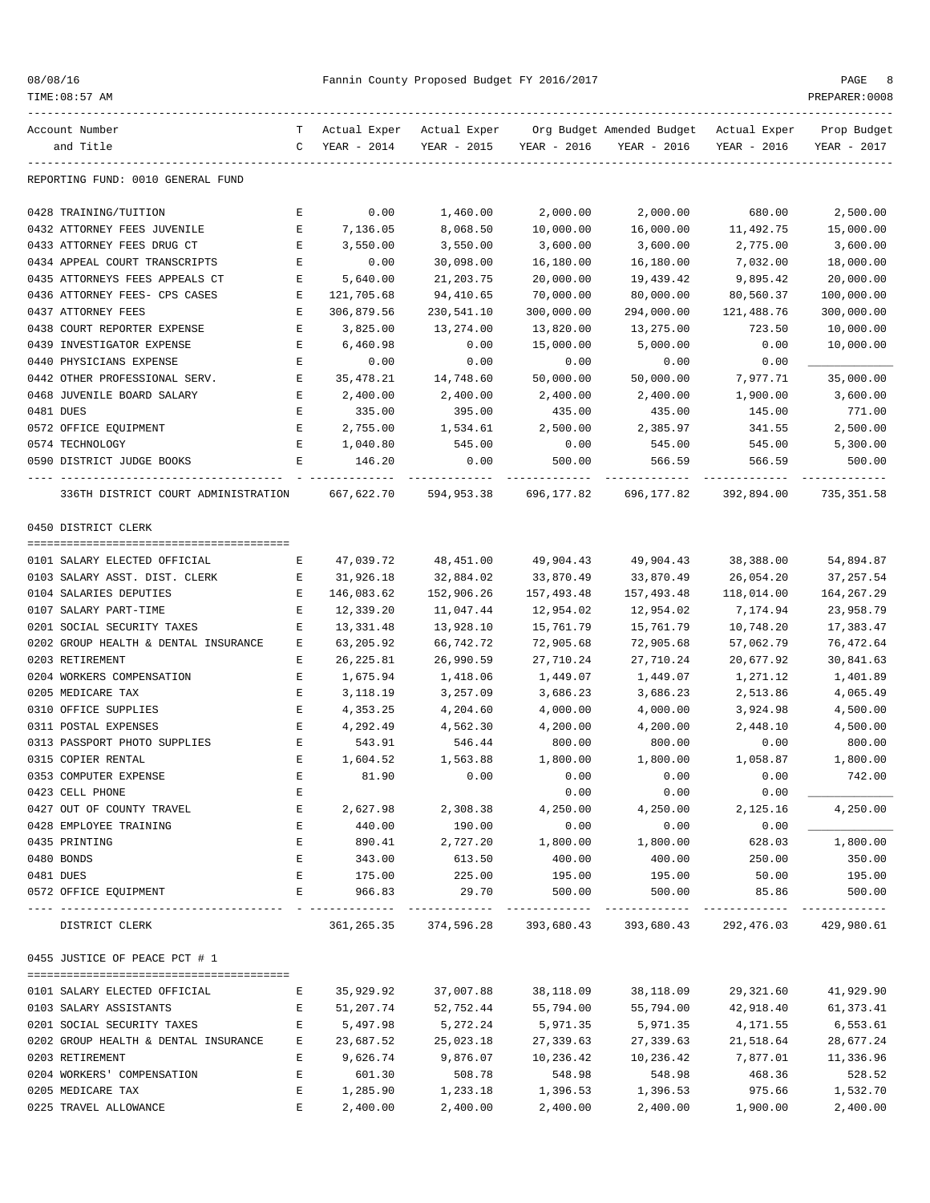REPORTING FUND: 0010 GENERAL FUND

| Account Number and Title | TC | Actual Exper YEAR - 2014 | Actual Exper YEAR - 2015 | Org Budget YEAR - 2016 | Amended Budget YEAR - 2016 | Actual Exper YEAR - 2016 | Prop Budget YEAR - 2017 |
|---|---|---|---|---|---|---|---|
| 0428 TRAINING/TUITION | E | 0.00 | 1,460.00 | 2,000.00 | 2,000.00 | 680.00 | 2,500.00 |
| 0432 ATTORNEY FEES JUVENILE | E | 7,136.05 | 8,068.50 | 10,000.00 | 16,000.00 | 11,492.75 | 15,000.00 |
| 0433 ATTORNEY FEES DRUG CT | E | 3,550.00 | 3,550.00 | 3,600.00 | 3,600.00 | 2,775.00 | 3,600.00 |
| 0434 APPEAL COURT TRANSCRIPTS | E | 0.00 | 30,098.00 | 16,180.00 | 16,180.00 | 7,032.00 | 18,000.00 |
| 0435 ATTORNEYS FEES APPEALS CT | E | 5,640.00 | 21,203.75 | 20,000.00 | 19,439.42 | 9,895.42 | 20,000.00 |
| 0436 ATTORNEY FEES- CPS CASES | E | 121,705.68 | 94,410.65 | 70,000.00 | 80,000.00 | 80,560.37 | 100,000.00 |
| 0437 ATTORNEY FEES | E | 306,879.56 | 230,541.10 | 300,000.00 | 294,000.00 | 121,488.76 | 300,000.00 |
| 0438 COURT REPORTER EXPENSE | E | 3,825.00 | 13,274.00 | 13,820.00 | 13,275.00 | 723.50 | 10,000.00 |
| 0439 INVESTIGATOR EXPENSE | E | 6,460.98 | 0.00 | 15,000.00 | 5,000.00 | 0.00 | 10,000.00 |
| 0440 PHYSICIANS EXPENSE | E | 0.00 | 0.00 | 0.00 | 0.00 | 0.00 | |
| 0442 OTHER PROFESSIONAL SERV. | E | 35,478.21 | 14,748.60 | 50,000.00 | 50,000.00 | 7,977.71 | 35,000.00 |
| 0468 JUVENILE BOARD SALARY | E | 2,400.00 | 2,400.00 | 2,400.00 | 2,400.00 | 1,900.00 | 3,600.00 |
| 0481 DUES | E | 335.00 | 395.00 | 435.00 | 435.00 | 145.00 | 771.00 |
| 0572 OFFICE EQUIPMENT | E | 2,755.00 | 1,534.61 | 2,500.00 | 2,385.97 | 341.55 | 2,500.00 |
| 0574 TECHNOLOGY | E | 1,040.80 | 545.00 | 0.00 | 545.00 | 545.00 | 5,300.00 |
| 0590 DISTRICT JUDGE BOOKS | E | 146.20 | 0.00 | 500.00 | 566.59 | 566.59 | 500.00 |
| 336TH DISTRICT COURT ADMINISTRATION | | 667,622.70 | 594,953.38 | 696,177.82 | 696,177.82 | 392,894.00 | 735,351.58 |

0450 DISTRICT CLERK

| Account Number and Title | TC | Actual Exper YEAR - 2014 | Actual Exper YEAR - 2015 | Org Budget YEAR - 2016 | Amended Budget YEAR - 2016 | Actual Exper YEAR - 2016 | Prop Budget YEAR - 2017 |
|---|---|---|---|---|---|---|---|
| 0101 SALARY ELECTED OFFICIAL | E | 47,039.72 | 48,451.00 | 49,904.43 | 49,904.43 | 38,388.00 | 54,894.87 |
| 0103 SALARY ASST. DIST. CLERK | E | 31,926.18 | 32,884.02 | 33,870.49 | 33,870.49 | 26,054.20 | 37,257.54 |
| 0104 SALARIES DEPUTIES | E | 146,083.62 | 152,906.26 | 157,493.48 | 157,493.48 | 118,014.00 | 164,267.29 |
| 0107 SALARY PART-TIME | E | 12,339.20 | 11,047.44 | 12,954.02 | 12,954.02 | 7,174.94 | 23,958.79 |
| 0201 SOCIAL SECURITY TAXES | E | 13,331.48 | 13,928.10 | 15,761.79 | 15,761.79 | 10,748.20 | 17,383.47 |
| 0202 GROUP HEALTH & DENTAL INSURANCE | E | 63,205.92 | 66,742.72 | 72,905.68 | 72,905.68 | 57,062.79 | 76,472.64 |
| 0203 RETIREMENT | E | 26,225.81 | 26,990.59 | 27,710.24 | 27,710.24 | 20,677.92 | 30,841.63 |
| 0204 WORKERS COMPENSATION | E | 1,675.94 | 1,418.06 | 1,449.07 | 1,449.07 | 1,271.12 | 1,401.89 |
| 0205 MEDICARE TAX | E | 3,118.19 | 3,257.09 | 3,686.23 | 3,686.23 | 2,513.86 | 4,065.49 |
| 0310 OFFICE SUPPLIES | E | 4,353.25 | 4,204.60 | 4,000.00 | 4,000.00 | 3,924.98 | 4,500.00 |
| 0311 POSTAL EXPENSES | E | 4,292.49 | 4,562.30 | 4,200.00 | 4,200.00 | 2,448.10 | 4,500.00 |
| 0313 PASSPORT PHOTO SUPPLIES | E | 543.91 | 546.44 | 800.00 | 800.00 | 0.00 | 800.00 |
| 0315 COPIER RENTAL | E | 1,604.52 | 1,563.88 | 1,800.00 | 1,800.00 | 1,058.87 | 1,800.00 |
| 0353 COMPUTER EXPENSE | E | 81.90 | 0.00 | 0.00 | 0.00 | 0.00 | 742.00 |
| 0423 CELL PHONE | E | | | 0.00 | 0.00 | 0.00 | |
| 0427 OUT OF COUNTY TRAVEL | E | 2,627.98 | 2,308.38 | 4,250.00 | 4,250.00 | 2,125.16 | 4,250.00 |
| 0428 EMPLOYEE TRAINING | E | 440.00 | 190.00 | 0.00 | 0.00 | 0.00 | |
| 0435 PRINTING | E | 890.41 | 2,727.20 | 1,800.00 | 1,800.00 | 628.03 | 1,800.00 |
| 0480 BONDS | E | 343.00 | 613.50 | 400.00 | 400.00 | 250.00 | 350.00 |
| 0481 DUES | E | 175.00 | 225.00 | 195.00 | 195.00 | 50.00 | 195.00 |
| 0572 OFFICE EQUIPMENT | E | 966.83 | 29.70 | 500.00 | 500.00 | 85.86 | 500.00 |
| DISTRICT CLERK | | 361,265.35 | 374,596.28 | 393,680.43 | 393,680.43 | 292,476.03 | 429,980.61 |

0455 JUSTICE OF PEACE PCT # 1

| Account Number and Title | TC | Actual Exper YEAR - 2014 | Actual Exper YEAR - 2015 | Org Budget YEAR - 2016 | Amended Budget YEAR - 2016 | Actual Exper YEAR - 2016 | Prop Budget YEAR - 2017 |
|---|---|---|---|---|---|---|---|
| 0101 SALARY ELECTED OFFICIAL | E | 35,929.92 | 37,007.88 | 38,118.09 | 38,118.09 | 29,321.60 | 41,929.90 |
| 0103 SALARY ASSISTANTS | E | 51,207.74 | 52,752.44 | 55,794.00 | 55,794.00 | 42,918.40 | 61,373.41 |
| 0201 SOCIAL SECURITY TAXES | E | 5,497.98 | 5,272.24 | 5,971.35 | 5,971.35 | 4,171.55 | 6,553.61 |
| 0202 GROUP HEALTH & DENTAL INSURANCE | E | 23,687.52 | 25,023.18 | 27,339.63 | 27,339.63 | 21,518.64 | 28,677.24 |
| 0203 RETIREMENT | E | 9,626.74 | 9,876.07 | 10,236.42 | 10,236.42 | 7,877.01 | 11,336.96 |
| 0204 WORKERS' COMPENSATION | E | 601.30 | 508.78 | 548.98 | 548.98 | 468.36 | 528.52 |
| 0205 MEDICARE TAX | E | 1,285.90 | 1,233.18 | 1,396.53 | 1,396.53 | 975.66 | 1,532.70 |
| 0225 TRAVEL ALLOWANCE | E | 2,400.00 | 2,400.00 | 2,400.00 | 2,400.00 | 1,900.00 | 2,400.00 |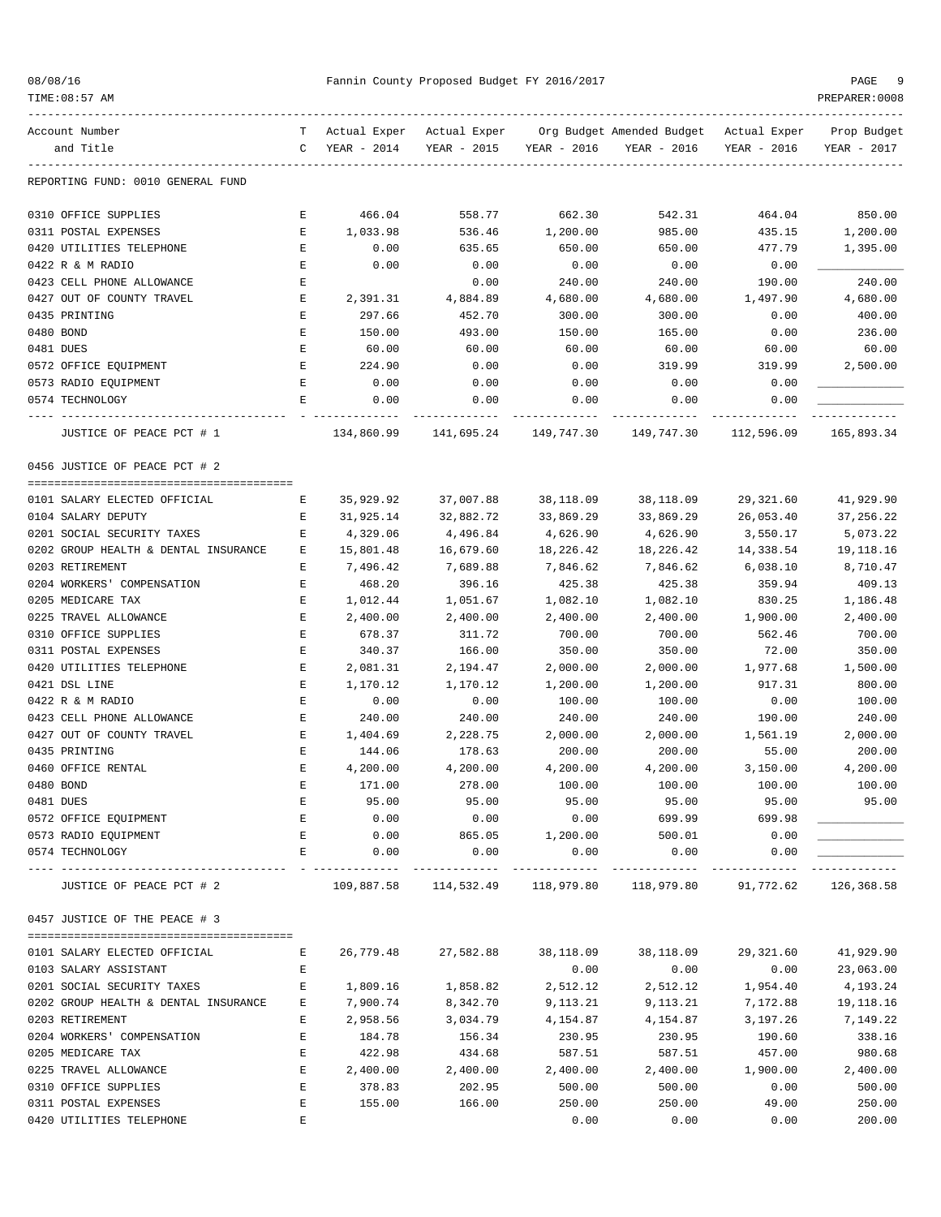| Account Number and Title | T C | Actual Exper YEAR - 2014 | Actual Exper YEAR - 2015 | Org Budget YEAR - 2016 | Amended Budget YEAR - 2016 | Actual Exper YEAR - 2016 | Prop Budget YEAR - 2017 |
|---|---|---|---|---|---|---|---|
| REPORTING FUND: 0010 GENERAL FUND | | | | | | | |
| 0310 OFFICE SUPPLIES | E | 466.04 | 558.77 | 662.30 | 542.31 | 464.04 | 850.00 |
| 0311 POSTAL EXPENSES | E | 1,033.98 | 536.46 | 1,200.00 | 985.00 | 435.15 | 1,200.00 |
| 0420 UTILITIES TELEPHONE | E | 0.00 | 635.65 | 650.00 | 650.00 | 477.79 | 1,395.00 |
| 0422 R & M RADIO | E | 0.00 | 0.00 | 0.00 | 0.00 | 0.00 | ____________ |
| 0423 CELL PHONE ALLOWANCE | E | | 0.00 | 240.00 | 240.00 | 190.00 | 240.00 |
| 0427 OUT OF COUNTY TRAVEL | E | 2,391.31 | 4,884.89 | 4,680.00 | 4,680.00 | 1,497.90 | 4,680.00 |
| 0435 PRINTING | E | 297.66 | 452.70 | 300.00 | 300.00 | 0.00 | 400.00 |
| 0480 BOND | E | 150.00 | 493.00 | 150.00 | 165.00 | 0.00 | 236.00 |
| 0481 DUES | E | 60.00 | 60.00 | 60.00 | 60.00 | 60.00 | 60.00 |
| 0572 OFFICE EQUIPMENT | E | 224.90 | 0.00 | 0.00 | 319.99 | 319.99 | 2,500.00 |
| 0573 RADIO EQUIPMENT | E | 0.00 | 0.00 | 0.00 | 0.00 | 0.00 | ____________ |
| 0574 TECHNOLOGY | E | 0.00 | 0.00 | 0.00 | 0.00 | 0.00 | ____________ |
| JUSTICE OF PEACE PCT # 1 | | 134,860.99 | 141,695.24 | 149,747.30 | 149,747.30 | 112,596.09 | 165,893.34 |
| **0456 JUSTICE OF PEACE PCT # 2** | | | | | | | |
| 0101 SALARY ELECTED OFFICIAL | E | 35,929.92 | 37,007.88 | 38,118.09 | 38,118.09 | 29,321.60 | 41,929.90 |
| 0104 SALARY DEPUTY | E | 31,925.14 | 32,882.72 | 33,869.29 | 33,869.29 | 26,053.40 | 37,256.22 |
| 0201 SOCIAL SECURITY TAXES | E | 4,329.06 | 4,496.84 | 4,626.90 | 4,626.90 | 3,550.17 | 5,073.22 |
| 0202 GROUP HEALTH & DENTAL INSURANCE | E | 15,801.48 | 16,679.60 | 18,226.42 | 18,226.42 | 14,338.54 | 19,118.16 |
| 0203 RETIREMENT | E | 7,496.42 | 7,689.88 | 7,846.62 | 7,846.62 | 6,038.10 | 8,710.47 |
| 0204 WORKERS' COMPENSATION | E | 468.20 | 396.16 | 425.38 | 425.38 | 359.94 | 409.13 |
| 0205 MEDICARE TAX | E | 1,012.44 | 1,051.67 | 1,082.10 | 1,082.10 | 830.25 | 1,186.48 |
| 0225 TRAVEL ALLOWANCE | E | 2,400.00 | 2,400.00 | 2,400.00 | 2,400.00 | 1,900.00 | 2,400.00 |
| 0310 OFFICE SUPPLIES | E | 678.37 | 311.72 | 700.00 | 700.00 | 562.46 | 700.00 |
| 0311 POSTAL EXPENSES | E | 340.37 | 166.00 | 350.00 | 350.00 | 72.00 | 350.00 |
| 0420 UTILITIES TELEPHONE | E | 2,081.31 | 2,194.47 | 2,000.00 | 2,000.00 | 1,977.68 | 1,500.00 |
| 0421 DSL LINE | E | 1,170.12 | 1,170.12 | 1,200.00 | 1,200.00 | 917.31 | 800.00 |
| 0422 R & M RADIO | E | 0.00 | 0.00 | 100.00 | 100.00 | 0.00 | 100.00 |
| 0423 CELL PHONE ALLOWANCE | E | 240.00 | 240.00 | 240.00 | 240.00 | 190.00 | 240.00 |
| 0427 OUT OF COUNTY TRAVEL | E | 1,404.69 | 2,228.75 | 2,000.00 | 2,000.00 | 1,561.19 | 2,000.00 |
| 0435 PRINTING | E | 144.06 | 178.63 | 200.00 | 200.00 | 55.00 | 200.00 |
| 0460 OFFICE RENTAL | E | 4,200.00 | 4,200.00 | 4,200.00 | 4,200.00 | 3,150.00 | 4,200.00 |
| 0480 BOND | E | 171.00 | 278.00 | 100.00 | 100.00 | 100.00 | 100.00 |
| 0481 DUES | E | 95.00 | 95.00 | 95.00 | 95.00 | 95.00 | 95.00 |
| 0572 OFFICE EQUIPMENT | E | 0.00 | 0.00 | 0.00 | 699.99 | 699.98 | ____________ |
| 0573 RADIO EQUIPMENT | E | 0.00 | 865.05 | 1,200.00 | 500.01 | 0.00 | ____________ |
| 0574 TECHNOLOGY | E | 0.00 | 0.00 | 0.00 | 0.00 | 0.00 | ____________ |
| JUSTICE OF PEACE PCT # 2 | | 109,887.58 | 114,532.49 | 118,979.80 | 118,979.80 | 91,772.62 | 126,368.58 |
| **0457 JUSTICE OF THE PEACE # 3** | | | | | | | |
| 0101 SALARY ELECTED OFFICIAL | E | 26,779.48 | 27,582.88 | 38,118.09 | 38,118.09 | 29,321.60 | 41,929.90 |
| 0103 SALARY ASSISTANT | E | | | 0.00 | 0.00 | 0.00 | 23,063.00 |
| 0201 SOCIAL SECURITY TAXES | E | 1,809.16 | 1,858.82 | 2,512.12 | 2,512.12 | 1,954.40 | 4,193.24 |
| 0202 GROUP HEALTH & DENTAL INSURANCE | E | 7,900.74 | 8,342.70 | 9,113.21 | 9,113.21 | 7,172.88 | 19,118.16 |
| 0203 RETIREMENT | E | 2,958.56 | 3,034.79 | 4,154.87 | 4,154.87 | 3,197.26 | 7,149.22 |
| 0204 WORKERS' COMPENSATION | E | 184.78 | 156.34 | 230.95 | 230.95 | 190.60 | 338.16 |
| 0205 MEDICARE TAX | E | 422.98 | 434.68 | 587.51 | 587.51 | 457.00 | 980.68 |
| 0225 TRAVEL ALLOWANCE | E | 2,400.00 | 2,400.00 | 2,400.00 | 2,400.00 | 1,900.00 | 2,400.00 |
| 0310 OFFICE SUPPLIES | E | 378.83 | 202.95 | 500.00 | 500.00 | 0.00 | 500.00 |
| 0311 POSTAL EXPENSES | E | 155.00 | 166.00 | 250.00 | 250.00 | 49.00 | 250.00 |
| 0420 UTILITIES TELEPHONE | E | | | 0.00 | 0.00 | 0.00 | 200.00 |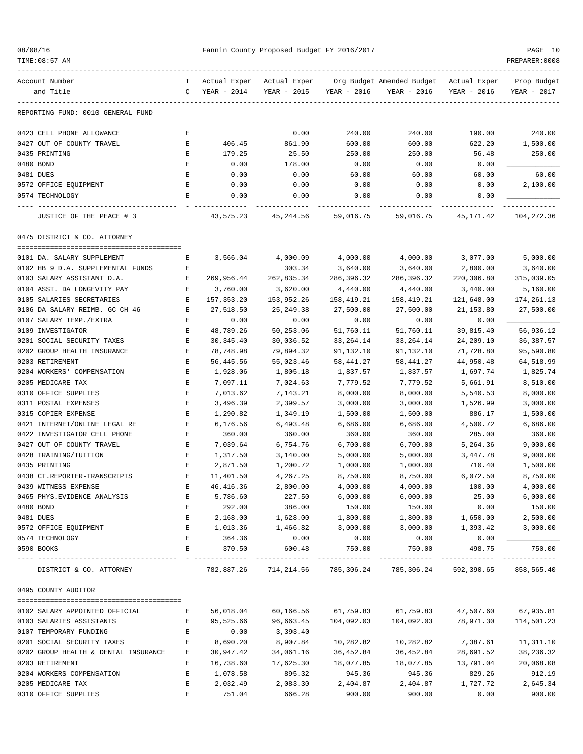Fannin County Proposed Budget FY 2016/2017

REPORTING FUND: 0010 GENERAL FUND

| Account Number and Title | TC | Actual Exper YEAR - 2014 | Actual Exper YEAR - 2015 | Org Budget YEAR - 2016 | Amended Budget YEAR - 2016 | Actual Exper YEAR - 2016 | Prop Budget YEAR - 2017 |
|---|---|---|---|---|---|---|---|
| 0423 CELL PHONE ALLOWANCE | E | | 0.00 | 240.00 | 240.00 | 190.00 | 240.00 |
| 0427 OUT OF COUNTY TRAVEL | E | 406.45 | 861.90 | 600.00 | 600.00 | 622.20 | 1,500.00 |
| 0435 PRINTING | E | 179.25 | 25.50 | 250.00 | 250.00 | 56.48 | 250.00 |
| 0480 BOND | E | 0.00 | 178.00 | 0.00 | 0.00 | 0.00 | |
| 0481 DUES | E | 0.00 | 0.00 | 60.00 | 60.00 | 60.00 | 60.00 |
| 0572 OFFICE EQUIPMENT | E | 0.00 | 0.00 | 0.00 | 0.00 | 0.00 | 2,100.00 |
| 0574 TECHNOLOGY | E | 0.00 | 0.00 | 0.00 | 0.00 | 0.00 | |
| JUSTICE OF THE PEACE # 3 | | 43,575.23 | 45,244.56 | 59,016.75 | 59,016.75 | 45,171.42 | 104,272.36 |

0475 DISTRICT & CO. ATTORNEY

| Account Number and Title | TC | Actual Exper YEAR - 2014 | Actual Exper YEAR - 2015 | Org Budget YEAR - 2016 | Amended Budget YEAR - 2016 | Actual Exper YEAR - 2016 | Prop Budget YEAR - 2017 |
|---|---|---|---|---|---|---|---|
| 0101 DA. SALARY SUPPLEMENT | E | 3,566.04 | 4,000.09 | 4,000.00 | 4,000.00 | 3,077.00 | 5,000.00 |
| 0102 HB 9 D.A. SUPPLEMENTAL FUNDS | E | | 303.34 | 3,640.00 | 3,640.00 | 2,800.00 | 3,640.00 |
| 0103 SALARY ASSISTANT D.A. | E | 269,956.44 | 262,835.34 | 286,396.32 | 286,396.32 | 220,306.80 | 315,039.05 |
| 0104 ASST. DA LONGEVITY PAY | E | 3,760.00 | 3,620.00 | 4,440.00 | 4,440.00 | 3,440.00 | 5,160.00 |
| 0105 SALARIES SECRETARIES | E | 157,353.20 | 153,952.26 | 158,419.21 | 158,419.21 | 121,648.00 | 174,261.13 |
| 0106 DA SALARY REIMB. GC CH 46 | E | 27,518.50 | 25,249.38 | 27,500.00 | 27,500.00 | 21,153.80 | 27,500.00 |
| 0107 SALARY TEMP./EXTRA | E | 0.00 | 0.00 | 0.00 | 0.00 | 0.00 | |
| 0109 INVESTIGATOR | E | 48,789.26 | 50,253.06 | 51,760.11 | 51,760.11 | 39,815.40 | 56,936.12 |
| 0201 SOCIAL SECURITY TAXES | E | 30,345.40 | 30,036.52 | 33,264.14 | 33,264.14 | 24,209.10 | 36,387.57 |
| 0202 GROUP HEALTH INSURANCE | E | 78,748.98 | 79,894.32 | 91,132.10 | 91,132.10 | 71,728.80 | 95,590.80 |
| 0203 RETIREMENT | E | 56,445.56 | 55,023.46 | 58,441.27 | 58,441.27 | 44,950.48 | 64,518.99 |
| 0204 WORKERS' COMPENSATION | E | 1,928.06 | 1,805.18 | 1,837.57 | 1,837.57 | 1,697.74 | 1,825.74 |
| 0205 MEDICARE TAX | E | 7,097.11 | 7,024.63 | 7,779.52 | 7,779.52 | 5,661.91 | 8,510.00 |
| 0310 OFFICE SUPPLIES | E | 7,013.62 | 7,143.21 | 8,000.00 | 8,000.00 | 5,540.53 | 8,000.00 |
| 0311 POSTAL EXPENSES | E | 3,496.39 | 2,399.57 | 3,000.00 | 3,000.00 | 1,526.99 | 3,000.00 |
| 0315 COPIER EXPENSE | E | 1,290.82 | 1,349.19 | 1,500.00 | 1,500.00 | 886.17 | 1,500.00 |
| 0421 INTERNET/ONLINE LEGAL RE | E | 6,176.56 | 6,493.48 | 6,686.00 | 6,686.00 | 4,500.72 | 6,686.00 |
| 0422 INVESTIGATOR CELL PHONE | E | 360.00 | 360.00 | 360.00 | 360.00 | 285.00 | 360.00 |
| 0427 OUT OF COUNTY TRAVEL | E | 7,039.64 | 6,754.76 | 6,700.00 | 6,700.00 | 5,264.36 | 9,000.00 |
| 0428 TRAINING/TUITION | E | 1,317.50 | 3,140.00 | 5,000.00 | 5,000.00 | 3,447.78 | 9,000.00 |
| 0435 PRINTING | E | 2,871.50 | 1,200.72 | 1,000.00 | 1,000.00 | 710.40 | 1,500.00 |
| 0438 CT.REPORTER-TRANSCRIPTS | E | 11,401.50 | 4,267.25 | 8,750.00 | 8,750.00 | 6,072.50 | 8,750.00 |
| 0439 WITNESS EXPENSE | E | 46,416.36 | 2,800.00 | 4,000.00 | 4,000.00 | 100.00 | 4,000.00 |
| 0465 PHYS.EVIDENCE ANALYSIS | E | 5,786.60 | 227.50 | 6,000.00 | 6,000.00 | 25.00 | 6,000.00 |
| 0480 BOND | E | 292.00 | 386.00 | 150.00 | 150.00 | 0.00 | 150.00 |
| 0481 DUES | E | 2,168.00 | 1,628.00 | 1,800.00 | 1,800.00 | 1,650.00 | 2,500.00 |
| 0572 OFFICE EQUIPMENT | E | 1,013.36 | 1,466.82 | 3,000.00 | 3,000.00 | 1,393.42 | 3,000.00 |
| 0574 TECHNOLOGY | E | 364.36 | 0.00 | 0.00 | 0.00 | 0.00 | |
| 0590 BOOKS | E | 370.50 | 600.48 | 750.00 | 750.00 | 498.75 | 750.00 |
| DISTRICT & CO. ATTORNEY | | 782,887.26 | 714,214.56 | 785,306.24 | 785,306.24 | 592,390.65 | 858,565.40 |

0495 COUNTY AUDITOR

| Account Number and Title | TC | Actual Exper YEAR - 2014 | Actual Exper YEAR - 2015 | Org Budget YEAR - 2016 | Amended Budget YEAR - 2016 | Actual Exper YEAR - 2016 | Prop Budget YEAR - 2017 |
|---|---|---|---|---|---|---|---|
| 0102 SALARY APPOINTED OFFICIAL | E | 56,018.04 | 60,166.56 | 61,759.83 | 61,759.83 | 47,507.60 | 67,935.81 |
| 0103 SALARIES ASSISTANTS | E | 95,525.66 | 96,663.45 | 104,092.03 | 104,092.03 | 78,971.30 | 114,501.23 |
| 0107 TEMPORARY FUNDING | E | 0.00 | 3,393.40 | | | | |
| 0201 SOCIAL SECURITY TAXES | E | 8,690.20 | 8,907.84 | 10,282.82 | 10,282.82 | 7,387.61 | 11,311.10 |
| 0202 GROUP HEALTH & DENTAL INSURANCE | E | 30,947.42 | 34,061.16 | 36,452.84 | 36,452.84 | 28,691.52 | 38,236.32 |
| 0203 RETIREMENT | E | 16,738.60 | 17,625.30 | 18,077.85 | 18,077.85 | 13,791.04 | 20,068.08 |
| 0204 WORKERS COMPENSATION | E | 1,078.58 | 895.32 | 945.36 | 945.36 | 829.26 | 912.19 |
| 0205 MEDICARE TAX | E | 2,032.49 | 2,083.30 | 2,404.87 | 2,404.87 | 1,727.72 | 2,645.34 |
| 0310 OFFICE SUPPLIES | E | 751.04 | 666.28 | 900.00 | 900.00 | 0.00 | 900.00 |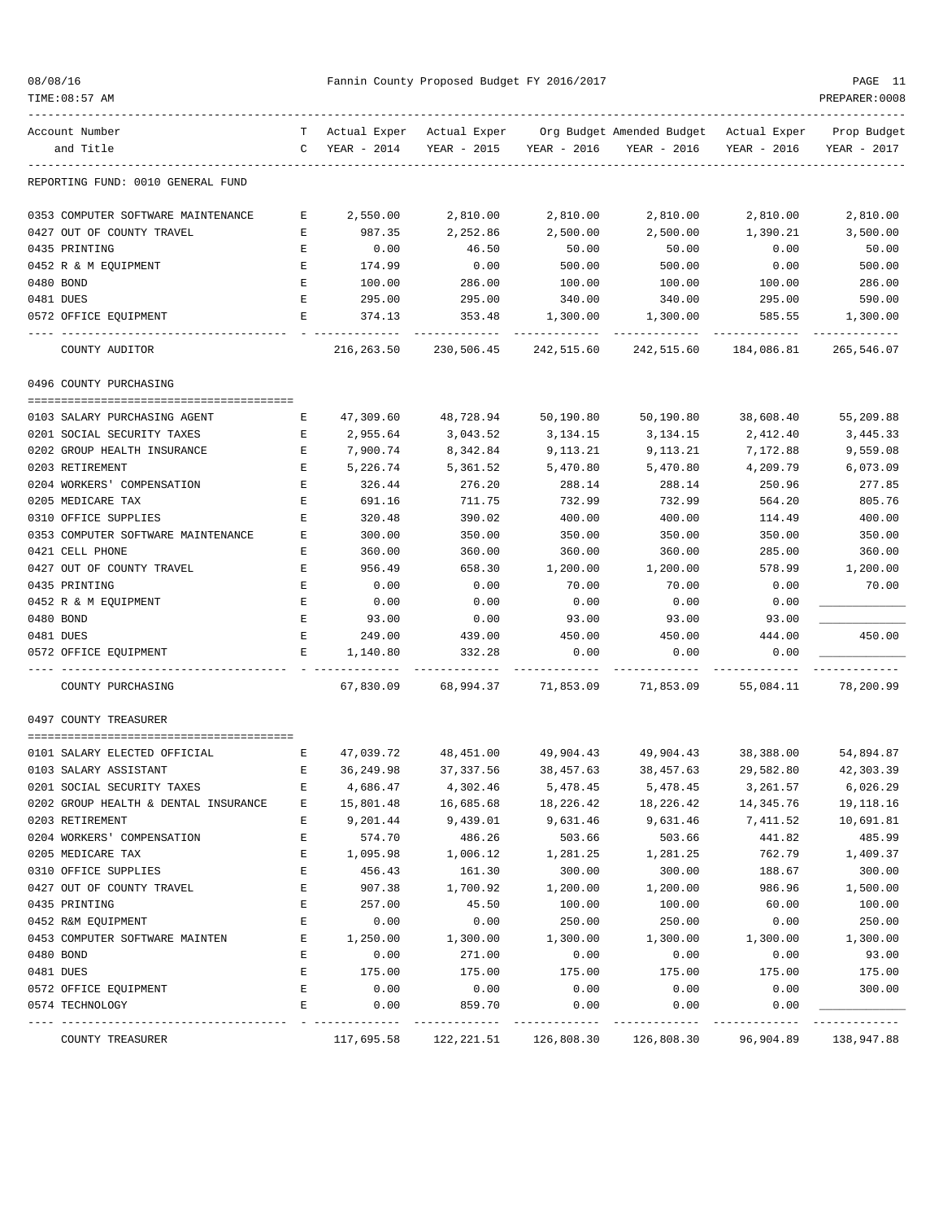REPORTING FUND: 0010 GENERAL FUND

| Account Number and Title | TC | Actual Exper YEAR - 2014 | Actual Exper YEAR - 2015 | Org Budget YEAR - 2016 | Amended Budget YEAR - 2016 | Actual Exper YEAR - 2016 | Prop Budget YEAR - 2017 |
|---|---|---|---|---|---|---|---|
| 0353 COMPUTER SOFTWARE MAINTENANCE | E | 2,550.00 | 2,810.00 | 2,810.00 | 2,810.00 | 2,810.00 | 2,810.00 |
| 0427 OUT OF COUNTY TRAVEL | E | 987.35 | 2,252.86 | 2,500.00 | 2,500.00 | 1,390.21 | 3,500.00 |
| 0435 PRINTING | E | 0.00 | 46.50 | 50.00 | 50.00 | 0.00 | 50.00 |
| 0452 R & M EQUIPMENT | E | 174.99 | 0.00 | 500.00 | 500.00 | 0.00 | 500.00 |
| 0480 BOND | E | 100.00 | 286.00 | 100.00 | 100.00 | 100.00 | 286.00 |
| 0481 DUES | E | 295.00 | 295.00 | 340.00 | 340.00 | 295.00 | 590.00 |
| 0572 OFFICE EQUIPMENT | E | 374.13 | 353.48 | 1,300.00 | 1,300.00 | 585.55 | 1,300.00 |
| COUNTY AUDITOR | | 216,263.50 | 230,506.45 | 242,515.60 | 242,515.60 | 184,086.81 | 265,546.07 |

## 0496 COUNTY PURCHASING

| Account Number and Title | TC | Actual Exper YEAR - 2014 | Actual Exper YEAR - 2015 | Org Budget YEAR - 2016 | Amended Budget YEAR - 2016 | Actual Exper YEAR - 2016 | Prop Budget YEAR - 2017 |
|---|---|---|---|---|---|---|---|
| 0103 SALARY PURCHASING AGENT | E | 47,309.60 | 48,728.94 | 50,190.80 | 50,190.80 | 38,608.40 | 55,209.88 |
| 0201 SOCIAL SECURITY TAXES | E | 2,955.64 | 3,043.52 | 3,134.15 | 3,134.15 | 2,412.40 | 3,445.33 |
| 0202 GROUP HEALTH INSURANCE | E | 7,900.74 | 8,342.84 | 9,113.21 | 9,113.21 | 7,172.88 | 9,559.08 |
| 0203 RETIREMENT | E | 5,226.74 | 5,361.52 | 5,470.80 | 5,470.80 | 4,209.79 | 6,073.09 |
| 0204 WORKERS' COMPENSATION | E | 326.44 | 276.20 | 288.14 | 288.14 | 250.96 | 277.85 |
| 0205 MEDICARE TAX | E | 691.16 | 711.75 | 732.99 | 732.99 | 564.20 | 805.76 |
| 0310 OFFICE SUPPLIES | E | 320.48 | 390.02 | 400.00 | 400.00 | 114.49 | 400.00 |
| 0353 COMPUTER SOFTWARE MAINTENANCE | E | 300.00 | 350.00 | 350.00 | 350.00 | 350.00 | 350.00 |
| 0421 CELL PHONE | E | 360.00 | 360.00 | 360.00 | 360.00 | 285.00 | 360.00 |
| 0427 OUT OF COUNTY TRAVEL | E | 956.49 | 658.30 | 1,200.00 | 1,200.00 | 578.99 | 1,200.00 |
| 0435 PRINTING | E | 0.00 | 0.00 | 70.00 | 70.00 | 0.00 | 70.00 |
| 0452 R & M EQUIPMENT | E | 0.00 | 0.00 | 0.00 | 0.00 | 0.00 | ____________ |
| 0480 BOND | E | 93.00 | 0.00 | 93.00 | 93.00 | 93.00 | ____________ |
| 0481 DUES | E | 249.00 | 439.00 | 450.00 | 450.00 | 444.00 | 450.00 |
| 0572 OFFICE EQUIPMENT | E | 1,140.80 | 332.28 | 0.00 | 0.00 | 0.00 | ____________ |
| COUNTY PURCHASING | | 67,830.09 | 68,994.37 | 71,853.09 | 71,853.09 | 55,084.11 | 78,200.99 |

## 0497 COUNTY TREASURER

| Account Number and Title | TC | Actual Exper YEAR - 2014 | Actual Exper YEAR - 2015 | Org Budget YEAR - 2016 | Amended Budget YEAR - 2016 | Actual Exper YEAR - 2016 | Prop Budget YEAR - 2017 |
|---|---|---|---|---|---|---|---|
| 0101 SALARY ELECTED OFFICIAL | E | 47,039.72 | 48,451.00 | 49,904.43 | 49,904.43 | 38,388.00 | 54,894.87 |
| 0103 SALARY ASSISTANT | E | 36,249.98 | 37,337.56 | 38,457.63 | 38,457.63 | 29,582.80 | 42,303.39 |
| 0201 SOCIAL SECURITY TAXES | E | 4,686.47 | 4,302.46 | 5,478.45 | 5,478.45 | 3,261.57 | 6,026.29 |
| 0202 GROUP HEALTH & DENTAL INSURANCE | E | 15,801.48 | 16,685.68 | 18,226.42 | 18,226.42 | 14,345.76 | 19,118.16 |
| 0203 RETIREMENT | E | 9,201.44 | 9,439.01 | 9,631.46 | 9,631.46 | 7,411.52 | 10,691.81 |
| 0204 WORKERS' COMPENSATION | E | 574.70 | 486.26 | 503.66 | 503.66 | 441.82 | 485.99 |
| 0205 MEDICARE TAX | E | 1,095.98 | 1,006.12 | 1,281.25 | 1,281.25 | 762.79 | 1,409.37 |
| 0310 OFFICE SUPPLIES | E | 456.43 | 161.30 | 300.00 | 300.00 | 188.67 | 300.00 |
| 0427 OUT OF COUNTY TRAVEL | E | 907.38 | 1,700.92 | 1,200.00 | 1,200.00 | 986.96 | 1,500.00 |
| 0435 PRINTING | E | 257.00 | 45.50 | 100.00 | 100.00 | 60.00 | 100.00 |
| 0452 R&M EQUIPMENT | E | 0.00 | 0.00 | 250.00 | 250.00 | 0.00 | 250.00 |
| 0453 COMPUTER SOFTWARE MAINTEN | E | 1,250.00 | 1,300.00 | 1,300.00 | 1,300.00 | 1,300.00 | 1,300.00 |
| 0480 BOND | E | 0.00 | 271.00 | 0.00 | 0.00 | 0.00 | 93.00 |
| 0481 DUES | E | 175.00 | 175.00 | 175.00 | 175.00 | 175.00 | 175.00 |
| 0572 OFFICE EQUIPMENT | E | 0.00 | 0.00 | 0.00 | 0.00 | 0.00 | 300.00 |
| 0574 TECHNOLOGY | E | 0.00 | 859.70 | 0.00 | 0.00 | 0.00 | ____________ |
| COUNTY TREASURER | | 117,695.58 | 122,221.51 | 126,808.30 | 126,808.30 | 96,904.89 | 138,947.88 |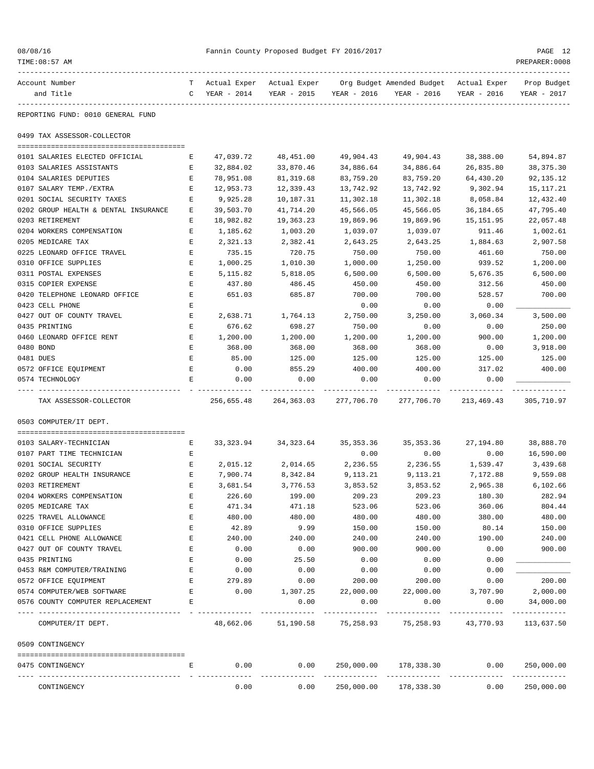REPORTING FUND: 0010 GENERAL FUND

## 0499 TAX ASSESSOR-COLLECTOR

| Account Number and Title | TC | Actual Exper YEAR - 2014 | Actual Exper YEAR - 2015 | Org Budget YEAR - 2016 | Amended Budget YEAR - 2016 | Actual Exper YEAR - 2016 | Prop Budget YEAR - 2017 |
|---|---|---|---|---|---|---|---|
| 0101 SALARIES ELECTED OFFICIAL | E | 47,039.72 | 48,451.00 | 49,904.43 | 49,904.43 | 38,388.00 | 54,894.87 |
| 0103 SALARIES ASSISTANTS | E | 32,884.02 | 33,870.46 | 34,886.64 | 34,886.64 | 26,835.80 | 38,375.30 |
| 0104 SALARIES DEPUTIES | E | 78,951.08 | 81,319.68 | 83,759.20 | 83,759.20 | 64,430.20 | 92,135.12 |
| 0107 SALARY TEMP./EXTRA | E | 12,953.73 | 12,339.43 | 13,742.92 | 13,742.92 | 9,302.94 | 15,117.21 |
| 0201 SOCIAL SECURITY TAXES | E | 9,925.28 | 10,187.31 | 11,302.18 | 11,302.18 | 8,058.84 | 12,432.40 |
| 0202 GROUP HEALTH & DENTAL INSURANCE | E | 39,503.70 | 41,714.20 | 45,566.05 | 45,566.05 | 36,184.65 | 47,795.40 |
| 0203 RETIREMENT | E | 18,982.82 | 19,363.23 | 19,869.96 | 19,869.96 | 15,151.95 | 22,057.48 |
| 0204 WORKERS COMPENSATION | E | 1,185.62 | 1,003.20 | 1,039.07 | 1,039.07 | 911.46 | 1,002.61 |
| 0205 MEDICARE TAX | E | 2,321.13 | 2,382.41 | 2,643.25 | 2,643.25 | 1,884.63 | 2,907.58 |
| 0225 LEONARD OFFICE TRAVEL | E | 735.15 | 720.75 | 750.00 | 750.00 | 461.60 | 750.00 |
| 0310 OFFICE SUPPLIES | E | 1,000.25 | 1,010.30 | 1,000.00 | 1,250.00 | 939.52 | 1,200.00 |
| 0311 POSTAL EXPENSES | E | 5,115.82 | 5,818.05 | 6,500.00 | 6,500.00 | 5,676.35 | 6,500.00 |
| 0315 COPIER EXPENSE | E | 437.80 | 486.45 | 450.00 | 450.00 | 312.56 | 450.00 |
| 0420 TELEPHONE LEONARD OFFICE | E | 651.03 | 685.87 | 700.00 | 700.00 | 528.57 | 700.00 |
| 0423 CELL PHONE | E | | | 0.00 | 0.00 | 0.00 | ____________ |
| 0427 OUT OF COUNTY TRAVEL | E | 2,638.71 | 1,764.13 | 2,750.00 | 3,250.00 | 3,060.34 | 3,500.00 |
| 0435 PRINTING | E | 676.62 | 698.27 | 750.00 | 0.00 | 0.00 | 250.00 |
| 0460 LEONARD OFFICE RENT | E | 1,200.00 | 1,200.00 | 1,200.00 | 1,200.00 | 900.00 | 1,200.00 |
| 0480 BOND | E | 368.00 | 368.00 | 368.00 | 368.00 | 0.00 | 3,918.00 |
| 0481 DUES | E | 85.00 | 125.00 | 125.00 | 125.00 | 125.00 | 125.00 |
| 0572 OFFICE EQUIPMENT | E | 0.00 | 855.29 | 400.00 | 400.00 | 317.02 | 400.00 |
| 0574 TECHNOLOGY | E | 0.00 | 0.00 | 0.00 | 0.00 | 0.00 | ____________ |
| TAX ASSESSOR-COLLECTOR | | 256,655.48 | 264,363.03 | 277,706.70 | 277,706.70 | 213,469.43 | 305,710.97 |

## 0503 COMPUTER/IT DEPT.

| Account Number and Title | TC | Actual Exper YEAR - 2014 | Actual Exper YEAR - 2015 | Org Budget YEAR - 2016 | Amended Budget YEAR - 2016 | Actual Exper YEAR - 2016 | Prop Budget YEAR - 2017 |
|---|---|---|---|---|---|---|---|
| 0103 SALARY-TECHNICIAN | E | 33,323.94 | 34,323.64 | 35,353.36 | 35,353.36 | 27,194.80 | 38,888.70 |
| 0107 PART TIME TECHNICIAN | E | | | 0.00 | 0.00 | 0.00 | 16,590.00 |
| 0201 SOCIAL SECURITY | E | 2,015.12 | 2,014.65 | 2,236.55 | 2,236.55 | 1,539.47 | 3,439.68 |
| 0202 GROUP HEALTH INSURANCE | E | 7,900.74 | 8,342.84 | 9,113.21 | 9,113.21 | 7,172.88 | 9,559.08 |
| 0203 RETIREMENT | E | 3,681.54 | 3,776.53 | 3,853.52 | 3,853.52 | 2,965.38 | 6,102.66 |
| 0204 WORKERS COMPENSATION | E | 226.60 | 199.00 | 209.23 | 209.23 | 180.30 | 282.94 |
| 0205 MEDICARE TAX | E | 471.34 | 471.18 | 523.06 | 523.06 | 360.06 | 804.44 |
| 0225 TRAVEL ALLOWANCE | E | 480.00 | 480.00 | 480.00 | 480.00 | 380.00 | 480.00 |
| 0310 OFFICE SUPPLIES | E | 42.89 | 9.99 | 150.00 | 150.00 | 80.14 | 150.00 |
| 0421 CELL PHONE ALLOWANCE | E | 240.00 | 240.00 | 240.00 | 240.00 | 190.00 | 240.00 |
| 0427 OUT OF COUNTY TRAVEL | E | 0.00 | 0.00 | 900.00 | 900.00 | 0.00 | 900.00 |
| 0435 PRINTING | E | 0.00 | 25.50 | 0.00 | 0.00 | 0.00 | ____________ |
| 0453 R&M COMPUTER/TRAINING | E | 0.00 | 0.00 | 0.00 | 0.00 | 0.00 | ____________ |
| 0572 OFFICE EQUIPMENT | E | 279.89 | 0.00 | 200.00 | 200.00 | 0.00 | 200.00 |
| 0574 COMPUTER/WEB SOFTWARE | E | 0.00 | 1,307.25 | 22,000.00 | 22,000.00 | 3,707.90 | 2,000.00 |
| 0576 COUNTY COMPUTER REPLACEMENT | E | | 0.00 | 0.00 | 0.00 | 0.00 | 34,000.00 |
| COMPUTER/IT DEPT. | | 48,662.06 | 51,190.58 | 75,258.93 | 75,258.93 | 43,770.93 | 113,637.50 |

## 0509 CONTINGENCY

| Account Number and Title | TC | Actual Exper YEAR - 2014 | Actual Exper YEAR - 2015 | Org Budget YEAR - 2016 | Amended Budget YEAR - 2016 | Actual Exper YEAR - 2016 | Prop Budget YEAR - 2017 |
|---|---|---|---|---|---|---|---|
| 0475 CONTINGENCY | E | 0.00 | 0.00 | 250,000.00 | 178,338.30 | 0.00 | 250,000.00 |
| CONTINGENCY | | 0.00 | 0.00 | 250,000.00 | 178,338.30 | 0.00 | 250,000.00 |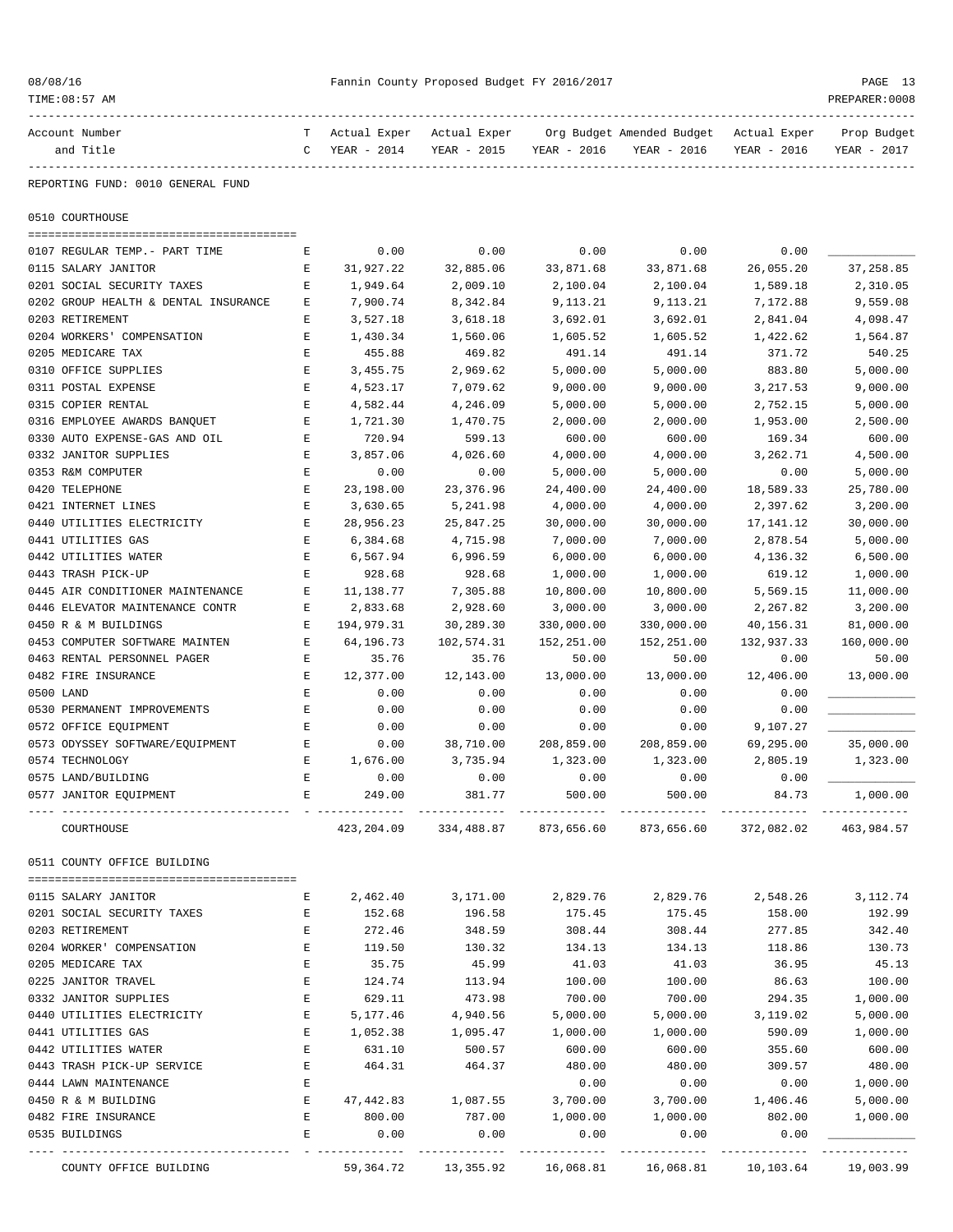Fannin County Proposed Budget FY 2016/2017

REPORTING FUND: 0010 GENERAL FUND

## 0510 COURTHOUSE

| Account Number and Title | TC | Actual Exper YEAR - 2014 | Actual Exper YEAR - 2015 | Org Budget YEAR - 2016 | Amended Budget YEAR - 2016 | Actual Exper YEAR - 2016 | Prop Budget YEAR - 2017 |
|---|---|---|---|---|---|---|---|
| 0107 REGULAR TEMP.- PART TIME | E | 0.00 | 0.00 | 0.00 | 0.00 | 0.00 | |
| 0115 SALARY JANITOR | E | 31,927.22 | 32,885.06 | 33,871.68 | 33,871.68 | 26,055.20 | 37,258.85 |
| 0201 SOCIAL SECURITY TAXES | E | 1,949.64 | 2,009.10 | 2,100.04 | 2,100.04 | 1,589.18 | 2,310.05 |
| 0202 GROUP HEALTH & DENTAL INSURANCE | E | 7,900.74 | 8,342.84 | 9,113.21 | 9,113.21 | 7,172.88 | 9,559.08 |
| 0203 RETIREMENT | E | 3,527.18 | 3,618.18 | 3,692.01 | 3,692.01 | 2,841.04 | 4,098.47 |
| 0204 WORKERS' COMPENSATION | E | 1,430.34 | 1,560.06 | 1,605.52 | 1,605.52 | 1,422.62 | 1,564.87 |
| 0205 MEDICARE TAX | E | 455.88 | 469.82 | 491.14 | 491.14 | 371.72 | 540.25 |
| 0310 OFFICE SUPPLIES | E | 3,455.75 | 2,969.62 | 5,000.00 | 5,000.00 | 883.80 | 5,000.00 |
| 0311 POSTAL EXPENSE | E | 4,523.17 | 7,079.62 | 9,000.00 | 9,000.00 | 3,217.53 | 9,000.00 |
| 0315 COPIER RENTAL | E | 4,582.44 | 4,246.09 | 5,000.00 | 5,000.00 | 2,752.15 | 5,000.00 |
| 0316 EMPLOYEE AWARDS BANQUET | E | 1,721.30 | 1,470.75 | 2,000.00 | 2,000.00 | 1,953.00 | 2,500.00 |
| 0330 AUTO EXPENSE-GAS AND OIL | E | 720.94 | 599.13 | 600.00 | 600.00 | 169.34 | 600.00 |
| 0332 JANITOR SUPPLIES | E | 3,857.06 | 4,026.60 | 4,000.00 | 4,000.00 | 3,262.71 | 4,500.00 |
| 0353 R&M COMPUTER | E | 0.00 | 0.00 | 5,000.00 | 5,000.00 | 0.00 | 5,000.00 |
| 0420 TELEPHONE | E | 23,198.00 | 23,376.96 | 24,400.00 | 24,400.00 | 18,589.33 | 25,780.00 |
| 0421 INTERNET LINES | E | 3,630.65 | 5,241.98 | 4,000.00 | 4,000.00 | 2,397.62 | 3,200.00 |
| 0440 UTILITIES ELECTRICITY | E | 28,956.23 | 25,847.25 | 30,000.00 | 30,000.00 | 17,141.12 | 30,000.00 |
| 0441 UTILITIES GAS | E | 6,384.68 | 4,715.98 | 7,000.00 | 7,000.00 | 2,878.54 | 5,000.00 |
| 0442 UTILITIES WATER | E | 6,567.94 | 6,996.59 | 6,000.00 | 6,000.00 | 4,136.32 | 6,500.00 |
| 0443 TRASH PICK-UP | E | 928.68 | 928.68 | 1,000.00 | 1,000.00 | 619.12 | 1,000.00 |
| 0445 AIR CONDITIONER MAINTENANCE | E | 11,138.77 | 7,305.88 | 10,800.00 | 10,800.00 | 5,569.15 | 11,000.00 |
| 0446 ELEVATOR MAINTENANCE CONTR | E | 2,833.68 | 2,928.60 | 3,000.00 | 3,000.00 | 2,267.82 | 3,200.00 |
| 0450 R & M BUILDINGS | E | 194,979.31 | 30,289.30 | 330,000.00 | 330,000.00 | 40,156.31 | 81,000.00 |
| 0453 COMPUTER SOFTWARE MAINTEN | E | 64,196.73 | 102,574.31 | 152,251.00 | 152,251.00 | 132,937.33 | 160,000.00 |
| 0463 RENTAL PERSONNEL PAGER | E | 35.76 | 35.76 | 50.00 | 50.00 | 0.00 | 50.00 |
| 0482 FIRE INSURANCE | E | 12,377.00 | 12,143.00 | 13,000.00 | 13,000.00 | 12,406.00 | 13,000.00 |
| 0500 LAND | E | 0.00 | 0.00 | 0.00 | 0.00 | 0.00 | |
| 0530 PERMANENT IMPROVEMENTS | E | 0.00 | 0.00 | 0.00 | 0.00 | 0.00 | |
| 0572 OFFICE EQUIPMENT | E | 0.00 | 0.00 | 0.00 | 0.00 | 9,107.27 | |
| 0573 ODYSSEY SOFTWARE/EQUIPMENT | E | 0.00 | 38,710.00 | 208,859.00 | 208,859.00 | 69,295.00 | 35,000.00 |
| 0574 TECHNOLOGY | E | 1,676.00 | 3,735.94 | 1,323.00 | 1,323.00 | 2,805.19 | 1,323.00 |
| 0575 LAND/BUILDING | E | 0.00 | 0.00 | 0.00 | 0.00 | 0.00 | |
| 0577 JANITOR EQUIPMENT | E | 249.00 | 381.77 | 500.00 | 500.00 | 84.73 | 1,000.00 |
| COURTHOUSE | | 423,204.09 | 334,488.87 | 873,656.60 | 873,656.60 | 372,082.02 | 463,984.57 |

## 0511 COUNTY OFFICE BUILDING

| Account Number and Title | TC | Actual Exper YEAR - 2014 | Actual Exper YEAR - 2015 | Org Budget YEAR - 2016 | Amended Budget YEAR - 2016 | Actual Exper YEAR - 2016 | Prop Budget YEAR - 2017 |
|---|---|---|---|---|---|---|---|
| 0115 SALARY JANITOR | E | 2,462.40 | 3,171.00 | 2,829.76 | 2,829.76 | 2,548.26 | 3,112.74 |
| 0201 SOCIAL SECURITY TAXES | E | 152.68 | 196.58 | 175.45 | 175.45 | 158.00 | 192.99 |
| 0203 RETIREMENT | E | 272.46 | 348.59 | 308.44 | 308.44 | 277.85 | 342.40 |
| 0204 WORKER' COMPENSATION | E | 119.50 | 130.32 | 134.13 | 134.13 | 118.86 | 130.73 |
| 0205 MEDICARE TAX | E | 35.75 | 45.99 | 41.03 | 41.03 | 36.95 | 45.13 |
| 0225 JANITOR TRAVEL | E | 124.74 | 113.94 | 100.00 | 100.00 | 86.63 | 100.00 |
| 0332 JANITOR SUPPLIES | E | 629.11 | 473.98 | 700.00 | 700.00 | 294.35 | 1,000.00 |
| 0440 UTILITIES ELECTRICITY | E | 5,177.46 | 4,940.56 | 5,000.00 | 5,000.00 | 3,119.02 | 5,000.00 |
| 0441 UTILITIES GAS | E | 1,052.38 | 1,095.47 | 1,000.00 | 1,000.00 | 590.09 | 1,000.00 |
| 0442 UTILITIES WATER | E | 631.10 | 500.57 | 600.00 | 600.00 | 355.60 | 600.00 |
| 0443 TRASH PICK-UP SERVICE | E | 464.31 | 464.37 | 480.00 | 480.00 | 309.57 | 480.00 |
| 0444 LAWN MAINTENANCE | E | | | 0.00 | 0.00 | 0.00 | 1,000.00 |
| 0450 R & M BUILDING | E | 47,442.83 | 1,087.55 | 3,700.00 | 3,700.00 | 1,406.46 | 5,000.00 |
| 0482 FIRE INSURANCE | E | 800.00 | 787.00 | 1,000.00 | 1,000.00 | 802.00 | 1,000.00 |
| 0535 BUILDINGS | E | 0.00 | 0.00 | 0.00 | 0.00 | 0.00 | |
| COUNTY OFFICE BUILDING | | 59,364.72 | 13,355.92 | 16,068.81 | 16,068.81 | 10,103.64 | 19,003.99 |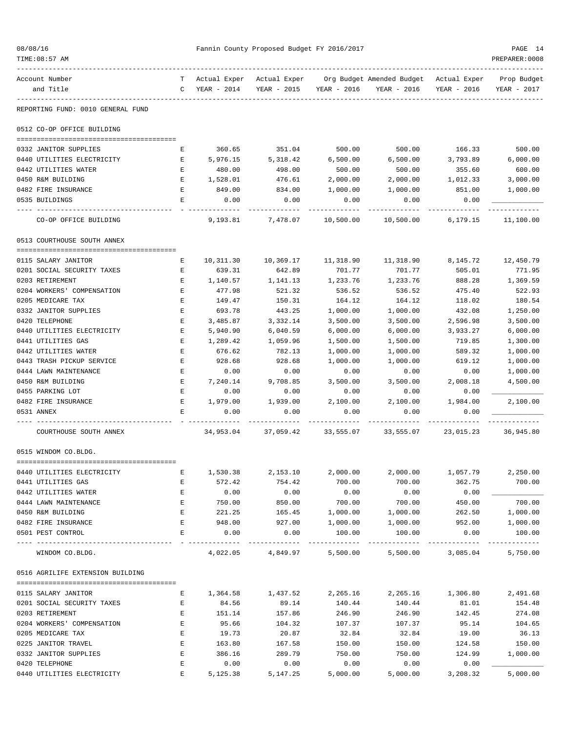REPORTING FUND: 0010 GENERAL FUND

| Account Number and Title | TC | Actual Exper YEAR - 2014 | Actual Exper YEAR - 2015 | Org Budget YEAR - 2016 | Amended Budget YEAR - 2016 | Actual Exper YEAR - 2016 | Prop Budget YEAR - 2017 |
|---|---|---|---|---|---|---|---|
| **0512 CO-OP OFFICE BUILDING** | | | | | | | |
| 0332 JANITOR SUPPLIES | E | 360.65 | 351.04 | 500.00 | 500.00 | 166.33 | 500.00 |
| 0440 UTILITIES ELECTRICITY | E | 5,976.15 | 5,318.42 | 6,500.00 | 6,500.00 | 3,793.89 | 6,000.00 |
| 0442 UTILITIES WATER | E | 480.00 | 498.00 | 500.00 | 500.00 | 355.60 | 600.00 |
| 0450 R&M BUILDING | E | 1,528.01 | 476.61 | 2,000.00 | 2,000.00 | 1,012.33 | 3,000.00 |
| 0482 FIRE INSURANCE | E | 849.00 | 834.00 | 1,000.00 | 1,000.00 | 851.00 | 1,000.00 |
| 0535 BUILDINGS | E | 0.00 | 0.00 | 0.00 | 0.00 | 0.00 | |
| CO-OP OFFICE BUILDING | | 9,193.81 | 7,478.07 | 10,500.00 | 10,500.00 | 6,179.15 | 11,100.00 |
| **0513 COURTHOUSE SOUTH ANNEX** | | | | | | | |
| 0115 SALARY JANITOR | E | 10,311.30 | 10,369.17 | 11,318.90 | 11,318.90 | 8,145.72 | 12,450.79 |
| 0201 SOCIAL SECURITY TAXES | E | 639.31 | 642.89 | 701.77 | 701.77 | 505.01 | 771.95 |
| 0203 RETIREMENT | E | 1,140.57 | 1,141.13 | 1,233.76 | 1,233.76 | 888.28 | 1,369.59 |
| 0204 WORKERS' COMPENSATION | E | 477.98 | 521.32 | 536.52 | 536.52 | 475.40 | 522.93 |
| 0205 MEDICARE TAX | E | 149.47 | 150.31 | 164.12 | 164.12 | 118.02 | 180.54 |
| 0332 JANITOR SUPPLIES | E | 693.78 | 443.25 | 1,000.00 | 1,000.00 | 432.08 | 1,250.00 |
| 0420 TELEPHONE | E | 3,485.87 | 3,332.14 | 3,500.00 | 3,500.00 | 2,596.98 | 3,500.00 |
| 0440 UTILITIES ELECTRICITY | E | 5,940.90 | 6,040.59 | 6,000.00 | 6,000.00 | 3,933.27 | 6,000.00 |
| 0441 UTILITIES GAS | E | 1,289.42 | 1,059.96 | 1,500.00 | 1,500.00 | 719.85 | 1,300.00 |
| 0442 UTILITIES WATER | E | 676.62 | 782.13 | 1,000.00 | 1,000.00 | 589.32 | 1,000.00 |
| 0443 TRASH PICKUP SERVICE | E | 928.68 | 928.68 | 1,000.00 | 1,000.00 | 619.12 | 1,000.00 |
| 0444 LAWN MAINTENANCE | E | 0.00 | 0.00 | 0.00 | 0.00 | 0.00 | 1,000.00 |
| 0450 R&M BUILDING | E | 7,240.14 | 9,708.85 | 3,500.00 | 3,500.00 | 2,008.18 | 4,500.00 |
| 0455 PARKING LOT | E | 0.00 | 0.00 | 0.00 | 0.00 | 0.00 | |
| 0482 FIRE INSURANCE | E | 1,979.00 | 1,939.00 | 2,100.00 | 2,100.00 | 1,984.00 | 2,100.00 |
| 0531 ANNEX | E | 0.00 | 0.00 | 0.00 | 0.00 | 0.00 | |
| COURTHOUSE SOUTH ANNEX | | 34,953.04 | 37,059.42 | 33,555.07 | 33,555.07 | 23,015.23 | 36,945.80 |
| **0515 WINDOM CO.BLDG.** | | | | | | | |
| 0440 UTILITIES ELECTRICITY | E | 1,530.38 | 2,153.10 | 2,000.00 | 2,000.00 | 1,057.79 | 2,250.00 |
| 0441 UTILITIES GAS | E | 572.42 | 754.42 | 700.00 | 700.00 | 362.75 | 700.00 |
| 0442 UTILITIES WATER | E | 0.00 | 0.00 | 0.00 | 0.00 | 0.00 | |
| 0444 LAWN MAINTENANCE | E | 750.00 | 850.00 | 700.00 | 700.00 | 450.00 | 700.00 |
| 0450 R&M BUILDING | E | 221.25 | 165.45 | 1,000.00 | 1,000.00 | 262.50 | 1,000.00 |
| 0482 FIRE INSURANCE | E | 948.00 | 927.00 | 1,000.00 | 1,000.00 | 952.00 | 1,000.00 |
| 0501 PEST CONTROL | E | 0.00 | 0.00 | 100.00 | 100.00 | 0.00 | 100.00 |
| WINDOM CO.BLDG. | | 4,022.05 | 4,849.97 | 5,500.00 | 5,500.00 | 3,085.04 | 5,750.00 |
| **0516 AGRILIFE EXTENSION BUILDING** | | | | | | | |
| 0115 SALARY JANITOR | E | 1,364.58 | 1,437.52 | 2,265.16 | 2,265.16 | 1,306.80 | 2,491.68 |
| 0201 SOCIAL SECURITY TAXES | E | 84.56 | 89.14 | 140.44 | 140.44 | 81.01 | 154.48 |
| 0203 RETIREMENT | E | 151.14 | 157.86 | 246.90 | 246.90 | 142.45 | 274.08 |
| 0204 WORKERS' COMPENSATION | E | 95.66 | 104.32 | 107.37 | 107.37 | 95.14 | 104.65 |
| 0205 MEDICARE TAX | E | 19.73 | 20.87 | 32.84 | 32.84 | 19.00 | 36.13 |
| 0225 JANITOR TRAVEL | E | 163.80 | 167.58 | 150.00 | 150.00 | 124.58 | 150.00 |
| 0332 JANITOR SUPPLIES | E | 386.16 | 289.79 | 750.00 | 750.00 | 124.99 | 1,000.00 |
| 0420 TELEPHONE | E | 0.00 | 0.00 | 0.00 | 0.00 | 0.00 | |
| 0440 UTILITIES ELECTRICITY | E | 5,125.38 | 5,147.25 | 5,000.00 | 5,000.00 | 3,208.32 | 5,000.00 |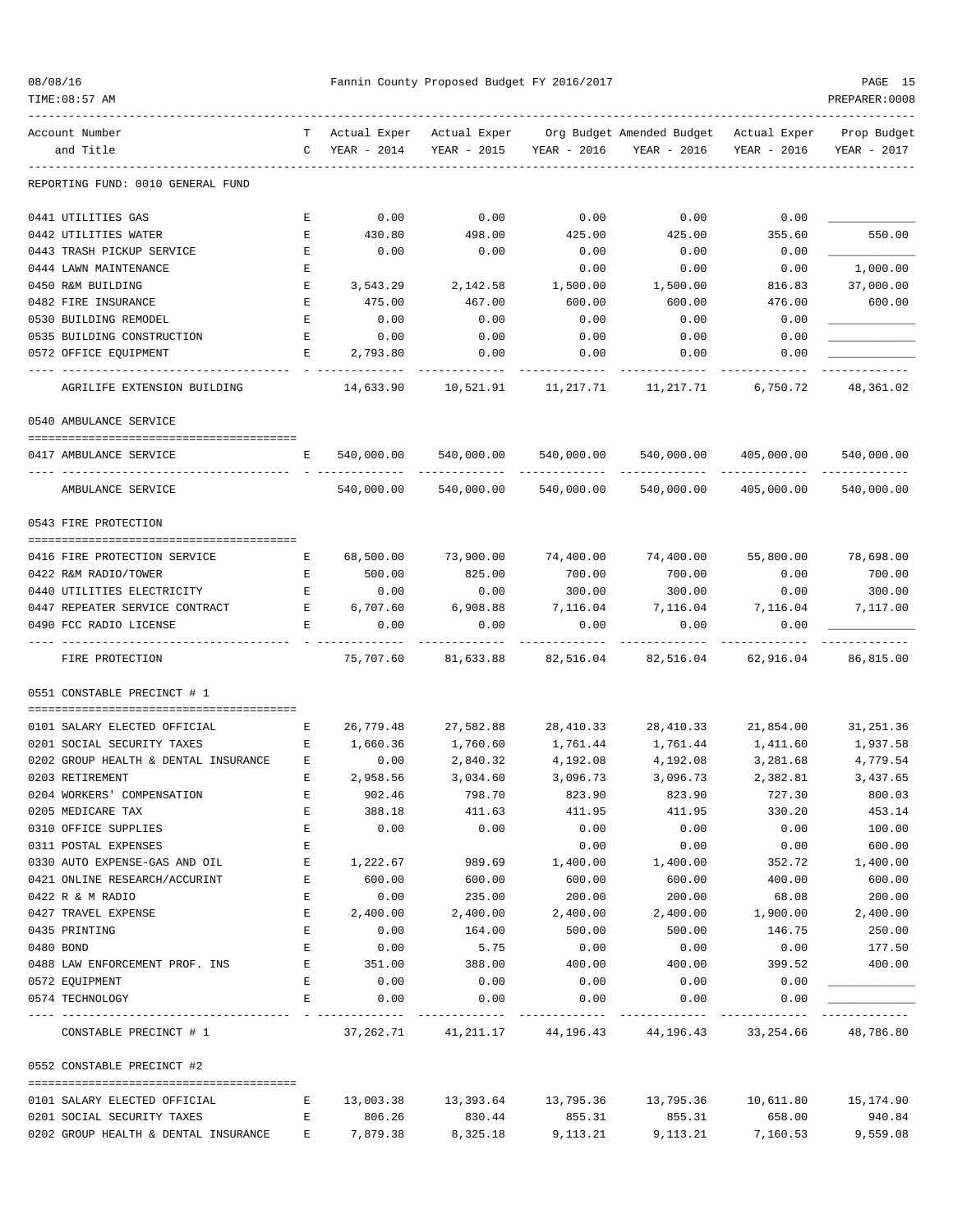REPORTING FUND: 0010 GENERAL FUND

| Account Number and Title | TC | Actual Exper YEAR - 2014 | Actual Exper YEAR - 2015 | Org Budget YEAR - 2016 | Amended Budget YEAR - 2016 | Actual Exper YEAR - 2016 | Prop Budget YEAR - 2017 |
|---|---|---|---|---|---|---|---|
| 0441 UTILITIES GAS | E | 0.00 | 0.00 | 0.00 | 0.00 | 0.00 | |
| 0442 UTILITIES WATER | E | 430.80 | 498.00 | 425.00 | 425.00 | 355.60 | 550.00 |
| 0443 TRASH PICKUP SERVICE | E | 0.00 | 0.00 | 0.00 | 0.00 | 0.00 | |
| 0444 LAWN MAINTENANCE | E | | | 0.00 | 0.00 | 0.00 | 1,000.00 |
| 0450 R&M BUILDING | E | 3,543.29 | 2,142.58 | 1,500.00 | 1,500.00 | 816.83 | 37,000.00 |
| 0482 FIRE INSURANCE | E | 475.00 | 467.00 | 600.00 | 600.00 | 476.00 | 600.00 |
| 0530 BUILDING REMODEL | E | 0.00 | 0.00 | 0.00 | 0.00 | 0.00 | |
| 0535 BUILDING CONSTRUCTION | E | 0.00 | 0.00 | 0.00 | 0.00 | 0.00 | |
| 0572 OFFICE EQUIPMENT | E | 2,793.80 | 0.00 | 0.00 | 0.00 | 0.00 | |
| AGRILIFE EXTENSION BUILDING | | 14,633.90 | 10,521.91 | 11,217.71 | 11,217.71 | 6,750.72 | 48,361.02 |
| **0540 AMBULANCE SERVICE** | | | | | | | |
| 0417 AMBULANCE SERVICE | E | 540,000.00 | 540,000.00 | 540,000.00 | 540,000.00 | 405,000.00 | 540,000.00 |
| AMBULANCE SERVICE | | 540,000.00 | 540,000.00 | 540,000.00 | 540,000.00 | 405,000.00 | 540,000.00 |
| **0543 FIRE PROTECTION** | | | | | | | |
| 0416 FIRE PROTECTION SERVICE | E | 68,500.00 | 73,900.00 | 74,400.00 | 74,400.00 | 55,800.00 | 78,698.00 |
| 0422 R&M RADIO/TOWER | E | 500.00 | 825.00 | 700.00 | 700.00 | 0.00 | 700.00 |
| 0440 UTILITIES ELECTRICITY | E | 0.00 | 0.00 | 300.00 | 300.00 | 0.00 | 300.00 |
| 0447 REPEATER SERVICE CONTRACT | E | 6,707.60 | 6,908.88 | 7,116.04 | 7,116.04 | 7,116.04 | 7,117.00 |
| 0490 FCC RADIO LICENSE | E | 0.00 | 0.00 | 0.00 | 0.00 | 0.00 | |
| FIRE PROTECTION | | 75,707.60 | 81,633.88 | 82,516.04 | 82,516.04 | 62,916.04 | 86,815.00 |
| **0551 CONSTABLE PRECINCT # 1** | | | | | | | |
| 0101 SALARY ELECTED OFFICIAL | E | 26,779.48 | 27,582.88 | 28,410.33 | 28,410.33 | 21,854.00 | 31,251.36 |
| 0201 SOCIAL SECURITY TAXES | E | 1,660.36 | 1,760.60 | 1,761.44 | 1,761.44 | 1,411.60 | 1,937.58 |
| 0202 GROUP HEALTH & DENTAL INSURANCE | E | 0.00 | 2,840.32 | 4,192.08 | 4,192.08 | 3,281.68 | 4,779.54 |
| 0203 RETIREMENT | E | 2,958.56 | 3,034.60 | 3,096.73 | 3,096.73 | 2,382.81 | 3,437.65 |
| 0204 WORKERS' COMPENSATION | E | 902.46 | 798.70 | 823.90 | 823.90 | 727.30 | 800.03 |
| 0205 MEDICARE TAX | E | 388.18 | 411.63 | 411.95 | 411.95 | 330.20 | 453.14 |
| 0310 OFFICE SUPPLIES | E | 0.00 | 0.00 | 0.00 | 0.00 | 0.00 | 100.00 |
| 0311 POSTAL EXPENSES | E | | | 0.00 | 0.00 | 0.00 | 600.00 |
| 0330 AUTO EXPENSE-GAS AND OIL | E | 1,222.67 | 989.69 | 1,400.00 | 1,400.00 | 352.72 | 1,400.00 |
| 0421 ONLINE RESEARCH/ACCURINT | E | 600.00 | 600.00 | 600.00 | 600.00 | 400.00 | 600.00 |
| 0422 R & M RADIO | E | 0.00 | 235.00 | 200.00 | 200.00 | 68.08 | 200.00 |
| 0427 TRAVEL EXPENSE | E | 2,400.00 | 2,400.00 | 2,400.00 | 2,400.00 | 1,900.00 | 2,400.00 |
| 0435 PRINTING | E | 0.00 | 164.00 | 500.00 | 500.00 | 146.75 | 250.00 |
| 0480 BOND | E | 0.00 | 5.75 | 0.00 | 0.00 | 0.00 | 177.50 |
| 0488 LAW ENFORCEMENT PROF. INS | E | 351.00 | 388.00 | 400.00 | 400.00 | 399.52 | 400.00 |
| 0572 EQUIPMENT | E | 0.00 | 0.00 | 0.00 | 0.00 | 0.00 | |
| 0574 TECHNOLOGY | E | 0.00 | 0.00 | 0.00 | 0.00 | 0.00 | |
| CONSTABLE PRECINCT # 1 | | 37,262.71 | 41,211.17 | 44,196.43 | 44,196.43 | 33,254.66 | 48,786.80 |
| **0552 CONSTABLE PRECINCT #2** | | | | | | | |
| 0101 SALARY ELECTED OFFICIAL | E | 13,003.38 | 13,393.64 | 13,795.36 | 13,795.36 | 10,611.80 | 15,174.90 |
| 0201 SOCIAL SECURITY TAXES | E | 806.26 | 830.44 | 855.31 | 855.31 | 658.00 | 940.84 |
| 0202 GROUP HEALTH & DENTAL INSURANCE | E | 7,879.38 | 8,325.18 | 9,113.21 | 9,113.21 | 7,160.53 | 9,559.08 |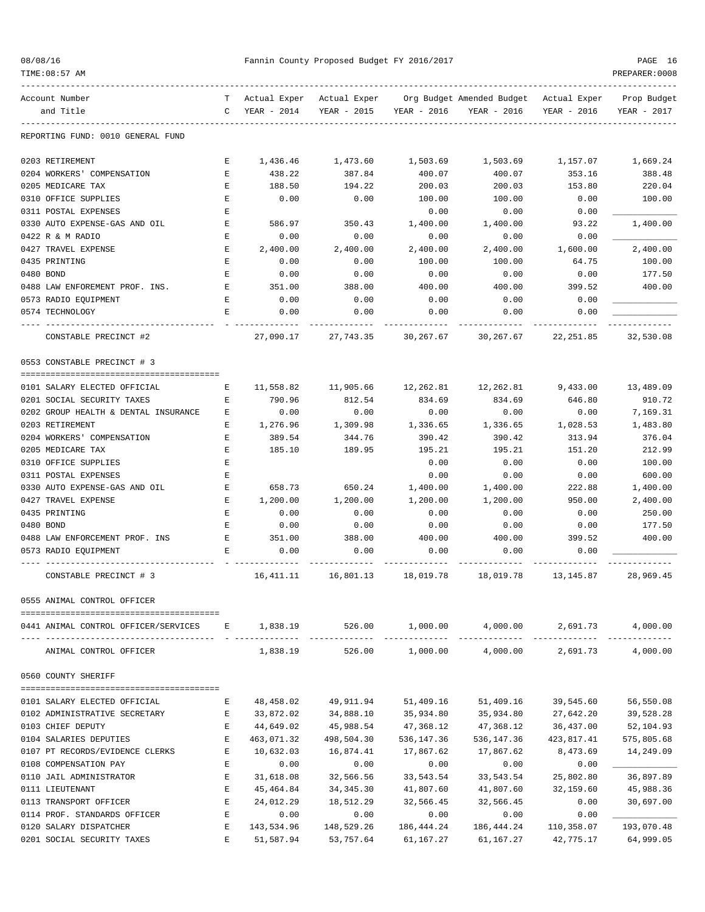REPORTING FUND: 0010 GENERAL FUND

| Account Number and Title | TC | Actual Exper YEAR - 2014 | Actual Exper YEAR - 2015 | Org Budget YEAR - 2016 | Amended Budget YEAR - 2016 | Actual Exper YEAR - 2016 | Prop Budget YEAR - 2017 |
|---|---|---|---|---|---|---|---|
| 0203 RETIREMENT | E | 1,436.46 | 1,473.60 | 1,503.69 | 1,503.69 | 1,157.07 | 1,669.24 |
| 0204 WORKERS' COMPENSATION | E | 438.22 | 387.84 | 400.07 | 400.07 | 353.16 | 388.48 |
| 0205 MEDICARE TAX | E | 188.50 | 194.22 | 200.03 | 200.03 | 153.80 | 220.04 |
| 0310 OFFICE SUPPLIES | E | 0.00 | 0.00 | 100.00 | 100.00 | 0.00 | 100.00 |
| 0311 POSTAL EXPENSES | E | | | 0.00 | 0.00 | 0.00 | |
| 0330 AUTO EXPENSE-GAS AND OIL | E | 586.97 | 350.43 | 1,400.00 | 1,400.00 | 93.22 | 1,400.00 |
| 0422 R & M RADIO | E | 0.00 | 0.00 | 0.00 | 0.00 | 0.00 | |
| 0427 TRAVEL EXPENSE | E | 2,400.00 | 2,400.00 | 2,400.00 | 2,400.00 | 1,600.00 | 2,400.00 |
| 0435 PRINTING | E | 0.00 | 0.00 | 100.00 | 100.00 | 64.75 | 100.00 |
| 0480 BOND | E | 0.00 | 0.00 | 0.00 | 0.00 | 0.00 | 177.50 |
| 0488 LAW ENFOREMENT PROF. INS. | E | 351.00 | 388.00 | 400.00 | 400.00 | 399.52 | 400.00 |
| 0573 RADIO EQUIPMENT | E | 0.00 | 0.00 | 0.00 | 0.00 | 0.00 | |
| 0574 TECHNOLOGY | E | 0.00 | 0.00 | 0.00 | 0.00 | 0.00 | |
| CONSTABLE PRECINCT #2 | | 27,090.17 | 27,743.35 | 30,267.67 | 30,267.67 | 22,251.85 | 32,530.08 |

0553 CONSTABLE PRECINCT # 3

| Account Number and Title | TC | Actual Exper YEAR - 2014 | Actual Exper YEAR - 2015 | Org Budget YEAR - 2016 | Amended Budget YEAR - 2016 | Actual Exper YEAR - 2016 | Prop Budget YEAR - 2017 |
|---|---|---|---|---|---|---|---|
| 0101 SALARY ELECTED OFFICIAL | E | 11,558.82 | 11,905.66 | 12,262.81 | 12,262.81 | 9,433.00 | 13,489.09 |
| 0201 SOCIAL SECURITY TAXES | E | 790.96 | 812.54 | 834.69 | 834.69 | 646.80 | 910.72 |
| 0202 GROUP HEALTH & DENTAL INSURANCE | E | 0.00 | 0.00 | 0.00 | 0.00 | 0.00 | 7,169.31 |
| 0203 RETIREMENT | E | 1,276.96 | 1,309.98 | 1,336.65 | 1,336.65 | 1,028.53 | 1,483.80 |
| 0204 WORKERS' COMPENSATION | E | 389.54 | 344.76 | 390.42 | 390.42 | 313.94 | 376.04 |
| 0205 MEDICARE TAX | E | 185.10 | 189.95 | 195.21 | 195.21 | 151.20 | 212.99 |
| 0310 OFFICE SUPPLIES | E | | | 0.00 | 0.00 | 0.00 | 100.00 |
| 0311 POSTAL EXPENSES | E | | | 0.00 | 0.00 | 0.00 | 600.00 |
| 0330 AUTO EXPENSE-GAS AND OIL | E | 658.73 | 650.24 | 1,400.00 | 1,400.00 | 222.88 | 1,400.00 |
| 0427 TRAVEL EXPENSE | E | 1,200.00 | 1,200.00 | 1,200.00 | 1,200.00 | 950.00 | 2,400.00 |
| 0435 PRINTING | E | 0.00 | 0.00 | 0.00 | 0.00 | 0.00 | 250.00 |
| 0480 BOND | E | 0.00 | 0.00 | 0.00 | 0.00 | 0.00 | 177.50 |
| 0488 LAW ENFORCEMENT PROF. INS | E | 351.00 | 388.00 | 400.00 | 400.00 | 399.52 | 400.00 |
| 0573 RADIO EQUIPMENT | E | 0.00 | 0.00 | 0.00 | 0.00 | 0.00 | |
| CONSTABLE PRECINCT # 3 | | 16,411.11 | 16,801.13 | 18,019.78 | 18,019.78 | 13,145.87 | 28,969.45 |

0555 ANIMAL CONTROL OFFICER

| Account Number and Title | TC | Actual Exper YEAR - 2014 | Actual Exper YEAR - 2015 | Org Budget YEAR - 2016 | Amended Budget YEAR - 2016 | Actual Exper YEAR - 2016 | Prop Budget YEAR - 2017 |
|---|---|---|---|---|---|---|---|
| 0441 ANIMAL CONTROL OFFICER/SERVICES | E | 1,838.19 | 526.00 | 1,000.00 | 4,000.00 | 2,691.73 | 4,000.00 |
| ANIMAL CONTROL OFFICER | | 1,838.19 | 526.00 | 1,000.00 | 4,000.00 | 2,691.73 | 4,000.00 |

0560 COUNTY SHERIFF

| Account Number and Title | TC | Actual Exper YEAR - 2014 | Actual Exper YEAR - 2015 | Org Budget YEAR - 2016 | Amended Budget YEAR - 2016 | Actual Exper YEAR - 2016 | Prop Budget YEAR - 2017 |
|---|---|---|---|---|---|---|---|
| 0101 SALARY ELECTED OFFICIAL | E | 48,458.02 | 49,911.94 | 51,409.16 | 51,409.16 | 39,545.60 | 56,550.08 |
| 0102 ADMINISTRATIVE SECRETARY | E | 33,872.02 | 34,888.10 | 35,934.80 | 35,934.80 | 27,642.20 | 39,528.28 |
| 0103 CHIEF DEPUTY | E | 44,649.02 | 45,988.54 | 47,368.12 | 47,368.12 | 36,437.00 | 52,104.93 |
| 0104 SALARIES DEPUTIES | E | 463,071.32 | 498,504.30 | 536,147.36 | 536,147.36 | 423,817.41 | 575,805.68 |
| 0107 PT RECORDS/EVIDENCE CLERKS | E | 10,632.03 | 16,874.41 | 17,867.62 | 17,867.62 | 8,473.69 | 14,249.09 |
| 0108 COMPENSATION PAY | E | 0.00 | 0.00 | 0.00 | 0.00 | 0.00 | |
| 0110 JAIL ADMINISTRATOR | E | 31,618.08 | 32,566.56 | 33,543.54 | 33,543.54 | 25,802.80 | 36,897.89 |
| 0111 LIEUTENANT | E | 45,464.84 | 34,345.30 | 41,807.60 | 41,807.60 | 32,159.60 | 45,988.36 |
| 0113 TRANSPORT OFFICER | E | 24,012.29 | 18,512.29 | 32,566.45 | 32,566.45 | 0.00 | 30,697.00 |
| 0114 PROF. STANDARDS OFFICER | E | 0.00 | 0.00 | 0.00 | 0.00 | 0.00 | |
| 0120 SALARY DISPATCHER | E | 143,534.96 | 148,529.26 | 186,444.24 | 186,444.24 | 110,358.07 | 193,070.48 |
| 0201 SOCIAL SECURITY TAXES | E | 51,587.94 | 53,757.64 | 61,167.27 | 61,167.27 | 42,775.17 | 64,999.05 |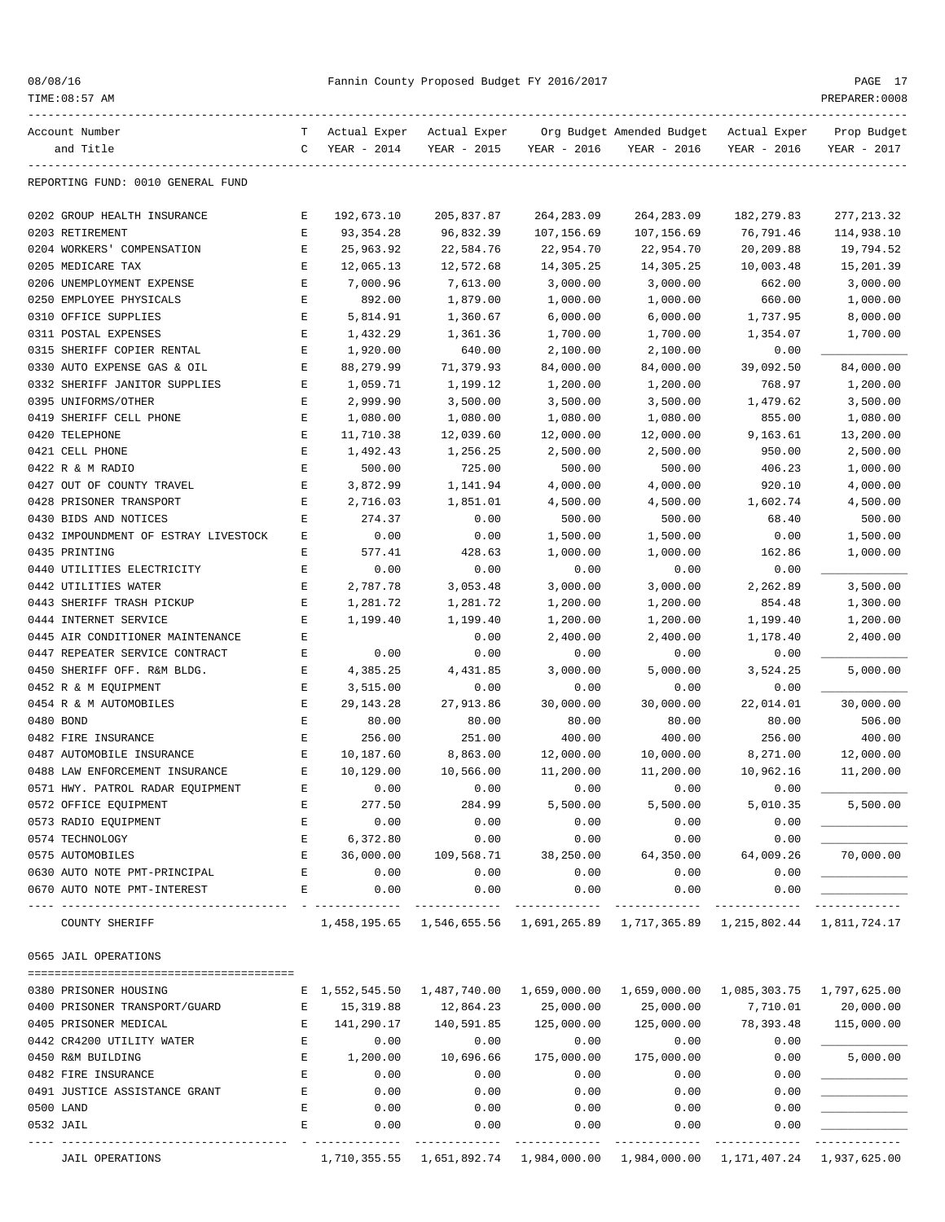REPORTING FUND: 0010 GENERAL FUND

| Account Number and Title | TC | Actual Exper YEAR - 2014 | Actual Exper YEAR - 2015 | Org Budget YEAR - 2016 | Amended Budget YEAR - 2016 | Actual Exper YEAR - 2016 | Prop Budget YEAR - 2017 |
|---|---|---|---|---|---|---|---|
| 0202 GROUP HEALTH INSURANCE | E | 192,673.10 | 205,837.87 | 264,283.09 | 264,283.09 | 182,279.83 | 277,213.32 |
| 0203 RETIREMENT | E | 93,354.28 | 96,832.39 | 107,156.69 | 107,156.69 | 76,791.46 | 114,938.10 |
| 0204 WORKERS' COMPENSATION | E | 25,963.92 | 22,584.76 | 22,954.70 | 22,954.70 | 20,209.88 | 19,794.52 |
| 0205 MEDICARE TAX | E | 12,065.13 | 12,572.68 | 14,305.25 | 14,305.25 | 10,003.48 | 15,201.39 |
| 0206 UNEMPLOYMENT EXPENSE | E | 7,000.96 | 7,613.00 | 3,000.00 | 3,000.00 | 662.00 | 3,000.00 |
| 0250 EMPLOYEE PHYSICALS | E | 892.00 | 1,879.00 | 1,000.00 | 1,000.00 | 660.00 | 1,000.00 |
| 0310 OFFICE SUPPLIES | E | 5,814.91 | 1,360.67 | 6,000.00 | 6,000.00 | 1,737.95 | 8,000.00 |
| 0311 POSTAL EXPENSES | E | 1,432.29 | 1,361.36 | 1,700.00 | 1,700.00 | 1,354.07 | 1,700.00 |
| 0315 SHERIFF COPIER RENTAL | E | 1,920.00 | 640.00 | 2,100.00 | 2,100.00 | 0.00 | ____________ |
| 0330 AUTO EXPENSE GAS & OIL | E | 88,279.99 | 71,379.93 | 84,000.00 | 84,000.00 | 39,092.50 | 84,000.00 |
| 0332 SHERIFF JANITOR SUPPLIES | E | 1,059.71 | 1,199.12 | 1,200.00 | 1,200.00 | 768.97 | 1,200.00 |
| 0395 UNIFORMS/OTHER | E | 2,999.90 | 3,500.00 | 3,500.00 | 3,500.00 | 1,479.62 | 3,500.00 |
| 0419 SHERIFF CELL PHONE | E | 1,080.00 | 1,080.00 | 1,080.00 | 1,080.00 | 855.00 | 1,080.00 |
| 0420 TELEPHONE | E | 11,710.38 | 12,039.60 | 12,000.00 | 12,000.00 | 9,163.61 | 13,200.00 |
| 0421 CELL PHONE | E | 1,492.43 | 1,256.25 | 2,500.00 | 2,500.00 | 950.00 | 2,500.00 |
| 0422 R & M RADIO | E | 500.00 | 725.00 | 500.00 | 500.00 | 406.23 | 1,000.00 |
| 0427 OUT OF COUNTY TRAVEL | E | 3,872.99 | 1,141.94 | 4,000.00 | 4,000.00 | 920.10 | 4,000.00 |
| 0428 PRISONER TRANSPORT | E | 2,716.03 | 1,851.01 | 4,500.00 | 4,500.00 | 1,602.74 | 4,500.00 |
| 0430 BIDS AND NOTICES | E | 274.37 | 0.00 | 500.00 | 500.00 | 68.40 | 500.00 |
| 0432 IMPOUNDMENT OF ESTRAY LIVESTOCK | E | 0.00 | 0.00 | 1,500.00 | 1,500.00 | 0.00 | 1,500.00 |
| 0435 PRINTING | E | 577.41 | 428.63 | 1,000.00 | 1,000.00 | 162.86 | 1,000.00 |
| 0440 UTILITIES ELECTRICITY | E | 0.00 | 0.00 | 0.00 | 0.00 | 0.00 | ____________ |
| 0442 UTILITIES WATER | E | 2,787.78 | 3,053.48 | 3,000.00 | 3,000.00 | 2,262.89 | 3,500.00 |
| 0443 SHERIFF TRASH PICKUP | E | 1,281.72 | 1,281.72 | 1,200.00 | 1,200.00 | 854.48 | 1,300.00 |
| 0444 INTERNET SERVICE | E | 1,199.40 | 1,199.40 | 1,200.00 | 1,200.00 | 1,199.40 | 1,200.00 |
| 0445 AIR CONDITIONER MAINTENANCE | E | | 0.00 | 2,400.00 | 2,400.00 | 1,178.40 | 2,400.00 |
| 0447 REPEATER SERVICE CONTRACT | E | 0.00 | 0.00 | 0.00 | 0.00 | 0.00 | ____________ |
| 0450 SHERIFF OFF. R&M BLDG. | E | 4,385.25 | 4,431.85 | 3,000.00 | 5,000.00 | 3,524.25 | 5,000.00 |
| 0452 R & M EQUIPMENT | E | 3,515.00 | 0.00 | 0.00 | 0.00 | 0.00 | ____________ |
| 0454 R & M AUTOMOBILES | E | 29,143.28 | 27,913.86 | 30,000.00 | 30,000.00 | 22,014.01 | 30,000.00 |
| 0480 BOND | E | 80.00 | 80.00 | 80.00 | 80.00 | 80.00 | 506.00 |
| 0482 FIRE INSURANCE | E | 256.00 | 251.00 | 400.00 | 400.00 | 256.00 | 400.00 |
| 0487 AUTOMOBILE INSURANCE | E | 10,187.60 | 8,863.00 | 12,000.00 | 10,000.00 | 8,271.00 | 12,000.00 |
| 0488 LAW ENFORCEMENT INSURANCE | E | 10,129.00 | 10,566.00 | 11,200.00 | 11,200.00 | 10,962.16 | 11,200.00 |
| 0571 HWY. PATROL RADAR EQUIPMENT | E | 0.00 | 0.00 | 0.00 | 0.00 | 0.00 | ____________ |
| 0572 OFFICE EQUIPMENT | E | 277.50 | 284.99 | 5,500.00 | 5,500.00 | 5,010.35 | 5,500.00 |
| 0573 RADIO EQUIPMENT | E | 0.00 | 0.00 | 0.00 | 0.00 | 0.00 | ____________ |
| 0574 TECHNOLOGY | E | 6,372.80 | 0.00 | 0.00 | 0.00 | 0.00 | ____________ |
| 0575 AUTOMOBILES | E | 36,000.00 | 109,568.71 | 38,250.00 | 64,350.00 | 64,009.26 | 70,000.00 |
| 0630 AUTO NOTE PMT-PRINCIPAL | E | 0.00 | 0.00 | 0.00 | 0.00 | 0.00 | ____________ |
| 0670 AUTO NOTE PMT-INTEREST | E | 0.00 | 0.00 | 0.00 | 0.00 | 0.00 | ____________ |
| COUNTY SHERIFF | | 1,458,195.65 | 1,546,655.56 | 1,691,265.89 | 1,717,365.89 | 1,215,802.44 | 1,811,724.17 |

0565 JAIL OPERATIONS

| Account Number and Title | TC | Actual Exper YEAR - 2014 | Actual Exper YEAR - 2015 | Org Budget YEAR - 2016 | Amended Budget YEAR - 2016 | Actual Exper YEAR - 2016 | Prop Budget YEAR - 2017 |
|---|---|---|---|---|---|---|---|
| 0380 PRISONER HOUSING | E | 1,552,545.50 | 1,487,740.00 | 1,659,000.00 | 1,659,000.00 | 1,085,303.75 | 1,797,625.00 |
| 0400 PRISONER TRANSPORT/GUARD | E | 15,319.88 | 12,864.23 | 25,000.00 | 25,000.00 | 7,710.01 | 20,000.00 |
| 0405 PRISONER MEDICAL | E | 141,290.17 | 140,591.85 | 125,000.00 | 125,000.00 | 78,393.48 | 115,000.00 |
| 0442 CR4200 UTILITY WATER | E | 0.00 | 0.00 | 0.00 | 0.00 | 0.00 | ____________ |
| 0450 R&M BUILDING | E | 1,200.00 | 10,696.66 | 175,000.00 | 175,000.00 | 0.00 | 5,000.00 |
| 0482 FIRE INSURANCE | E | 0.00 | 0.00 | 0.00 | 0.00 | 0.00 | ____________ |
| 0491 JUSTICE ASSISTANCE GRANT | E | 0.00 | 0.00 | 0.00 | 0.00 | 0.00 | ____________ |
| 0500 LAND | E | 0.00 | 0.00 | 0.00 | 0.00 | 0.00 | ____________ |
| 0532 JAIL | E | 0.00 | 0.00 | 0.00 | 0.00 | 0.00 | ____________ |
| JAIL OPERATIONS | | 1,710,355.55 | 1,651,892.74 | 1,984,000.00 | 1,984,000.00 | 1,171,407.24 | 1,937,625.00 |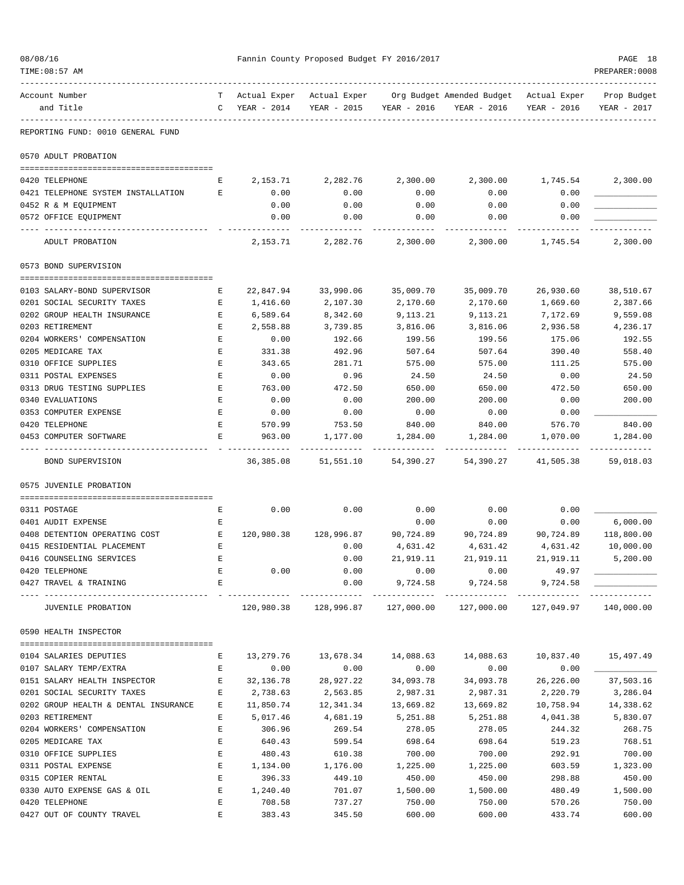Fannin County Proposed Budget FY 2016/2017

REPORTING FUND: 0010 GENERAL FUND

## 0570 ADULT PROBATION

| Account Number and Title | TC | Actual Exper YEAR - 2014 | Actual Exper YEAR - 2015 | Org Budget YEAR - 2016 | Amended Budget YEAR - 2016 | Actual Exper YEAR - 2016 | Prop Budget YEAR - 2017 |
|---|---|---|---|---|---|---|---|
| 0420 TELEPHONE | E | 2,153.71 | 2,282.76 | 2,300.00 | 2,300.00 | 1,745.54 | 2,300.00 |
| 0421 TELEPHONE SYSTEM INSTALLATION | E | 0.00 | 0.00 | 0.00 | 0.00 | 0.00 | ____________ |
| 0452 R & M EQUIPMENT | | 0.00 | 0.00 | 0.00 | 0.00 | 0.00 | ____________ |
| 0572 OFFICE EQUIPMENT | | 0.00 | 0.00 | 0.00 | 0.00 | 0.00 | ____________ |
| ADULT PROBATION | | 2,153.71 | 2,282.76 | 2,300.00 | 2,300.00 | 1,745.54 | 2,300.00 |

## 0573 BOND SUPERVISION

| Account Number and Title | TC | Actual Exper YEAR - 2014 | Actual Exper YEAR - 2015 | Org Budget YEAR - 2016 | Amended Budget YEAR - 2016 | Actual Exper YEAR - 2016 | Prop Budget YEAR - 2017 |
|---|---|---|---|---|---|---|---|
| 0103 SALARY-BOND SUPERVISOR | E | 22,847.94 | 33,990.06 | 35,009.70 | 35,009.70 | 26,930.60 | 38,510.67 |
| 0201 SOCIAL SECURITY TAXES | E | 1,416.60 | 2,107.30 | 2,170.60 | 2,170.60 | 1,669.60 | 2,387.66 |
| 0202 GROUP HEALTH INSURANCE | E | 6,589.64 | 8,342.60 | 9,113.21 | 9,113.21 | 7,172.69 | 9,559.08 |
| 0203 RETIREMENT | E | 2,558.88 | 3,739.85 | 3,816.06 | 3,816.06 | 2,936.58 | 4,236.17 |
| 0204 WORKERS' COMPENSATION | E | 0.00 | 192.66 | 199.56 | 199.56 | 175.06 | 192.55 |
| 0205 MEDICARE TAX | E | 331.38 | 492.96 | 507.64 | 507.64 | 390.40 | 558.40 |
| 0310 OFFICE SUPPLIES | E | 343.65 | 281.71 | 575.00 | 575.00 | 111.25 | 575.00 |
| 0311 POSTAL EXPENSES | E | 0.00 | 0.96 | 24.50 | 24.50 | 0.00 | 24.50 |
| 0313 DRUG TESTING SUPPLIES | E | 763.00 | 472.50 | 650.00 | 650.00 | 472.50 | 650.00 |
| 0340 EVALUATIONS | E | 0.00 | 0.00 | 200.00 | 200.00 | 0.00 | 200.00 |
| 0353 COMPUTER EXPENSE | E | 0.00 | 0.00 | 0.00 | 0.00 | 0.00 | ____________ |
| 0420 TELEPHONE | E | 570.99 | 753.50 | 840.00 | 840.00 | 576.70 | 840.00 |
| 0453 COMPUTER SOFTWARE | E | 963.00 | 1,177.00 | 1,284.00 | 1,284.00 | 1,070.00 | 1,284.00 |
| BOND SUPERVISION | | 36,385.08 | 51,551.10 | 54,390.27 | 54,390.27 | 41,505.38 | 59,018.03 |

## 0575 JUVENILE PROBATION

| Account Number and Title | TC | Actual Exper YEAR - 2014 | Actual Exper YEAR - 2015 | Org Budget YEAR - 2016 | Amended Budget YEAR - 2016 | Actual Exper YEAR - 2016 | Prop Budget YEAR - 2017 |
|---|---|---|---|---|---|---|---|
| 0311 POSTAGE | E | 0.00 | 0.00 | 0.00 | 0.00 | 0.00 | ____________ |
| 0401 AUDIT EXPENSE | E | | | 0.00 | 0.00 | 0.00 | 6,000.00 |
| 0408 DETENTION OPERATING COST | E | 120,980.38 | 128,996.87 | 90,724.89 | 90,724.89 | 90,724.89 | 118,800.00 |
| 0415 RESIDENTIAL PLACEMENT | E | | 0.00 | 4,631.42 | 4,631.42 | 4,631.42 | 10,000.00 |
| 0416 COUNSELING SERVICES | E | | 0.00 | 21,919.11 | 21,919.11 | 21,919.11 | 5,200.00 |
| 0420 TELEPHONE | E | 0.00 | 0.00 | 0.00 | 0.00 | 49.97 | ____________ |
| 0427 TRAVEL & TRAINING | E | | 0.00 | 9,724.58 | 9,724.58 | 9,724.58 | ____________ |
| JUVENILE PROBATION | | 120,980.38 | 128,996.87 | 127,000.00 | 127,000.00 | 127,049.97 | 140,000.00 |

## 0590 HEALTH INSPECTOR

| Account Number and Title | TC | Actual Exper YEAR - 2014 | Actual Exper YEAR - 2015 | Org Budget YEAR - 2016 | Amended Budget YEAR - 2016 | Actual Exper YEAR - 2016 | Prop Budget YEAR - 2017 |
|---|---|---|---|---|---|---|---|
| 0104 SALARIES DEPUTIES | E | 13,279.76 | 13,678.34 | 14,088.63 | 14,088.63 | 10,837.40 | 15,497.49 |
| 0107 SALARY TEMP/EXTRA | E | 0.00 | 0.00 | 0.00 | 0.00 | 0.00 | ____________ |
| 0151 SALARY HEALTH INSPECTOR | E | 32,136.78 | 28,927.22 | 34,093.78 | 34,093.78 | 26,226.00 | 37,503.16 |
| 0201 SOCIAL SECURITY TAXES | E | 2,738.63 | 2,563.85 | 2,987.31 | 2,987.31 | 2,220.79 | 3,286.04 |
| 0202 GROUP HEALTH & DENTAL INSURANCE | E | 11,850.74 | 12,341.34 | 13,669.82 | 13,669.82 | 10,758.94 | 14,338.62 |
| 0203 RETIREMENT | E | 5,017.46 | 4,681.19 | 5,251.88 | 5,251.88 | 4,041.38 | 5,830.07 |
| 0204 WORKERS' COMPENSATION | E | 306.96 | 269.54 | 278.05 | 278.05 | 244.32 | 268.75 |
| 0205 MEDICARE TAX | E | 640.43 | 599.54 | 698.64 | 698.64 | 519.23 | 768.51 |
| 0310 OFFICE SUPPLIES | E | 480.43 | 610.38 | 700.00 | 700.00 | 292.91 | 700.00 |
| 0311 POSTAL EXPENSE | E | 1,134.00 | 1,176.00 | 1,225.00 | 1,225.00 | 603.59 | 1,323.00 |
| 0315 COPIER RENTAL | E | 396.33 | 449.10 | 450.00 | 450.00 | 298.88 | 450.00 |
| 0330 AUTO EXPENSE GAS & OIL | E | 1,240.40 | 701.07 | 1,500.00 | 1,500.00 | 480.49 | 1,500.00 |
| 0420 TELEPHONE | E | 708.58 | 737.27 | 750.00 | 750.00 | 570.26 | 750.00 |
| 0427 OUT OF COUNTY TRAVEL | E | 383.43 | 345.50 | 600.00 | 600.00 | 433.74 | 600.00 |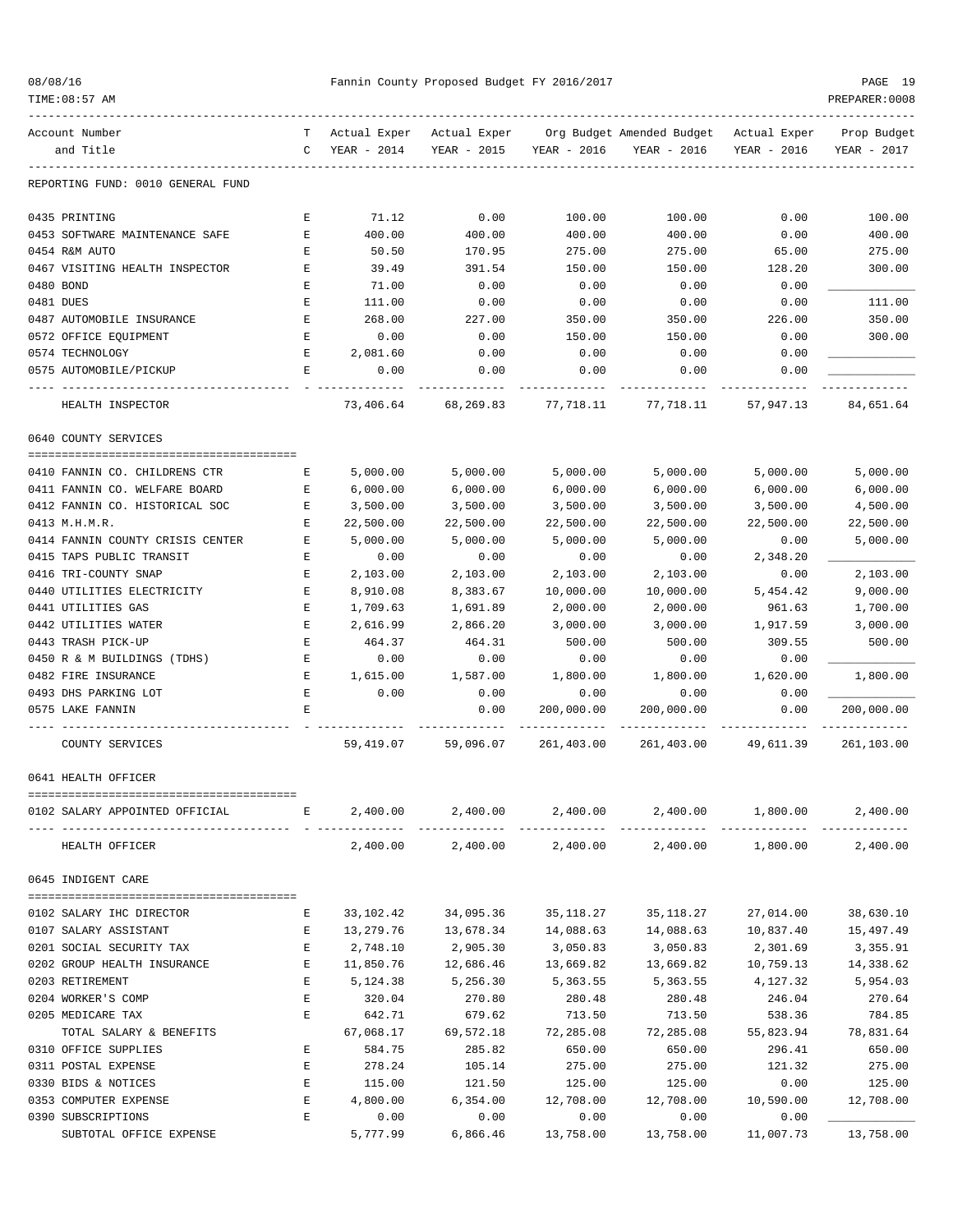REPORTING FUND: 0010 GENERAL FUND

| Account Number and Title | TC | Actual Exper YEAR - 2014 | Actual Exper YEAR - 2015 | Org Budget YEAR - 2016 | Amended Budget YEAR - 2016 | Actual Exper YEAR - 2016 | Prop Budget YEAR - 2017 |
|---|---|---|---|---|---|---|---|
| 0435 PRINTING | E | 71.12 | 0.00 | 100.00 | 100.00 | 0.00 | 100.00 |
| 0453 SOFTWARE MAINTENANCE SAFE | E | 400.00 | 400.00 | 400.00 | 400.00 | 0.00 | 400.00 |
| 0454 R&M AUTO | E | 50.50 | 170.95 | 275.00 | 275.00 | 65.00 | 275.00 |
| 0467 VISITING HEALTH INSPECTOR | E | 39.49 | 391.54 | 150.00 | 150.00 | 128.20 | 300.00 |
| 0480 BOND | E | 71.00 | 0.00 | 0.00 | 0.00 | 0.00 | ____________ |
| 0481 DUES | E | 111.00 | 0.00 | 0.00 | 0.00 | 0.00 | 111.00 |
| 0487 AUTOMOBILE INSURANCE | E | 268.00 | 227.00 | 350.00 | 350.00 | 226.00 | 350.00 |
| 0572 OFFICE EQUIPMENT | E | 0.00 | 0.00 | 150.00 | 150.00 | 0.00 | 300.00 |
| 0574 TECHNOLOGY | E | 2,081.60 | 0.00 | 0.00 | 0.00 | 0.00 | ____________ |
| 0575 AUTOMOBILE/PICKUP | E | 0.00 | 0.00 | 0.00 | 0.00 | 0.00 | ____________ |
| HEALTH INSPECTOR | | 73,406.64 | 68,269.83 | 77,718.11 | 77,718.11 | 57,947.13 | 84,651.64 |

0640 COUNTY SERVICES

| Account Number and Title | TC | Actual Exper YEAR - 2014 | Actual Exper YEAR - 2015 | Org Budget YEAR - 2016 | Amended Budget YEAR - 2016 | Actual Exper YEAR - 2016 | Prop Budget YEAR - 2017 |
|---|---|---|---|---|---|---|---|
| 0410 FANNIN CO. CHILDRENS CTR | E | 5,000.00 | 5,000.00 | 5,000.00 | 5,000.00 | 5,000.00 | 5,000.00 |
| 0411 FANNIN CO. WELFARE BOARD | E | 6,000.00 | 6,000.00 | 6,000.00 | 6,000.00 | 6,000.00 | 6,000.00 |
| 0412 FANNIN CO. HISTORICAL SOC | E | 3,500.00 | 3,500.00 | 3,500.00 | 3,500.00 | 3,500.00 | 4,500.00 |
| 0413 M.H.M.R. | E | 22,500.00 | 22,500.00 | 22,500.00 | 22,500.00 | 22,500.00 | 22,500.00 |
| 0414 FANNIN COUNTY CRISIS CENTER | E | 5,000.00 | 5,000.00 | 5,000.00 | 5,000.00 | 0.00 | 5,000.00 |
| 0415 TAPS PUBLIC TRANSIT | E | 0.00 | 0.00 | 0.00 | 0.00 | 2,348.20 | ____________ |
| 0416 TRI-COUNTY SNAP | E | 2,103.00 | 2,103.00 | 2,103.00 | 2,103.00 | 0.00 | 2,103.00 |
| 0440 UTILITIES ELECTRICITY | E | 8,910.08 | 8,383.67 | 10,000.00 | 10,000.00 | 5,454.42 | 9,000.00 |
| 0441 UTILITIES GAS | E | 1,709.63 | 1,691.89 | 2,000.00 | 2,000.00 | 961.63 | 1,700.00 |
| 0442 UTILITIES WATER | E | 2,616.99 | 2,866.20 | 3,000.00 | 3,000.00 | 1,917.59 | 3,000.00 |
| 0443 TRASH PICK-UP | E | 464.37 | 464.31 | 500.00 | 500.00 | 309.55 | 500.00 |
| 0450 R & M BUILDINGS (TDHS) | E | 0.00 | 0.00 | 0.00 | 0.00 | 0.00 | ____________ |
| 0482 FIRE INSURANCE | E | 1,615.00 | 1,587.00 | 1,800.00 | 1,800.00 | 1,620.00 | 1,800.00 |
| 0493 DHS PARKING LOT | E | 0.00 | 0.00 | 0.00 | 0.00 | 0.00 | ____________ |
| 0575 LAKE FANNIN | E | | 0.00 | 200,000.00 | 200,000.00 | 0.00 | 200,000.00 |
| COUNTY SERVICES | | 59,419.07 | 59,096.07 | 261,403.00 | 261,403.00 | 49,611.39 | 261,103.00 |

0641 HEALTH OFFICER

| Account Number and Title | TC | Actual Exper YEAR - 2014 | Actual Exper YEAR - 2015 | Org Budget YEAR - 2016 | Amended Budget YEAR - 2016 | Actual Exper YEAR - 2016 | Prop Budget YEAR - 2017 |
|---|---|---|---|---|---|---|---|
| 0102 SALARY APPOINTED OFFICIAL | E | 2,400.00 | 2,400.00 | 2,400.00 | 2,400.00 | 1,800.00 | 2,400.00 |
| HEALTH OFFICER | | 2,400.00 | 2,400.00 | 2,400.00 | 2,400.00 | 1,800.00 | 2,400.00 |

0645 INDIGENT CARE

| Account Number and Title | TC | Actual Exper YEAR - 2014 | Actual Exper YEAR - 2015 | Org Budget YEAR - 2016 | Amended Budget YEAR - 2016 | Actual Exper YEAR - 2016 | Prop Budget YEAR - 2017 |
|---|---|---|---|---|---|---|---|
| 0102 SALARY IHC DIRECTOR | E | 33,102.42 | 34,095.36 | 35,118.27 | 35,118.27 | 27,014.00 | 38,630.10 |
| 0107 SALARY ASSISTANT | E | 13,279.76 | 13,678.34 | 14,088.63 | 14,088.63 | 10,837.40 | 15,497.49 |
| 0201 SOCIAL SECURITY TAX | E | 2,748.10 | 2,905.30 | 3,050.83 | 3,050.83 | 2,301.69 | 3,355.91 |
| 0202 GROUP HEALTH INSURANCE | E | 11,850.76 | 12,686.46 | 13,669.82 | 13,669.82 | 10,759.13 | 14,338.62 |
| 0203 RETIREMENT | E | 5,124.38 | 5,256.30 | 5,363.55 | 5,363.55 | 4,127.32 | 5,954.03 |
| 0204 WORKER'S COMP | E | 320.04 | 270.80 | 280.48 | 280.48 | 246.04 | 270.64 |
| 0205 MEDICARE TAX | E | 642.71 | 679.62 | 713.50 | 713.50 | 538.36 | 784.85 |
| TOTAL SALARY & BENEFITS | | 67,068.17 | 69,572.18 | 72,285.08 | 72,285.08 | 55,823.94 | 78,831.64 |
| 0310 OFFICE SUPPLIES | E | 584.75 | 285.82 | 650.00 | 650.00 | 296.41 | 650.00 |
| 0311 POSTAL EXPENSE | E | 278.24 | 105.14 | 275.00 | 275.00 | 121.32 | 275.00 |
| 0330 BIDS & NOTICES | E | 115.00 | 121.50 | 125.00 | 125.00 | 0.00 | 125.00 |
| 0353 COMPUTER EXPENSE | E | 4,800.00 | 6,354.00 | 12,708.00 | 12,708.00 | 10,590.00 | 12,708.00 |
| 0390 SUBSCRIPTIONS | E | 0.00 | 0.00 | 0.00 | 0.00 | 0.00 | ____________ |
| SUBTOTAL OFFICE EXPENSE | | 5,777.99 | 6,866.46 | 13,758.00 | 13,758.00 | 11,007.73 | 13,758.00 |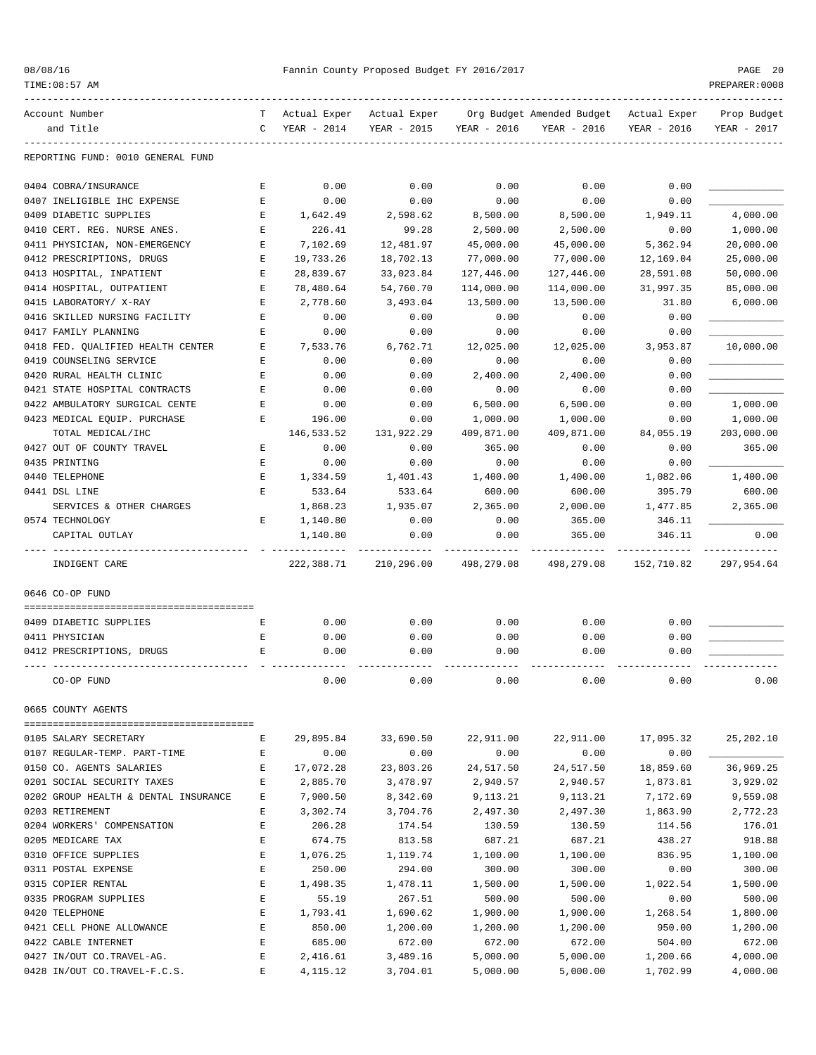Fannin County Proposed Budget FY 2016/2017

| Account Number and Title | TC | Actual Exper YEAR - 2014 | Actual Exper YEAR - 2015 | Org Budget YEAR - 2016 | Amended Budget YEAR - 2016 | Actual Exper YEAR - 2016 | Prop Budget YEAR - 2017 |
|---|---|---|---|---|---|---|---|
| **REPORTING FUND: 0010 GENERAL FUND** | | | | | | | |
| 0404 COBRA/INSURANCE | E | 0.00 | 0.00 | 0.00 | 0.00 | 0.00 | ___________ |
| 0407 INELIGIBLE IHC EXPENSE | E | 0.00 | 0.00 | 0.00 | 0.00 | 0.00 | ___________ |
| 0409 DIABETIC SUPPLIES | E | 1,642.49 | 2,598.62 | 8,500.00 | 8,500.00 | 1,949.11 | 4,000.00 |
| 0410 CERT. REG. NURSE ANES. | E | 226.41 | 99.28 | 2,500.00 | 2,500.00 | 0.00 | 1,000.00 |
| 0411 PHYSICIAN, NON-EMERGENCY | E | 7,102.69 | 12,481.97 | 45,000.00 | 45,000.00 | 5,362.94 | 20,000.00 |
| 0412 PRESCRIPTIONS, DRUGS | E | 19,733.26 | 18,702.13 | 77,000.00 | 77,000.00 | 12,169.04 | 25,000.00 |
| 0413 HOSPITAL, INPATIENT | E | 28,839.67 | 33,023.84 | 127,446.00 | 127,446.00 | 28,591.08 | 50,000.00 |
| 0414 HOSPITAL, OUTPATIENT | E | 78,480.64 | 54,760.70 | 114,000.00 | 114,000.00 | 31,997.35 | 85,000.00 |
| 0415 LABORATORY/ X-RAY | E | 2,778.60 | 3,493.04 | 13,500.00 | 13,500.00 | 31.80 | 6,000.00 |
| 0416 SKILLED NURSING FACILITY | E | 0.00 | 0.00 | 0.00 | 0.00 | 0.00 | ___________ |
| 0417 FAMILY PLANNING | E | 0.00 | 0.00 | 0.00 | 0.00 | 0.00 | ___________ |
| 0418 FED. QUALIFIED HEALTH CENTER | E | 7,533.76 | 6,762.71 | 12,025.00 | 12,025.00 | 3,953.87 | 10,000.00 |
| 0419 COUNSELING SERVICE | E | 0.00 | 0.00 | 0.00 | 0.00 | 0.00 | ___________ |
| 0420 RURAL HEALTH CLINIC | E | 0.00 | 0.00 | 2,400.00 | 2,400.00 | 0.00 | ___________ |
| 0421 STATE HOSPITAL CONTRACTS | E | 0.00 | 0.00 | 0.00 | 0.00 | 0.00 | ___________ |
| 0422 AMBULATORY SURGICAL CENTE | E | 0.00 | 0.00 | 6,500.00 | 6,500.00 | 0.00 | 1,000.00 |
| 0423 MEDICAL EQUIP. PURCHASE | E | 196.00 | 0.00 | 1,000.00 | 1,000.00 | 0.00 | 1,000.00 |
| TOTAL MEDICAL/IHC | | 146,533.52 | 131,922.29 | 409,871.00 | 409,871.00 | 84,055.19 | 203,000.00 |
| 0427 OUT OF COUNTY TRAVEL | E | 0.00 | 0.00 | 365.00 | 0.00 | 0.00 | 365.00 |
| 0435 PRINTING | E | 0.00 | 0.00 | 0.00 | 0.00 | 0.00 | ___________ |
| 0440 TELEPHONE | E | 1,334.59 | 1,401.43 | 1,400.00 | 1,400.00 | 1,082.06 | 1,400.00 |
| 0441 DSL LINE | E | 533.64 | 533.64 | 600.00 | 600.00 | 395.79 | 600.00 |
| SERVICES & OTHER CHARGES | | 1,868.23 | 1,935.07 | 2,365.00 | 2,000.00 | 1,477.85 | 2,365.00 |
| 0574 TECHNOLOGY | E | 1,140.80 | 0.00 | 0.00 | 365.00 | 346.11 | ___________ |
| CAPITAL OUTLAY | | 1,140.80 | 0.00 | 0.00 | 365.00 | 346.11 | 0.00 |
| INDIGENT CARE | | 222,388.71 | 210,296.00 | 498,279.08 | 498,279.08 | 152,710.82 | 297,954.64 |
| **0646 CO-OP FUND** | | | | | | | |
| 0409 DIABETIC SUPPLIES | E | 0.00 | 0.00 | 0.00 | 0.00 | 0.00 | ___________ |
| 0411 PHYSICIAN | E | 0.00 | 0.00 | 0.00 | 0.00 | 0.00 | ___________ |
| 0412 PRESCRIPTIONS, DRUGS | E | 0.00 | 0.00 | 0.00 | 0.00 | 0.00 | ___________ |
| CO-OP FUND | | 0.00 | 0.00 | 0.00 | 0.00 | 0.00 | 0.00 |
| **0665 COUNTY AGENTS** | | | | | | | |
| 0105 SALARY SECRETARY | E | 29,895.84 | 33,690.50 | 22,911.00 | 22,911.00 | 17,095.32 | 25,202.10 |
| 0107 REGULAR-TEMP. PART-TIME | E | 0.00 | 0.00 | 0.00 | 0.00 | 0.00 | ___________ |
| 0150 CO. AGENTS SALARIES | E | 17,072.28 | 23,803.26 | 24,517.50 | 24,517.50 | 18,859.60 | 36,969.25 |
| 0201 SOCIAL SECURITY TAXES | E | 2,885.70 | 3,478.97 | 2,940.57 | 2,940.57 | 1,873.81 | 3,929.02 |
| 0202 GROUP HEALTH & DENTAL INSURANCE | E | 7,900.50 | 8,342.60 | 9,113.21 | 9,113.21 | 7,172.69 | 9,559.08 |
| 0203 RETIREMENT | E | 3,302.74 | 3,704.76 | 2,497.30 | 2,497.30 | 1,863.90 | 2,772.23 |
| 0204 WORKERS' COMPENSATION | E | 206.28 | 174.54 | 130.59 | 130.59 | 114.56 | 176.01 |
| 0205 MEDICARE TAX | E | 674.75 | 813.58 | 687.21 | 687.21 | 438.27 | 918.88 |
| 0310 OFFICE SUPPLIES | E | 1,076.25 | 1,119.74 | 1,100.00 | 1,100.00 | 836.95 | 1,100.00 |
| 0311 POSTAL EXPENSE | E | 250.00 | 294.00 | 300.00 | 300.00 | 0.00 | 300.00 |
| 0315 COPIER RENTAL | E | 1,498.35 | 1,478.11 | 1,500.00 | 1,500.00 | 1,022.54 | 1,500.00 |
| 0335 PROGRAM SUPPLIES | E | 55.19 | 267.51 | 500.00 | 500.00 | 0.00 | 500.00 |
| 0420 TELEPHONE | E | 1,793.41 | 1,690.62 | 1,900.00 | 1,900.00 | 1,268.54 | 1,800.00 |
| 0421 CELL PHONE ALLOWANCE | E | 850.00 | 1,200.00 | 1,200.00 | 1,200.00 | 950.00 | 1,200.00 |
| 0422 CABLE INTERNET | E | 685.00 | 672.00 | 672.00 | 672.00 | 504.00 | 672.00 |
| 0427 IN/OUT CO.TRAVEL-AG. | E | 2,416.61 | 3,489.16 | 5,000.00 | 5,000.00 | 1,200.66 | 4,000.00 |
| 0428 IN/OUT CO.TRAVEL-F.C.S. | E | 4,115.12 | 3,704.01 | 5,000.00 | 5,000.00 | 1,702.99 | 4,000.00 |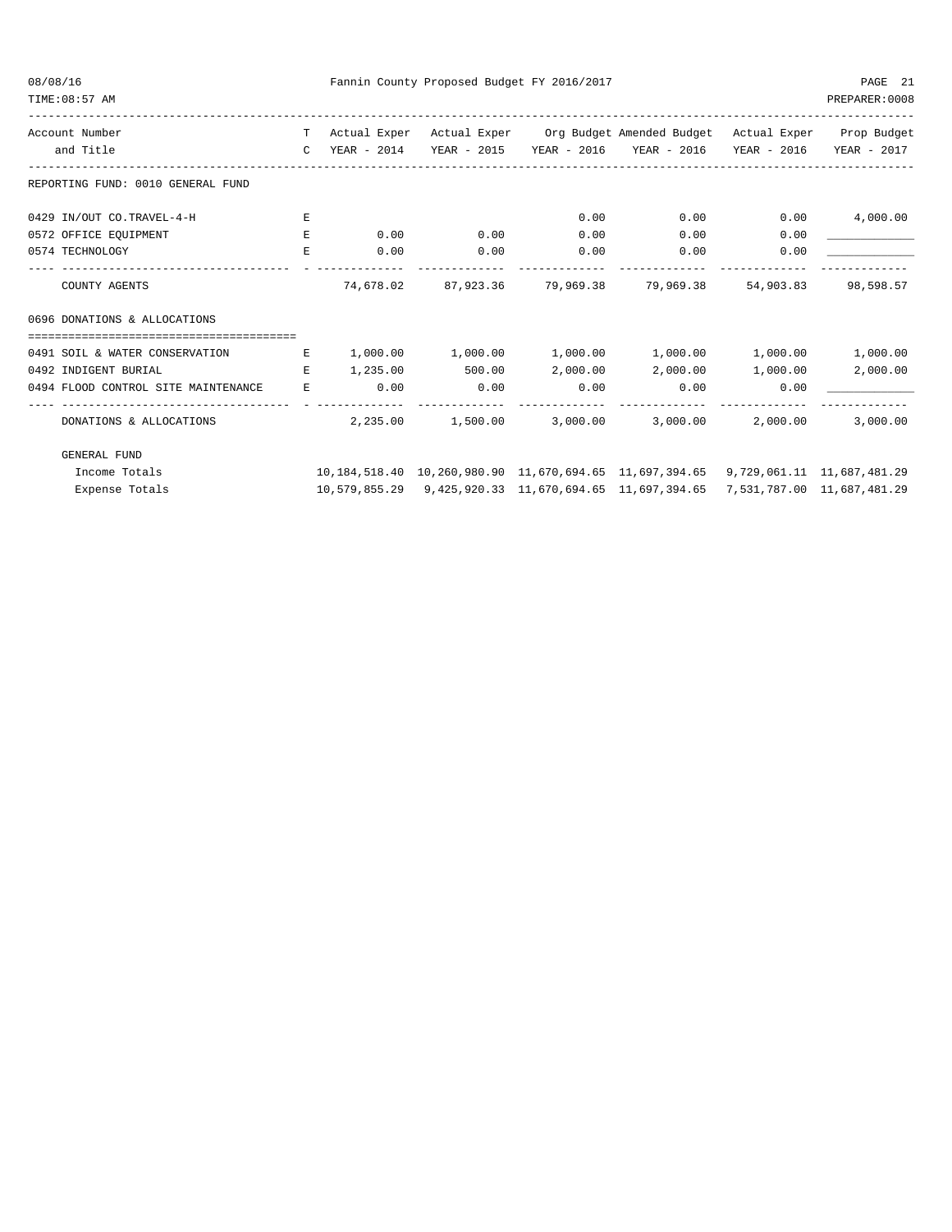Fannin County Proposed Budget FY 2016/2017

| Account Number and Title | TC | Actual Exper YEAR - 2014 | Actual Exper YEAR - 2015 | Org Budget YEAR - 2016 | Amended Budget YEAR - 2016 | Actual Exper YEAR - 2016 | Prop Budget YEAR - 2017 |
|---|---|---|---|---|---|---|---|
| **REPORTING FUND: 0010 GENERAL FUND** | | | | | | | |
| 0429 IN/OUT CO.TRAVEL-4-H | E | | | 0.00 | 0.00 | 0.00 | 4,000.00 |
| 0572 OFFICE EQUIPMENT | E | 0.00 | 0.00 | 0.00 | 0.00 | 0.00 | ____________ |
| 0574 TECHNOLOGY | E | 0.00 | 0.00 | 0.00 | 0.00 | 0.00 | ____________ |
| COUNTY AGENTS | | 74,678.02 | 87,923.36 | 79,969.38 | 79,969.38 | 54,903.83 | 98,598.57 |
| **0696 DONATIONS & ALLOCATIONS** | | | | | | | |
| 0491 SOIL & WATER CONSERVATION | E | 1,000.00 | 1,000.00 | 1,000.00 | 1,000.00 | 1,000.00 | 1,000.00 |
| 0492 INDIGENT BURIAL | E | 1,235.00 | 500.00 | 2,000.00 | 2,000.00 | 1,000.00 | 2,000.00 |
| 0494 FLOOD CONTROL SITE MAINTENANCE | E | 0.00 | 0.00 | 0.00 | 0.00 | 0.00 | ____________ |
| DONATIONS & ALLOCATIONS | | 2,235.00 | 1,500.00 | 3,000.00 | 3,000.00 | 2,000.00 | 3,000.00 |
| **GENERAL FUND** | | | | | | | |
| Income Totals | | 10,184,518.40 | 10,260,980.90 | 11,670,694.65 | 11,697,394.65 | 9,729,061.11 | 11,687,481.29 |
| Expense Totals | | 10,579,855.29 | 9,425,920.33 | 11,670,694.65 | 11,697,394.65 | 7,531,787.00 | 11,687,481.29 |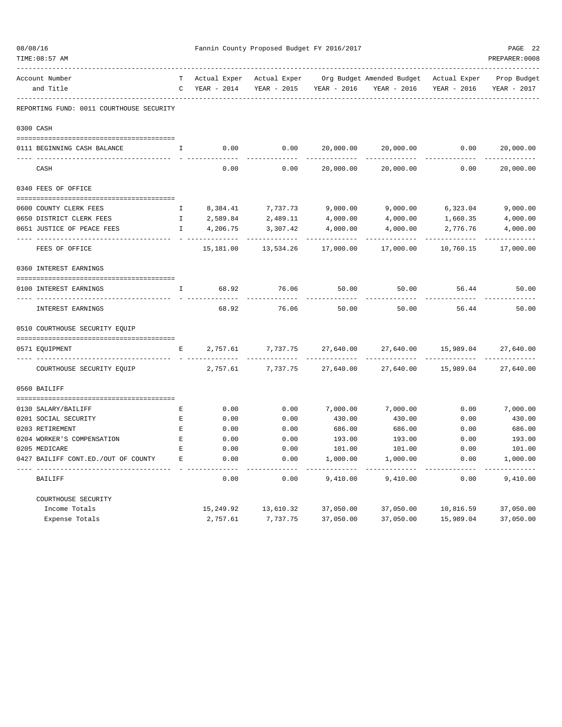# Fannin County Proposed Budget FY 2016/2017

| Account Number and Title | TC | Actual Exper YEAR - 2014 | Actual Exper YEAR - 2015 | Org Budget YEAR - 2016 | Amended Budget YEAR - 2016 | Actual Exper YEAR - 2016 | Prop Budget YEAR - 2017 |
|---|---|---|---|---|---|---|---|
| **REPORTING FUND: 0011 COURTHOUSE SECURITY** | | | | | | | |
| **0300 CASH** | | | | | | | |
| 0111 BEGINNING CASH BALANCE | I | 0.00 | 0.00 | 20,000.00 | 20,000.00 | 0.00 | 20,000.00 |
| CASH | | 0.00 | 0.00 | 20,000.00 | 20,000.00 | 0.00 | 20,000.00 |
| **0340 FEES OF OFFICE** | | | | | | | |
| 0600 COUNTY CLERK FEES | I | 8,384.41 | 7,737.73 | 9,000.00 | 9,000.00 | 6,323.04 | 9,000.00 |
| 0650 DISTRICT CLERK FEES | I | 2,589.84 | 2,489.11 | 4,000.00 | 4,000.00 | 1,660.35 | 4,000.00 |
| 0651 JUSTICE OF PEACE FEES | I | 4,206.75 | 3,307.42 | 4,000.00 | 4,000.00 | 2,776.76 | 4,000.00 |
| FEES OF OFFICE | | 15,181.00 | 13,534.26 | 17,000.00 | 17,000.00 | 10,760.15 | 17,000.00 |
| **0360 INTEREST EARNINGS** | | | | | | | |
| 0100 INTEREST EARNINGS | I | 68.92 | 76.06 | 50.00 | 50.00 | 56.44 | 50.00 |
| INTEREST EARNINGS | | 68.92 | 76.06 | 50.00 | 50.00 | 56.44 | 50.00 |
| **0510 COURTHOUSE SECURITY EQUIP** | | | | | | | |
| 0571 EQUIPMENT | E | 2,757.61 | 7,737.75 | 27,640.00 | 27,640.00 | 15,989.04 | 27,640.00 |
| COURTHOUSE SECURITY EQUIP | | 2,757.61 | 7,737.75 | 27,640.00 | 27,640.00 | 15,989.04 | 27,640.00 |
| **0560 BAILIFF** | | | | | | | |
| 0130 SALARY/BAILIFF | E | 0.00 | 0.00 | 7,000.00 | 7,000.00 | 0.00 | 7,000.00 |
| 0201 SOCIAL SECURITY | E | 0.00 | 0.00 | 430.00 | 430.00 | 0.00 | 430.00 |
| 0203 RETIREMENT | E | 0.00 | 0.00 | 686.00 | 686.00 | 0.00 | 686.00 |
| 0204 WORKER'S COMPENSATION | E | 0.00 | 0.00 | 193.00 | 193.00 | 0.00 | 193.00 |
| 0205 MEDICARE | E | 0.00 | 0.00 | 101.00 | 101.00 | 0.00 | 101.00 |
| 0427 BAILIFF CONT.ED./OUT OF COUNTY | E | 0.00 | 0.00 | 1,000.00 | 1,000.00 | 0.00 | 1,000.00 |
| BAILIFF | | 0.00 | 0.00 | 9,410.00 | 9,410.00 | 0.00 | 9,410.00 |
| **COURTHOUSE SECURITY** | | | | | | | |
| Income Totals | | 15,249.92 | 13,610.32 | 37,050.00 | 37,050.00 | 10,816.59 | 37,050.00 |
| Expense Totals | | 2,757.61 | 7,737.75 | 37,050.00 | 37,050.00 | 15,989.04 | 37,050.00 |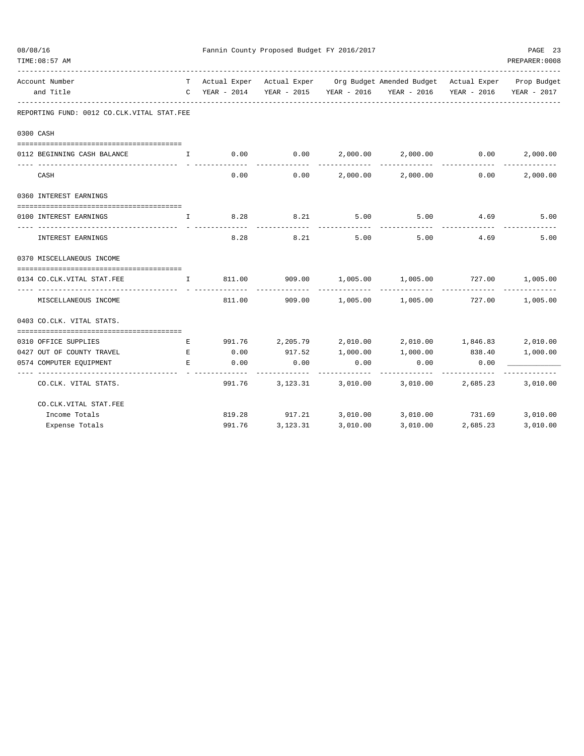Fannin County Proposed Budget FY 2016/2017

| Account Number and Title | TC | Actual Exper YEAR - 2014 | Actual Exper YEAR - 2015 | Org Budget YEAR - 2016 | Amended Budget YEAR - 2016 | Actual Exper YEAR - 2016 | Prop Budget YEAR - 2017 |
|---|---|---|---|---|---|---|---|
| **REPORTING FUND: 0012 CO.CLK.VITAL STAT.FEE** | | | | | | | |
| **0300 CASH** | | | | | | | |
| 0112 BEGINNING CASH BALANCE | I | 0.00 | 0.00 | 2,000.00 | 2,000.00 | 0.00 | 2,000.00 |
| CASH | | 0.00 | 0.00 | 2,000.00 | 2,000.00 | 0.00 | 2,000.00 |
| **0360 INTEREST EARNINGS** | | | | | | | |
| 0100 INTEREST EARNINGS | I | 8.28 | 8.21 | 5.00 | 5.00 | 4.69 | 5.00 |
| INTEREST EARNINGS | | 8.28 | 8.21 | 5.00 | 5.00 | 4.69 | 5.00 |
| **0370 MISCELLANEOUS INCOME** | | | | | | | |
| 0134 CO.CLK.VITAL STAT.FEE | I | 811.00 | 909.00 | 1,005.00 | 1,005.00 | 727.00 | 1,005.00 |
| MISCELLANEOUS INCOME | | 811.00 | 909.00 | 1,005.00 | 1,005.00 | 727.00 | 1,005.00 |
| **0403 CO.CLK. VITAL STATS.** | | | | | | | |
| 0310 OFFICE SUPPLIES | E | 991.76 | 2,205.79 | 2,010.00 | 2,010.00 | 1,846.83 | 2,010.00 |
| 0427 OUT OF COUNTY TRAVEL | E | 0.00 | 917.52 | 1,000.00 | 1,000.00 | 838.40 | 1,000.00 |
| 0574 COMPUTER EQUIPMENT | E | 0.00 | 0.00 | 0.00 | 0.00 | 0.00 | |
| CO.CLK. VITAL STATS. | | 991.76 | 3,123.31 | 3,010.00 | 3,010.00 | 2,685.23 | 3,010.00 |
| **CO.CLK.VITAL STAT.FEE** | | | | | | | |
| Income Totals | | 819.28 | 917.21 | 3,010.00 | 3,010.00 | 731.69 | 3,010.00 |
| Expense Totals | | 991.76 | 3,123.31 | 3,010.00 | 3,010.00 | 2,685.23 | 3,010.00 |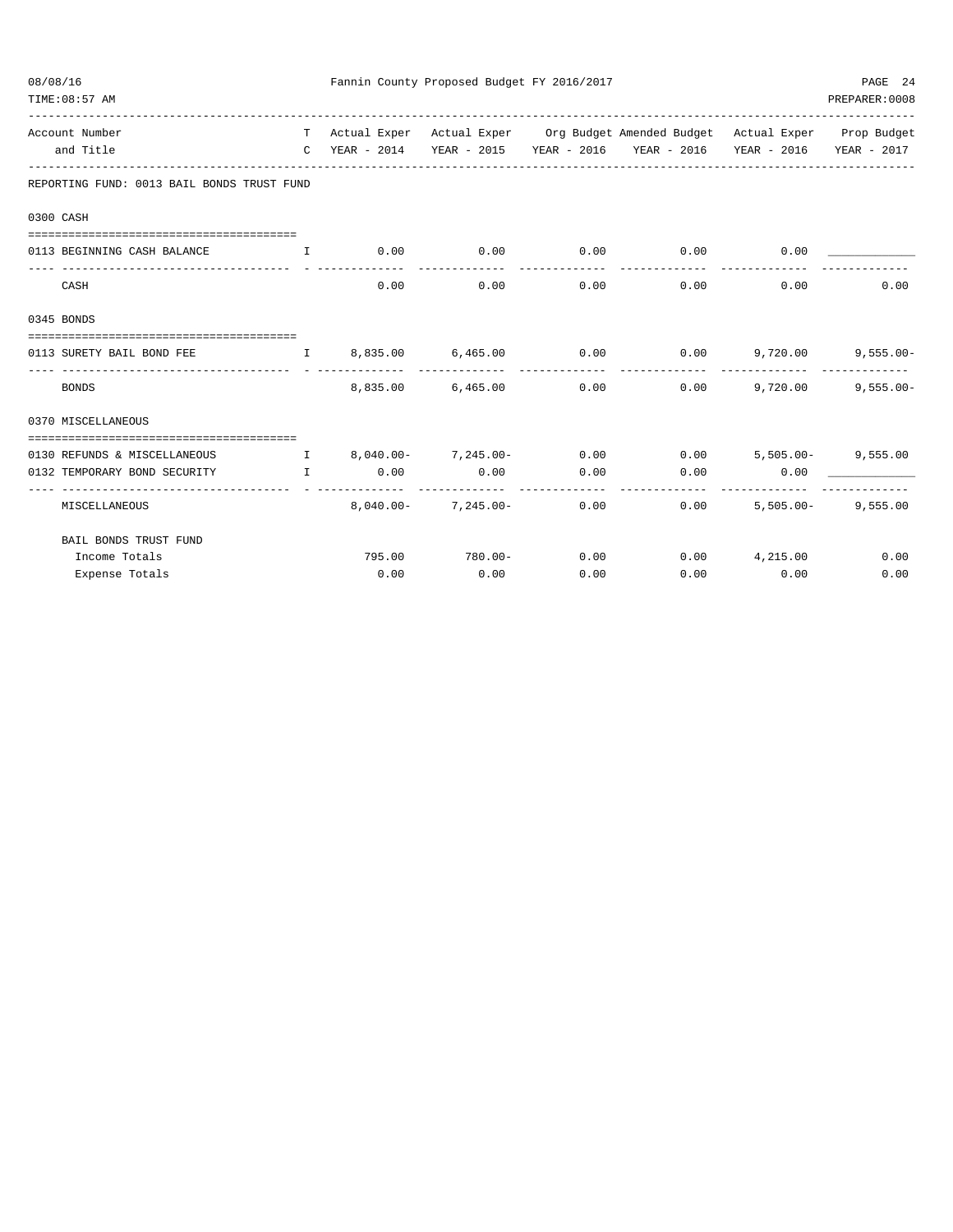Fannin County Proposed Budget FY 2016/2017

| Account Number and Title | TC | Actual Exper YEAR - 2014 | Actual Exper YEAR - 2015 | Org Budget YEAR - 2016 | Amended Budget YEAR - 2016 | Actual Exper YEAR - 2016 | Prop Budget YEAR - 2017 |
|---|---|---|---|---|---|---|---|
| **REPORTING FUND: 0013 BAIL BONDS TRUST FUND** | | | | | | | |
| **0300 CASH** | | | | | | | |
| 0113 BEGINNING CASH BALANCE | I | 0.00 | 0.00 | 0.00 | 0.00 | 0.00 | ____________ |
| CASH | | 0.00 | 0.00 | 0.00 | 0.00 | 0.00 | 0.00 |
| **0345 BONDS** | | | | | | | |
| 0113 SURETY BAIL BOND FEE | I | 8,835.00 | 6,465.00 | 0.00 | 0.00 | 9,720.00 | 9,555.00- |
| BONDS | | 8,835.00 | 6,465.00 | 0.00 | 0.00 | 9,720.00 | 9,555.00- |
| **0370 MISCELLANEOUS** | | | | | | | |
| 0130 REFUNDS & MISCELLANEOUS | I | 8,040.00- | 7,245.00- | 0.00 | 0.00 | 5,505.00- | 9,555.00 |
| 0132 TEMPORARY BOND SECURITY | I | 0.00 | 0.00 | 0.00 | 0.00 | 0.00 | ____________ |
| MISCELLANEOUS | | 8,040.00- | 7,245.00- | 0.00 | 0.00 | 5,505.00- | 9,555.00 |
| **BAIL BONDS TRUST FUND** | | | | | | | |
| Income Totals | | 795.00 | 780.00- | 0.00 | 0.00 | 4,215.00 | 0.00 |
| Expense Totals | | 0.00 | 0.00 | 0.00 | 0.00 | 0.00 | 0.00 |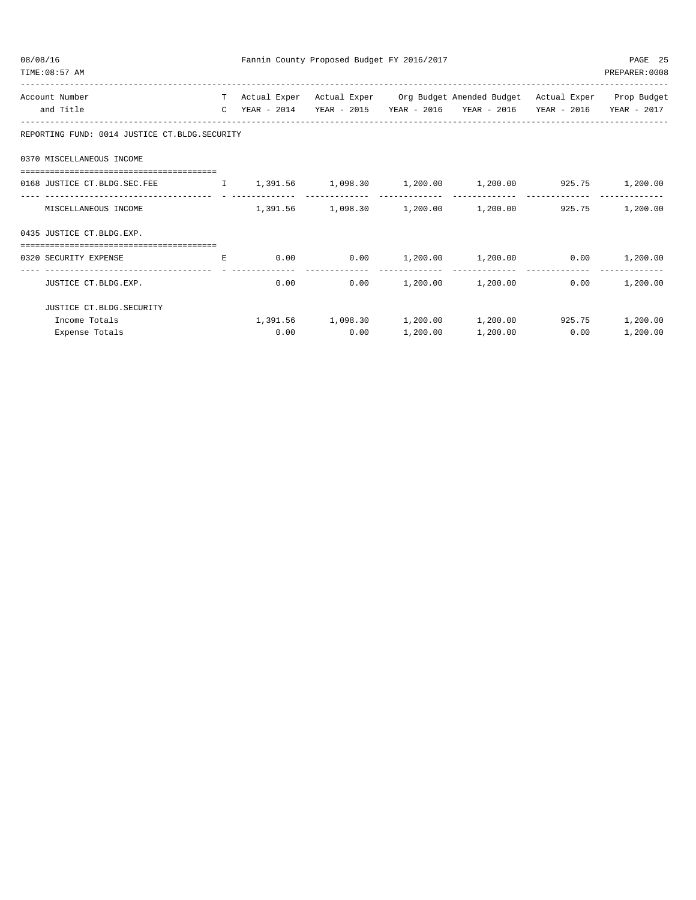Fannin County Proposed Budget FY 2016/2017

| Account Number and Title | TC | Actual Exper YEAR - 2014 | Actual Exper YEAR - 2015 | Org Budget YEAR - 2016 | Amended Budget YEAR - 2016 | Actual Exper YEAR - 2016 | Prop Budget YEAR - 2017 |
|---|---|---|---|---|---|---|---|
| **REPORTING FUND: 0014 JUSTICE CT.BLDG.SECURITY** | | | | | | | |
| **0370 MISCELLANEOUS INCOME** | | | | | | | |
| 0168 JUSTICE CT.BLDG.SEC.FEE | I | 1,391.56 | 1,098.30 | 1,200.00 | 1,200.00 | 925.75 | 1,200.00 |
| MISCELLANEOUS INCOME | | 1,391.56 | 1,098.30 | 1,200.00 | 1,200.00 | 925.75 | 1,200.00 |
| **0435 JUSTICE CT.BLDG.EXP.** | | | | | | | |
| 0320 SECURITY EXPENSE | E | 0.00 | 0.00 | 1,200.00 | 1,200.00 | 0.00 | 1,200.00 |
| JUSTICE CT.BLDG.EXP. | | 0.00 | 0.00 | 1,200.00 | 1,200.00 | 0.00 | 1,200.00 |
| **JUSTICE CT.BLDG.SECURITY** | | | | | | | |
| Income Totals | | 1,391.56 | 1,098.30 | 1,200.00 | 1,200.00 | 925.75 | 1,200.00 |
| Expense Totals | | 0.00 | 0.00 | 1,200.00 | 1,200.00 | 0.00 | 1,200.00 |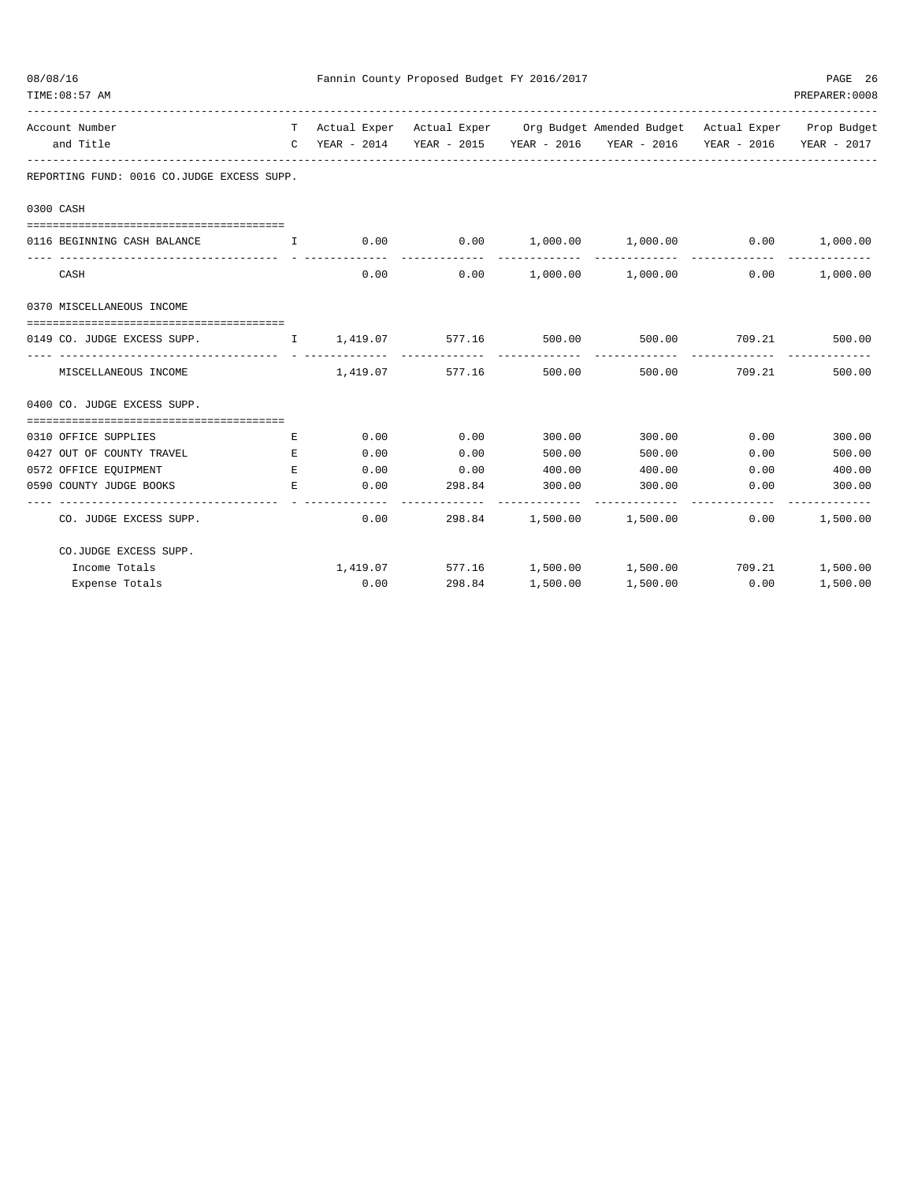Fannin County Proposed Budget FY 2016/2017

| Account Number and Title | TC | Actual Exper YEAR - 2014 | Actual Exper YEAR - 2015 | Org Budget YEAR - 2016 | Amended Budget YEAR - 2016 | Actual Exper YEAR - 2016 | Prop Budget YEAR - 2017 |
|---|---|---|---|---|---|---|---|
| **REPORTING FUND: 0016 CO.JUDGE EXCESS SUPP.** | | | | | | | |
| **0300 CASH** | | | | | | | |
| 0116 BEGINNING CASH BALANCE | I | 0.00 | 0.00 | 1,000.00 | 1,000.00 | 0.00 | 1,000.00 |
| CASH | | 0.00 | 0.00 | 1,000.00 | 1,000.00 | 0.00 | 1,000.00 |
| **0370 MISCELLANEOUS INCOME** | | | | | | | |
| 0149 CO. JUDGE EXCESS SUPP. | I | 1,419.07 | 577.16 | 500.00 | 500.00 | 709.21 | 500.00 |
| MISCELLANEOUS INCOME | | 1,419.07 | 577.16 | 500.00 | 500.00 | 709.21 | 500.00 |
| **0400 CO. JUDGE EXCESS SUPP.** | | | | | | | |
| 0310 OFFICE SUPPLIES | E | 0.00 | 0.00 | 300.00 | 300.00 | 0.00 | 300.00 |
| 0427 OUT OF COUNTY TRAVEL | E | 0.00 | 0.00 | 500.00 | 500.00 | 0.00 | 500.00 |
| 0572 OFFICE EQUIPMENT | E | 0.00 | 0.00 | 400.00 | 400.00 | 0.00 | 400.00 |
| 0590 COUNTY JUDGE BOOKS | E | 0.00 | 298.84 | 300.00 | 300.00 | 0.00 | 300.00 |
| CO. JUDGE EXCESS SUPP. | | 0.00 | 298.84 | 1,500.00 | 1,500.00 | 0.00 | 1,500.00 |
| **CO.JUDGE EXCESS SUPP.** | | | | | | | |
| Income Totals | | 1,419.07 | 577.16 | 1,500.00 | 1,500.00 | 709.21 | 1,500.00 |
| Expense Totals | | 0.00 | 298.84 | 1,500.00 | 1,500.00 | 0.00 | 1,500.00 |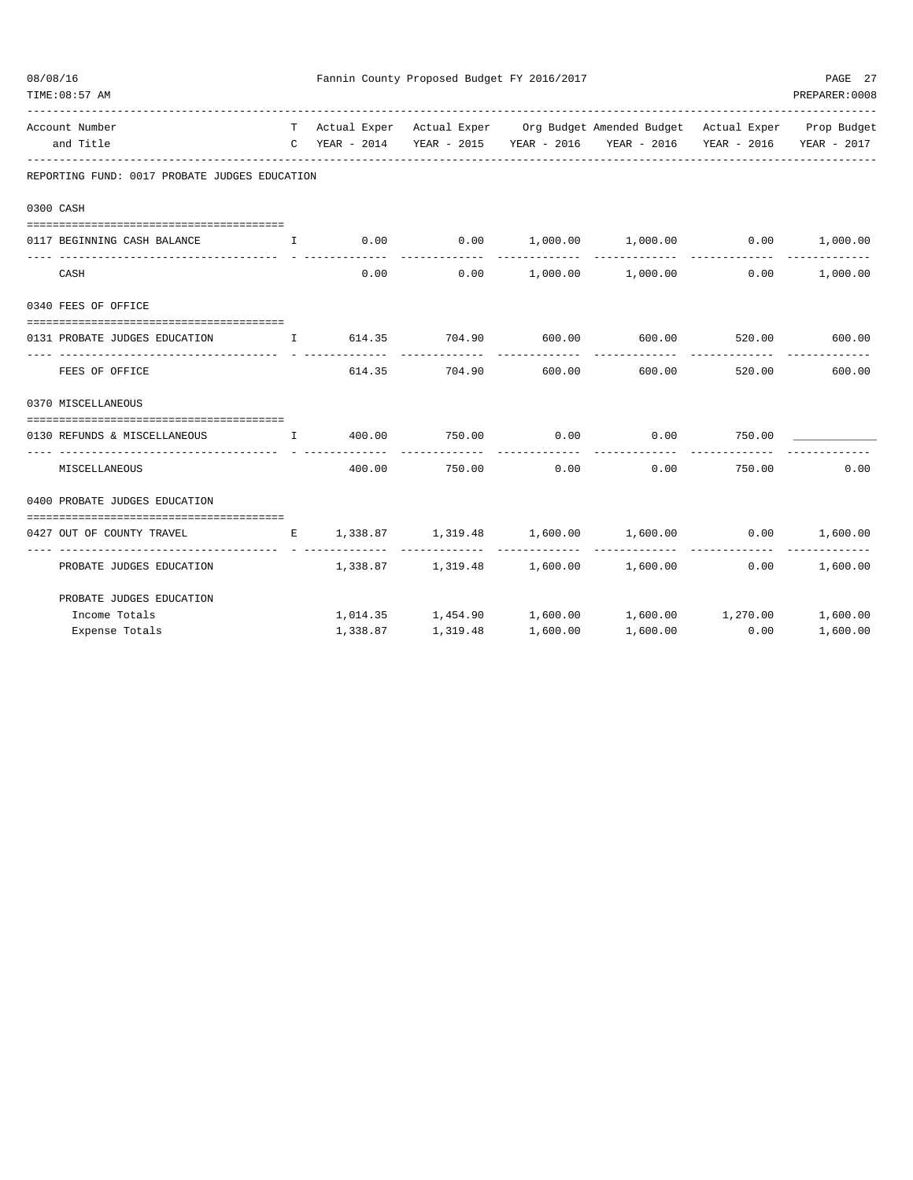REPORTING FUND: 0017 PROBATE JUDGES EDUCATION

| Account Number and Title | TC | Actual Exper YEAR - 2014 | Actual Exper YEAR - 2015 | Org Budget YEAR - 2016 | Amended Budget YEAR - 2016 | Actual Exper YEAR - 2016 | Prop Budget YEAR - 2017 |
|---|---|---|---|---|---|---|---|
| **0300 CASH** | | | | | | | |
| 0117 BEGINNING CASH BALANCE | I | 0.00 | 0.00 | 1,000.00 | 1,000.00 | 0.00 | 1,000.00 |
| CASH | | 0.00 | 0.00 | 1,000.00 | 1,000.00 | 0.00 | 1,000.00 |
| **0340 FEES OF OFFICE** | | | | | | | |
| 0131 PROBATE JUDGES EDUCATION | I | 614.35 | 704.90 | 600.00 | 600.00 | 520.00 | 600.00 |
| FEES OF OFFICE | | 614.35 | 704.90 | 600.00 | 600.00 | 520.00 | 600.00 |
| **0370 MISCELLANEOUS** | | | | | | | |
| 0130 REFUNDS & MISCELLANEOUS | I | 400.00 | 750.00 | 0.00 | 0.00 | 750.00 | ____________ |
| MISCELLANEOUS | | 400.00 | 750.00 | 0.00 | 0.00 | 750.00 | 0.00 |
| **0400 PROBATE JUDGES EDUCATION** | | | | | | | |
| 0427 OUT OF COUNTY TRAVEL | E | 1,338.87 | 1,319.48 | 1,600.00 | 1,600.00 | 0.00 | 1,600.00 |
| PROBATE JUDGES EDUCATION | | 1,338.87 | 1,319.48 | 1,600.00 | 1,600.00 | 0.00 | 1,600.00 |
| **PROBATE JUDGES EDUCATION** | | | | | | | |
| Income Totals | | 1,014.35 | 1,454.90 | 1,600.00 | 1,600.00 | 1,270.00 | 1,600.00 |
| Expense Totals | | 1,338.87 | 1,319.48 | 1,600.00 | 1,600.00 | 0.00 | 1,600.00 |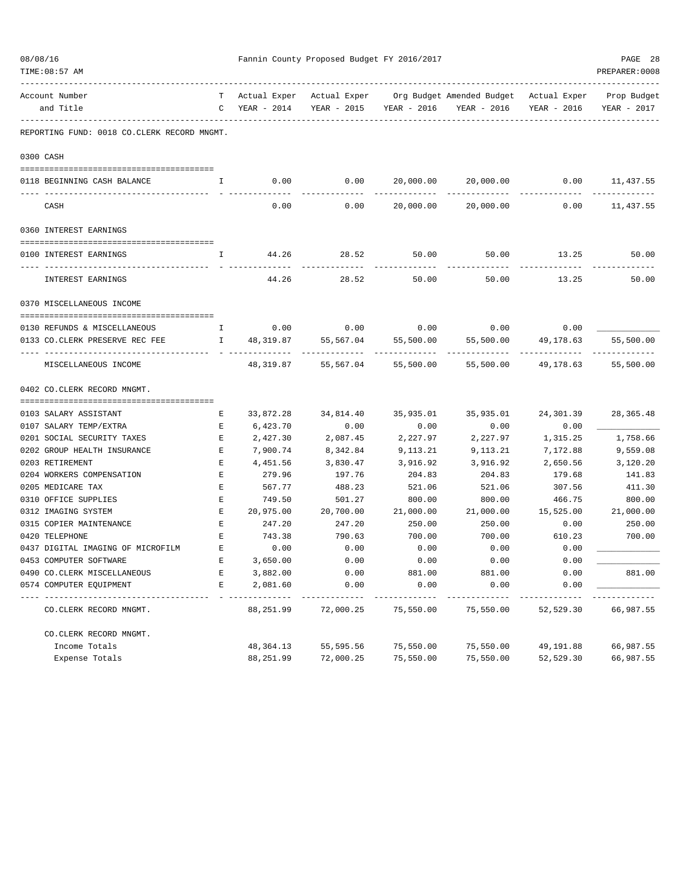Fannin County Proposed Budget FY 2016/2017

| Account Number and Title | TC | Actual Exper YEAR - 2014 | Actual Exper YEAR - 2015 | Org Budget YEAR - 2016 | Amended Budget YEAR - 2016 | Actual Exper YEAR - 2016 | Prop Budget YEAR - 2017 |
|---|---|---|---|---|---|---|---|
| **REPORTING FUND: 0018 CO.CLERK RECORD MNGMT.** | | | | | | | |
| **0300 CASH** | | | | | | | |
| 0118 BEGINNING CASH BALANCE | I | 0.00 | 0.00 | 20,000.00 | 20,000.00 | 0.00 | 11,437.55 |
| CASH | | 0.00 | 0.00 | 20,000.00 | 20,000.00 | 0.00 | 11,437.55 |
| **0360 INTEREST EARNINGS** | | | | | | | |
| 0100 INTEREST EARNINGS | I | 44.26 | 28.52 | 50.00 | 50.00 | 13.25 | 50.00 |
| INTEREST EARNINGS | | 44.26 | 28.52 | 50.00 | 50.00 | 13.25 | 50.00 |
| **0370 MISCELLANEOUS INCOME** | | | | | | | |
| 0130 REFUNDS & MISCELLANEOUS | I | 0.00 | 0.00 | 0.00 | 0.00 | 0.00 | ___________ |
| 0133 CO.CLERK PRESERVE REC FEE | I | 48,319.87 | 55,567.04 | 55,500.00 | 55,500.00 | 49,178.63 | 55,500.00 |
| MISCELLANEOUS INCOME | | 48,319.87 | 55,567.04 | 55,500.00 | 55,500.00 | 49,178.63 | 55,500.00 |
| **0402 CO.CLERK RECORD MNGMT.** | | | | | | | |
| 0103 SALARY ASSISTANT | E | 33,872.28 | 34,814.40 | 35,935.01 | 35,935.01 | 24,301.39 | 28,365.48 |
| 0107 SALARY TEMP/EXTRA | E | 6,423.70 | 0.00 | 0.00 | 0.00 | 0.00 | ___________ |
| 0201 SOCIAL SECURITY TAXES | E | 2,427.30 | 2,087.45 | 2,227.97 | 2,227.97 | 1,315.25 | 1,758.66 |
| 0202 GROUP HEALTH INSURANCE | E | 7,900.74 | 8,342.84 | 9,113.21 | 9,113.21 | 7,172.88 | 9,559.08 |
| 0203 RETIREMENT | E | 4,451.56 | 3,830.47 | 3,916.92 | 3,916.92 | 2,650.56 | 3,120.20 |
| 0204 WORKERS COMPENSATION | E | 279.96 | 197.76 | 204.83 | 204.83 | 179.68 | 141.83 |
| 0205 MEDICARE TAX | E | 567.77 | 488.23 | 521.06 | 521.06 | 307.56 | 411.30 |
| 0310 OFFICE SUPPLIES | E | 749.50 | 501.27 | 800.00 | 800.00 | 466.75 | 800.00 |
| 0312 IMAGING SYSTEM | E | 20,975.00 | 20,700.00 | 21,000.00 | 21,000.00 | 15,525.00 | 21,000.00 |
| 0315 COPIER MAINTENANCE | E | 247.20 | 247.20 | 250.00 | 250.00 | 0.00 | 250.00 |
| 0420 TELEPHONE | E | 743.38 | 790.63 | 700.00 | 700.00 | 610.23 | 700.00 |
| 0437 DIGITAL IMAGING OF MICROFILM | E | 0.00 | 0.00 | 0.00 | 0.00 | 0.00 | ___________ |
| 0453 COMPUTER SOFTWARE | E | 3,650.00 | 0.00 | 0.00 | 0.00 | 0.00 | ___________ |
| 0490 CO.CLERK MISCELLANEOUS | E | 3,882.00 | 0.00 | 881.00 | 881.00 | 0.00 | 881.00 |
| 0574 COMPUTER EQUIPMENT | E | 2,081.60 | 0.00 | 0.00 | 0.00 | 0.00 | ___________ |
| CO.CLERK RECORD MNGMT. | | 88,251.99 | 72,000.25 | 75,550.00 | 75,550.00 | 52,529.30 | 66,987.55 |
| **CO.CLERK RECORD MNGMT.** | | | | | | | |
| Income Totals | | 48,364.13 | 55,595.56 | 75,550.00 | 75,550.00 | 49,191.88 | 66,987.55 |
| Expense Totals | | 88,251.99 | 72,000.25 | 75,550.00 | 75,550.00 | 52,529.30 | 66,987.55 |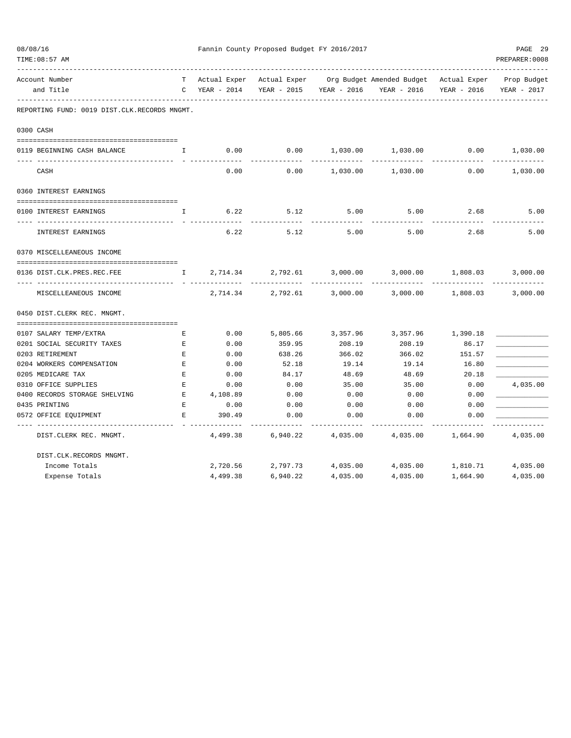Fannin County Proposed Budget FY 2016/2017

| Account Number and Title | T C | Actual Exper YEAR - 2014 | Actual Exper YEAR - 2015 | Org Budget YEAR - 2016 | Amended Budget YEAR - 2016 | Actual Exper YEAR - 2016 | Prop Budget YEAR - 2017 |
|---|---|---|---|---|---|---|---|
| **REPORTING FUND: 0019 DIST.CLK.RECORDS MNGMT.** | | | | | | | |
| **0300 CASH** | | | | | | | |
| 0119 BEGINNING CASH BALANCE | I | 0.00 | 0.00 | 1,030.00 | 1,030.00 | 0.00 | 1,030.00 |
| CASH | | 0.00 | 0.00 | 1,030.00 | 1,030.00 | 0.00 | 1,030.00 |
| **0360 INTEREST EARNINGS** | | | | | | | |
| 0100 INTEREST EARNINGS | I | 6.22 | 5.12 | 5.00 | 5.00 | 2.68 | 5.00 |
| INTEREST EARNINGS | | 6.22 | 5.12 | 5.00 | 5.00 | 2.68 | 5.00 |
| **0370 MISCELLEANEOUS INCOME** | | | | | | | |
| 0136 DIST.CLK.PRES.REC.FEE | I | 2,714.34 | 2,792.61 | 3,000.00 | 3,000.00 | 1,808.03 | 3,000.00 |
| MISCELLEANEOUS INCOME | | 2,714.34 | 2,792.61 | 3,000.00 | 3,000.00 | 1,808.03 | 3,000.00 |
| **0450 DIST.CLERK REC. MNGMT.** | | | | | | | |
| 0107 SALARY TEMP/EXTRA | E | 0.00 | 5,805.66 | 3,357.96 | 3,357.96 | 1,390.18 | ____________ |
| 0201 SOCIAL SECURITY TAXES | E | 0.00 | 359.95 | 208.19 | 208.19 | 86.17 | ____________ |
| 0203 RETIREMENT | E | 0.00 | 638.26 | 366.02 | 366.02 | 151.57 | ____________ |
| 0204 WORKERS COMPENSATION | E | 0.00 | 52.18 | 19.14 | 19.14 | 16.80 | ____________ |
| 0205 MEDICARE TAX | E | 0.00 | 84.17 | 48.69 | 48.69 | 20.18 | ____________ |
| 0310 OFFICE SUPPLIES | E | 0.00 | 0.00 | 35.00 | 35.00 | 0.00 | 4,035.00 |
| 0400 RECORDS STORAGE SHELVING | E | 4,108.89 | 0.00 | 0.00 | 0.00 | 0.00 | ____________ |
| 0435 PRINTING | E | 0.00 | 0.00 | 0.00 | 0.00 | 0.00 | ____________ |
| 0572 OFFICE EQUIPMENT | E | 390.49 | 0.00 | 0.00 | 0.00 | 0.00 | ____________ |
| DIST.CLERK REC. MNGMT. | | 4,499.38 | 6,940.22 | 4,035.00 | 4,035.00 | 1,664.90 | 4,035.00 |
| **DIST.CLK.RECORDS MNGMT.** | | | | | | | |
| Income Totals | | 2,720.56 | 2,797.73 | 4,035.00 | 4,035.00 | 1,810.71 | 4,035.00 |
| Expense Totals | | 4,499.38 | 6,940.22 | 4,035.00 | 4,035.00 | 1,664.90 | 4,035.00 |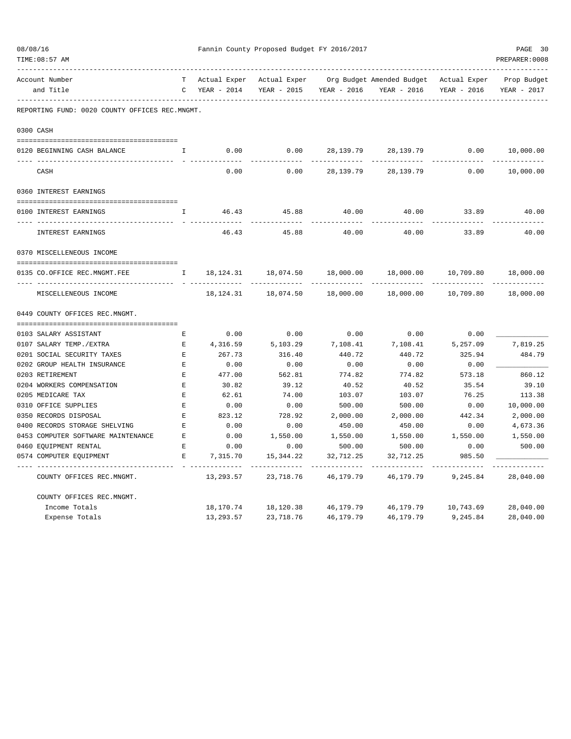Fannin County Proposed Budget FY 2016/2017

| Account Number and Title | TC | Actual Exper YEAR - 2014 | Actual Exper YEAR - 2015 | Org Budget YEAR - 2016 | Amended Budget YEAR - 2016 | Actual Exper YEAR - 2016 | Prop Budget YEAR - 2017 |
|---|---|---|---|---|---|---|---|
| **REPORTING FUND: 0020 COUNTY OFFICES REC.MNGMT.** | | | | | | | |
| **0300 CASH** | | | | | | | |
| 0120 BEGINNING CASH BALANCE | I | 0.00 | 0.00 | 28,139.79 | 28,139.79 | 0.00 | 10,000.00 |
| CASH | | 0.00 | 0.00 | 28,139.79 | 28,139.79 | 0.00 | 10,000.00 |
| **0360 INTEREST EARNINGS** | | | | | | | |
| 0100 INTEREST EARNINGS | I | 46.43 | 45.88 | 40.00 | 40.00 | 33.89 | 40.00 |
| INTEREST EARNINGS | | 46.43 | 45.88 | 40.00 | 40.00 | 33.89 | 40.00 |
| **0370 MISCELLENEOUS INCOME** | | | | | | | |
| 0135 CO.OFFICE REC.MNGMT.FEE | I | 18,124.31 | 18,074.50 | 18,000.00 | 18,000.00 | 10,709.80 | 18,000.00 |
| MISCELLENEOUS INCOME | | 18,124.31 | 18,074.50 | 18,000.00 | 18,000.00 | 10,709.80 | 18,000.00 |
| **0449 COUNTY OFFICES REC.MNGMT.** | | | | | | | |
| 0103 SALARY ASSISTANT | E | 0.00 | 0.00 | 0.00 | 0.00 | 0.00 | ____________ |
| 0107 SALARY TEMP./EXTRA | E | 4,316.59 | 5,103.29 | 7,108.41 | 7,108.41 | 5,257.09 | 7,819.25 |
| 0201 SOCIAL SECURITY TAXES | E | 267.73 | 316.40 | 440.72 | 440.72 | 325.94 | 484.79 |
| 0202 GROUP HEALTH INSURANCE | E | 0.00 | 0.00 | 0.00 | 0.00 | 0.00 | ____________ |
| 0203 RETIREMENT | E | 477.00 | 562.81 | 774.82 | 774.82 | 573.18 | 860.12 |
| 0204 WORKERS COMPENSATION | E | 30.82 | 39.12 | 40.52 | 40.52 | 35.54 | 39.10 |
| 0205 MEDICARE TAX | E | 62.61 | 74.00 | 103.07 | 103.07 | 76.25 | 113.38 |
| 0310 OFFICE SUPPLIES | E | 0.00 | 0.00 | 500.00 | 500.00 | 0.00 | 10,000.00 |
| 0350 RECORDS DISPOSAL | E | 823.12 | 728.92 | 2,000.00 | 2,000.00 | 442.34 | 2,000.00 |
| 0400 RECORDS STORAGE SHELVING | E | 0.00 | 0.00 | 450.00 | 450.00 | 0.00 | 4,673.36 |
| 0453 COMPUTER SOFTWARE MAINTENANCE | E | 0.00 | 1,550.00 | 1,550.00 | 1,550.00 | 1,550.00 | 1,550.00 |
| 0460 EQUIPMENT RENTAL | E | 0.00 | 0.00 | 500.00 | 500.00 | 0.00 | 500.00 |
| 0574 COMPUTER EQUIPMENT | E | 7,315.70 | 15,344.22 | 32,712.25 | 32,712.25 | 985.50 | ____________ |
| COUNTY OFFICES REC.MNGMT. | | 13,293.57 | 23,718.76 | 46,179.79 | 46,179.79 | 9,245.84 | 28,040.00 |
| **COUNTY OFFICES REC.MNGMT.** | | | | | | | |
| Income Totals | | 18,170.74 | 18,120.38 | 46,179.79 | 46,179.79 | 10,743.69 | 28,040.00 |
| Expense Totals | | 13,293.57 | 23,718.76 | 46,179.79 | 46,179.79 | 9,245.84 | 28,040.00 |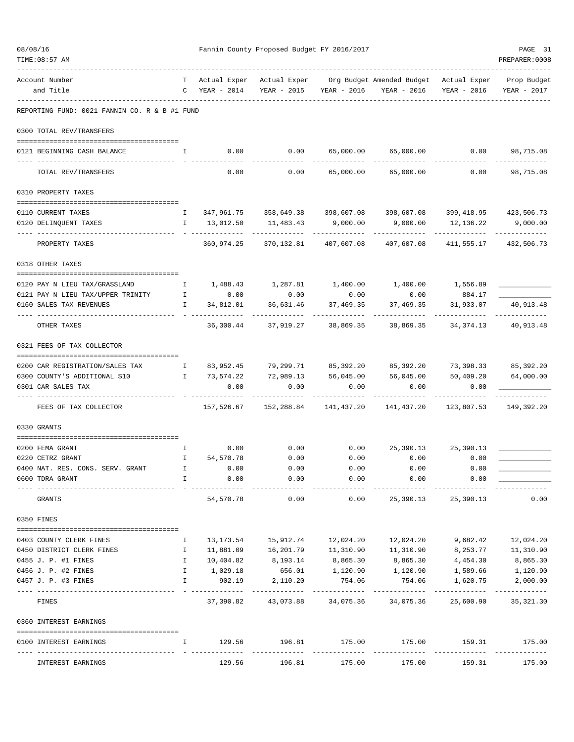Fannin County Proposed Budget FY 2016/2017

| Account Number and Title | TC | Actual Exper YEAR - 2014 | Actual Exper YEAR - 2015 | Org Budget YEAR - 2016 | Amended Budget YEAR - 2016 | Actual Exper YEAR - 2016 | Prop Budget YEAR - 2017 |
|---|---|---|---|---|---|---|---|
| REPORTING FUND: 0021 FANNIN CO. R & B #1 FUND | | | | | | | |
| **0300 TOTAL REV/TRANSFERS** | | | | | | | |
| 0121 BEGINNING CASH BALANCE | I | 0.00 | 0.00 | 65,000.00 | 65,000.00 | 0.00 | 98,715.08 |
| TOTAL REV/TRANSFERS | | 0.00 | 0.00 | 65,000.00 | 65,000.00 | 0.00 | 98,715.08 |
| **0310 PROPERTY TAXES** | | | | | | | |
| 0110 CURRENT TAXES | I | 347,961.75 | 358,649.38 | 398,607.08 | 398,607.08 | 399,418.95 | 423,506.73 |
| 0120 DELINQUENT TAXES | I | 13,012.50 | 11,483.43 | 9,000.00 | 9,000.00 | 12,136.22 | 9,000.00 |
| PROPERTY TAXES | | 360,974.25 | 370,132.81 | 407,607.08 | 407,607.08 | 411,555.17 | 432,506.73 |
| **0318 OTHER TAXES** | | | | | | | |
| 0120 PAY N LIEU TAX/GRASSLAND | I | 1,488.43 | 1,287.81 | 1,400.00 | 1,400.00 | 1,556.89 | ____________ |
| 0121 PAY N LIEU TAX/UPPER TRINITY | I | 0.00 | 0.00 | 0.00 | 0.00 | 884.17 | ____________ |
| 0160 SALES TAX REVENUES | I | 34,812.01 | 36,631.46 | 37,469.35 | 37,469.35 | 31,933.07 | 40,913.48 |
| OTHER TAXES | | 36,300.44 | 37,919.27 | 38,869.35 | 38,869.35 | 34,374.13 | 40,913.48 |
| **0321 FEES OF TAX COLLECTOR** | | | | | | | |
| 0200 CAR REGISTRATION/SALES TAX | I | 83,952.45 | 79,299.71 | 85,392.20 | 85,392.20 | 73,398.33 | 85,392.20 |
| 0300 COUNTY'S ADDITIONAL $10 | I | 73,574.22 | 72,989.13 | 56,045.00 | 56,045.00 | 50,409.20 | 64,000.00 |
| 0301 CAR SALES TAX | | 0.00 | 0.00 | 0.00 | 0.00 | 0.00 | ____________ |
| FEES OF TAX COLLECTOR | | 157,526.67 | 152,288.84 | 141,437.20 | 141,437.20 | 123,807.53 | 149,392.20 |
| **0330 GRANTS** | | | | | | | |
| 0200 FEMA GRANT | I | 0.00 | 0.00 | 0.00 | 25,390.13 | 25,390.13 | ____________ |
| 0220 CETRZ GRANT | I | 54,570.78 | 0.00 | 0.00 | 0.00 | 0.00 | ____________ |
| 0400 NAT. RES. CONS. SERV. GRANT | I | 0.00 | 0.00 | 0.00 | 0.00 | 0.00 | ____________ |
| 0600 TDRA GRANT | I | 0.00 | 0.00 | 0.00 | 0.00 | 0.00 | ____________ |
| GRANTS | | 54,570.78 | 0.00 | 0.00 | 25,390.13 | 25,390.13 | 0.00 |
| **0350 FINES** | | | | | | | |
| 0403 COUNTY CLERK FINES | I | 13,173.54 | 15,912.74 | 12,024.20 | 12,024.20 | 9,682.42 | 12,024.20 |
| 0450 DISTRICT CLERK FINES | I | 11,881.09 | 16,201.79 | 11,310.90 | 11,310.90 | 8,253.77 | 11,310.90 |
| 0455 J. P. #1 FINES | I | 10,404.82 | 8,193.14 | 8,865.30 | 8,865.30 | 4,454.30 | 8,865.30 |
| 0456 J. P. #2 FINES | I | 1,029.18 | 656.01 | 1,120.90 | 1,120.90 | 1,589.66 | 1,120.90 |
| 0457 J. P. #3 FINES | I | 902.19 | 2,110.20 | 754.06 | 754.06 | 1,620.75 | 2,000.00 |
| FINES | | 37,390.82 | 43,073.88 | 34,075.36 | 34,075.36 | 25,600.90 | 35,321.30 |
| **0360 INTEREST EARNINGS** | | | | | | | |
| 0100 INTEREST EARNINGS | I | 129.56 | 196.81 | 175.00 | 175.00 | 159.31 | 175.00 |
| INTEREST EARNINGS | | 129.56 | 196.81 | 175.00 | 175.00 | 159.31 | 175.00 |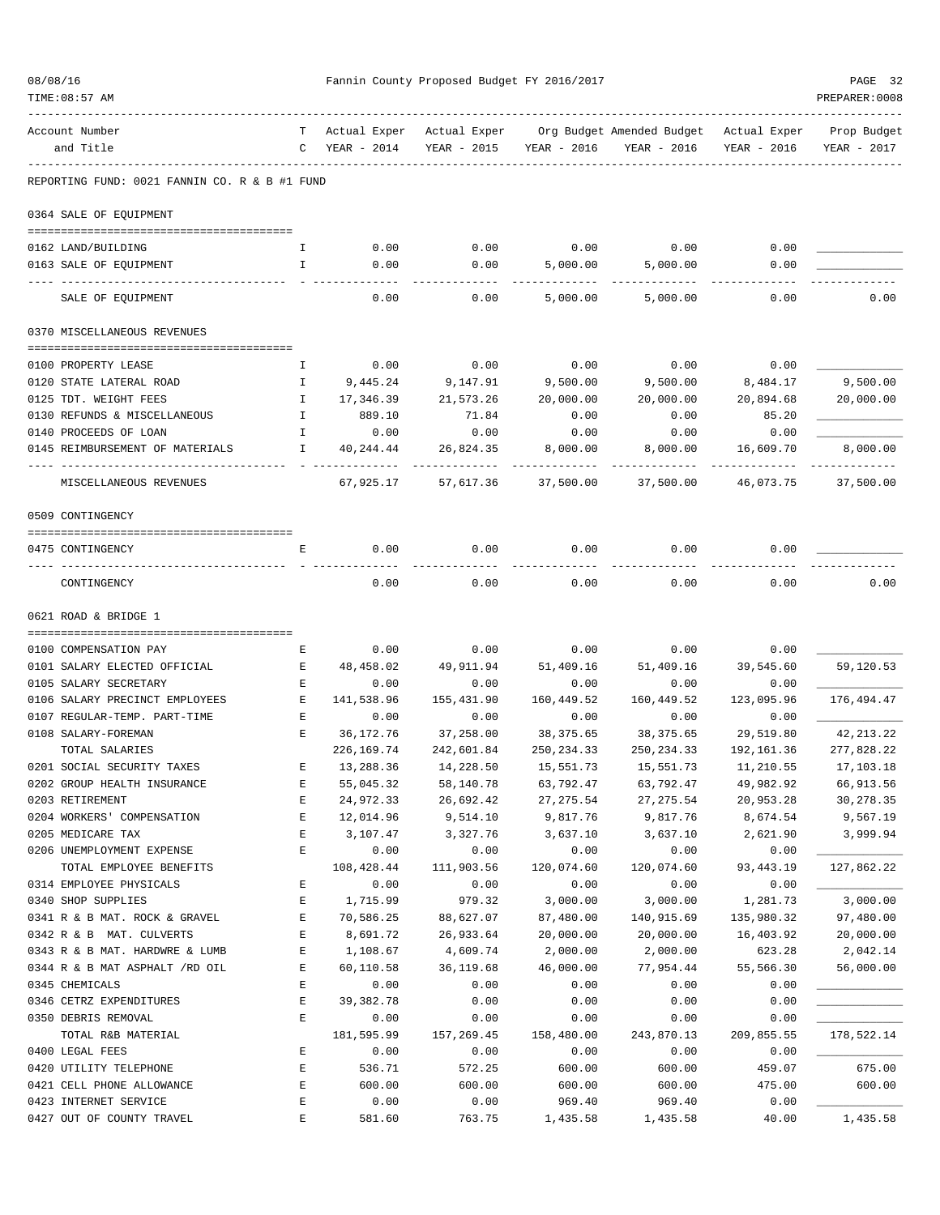Fannin County Proposed Budget FY 2016/2017

| Account Number and Title | TC | Actual Exper YEAR - 2014 | Actual Exper YEAR - 2015 | Org Budget YEAR - 2016 | Amended Budget YEAR - 2016 | Actual Exper YEAR - 2016 | Prop Budget YEAR - 2017 |
|---|---|---|---|---|---|---|---|
| **REPORTING FUND: 0021 FANNIN CO. R & B #1 FUND** | | | | | | | |
| **0364 SALE OF EQUIPMENT** | | | | | | | |
| 0162 LAND/BUILDING | I | 0.00 | 0.00 | 0.00 | 0.00 | 0.00 | |
| 0163 SALE OF EQUIPMENT | I | 0.00 | 0.00 | 5,000.00 | 5,000.00 | 0.00 | |
| SALE OF EQUIPMENT | | 0.00 | 0.00 | 5,000.00 | 5,000.00 | 0.00 | 0.00 |
| **0370 MISCELLANEOUS REVENUES** | | | | | | | |
| 0100 PROPERTY LEASE | I | 0.00 | 0.00 | 0.00 | 0.00 | 0.00 | |
| 0120 STATE LATERAL ROAD | I | 9,445.24 | 9,147.91 | 9,500.00 | 9,500.00 | 8,484.17 | 9,500.00 |
| 0125 TDT. WEIGHT FEES | I | 17,346.39 | 21,573.26 | 20,000.00 | 20,000.00 | 20,894.68 | 20,000.00 |
| 0130 REFUNDS & MISCELLANEOUS | I | 889.10 | 71.84 | 0.00 | 0.00 | 85.20 | |
| 0140 PROCEEDS OF LOAN | I | 0.00 | 0.00 | 0.00 | 0.00 | 0.00 | |
| 0145 REIMBURSEMENT OF MATERIALS | I | 40,244.44 | 26,824.35 | 8,000.00 | 8,000.00 | 16,609.70 | 8,000.00 |
| MISCELLANEOUS REVENUES | | 67,925.17 | 57,617.36 | 37,500.00 | 37,500.00 | 46,073.75 | 37,500.00 |
| **0509 CONTINGENCY** | | | | | | | |
| 0475 CONTINGENCY | E | 0.00 | 0.00 | 0.00 | 0.00 | 0.00 | |
| CONTINGENCY | | 0.00 | 0.00 | 0.00 | 0.00 | 0.00 | 0.00 |
| **0621 ROAD & BRIDGE 1** | | | | | | | |
| 0100 COMPENSATION PAY | E | 0.00 | 0.00 | 0.00 | 0.00 | 0.00 | |
| 0101 SALARY ELECTED OFFICIAL | E | 48,458.02 | 49,911.94 | 51,409.16 | 51,409.16 | 39,545.60 | 59,120.53 |
| 0105 SALARY SECRETARY | E | 0.00 | 0.00 | 0.00 | 0.00 | 0.00 | |
| 0106 SALARY PRECINCT EMPLOYEES | E | 141,538.96 | 155,431.90 | 160,449.52 | 160,449.52 | 123,095.96 | 176,494.47 |
| 0107 REGULAR-TEMP. PART-TIME | E | 0.00 | 0.00 | 0.00 | 0.00 | 0.00 | |
| 0108 SALARY-FOREMAN | E | 36,172.76 | 37,258.00 | 38,375.65 | 38,375.65 | 29,519.80 | 42,213.22 |
| TOTAL SALARIES | | 226,169.74 | 242,601.84 | 250,234.33 | 250,234.33 | 192,161.36 | 277,828.22 |
| 0201 SOCIAL SECURITY TAXES | E | 13,288.36 | 14,228.50 | 15,551.73 | 15,551.73 | 11,210.55 | 17,103.18 |
| 0202 GROUP HEALTH INSURANCE | E | 55,045.32 | 58,140.78 | 63,792.47 | 63,792.47 | 49,982.92 | 66,913.56 |
| 0203 RETIREMENT | E | 24,972.33 | 26,692.42 | 27,275.54 | 27,275.54 | 20,953.28 | 30,278.35 |
| 0204 WORKERS' COMPENSATION | E | 12,014.96 | 9,514.10 | 9,817.76 | 9,817.76 | 8,674.54 | 9,567.19 |
| 0205 MEDICARE TAX | E | 3,107.47 | 3,327.76 | 3,637.10 | 3,637.10 | 2,621.90 | 3,999.94 |
| 0206 UNEMPLOYMENT EXPENSE | E | 0.00 | 0.00 | 0.00 | 0.00 | 0.00 | |
| TOTAL EMPLOYEE BENEFITS | | 108,428.44 | 111,903.56 | 120,074.60 | 120,074.60 | 93,443.19 | 127,862.22 |
| 0314 EMPLOYEE PHYSICALS | E | 0.00 | 0.00 | 0.00 | 0.00 | 0.00 | |
| 0340 SHOP SUPPLIES | E | 1,715.99 | 979.32 | 3,000.00 | 3,000.00 | 1,281.73 | 3,000.00 |
| 0341 R & B MAT. ROCK & GRAVEL | E | 70,586.25 | 88,627.07 | 87,480.00 | 140,915.69 | 135,980.32 | 97,480.00 |
| 0342 R & B MAT. CULVERTS | E | 8,691.72 | 26,933.64 | 20,000.00 | 20,000.00 | 16,403.92 | 20,000.00 |
| 0343 R & B MAT. HARDWRE & LUMB | E | 1,108.67 | 4,609.74 | 2,000.00 | 2,000.00 | 623.28 | 2,042.14 |
| 0344 R & B MAT ASPHALT /RD OIL | E | 60,110.58 | 36,119.68 | 46,000.00 | 77,954.44 | 55,566.30 | 56,000.00 |
| 0345 CHEMICALS | E | 0.00 | 0.00 | 0.00 | 0.00 | 0.00 | |
| 0346 CETRZ EXPENDITURES | E | 39,382.78 | 0.00 | 0.00 | 0.00 | 0.00 | |
| 0350 DEBRIS REMOVAL | E | 0.00 | 0.00 | 0.00 | 0.00 | 0.00 | |
| TOTAL R&B MATERIAL | | 181,595.99 | 157,269.45 | 158,480.00 | 243,870.13 | 209,855.55 | 178,522.14 |
| 0400 LEGAL FEES | E | 0.00 | 0.00 | 0.00 | 0.00 | 0.00 | |
| 0420 UTILITY TELEPHONE | E | 536.71 | 572.25 | 600.00 | 600.00 | 459.07 | 675.00 |
| 0421 CELL PHONE ALLOWANCE | E | 600.00 | 600.00 | 600.00 | 600.00 | 475.00 | 600.00 |
| 0423 INTERNET SERVICE | E | 0.00 | 0.00 | 969.40 | 969.40 | 0.00 | |
| 0427 OUT OF COUNTY TRAVEL | E | 581.60 | 763.75 | 1,435.58 | 1,435.58 | 40.00 | 1,435.58 |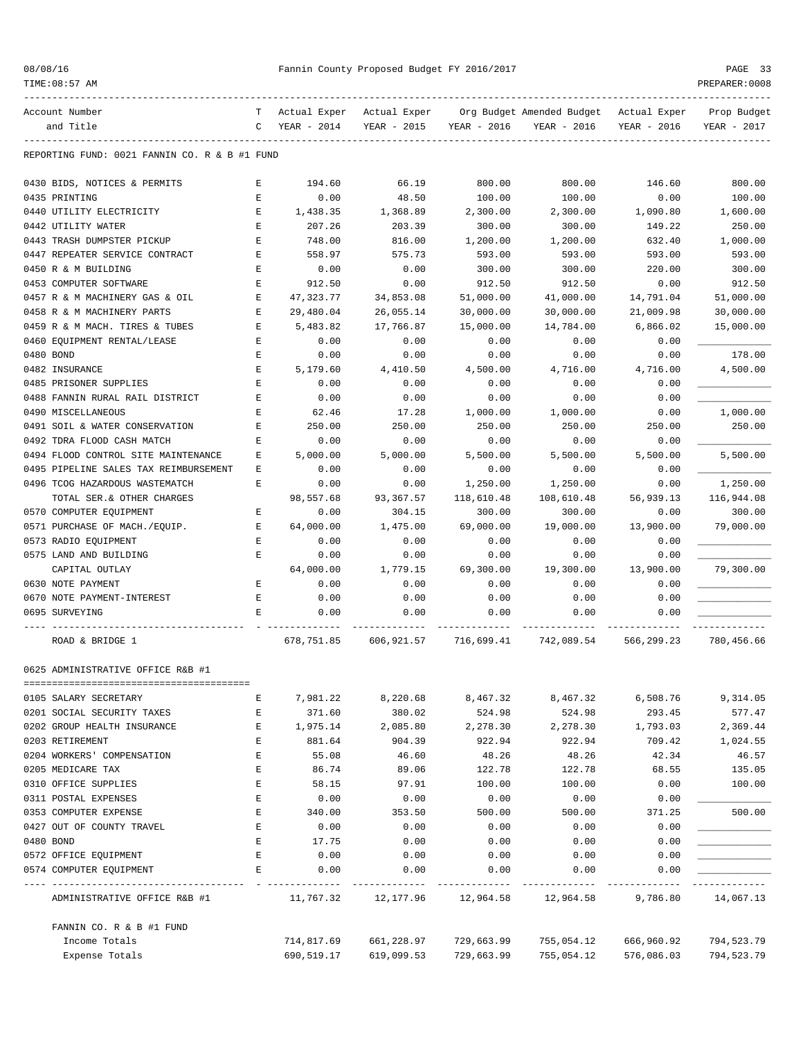REPORTING FUND: 0021 FANNIN CO. R & B #1 FUND

| Account Number and Title | TC | Actual Exper YEAR - 2014 | Actual Exper YEAR - 2015 | Org Budget YEAR - 2016 | Amended Budget YEAR - 2016 | Actual Exper YEAR - 2016 | Prop Budget YEAR - 2017 |
|---|---|---|---|---|---|---|---|
| 0430 BIDS, NOTICES & PERMITS | E | 194.60 | 66.19 | 800.00 | 800.00 | 146.60 | 800.00 |
| 0435 PRINTING | E | 0.00 | 48.50 | 100.00 | 100.00 | 0.00 | 100.00 |
| 0440 UTILITY ELECTRICITY | E | 1,438.35 | 1,368.89 | 2,300.00 | 2,300.00 | 1,090.80 | 1,600.00 |
| 0442 UTILITY WATER | E | 207.26 | 203.39 | 300.00 | 300.00 | 149.22 | 250.00 |
| 0443 TRASH DUMPSTER PICKUP | E | 748.00 | 816.00 | 1,200.00 | 1,200.00 | 632.40 | 1,000.00 |
| 0447 REPEATER SERVICE CONTRACT | E | 558.97 | 575.73 | 593.00 | 593.00 | 593.00 | 593.00 |
| 0450 R & M BUILDING | E | 0.00 | 0.00 | 300.00 | 300.00 | 220.00 | 300.00 |
| 0453 COMPUTER SOFTWARE | E | 912.50 | 0.00 | 912.50 | 912.50 | 0.00 | 912.50 |
| 0457 R & M MACHINERY GAS & OIL | E | 47,323.77 | 34,853.08 | 51,000.00 | 41,000.00 | 14,791.04 | 51,000.00 |
| 0458 R & M MACHINERY PARTS | E | 29,480.04 | 26,055.14 | 30,000.00 | 30,000.00 | 21,009.98 | 30,000.00 |
| 0459 R & M MACH. TIRES & TUBES | E | 5,483.82 | 17,766.87 | 15,000.00 | 14,784.00 | 6,866.02 | 15,000.00 |
| 0460 EQUIPMENT RENTAL/LEASE | E | 0.00 | 0.00 | 0.00 | 0.00 | 0.00 | ____________ |
| 0480 BOND | E | 0.00 | 0.00 | 0.00 | 0.00 | 0.00 | 178.00 |
| 0482 INSURANCE | E | 5,179.60 | 4,410.50 | 4,500.00 | 4,716.00 | 4,716.00 | 4,500.00 |
| 0485 PRISONER SUPPLIES | E | 0.00 | 0.00 | 0.00 | 0.00 | 0.00 | ____________ |
| 0488 FANNIN RURAL RAIL DISTRICT | E | 0.00 | 0.00 | 0.00 | 0.00 | 0.00 | ____________ |
| 0490 MISCELLANEOUS | E | 62.46 | 17.28 | 1,000.00 | 1,000.00 | 0.00 | 1,000.00 |
| 0491 SOIL & WATER CONSERVATION | E | 250.00 | 250.00 | 250.00 | 250.00 | 250.00 | 250.00 |
| 0492 TDRA FLOOD CASH MATCH | E | 0.00 | 0.00 | 0.00 | 0.00 | 0.00 | ____________ |
| 0494 FLOOD CONTROL SITE MAINTENANCE | E | 5,000.00 | 5,000.00 | 5,500.00 | 5,500.00 | 5,500.00 | 5,500.00 |
| 0495 PIPELINE SALES TAX REIMBURSEMENT | E | 0.00 | 0.00 | 0.00 | 0.00 | 0.00 | ____________ |
| 0496 TCOG HAZARDOUS WASTEMATCH | E | 0.00 | 0.00 | 1,250.00 | 1,250.00 | 0.00 | 1,250.00 |
| TOTAL SER.& OTHER CHARGES | | 98,557.68 | 93,367.57 | 118,610.48 | 108,610.48 | 56,939.13 | 116,944.08 |
| 0570 COMPUTER EQUIPMENT | E | 0.00 | 304.15 | 300.00 | 300.00 | 0.00 | 300.00 |
| 0571 PURCHASE OF MACH./EQUIP. | E | 64,000.00 | 1,475.00 | 69,000.00 | 19,000.00 | 13,900.00 | 79,000.00 |
| 0573 RADIO EQUIPMENT | E | 0.00 | 0.00 | 0.00 | 0.00 | 0.00 | ____________ |
| 0575 LAND AND BUILDING | E | 0.00 | 0.00 | 0.00 | 0.00 | 0.00 | ____________ |
| CAPITAL OUTLAY | | 64,000.00 | 1,779.15 | 69,300.00 | 19,300.00 | 13,900.00 | 79,300.00 |
| 0630 NOTE PAYMENT | E | 0.00 | 0.00 | 0.00 | 0.00 | 0.00 | ____________ |
| 0670 NOTE PAYMENT-INTEREST | E | 0.00 | 0.00 | 0.00 | 0.00 | 0.00 | ____________ |
| 0695 SURVEYING | E | 0.00 | 0.00 | 0.00 | 0.00 | 0.00 | ____________ |
| ROAD & BRIDGE 1 | | 678,751.85 | 606,921.57 | 716,699.41 | 742,089.54 | 566,299.23 | 780,456.66 |

0625 ADMINISTRATIVE OFFICE R&B #1

| Account Number and Title | TC | Actual Exper YEAR - 2014 | Actual Exper YEAR - 2015 | Org Budget YEAR - 2016 | Amended Budget YEAR - 2016 | Actual Exper YEAR - 2016 | Prop Budget YEAR - 2017 |
|---|---|---|---|---|---|---|---|
| 0105 SALARY SECRETARY | E | 7,981.22 | 8,220.68 | 8,467.32 | 8,467.32 | 6,508.76 | 9,314.05 |
| 0201 SOCIAL SECURITY TAXES | E | 371.60 | 380.02 | 524.98 | 524.98 | 293.45 | 577.47 |
| 0202 GROUP HEALTH INSURANCE | E | 1,975.14 | 2,085.80 | 2,278.30 | 2,278.30 | 1,793.03 | 2,369.44 |
| 0203 RETIREMENT | E | 881.64 | 904.39 | 922.94 | 922.94 | 709.42 | 1,024.55 |
| 0204 WORKERS' COMPENSATION | E | 55.08 | 46.60 | 48.26 | 48.26 | 42.34 | 46.57 |
| 0205 MEDICARE TAX | E | 86.74 | 89.06 | 122.78 | 122.78 | 68.55 | 135.05 |
| 0310 OFFICE SUPPLIES | E | 58.15 | 97.91 | 100.00 | 100.00 | 0.00 | 100.00 |
| 0311 POSTAL EXPENSES | E | 0.00 | 0.00 | 0.00 | 0.00 | 0.00 | ____________ |
| 0353 COMPUTER EXPENSE | E | 340.00 | 353.50 | 500.00 | 500.00 | 371.25 | 500.00 |
| 0427 OUT OF COUNTY TRAVEL | E | 0.00 | 0.00 | 0.00 | 0.00 | 0.00 | ____________ |
| 0480 BOND | E | 17.75 | 0.00 | 0.00 | 0.00 | 0.00 | ____________ |
| 0572 OFFICE EQUIPMENT | E | 0.00 | 0.00 | 0.00 | 0.00 | 0.00 | ____________ |
| 0574 COMPUTER EQUIPMENT | E | 0.00 | 0.00 | 0.00 | 0.00 | 0.00 | ____________ |
| ADMINISTRATIVE OFFICE R&B #1 | | 11,767.32 | 12,177.96 | 12,964.58 | 12,964.58 | 9,786.80 | 14,067.13 |

| FANNIN CO. R & B #1 FUND | | | | | | |
|---|---|---|---|---|---|---|
| Income Totals | 714,817.69 | 661,228.97 | 729,663.99 | 755,054.12 | 666,960.92 | 794,523.79 |
| Expense Totals | 690,519.17 | 619,099.53 | 729,663.99 | 755,054.12 | 576,086.03 | 794,523.79 |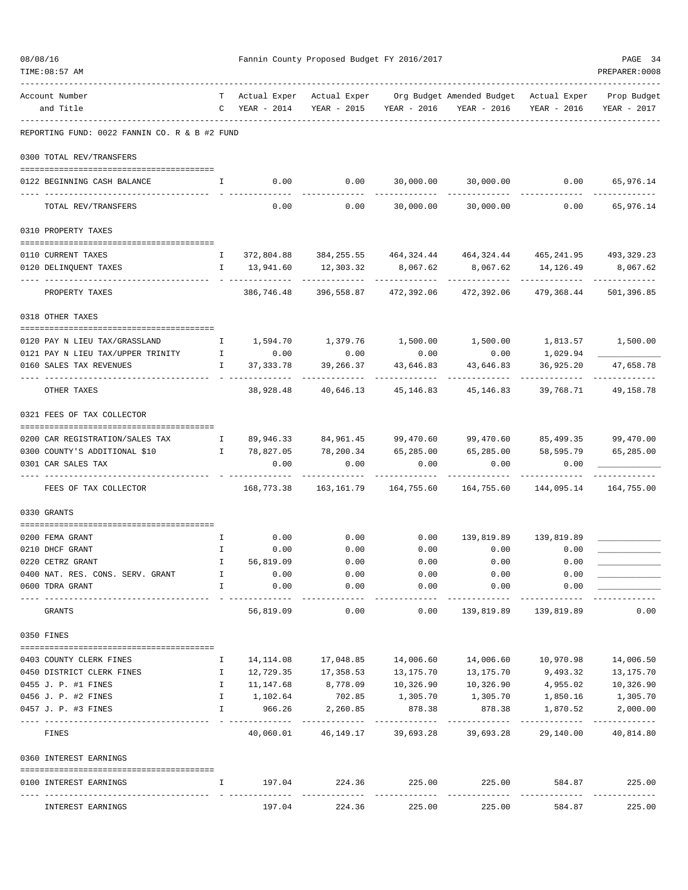Fannin County Proposed Budget FY 2016/2017

| Account Number and Title | T C | Actual Exper YEAR - 2014 | Actual Exper YEAR - 2015 | Org Budget YEAR - 2016 | Amended Budget YEAR - 2016 | Actual Exper YEAR - 2016 | Prop Budget YEAR - 2017 |
|---|---|---|---|---|---|---|---|
| **REPORTING FUND: 0022 FANNIN CO. R & B #2 FUND** | | | | | | | |
| **0300 TOTAL REV/TRANSFERS** | | | | | | | |
| 0122 BEGINNING CASH BALANCE | I | 0.00 | 0.00 | 30,000.00 | 30,000.00 | 0.00 | 65,976.14 |
| TOTAL REV/TRANSFERS | | 0.00 | 0.00 | 30,000.00 | 30,000.00 | 0.00 | 65,976.14 |
| **0310 PROPERTY TAXES** | | | | | | | |
| 0110 CURRENT TAXES | I | 372,804.88 | 384,255.55 | 464,324.44 | 464,324.44 | 465,241.95 | 493,329.23 |
| 0120 DELINQUENT TAXES | I | 13,941.60 | 12,303.32 | 8,067.62 | 8,067.62 | 14,126.49 | 8,067.62 |
| PROPERTY TAXES | | 386,746.48 | 396,558.87 | 472,392.06 | 472,392.06 | 479,368.44 | 501,396.85 |
| **0318 OTHER TAXES** | | | | | | | |
| 0120 PAY N LIEU TAX/GRASSLAND | I | 1,594.70 | 1,379.76 | 1,500.00 | 1,500.00 | 1,813.57 | 1,500.00 |
| 0121 PAY N LIEU TAX/UPPER TRINITY | I | 0.00 | 0.00 | 0.00 | 0.00 | 1,029.94 | ___________ |
| 0160 SALES TAX REVENUES | I | 37,333.78 | 39,266.37 | 43,646.83 | 43,646.83 | 36,925.20 | 47,658.78 |
| OTHER TAXES | | 38,928.48 | 40,646.13 | 45,146.83 | 45,146.83 | 39,768.71 | 49,158.78 |
| **0321 FEES OF TAX COLLECTOR** | | | | | | | |
| 0200 CAR REGISTRATION/SALES TAX | I | 89,946.33 | 84,961.45 | 99,470.60 | 99,470.60 | 85,499.35 | 99,470.00 |
| 0300 COUNTY'S ADDITIONAL $10 | I | 78,827.05 | 78,200.34 | 65,285.00 | 65,285.00 | 58,595.79 | 65,285.00 |
| 0301 CAR SALES TAX | | 0.00 | 0.00 | 0.00 | 0.00 | 0.00 | ___________ |
| FEES OF TAX COLLECTOR | | 168,773.38 | 163,161.79 | 164,755.60 | 164,755.60 | 144,095.14 | 164,755.00 |
| **0330 GRANTS** | | | | | | | |
| 0200 FEMA GRANT | I | 0.00 | 0.00 | 0.00 | 139,819.89 | 139,819.89 | ___________ |
| 0210 DHCF GRANT | I | 0.00 | 0.00 | 0.00 | 0.00 | 0.00 | ___________ |
| 0220 CETRZ GRANT | I | 56,819.09 | 0.00 | 0.00 | 0.00 | 0.00 | ___________ |
| 0400 NAT. RES. CONS. SERV. GRANT | I | 0.00 | 0.00 | 0.00 | 0.00 | 0.00 | ___________ |
| 0600 TDRA GRANT | I | 0.00 | 0.00 | 0.00 | 0.00 | 0.00 | ___________ |
| GRANTS | | 56,819.09 | 0.00 | 0.00 | 139,819.89 | 139,819.89 | 0.00 |
| **0350 FINES** | | | | | | | |
| 0403 COUNTY CLERK FINES | I | 14,114.08 | 17,048.85 | 14,006.60 | 14,006.60 | 10,970.98 | 14,006.50 |
| 0450 DISTRICT CLERK FINES | I | 12,729.35 | 17,358.53 | 13,175.70 | 13,175.70 | 9,493.32 | 13,175.70 |
| 0455 J. P. #1 FINES | I | 11,147.68 | 8,778.09 | 10,326.90 | 10,326.90 | 4,955.02 | 10,326.90 |
| 0456 J. P. #2 FINES | I | 1,102.64 | 702.85 | 1,305.70 | 1,305.70 | 1,850.16 | 1,305.70 |
| 0457 J. P. #3 FINES | I | 966.26 | 2,260.85 | 878.38 | 878.38 | 1,870.52 | 2,000.00 |
| FINES | | 40,060.01 | 46,149.17 | 39,693.28 | 39,693.28 | 29,140.00 | 40,814.80 |
| **0360 INTEREST EARNINGS** | | | | | | | |
| 0100 INTEREST EARNINGS | I | 197.04 | 224.36 | 225.00 | 225.00 | 584.87 | 225.00 |
| INTEREST EARNINGS | | 197.04 | 224.36 | 225.00 | 225.00 | 584.87 | 225.00 |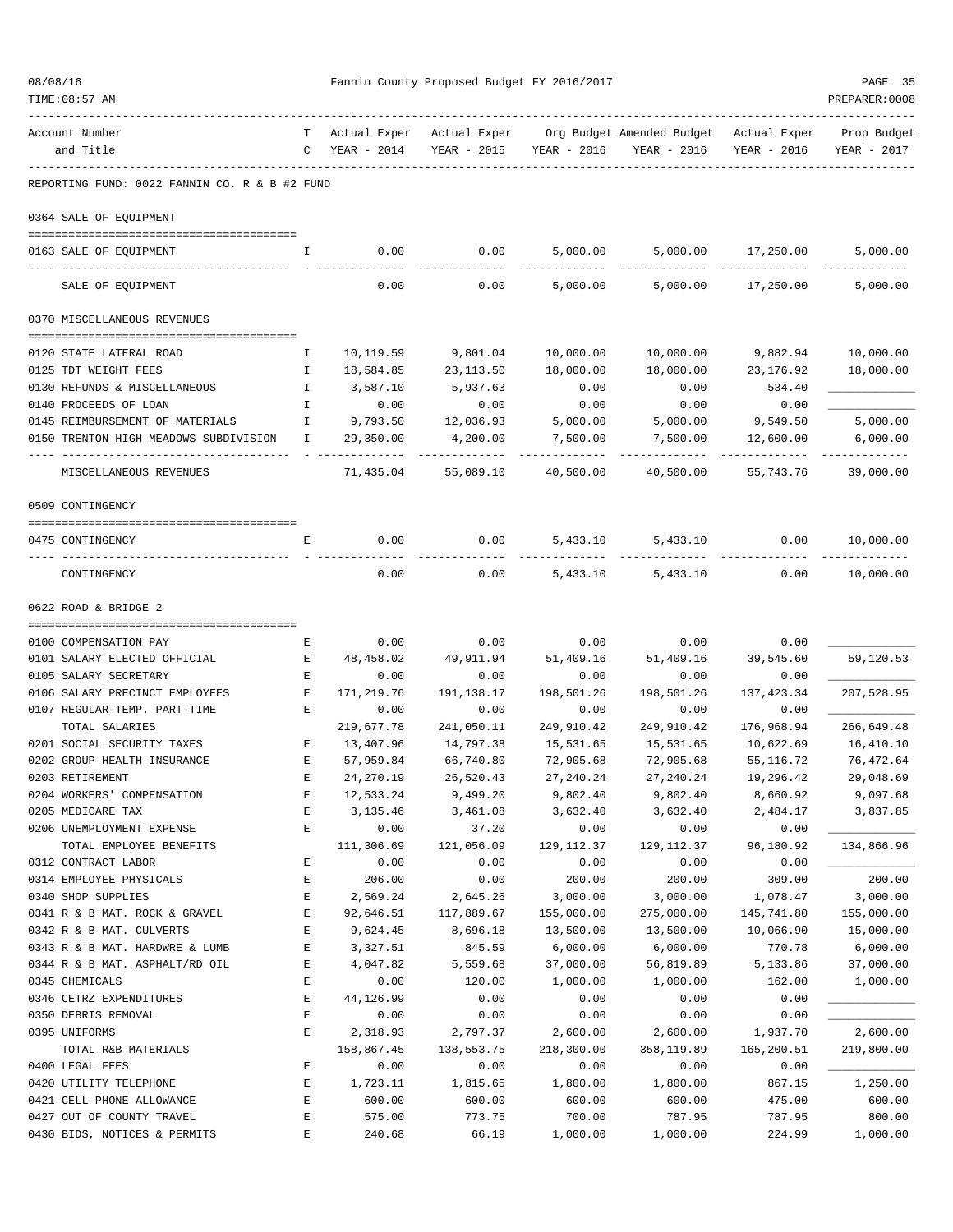Fannin County Proposed Budget FY 2016/2017

| Account Number and Title | TC | Actual Exper YEAR - 2014 | Actual Exper YEAR - 2015 | Org Budget YEAR - 2016 | Amended Budget YEAR - 2016 | Actual Exper YEAR - 2016 | Prop Budget YEAR - 2017 |
|---|---|---|---|---|---|---|---|
| **REPORTING FUND: 0022 FANNIN CO. R & B #2 FUND** | | | | | | | |
| **0364 SALE OF EQUIPMENT** | | | | | | | |
| 0163 SALE OF EQUIPMENT | I | 0.00 | 0.00 | 5,000.00 | 5,000.00 | 17,250.00 | 5,000.00 |
| SALE OF EQUIPMENT | | 0.00 | 0.00 | 5,000.00 | 5,000.00 | 17,250.00 | 5,000.00 |
| **0370 MISCELLANEOUS REVENUES** | | | | | | | |
| 0120 STATE LATERAL ROAD | I | 10,119.59 | 9,801.04 | 10,000.00 | 10,000.00 | 9,882.94 | 10,000.00 |
| 0125 TDT WEIGHT FEES | I | 18,584.85 | 23,113.50 | 18,000.00 | 18,000.00 | 23,176.92 | 18,000.00 |
| 0130 REFUNDS & MISCELLANEOUS | I | 3,587.10 | 5,937.63 | 0.00 | 0.00 | 534.40 | ____________ |
| 0140 PROCEEDS OF LOAN | I | 0.00 | 0.00 | 0.00 | 0.00 | 0.00 | ____________ |
| 0145 REIMBURSEMENT OF MATERIALS | I | 9,793.50 | 12,036.93 | 5,000.00 | 5,000.00 | 9,549.50 | 5,000.00 |
| 0150 TRENTON HIGH MEADOWS SUBDIVISION | I | 29,350.00 | 4,200.00 | 7,500.00 | 7,500.00 | 12,600.00 | 6,000.00 |
| MISCELLANEOUS REVENUES | | 71,435.04 | 55,089.10 | 40,500.00 | 40,500.00 | 55,743.76 | 39,000.00 |
| **0509 CONTINGENCY** | | | | | | | |
| 0475 CONTINGENCY | E | 0.00 | 0.00 | 5,433.10 | 5,433.10 | 0.00 | 10,000.00 |
| CONTINGENCY | | 0.00 | 0.00 | 5,433.10 | 5,433.10 | 0.00 | 10,000.00 |
| **0622 ROAD & BRIDGE 2** | | | | | | | |
| 0100 COMPENSATION PAY | E | 0.00 | 0.00 | 0.00 | 0.00 | 0.00 | ____________ |
| 0101 SALARY ELECTED OFFICIAL | E | 48,458.02 | 49,911.94 | 51,409.16 | 51,409.16 | 39,545.60 | 59,120.53 |
| 0105 SALARY SECRETARY | E | 0.00 | 0.00 | 0.00 | 0.00 | 0.00 | ____________ |
| 0106 SALARY PRECINCT EMPLOYEES | E | 171,219.76 | 191,138.17 | 198,501.26 | 198,501.26 | 137,423.34 | 207,528.95 |
| 0107 REGULAR-TEMP. PART-TIME | E | 0.00 | 0.00 | 0.00 | 0.00 | 0.00 | ____________ |
| TOTAL SALARIES | | 219,677.78 | 241,050.11 | 249,910.42 | 249,910.42 | 176,968.94 | 266,649.48 |
| 0201 SOCIAL SECURITY TAXES | E | 13,407.96 | 14,797.38 | 15,531.65 | 15,531.65 | 10,622.69 | 16,410.10 |
| 0202 GROUP HEALTH INSURANCE | E | 57,959.84 | 66,740.80 | 72,905.68 | 72,905.68 | 55,116.72 | 76,472.64 |
| 0203 RETIREMENT | E | 24,270.19 | 26,520.43 | 27,240.24 | 27,240.24 | 19,296.42 | 29,048.69 |
| 0204 WORKERS' COMPENSATION | E | 12,533.24 | 9,499.20 | 9,802.40 | 9,802.40 | 8,660.92 | 9,097.68 |
| 0205 MEDICARE TAX | E | 3,135.46 | 3,461.08 | 3,632.40 | 3,632.40 | 2,484.17 | 3,837.85 |
| 0206 UNEMPLOYMENT EXPENSE | E | 0.00 | 37.20 | 0.00 | 0.00 | 0.00 | ____________ |
| TOTAL EMPLOYEE BENEFITS | | 111,306.69 | 121,056.09 | 129,112.37 | 129,112.37 | 96,180.92 | 134,866.96 |
| 0312 CONTRACT LABOR | E | 0.00 | 0.00 | 0.00 | 0.00 | 0.00 | ____________ |
| 0314 EMPLOYEE PHYSICALS | E | 206.00 | 0.00 | 200.00 | 200.00 | 309.00 | 200.00 |
| 0340 SHOP SUPPLIES | E | 2,569.24 | 2,645.26 | 3,000.00 | 3,000.00 | 1,078.47 | 3,000.00 |
| 0341 R & B MAT. ROCK & GRAVEL | E | 92,646.51 | 117,889.67 | 155,000.00 | 275,000.00 | 145,741.80 | 155,000.00 |
| 0342 R & B MAT. CULVERTS | E | 9,624.45 | 8,696.18 | 13,500.00 | 13,500.00 | 10,066.90 | 15,000.00 |
| 0343 R & B MAT. HARDWRE & LUMB | E | 3,327.51 | 845.59 | 6,000.00 | 6,000.00 | 770.78 | 6,000.00 |
| 0344 R & B MAT. ASPHALT/RD OIL | E | 4,047.82 | 5,559.68 | 37,000.00 | 56,819.89 | 5,133.86 | 37,000.00 |
| 0345 CHEMICALS | E | 0.00 | 120.00 | 1,000.00 | 1,000.00 | 162.00 | 1,000.00 |
| 0346 CETRZ EXPENDITURES | E | 44,126.99 | 0.00 | 0.00 | 0.00 | 0.00 | ____________ |
| 0350 DEBRIS REMOVAL | E | 0.00 | 0.00 | 0.00 | 0.00 | 0.00 | ____________ |
| 0395 UNIFORMS | E | 2,318.93 | 2,797.37 | 2,600.00 | 2,600.00 | 1,937.70 | 2,600.00 |
| TOTAL R&B MATERIALS | | 158,867.45 | 138,553.75 | 218,300.00 | 358,119.89 | 165,200.51 | 219,800.00 |
| 0400 LEGAL FEES | E | 0.00 | 0.00 | 0.00 | 0.00 | 0.00 | ____________ |
| 0420 UTILITY TELEPHONE | E | 1,723.11 | 1,815.65 | 1,800.00 | 1,800.00 | 867.15 | 1,250.00 |
| 0421 CELL PHONE ALLOWANCE | E | 600.00 | 600.00 | 600.00 | 600.00 | 475.00 | 600.00 |
| 0427 OUT OF COUNTY TRAVEL | E | 575.00 | 773.75 | 700.00 | 787.95 | 787.95 | 800.00 |
| 0430 BIDS, NOTICES & PERMITS | E | 240.68 | 66.19 | 1,000.00 | 1,000.00 | 224.99 | 1,000.00 |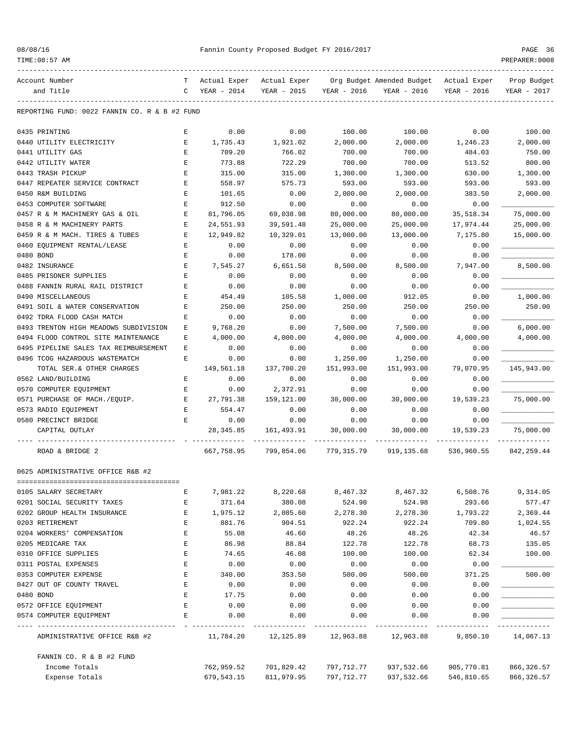Fannin County Proposed Budget FY 2016/2017

| Account Number and Title | TC | Actual Exper YEAR - 2014 | Actual Exper YEAR - 2015 | Org Budget YEAR - 2016 | Amended Budget YEAR - 2016 | Actual Exper YEAR - 2016 | Prop Budget YEAR - 2017 |
|---|---|---|---|---|---|---|---|
| **REPORTING FUND: 0022 FANNIN CO. R & B #2 FUND** | | | | | | | |
| 0435 PRINTING | E | 0.00 | 0.00 | 100.00 | 100.00 | 0.00 | 100.00 |
| 0440 UTILITY ELECTRICITY | E | 1,735.43 | 1,921.02 | 2,000.00 | 2,000.00 | 1,246.23 | 2,000.00 |
| 0441 UTILITY GAS | E | 709.20 | 766.02 | 700.00 | 700.00 | 484.03 | 750.00 |
| 0442 UTILITY WATER | E | 773.88 | 722.29 | 700.00 | 700.00 | 513.52 | 800.00 |
| 0443 TRASH PICKUP | E | 315.00 | 315.00 | 1,300.00 | 1,300.00 | 630.00 | 1,300.00 |
| 0447 REPEATER SERVICE CONTRACT | E | 558.97 | 575.73 | 593.00 | 593.00 | 593.00 | 593.00 |
| 0450 R&M BUILDING | E | 101.65 | 0.00 | 2,000.00 | 2,000.00 | 383.50 | 2,000.00 |
| 0453 COMPUTER SOFTWARE | E | 912.50 | 0.00 | 0.00 | 0.00 | 0.00 | ___________ |
| 0457 R & M MACHINERY GAS & OIL | E | 81,796.05 | 69,038.98 | 80,000.00 | 80,000.00 | 35,518.34 | 75,000.00 |
| 0458 R & M MACHINERY PARTS | E | 24,551.93 | 39,591.48 | 25,000.00 | 25,000.00 | 17,974.44 | 25,000.00 |
| 0459 R & M MACH. TIRES & TUBES | E | 12,949.82 | 10,329.01 | 13,000.00 | 13,000.00 | 7,175.80 | 15,000.00 |
| 0460 EQUIPMENT RENTAL/LEASE | E | 0.00 | 0.00 | 0.00 | 0.00 | 0.00 | ___________ |
| 0480 BOND | E | 0.00 | 178.00 | 0.00 | 0.00 | 0.00 | ___________ |
| 0482 INSURANCE | E | 7,545.27 | 6,651.50 | 8,500.00 | 8,500.00 | 7,947.00 | 8,500.00 |
| 0485 PRISONER SUPPLIES | E | 0.00 | 0.00 | 0.00 | 0.00 | 0.00 | ___________ |
| 0488 FANNIN RURAL RAIL DISTRICT | E | 0.00 | 0.00 | 0.00 | 0.00 | 0.00 | ___________ |
| 0490 MISCELLANEOUS | E | 454.49 | 105.58 | 1,000.00 | 912.05 | 0.00 | 1,000.00 |
| 0491 SOIL & WATER CONSERVATION | E | 250.00 | 250.00 | 250.00 | 250.00 | 250.00 | 250.00 |
| 0492 TDRA FLOOD CASH MATCH | E | 0.00 | 0.00 | 0.00 | 0.00 | 0.00 | ___________ |
| 0493 TRENTON HIGH MEADOWS SUBDIVISION | E | 9,768.20 | 0.00 | 7,500.00 | 7,500.00 | 0.00 | 6,000.00 |
| 0494 FLOOD CONTROL SITE MAINTENANCE | E | 4,000.00 | 4,000.00 | 4,000.00 | 4,000.00 | 4,000.00 | 4,000.00 |
| 0495 PIPELINE SALES TAX REIMBURSEMENT | E | 0.00 | 0.00 | 0.00 | 0.00 | 0.00 | ___________ |
| 0496 TCOG HAZARDOUS WASTEMATCH | E | 0.00 | 0.00 | 1,250.00 | 1,250.00 | 0.00 | ___________ |
| TOTAL SER.& OTHER CHARGES | | 149,561.18 | 137,700.20 | 151,993.00 | 151,993.00 | 79,070.95 | 145,943.00 |
| 0562 LAND/BUILDING | E | 0.00 | 0.00 | 0.00 | 0.00 | 0.00 | ___________ |
| 0570 COMPUTER EQUIPMENT | E | 0.00 | 2,372.91 | 0.00 | 0.00 | 0.00 | ___________ |
| 0571 PURCHASE OF MACH./EQUIP. | E | 27,791.38 | 159,121.00 | 30,000.00 | 30,000.00 | 19,539.23 | 75,000.00 |
| 0573 RADIO EQUIPMENT | E | 554.47 | 0.00 | 0.00 | 0.00 | 0.00 | ___________ |
| 0580 PRECINCT BRIDGE | E | 0.00 | 0.00 | 0.00 | 0.00 | 0.00 | ___________ |
| CAPITAL OUTLAY | | 28,345.85 | 161,493.91 | 30,000.00 | 30,000.00 | 19,539.23 | 75,000.00 |
| ROAD & BRIDGE 2 | | 667,758.95 | 799,854.06 | 779,315.79 | 919,135.68 | 536,960.55 | 842,259.44 |
| **0625 ADMINISTRATIVE OFFICE R&B #2** | | | | | | | |
| 0105 SALARY SECRETARY | E | 7,981.22 | 8,220.68 | 8,467.32 | 8,467.32 | 6,508.76 | 9,314.05 |
| 0201 SOCIAL SECURITY TAXES | E | 371.64 | 380.08 | 524.98 | 524.98 | 293.66 | 577.47 |
| 0202 GROUP HEALTH INSURANCE | E | 1,975.12 | 2,085.60 | 2,278.30 | 2,278.30 | 1,793.22 | 2,369.44 |
| 0203 RETIREMENT | E | 881.76 | 904.51 | 922.24 | 922.24 | 709.80 | 1,024.55 |
| 0204 WORKERS' COMPENSATION | E | 55.08 | 46.60 | 48.26 | 48.26 | 42.34 | 46.57 |
| 0205 MEDICARE TAX | E | 86.98 | 88.84 | 122.78 | 122.78 | 68.73 | 135.05 |
| 0310 OFFICE SUPPLIES | E | 74.65 | 46.08 | 100.00 | 100.00 | 62.34 | 100.00 |
| 0311 POSTAL EXPENSES | E | 0.00 | 0.00 | 0.00 | 0.00 | 0.00 | ___________ |
| 0353 COMPUTER EXPENSE | E | 340.00 | 353.50 | 500.00 | 500.00 | 371.25 | 500.00 |
| 0427 OUT OF COUNTY TRAVEL | E | 0.00 | 0.00 | 0.00 | 0.00 | 0.00 | ___________ |
| 0480 BOND | E | 17.75 | 0.00 | 0.00 | 0.00 | 0.00 | ___________ |
| 0572 OFFICE EQUIPMENT | E | 0.00 | 0.00 | 0.00 | 0.00 | 0.00 | ___________ |
| 0574 COMPUTER EQUIPMENT | E | 0.00 | 0.00 | 0.00 | 0.00 | 0.00 | ___________ |
| ADMINISTRATIVE OFFICE R&B #2 | | 11,784.20 | 12,125.89 | 12,963.88 | 12,963.88 | 9,850.10 | 14,067.13 |
| **FANNIN CO. R & B #2 FUND** | | | | | | | |
| Income Totals | | 762,959.52 | 701,829.42 | 797,712.77 | 937,532.66 | 905,770.81 | 866,326.57 |
| Expense Totals | | 679,543.15 | 811,979.95 | 797,712.77 | 937,532.66 | 546,810.65 | 866,326.57 |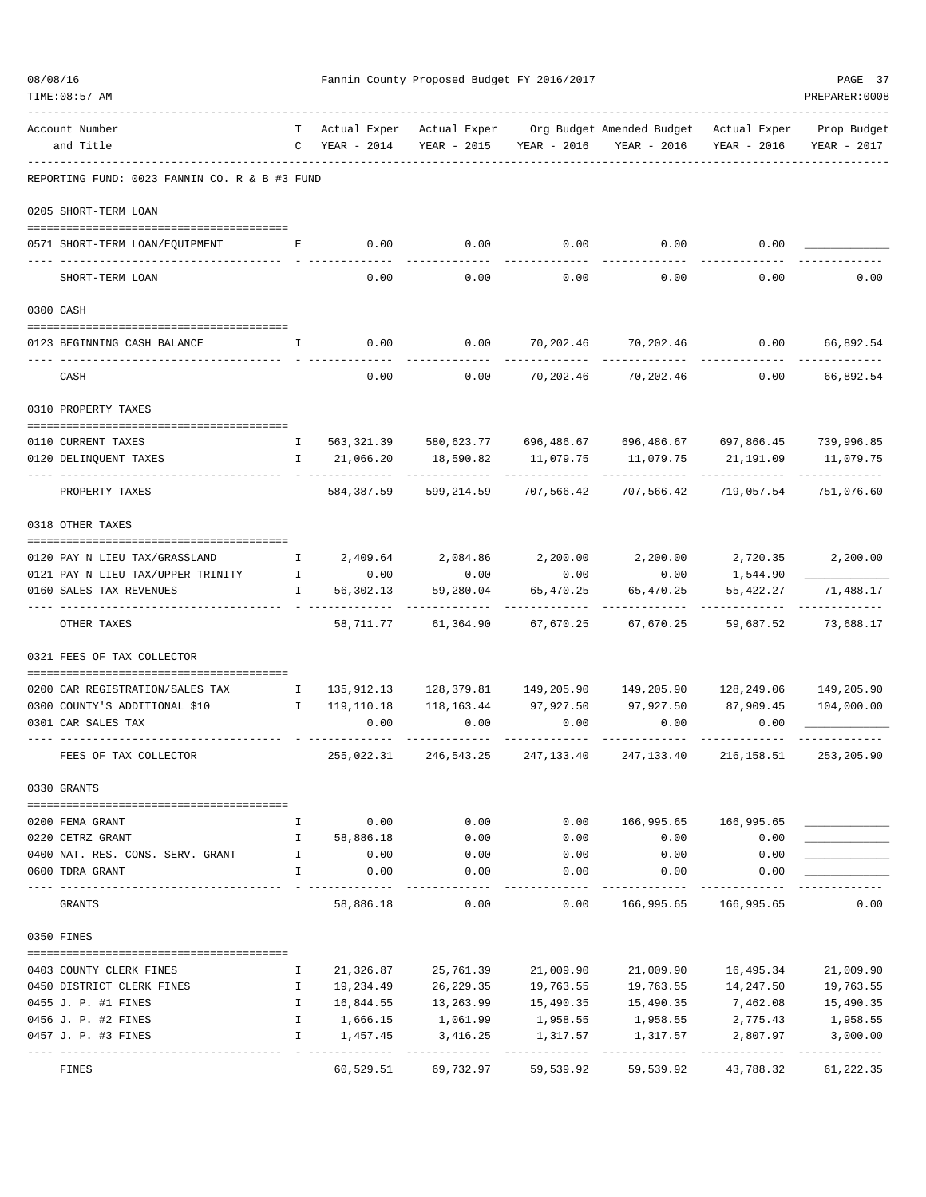Fannin County Proposed Budget FY 2016/2017

| Account Number and Title | TC | Actual Exper YEAR - 2014 | Actual Exper YEAR - 2015 | Org Budget YEAR - 2016 | Amended Budget YEAR - 2016 | Actual Exper YEAR - 2016 | Prop Budget YEAR - 2017 |
|---|---|---|---|---|---|---|---|
| **REPORTING FUND: 0023 FANNIN CO. R & B #3 FUND** | | | | | | | |
| **0205 SHORT-TERM LOAN** | | | | | | | |
| 0571 SHORT-TERM LOAN/EQUIPMENT | E | 0.00 | 0.00 | 0.00 | 0.00 | 0.00 | ____________ |
| SHORT-TERM LOAN | | 0.00 | 0.00 | 0.00 | 0.00 | 0.00 | 0.00 |
| **0300 CASH** | | | | | | | |
| 0123 BEGINNING CASH BALANCE | I | 0.00 | 0.00 | 70,202.46 | 70,202.46 | 0.00 | 66,892.54 |
| CASH | | 0.00 | 0.00 | 70,202.46 | 70,202.46 | 0.00 | 66,892.54 |
| **0310 PROPERTY TAXES** | | | | | | | |
| 0110 CURRENT TAXES | I | 563,321.39 | 580,623.77 | 696,486.67 | 696,486.67 | 697,866.45 | 739,996.85 |
| 0120 DELINQUENT TAXES | I | 21,066.20 | 18,590.82 | 11,079.75 | 11,079.75 | 21,191.09 | 11,079.75 |
| PROPERTY TAXES | | 584,387.59 | 599,214.59 | 707,566.42 | 707,566.42 | 719,057.54 | 751,076.60 |
| **0318 OTHER TAXES** | | | | | | | |
| 0120 PAY N LIEU TAX/GRASSLAND | I | 2,409.64 | 2,084.86 | 2,200.00 | 2,200.00 | 2,720.35 | 2,200.00 |
| 0121 PAY N LIEU TAX/UPPER TRINITY | I | 0.00 | 0.00 | 0.00 | 0.00 | 1,544.90 | ____________ |
| 0160 SALES TAX REVENUES | I | 56,302.13 | 59,280.04 | 65,470.25 | 65,470.25 | 55,422.27 | 71,488.17 |
| OTHER TAXES | | 58,711.77 | 61,364.90 | 67,670.25 | 67,670.25 | 59,687.52 | 73,688.17 |
| **0321 FEES OF TAX COLLECTOR** | | | | | | | |
| 0200 CAR REGISTRATION/SALES TAX | I | 135,912.13 | 128,379.81 | 149,205.90 | 149,205.90 | 128,249.06 | 149,205.90 |
| 0300 COUNTY'S ADDITIONAL $10 | I | 119,110.18 | 118,163.44 | 97,927.50 | 97,927.50 | 87,909.45 | 104,000.00 |
| 0301 CAR SALES TAX | | 0.00 | 0.00 | 0.00 | 0.00 | 0.00 | ____________ |
| FEES OF TAX COLLECTOR | | 255,022.31 | 246,543.25 | 247,133.40 | 247,133.40 | 216,158.51 | 253,205.90 |
| **0330 GRANTS** | | | | | | | |
| 0200 FEMA GRANT | I | 0.00 | 0.00 | 0.00 | 166,995.65 | 166,995.65 | ____________ |
| 0220 CETRZ GRANT | I | 58,886.18 | 0.00 | 0.00 | 0.00 | 0.00 | ____________ |
| 0400 NAT. RES. CONS. SERV. GRANT | I | 0.00 | 0.00 | 0.00 | 0.00 | 0.00 | ____________ |
| 0600 TDRA GRANT | I | 0.00 | 0.00 | 0.00 | 0.00 | 0.00 | ____________ |
| GRANTS | | 58,886.18 | 0.00 | 0.00 | 166,995.65 | 166,995.65 | 0.00 |
| **0350 FINES** | | | | | | | |
| 0403 COUNTY CLERK FINES | I | 21,326.87 | 25,761.39 | 21,009.90 | 21,009.90 | 16,495.34 | 21,009.90 |
| 0450 DISTRICT CLERK FINES | I | 19,234.49 | 26,229.35 | 19,763.55 | 19,763.55 | 14,247.50 | 19,763.55 |
| 0455 J. P. #1 FINES | I | 16,844.55 | 13,263.99 | 15,490.35 | 15,490.35 | 7,462.08 | 15,490.35 |
| 0456 J. P. #2 FINES | I | 1,666.15 | 1,061.99 | 1,958.55 | 1,958.55 | 2,775.43 | 1,958.55 |
| 0457 J. P. #3 FINES | I | 1,457.45 | 3,416.25 | 1,317.57 | 1,317.57 | 2,807.97 | 3,000.00 |
| FINES | | 60,529.51 | 69,732.97 | 59,539.92 | 59,539.92 | 43,788.32 | 61,222.35 |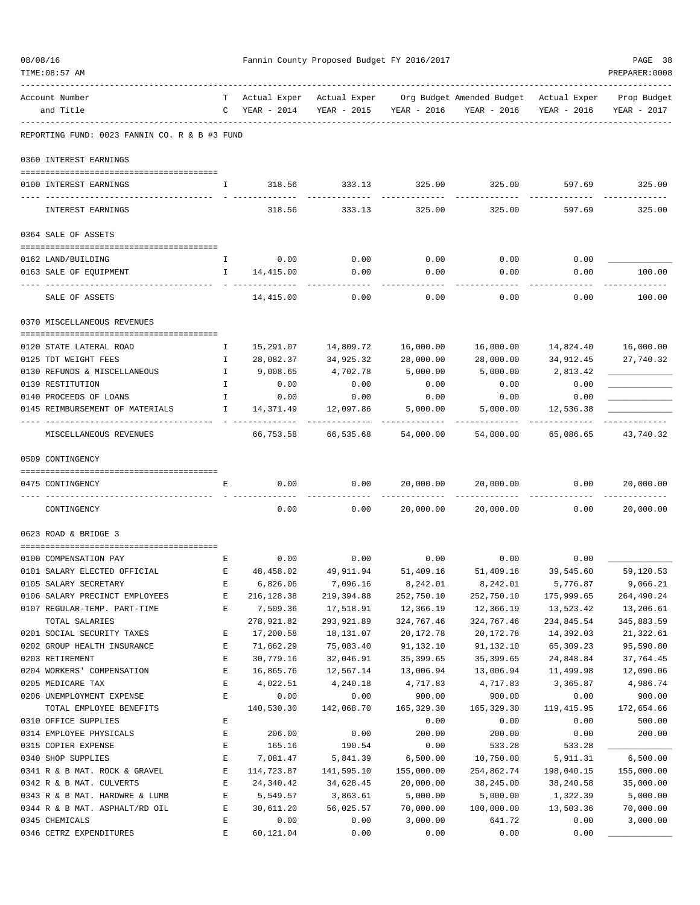REPORTING FUND: 0023 FANNIN CO. R & B #3 FUND

| Account Number and Title | TC | Actual Exper YEAR - 2014 | Actual Exper YEAR - 2015 | Org Budget YEAR - 2016 | Amended Budget YEAR - 2016 | Actual Exper YEAR - 2016 | Prop Budget YEAR - 2017 |
|---|---|---|---|---|---|---|---|
| **0360 INTEREST EARNINGS** | | | | | | | |
| 0100 INTEREST EARNINGS | I | 318.56 | 333.13 | 325.00 | 325.00 | 597.69 | 325.00 |
| INTEREST EARNINGS | | 318.56 | 333.13 | 325.00 | 325.00 | 597.69 | 325.00 |
| **0364 SALE OF ASSETS** | | | | | | | |
| 0162 LAND/BUILDING | I | 0.00 | 0.00 | 0.00 | 0.00 | 0.00 | ____________ |
| 0163 SALE OF EQUIPMENT | I | 14,415.00 | 0.00 | 0.00 | 0.00 | 0.00 | 100.00 |
| SALE OF ASSETS | | 14,415.00 | 0.00 | 0.00 | 0.00 | 0.00 | 100.00 |
| **0370 MISCELLANEOUS REVENUES** | | | | | | | |
| 0120 STATE LATERAL ROAD | I | 15,291.07 | 14,809.72 | 16,000.00 | 16,000.00 | 14,824.40 | 16,000.00 |
| 0125 TDT WEIGHT FEES | I | 28,082.37 | 34,925.32 | 28,000.00 | 28,000.00 | 34,912.45 | 27,740.32 |
| 0130 REFUNDS & MISCELLANEOUS | I | 9,008.65 | 4,702.78 | 5,000.00 | 5,000.00 | 2,813.42 | ____________ |
| 0139 RESTITUTION | I | 0.00 | 0.00 | 0.00 | 0.00 | 0.00 | ____________ |
| 0140 PROCEEDS OF LOANS | I | 0.00 | 0.00 | 0.00 | 0.00 | 0.00 | ____________ |
| 0145 REIMBURSEMENT OF MATERIALS | I | 14,371.49 | 12,097.86 | 5,000.00 | 5,000.00 | 12,536.38 | ____________ |
| MISCELLANEOUS REVENUES | | 66,753.58 | 66,535.68 | 54,000.00 | 54,000.00 | 65,086.65 | 43,740.32 |
| **0509 CONTINGENCY** | | | | | | | |
| 0475 CONTINGENCY | E | 0.00 | 0.00 | 20,000.00 | 20,000.00 | 0.00 | 20,000.00 |
| CONTINGENCY | | 0.00 | 0.00 | 20,000.00 | 20,000.00 | 0.00 | 20,000.00 |
| **0623 ROAD & BRIDGE 3** | | | | | | | |
| 0100 COMPENSATION PAY | E | 0.00 | 0.00 | 0.00 | 0.00 | 0.00 | ____________ |
| 0101 SALARY ELECTED OFFICIAL | E | 48,458.02 | 49,911.94 | 51,409.16 | 51,409.16 | 39,545.60 | 59,120.53 |
| 0105 SALARY SECRETARY | E | 6,826.06 | 7,096.16 | 8,242.01 | 8,242.01 | 5,776.87 | 9,066.21 |
| 0106 SALARY PRECINCT EMPLOYEES | E | 216,128.38 | 219,394.88 | 252,750.10 | 252,750.10 | 175,999.65 | 264,490.24 |
| 0107 REGULAR-TEMP. PART-TIME | E | 7,509.36 | 17,518.91 | 12,366.19 | 12,366.19 | 13,523.42 | 13,206.61 |
| TOTAL SALARIES | | 278,921.82 | 293,921.89 | 324,767.46 | 324,767.46 | 234,845.54 | 345,883.59 |
| 0201 SOCIAL SECURITY TAXES | E | 17,200.58 | 18,131.07 | 20,172.78 | 20,172.78 | 14,392.03 | 21,322.61 |
| 0202 GROUP HEALTH INSURANCE | E | 71,662.29 | 75,083.40 | 91,132.10 | 91,132.10 | 65,309.23 | 95,590.80 |
| 0203 RETIREMENT | E | 30,779.16 | 32,046.91 | 35,399.65 | 35,399.65 | 24,848.84 | 37,764.45 |
| 0204 WORKERS' COMPENSATION | E | 16,865.76 | 12,567.14 | 13,006.94 | 13,006.94 | 11,499.98 | 12,090.06 |
| 0205 MEDICARE TAX | E | 4,022.51 | 4,240.18 | 4,717.83 | 4,717.83 | 3,365.87 | 4,986.74 |
| 0206 UNEMPLOYMENT EXPENSE | E | 0.00 | 0.00 | 900.00 | 900.00 | 0.00 | 900.00 |
| TOTAL EMPLOYEE BENEFITS | | 140,530.30 | 142,068.70 | 165,329.30 | 165,329.30 | 119,415.95 | 172,654.66 |
| 0310 OFFICE SUPPLIES | E | | | 0.00 | 0.00 | 0.00 | 500.00 |
| 0314 EMPLOYEE PHYSICALS | E | 206.00 | 0.00 | 200.00 | 200.00 | 0.00 | 200.00 |
| 0315 COPIER EXPENSE | E | 165.16 | 190.54 | 0.00 | 533.28 | 533.28 | ____________ |
| 0340 SHOP SUPPLIES | E | 7,081.47 | 5,841.39 | 6,500.00 | 10,750.00 | 5,911.31 | 6,500.00 |
| 0341 R & B MAT. ROCK & GRAVEL | E | 114,723.87 | 141,595.10 | 155,000.00 | 254,862.74 | 198,040.15 | 155,000.00 |
| 0342 R & B MAT. CULVERTS | E | 24,340.42 | 34,628.45 | 20,000.00 | 38,245.00 | 38,240.58 | 35,000.00 |
| 0343 R & B MAT. HARDWRE & LUMB | E | 5,549.57 | 3,863.61 | 5,000.00 | 5,000.00 | 1,322.39 | 5,000.00 |
| 0344 R & B MAT. ASPHALT/RD OIL | E | 30,611.20 | 56,025.57 | 70,000.00 | 100,000.00 | 13,503.36 | 70,000.00 |
| 0345 CHEMICALS | E | 0.00 | 0.00 | 3,000.00 | 641.72 | 0.00 | 3,000.00 |
| 0346 CETRZ EXPENDITURES | E | 60,121.04 | 0.00 | 0.00 | 0.00 | 0.00 | ____________ |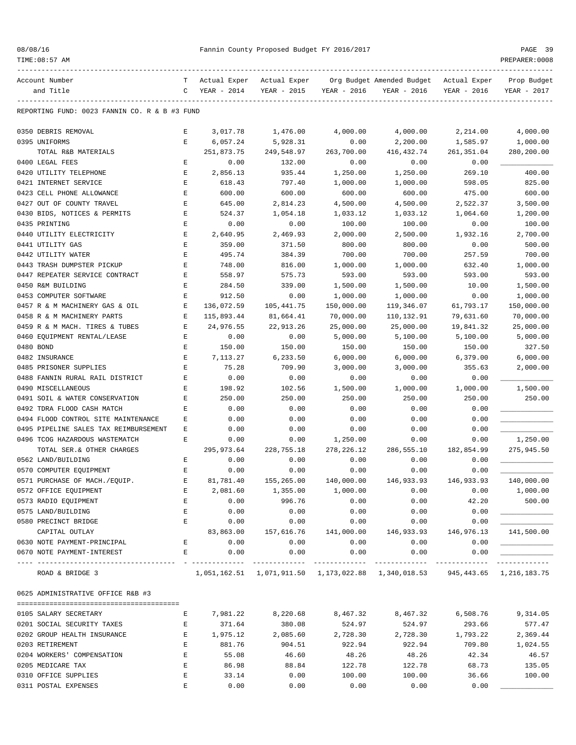REPORTING FUND: 0023 FANNIN CO. R & B #3 FUND

| Account Number and Title | T C | Actual Exper YEAR - 2014 | Actual Exper YEAR - 2015 | Org Budget YEAR - 2016 | Amended Budget YEAR - 2016 | Actual Exper YEAR - 2016 | Prop Budget YEAR - 2017 |
|---|---|---|---|---|---|---|---|
| 0350 DEBRIS REMOVAL | E | 3,017.78 | 1,476.00 | 4,000.00 | 4,000.00 | 2,214.00 | 4,000.00 |
| 0395 UNIFORMS | E | 6,057.24 | 5,928.31 | 0.00 | 2,200.00 | 1,585.97 | 1,000.00 |
| TOTAL R&B MATERIALS | | 251,873.75 | 249,548.97 | 263,700.00 | 416,432.74 | 261,351.04 | 280,200.00 |
| 0400 LEGAL FEES | E | 0.00 | 132.00 | 0.00 | 0.00 | 0.00 | ___________ |
| 0420 UTILITY TELEPHONE | E | 2,856.13 | 935.44 | 1,250.00 | 1,250.00 | 269.10 | 400.00 |
| 0421 INTERNET SERVICE | E | 618.43 | 797.40 | 1,000.00 | 1,000.00 | 598.05 | 825.00 |
| 0423 CELL PHONE ALLOWANCE | E | 600.00 | 600.00 | 600.00 | 600.00 | 475.00 | 600.00 |
| 0427 OUT OF COUNTY TRAVEL | E | 645.00 | 2,814.23 | 4,500.00 | 4,500.00 | 2,522.37 | 3,500.00 |
| 0430 BIDS, NOTICES & PERMITS | E | 524.37 | 1,054.18 | 1,033.12 | 1,033.12 | 1,064.60 | 1,200.00 |
| 0435 PRINTING | E | 0.00 | 0.00 | 100.00 | 100.00 | 0.00 | 100.00 |
| 0440 UTILITY ELECTRICITY | E | 2,640.95 | 2,469.93 | 2,000.00 | 2,500.00 | 1,932.16 | 2,700.00 |
| 0441 UTILITY GAS | E | 359.00 | 371.50 | 800.00 | 800.00 | 0.00 | 500.00 |
| 0442 UTILITY WATER | E | 495.74 | 384.39 | 700.00 | 700.00 | 257.59 | 700.00 |
| 0443 TRASH DUMPSTER PICKUP | E | 748.00 | 816.00 | 1,000.00 | 1,000.00 | 632.40 | 1,000.00 |
| 0447 REPEATER SERVICE CONTRACT | E | 558.97 | 575.73 | 593.00 | 593.00 | 593.00 | 593.00 |
| 0450 R&M BUILDING | E | 284.50 | 339.00 | 1,500.00 | 1,500.00 | 10.00 | 1,500.00 |
| 0453 COMPUTER SOFTWARE | E | 912.50 | 0.00 | 1,000.00 | 1,000.00 | 0.00 | 1,000.00 |
| 0457 R & M MACHINERY GAS & OIL | E | 136,072.59 | 105,441.75 | 150,000.00 | 119,346.07 | 61,793.17 | 150,000.00 |
| 0458 R & M MACHINERY PARTS | E | 115,893.44 | 81,664.41 | 70,000.00 | 110,132.91 | 79,631.60 | 70,000.00 |
| 0459 R & M MACH. TIRES & TUBES | E | 24,976.55 | 22,913.26 | 25,000.00 | 25,000.00 | 19,841.32 | 25,000.00 |
| 0460 EQUIPMENT RENTAL/LEASE | E | 0.00 | 0.00 | 5,000.00 | 5,100.00 | 5,100.00 | 5,000.00 |
| 0480 BOND | E | 150.00 | 150.00 | 150.00 | 150.00 | 150.00 | 327.50 |
| 0482 INSURANCE | E | 7,113.27 | 6,233.50 | 6,000.00 | 6,000.00 | 6,379.00 | 6,000.00 |
| 0485 PRISONER SUPPLIES | E | 75.28 | 709.90 | 3,000.00 | 3,000.00 | 355.63 | 2,000.00 |
| 0488 FANNIN RURAL RAIL DISTRICT | E | 0.00 | 0.00 | 0.00 | 0.00 | 0.00 | ___________ |
| 0490 MISCELLANEOUS | E | 198.92 | 102.56 | 1,500.00 | 1,000.00 | 1,000.00 | 1,500.00 |
| 0491 SOIL & WATER CONSERVATION | E | 250.00 | 250.00 | 250.00 | 250.00 | 250.00 | 250.00 |
| 0492 TDRA FLOOD CASH MATCH | E | 0.00 | 0.00 | 0.00 | 0.00 | 0.00 | ___________ |
| 0494 FLOOD CONTROL SITE MAINTENANCE | E | 0.00 | 0.00 | 0.00 | 0.00 | 0.00 | ___________ |
| 0495 PIPELINE SALES TAX REIMBURSEMENT | E | 0.00 | 0.00 | 0.00 | 0.00 | 0.00 | ___________ |
| 0496 TCOG HAZARDOUS WASTEMATCH | E | 0.00 | 0.00 | 1,250.00 | 0.00 | 0.00 | 1,250.00 |
| TOTAL SER.& OTHER CHARGES | | 295,973.64 | 228,755.18 | 278,226.12 | 286,555.10 | 182,854.99 | 275,945.50 |
| 0562 LAND/BUILDING | E | 0.00 | 0.00 | 0.00 | 0.00 | 0.00 | ___________ |
| 0570 COMPUTER EQUIPMENT | E | 0.00 | 0.00 | 0.00 | 0.00 | 0.00 | ___________ |
| 0571 PURCHASE OF MACH./EQUIP. | E | 81,781.40 | 155,265.00 | 140,000.00 | 146,933.93 | 146,933.93 | 140,000.00 |
| 0572 OFFICE EQUIPMENT | E | 2,081.60 | 1,355.00 | 1,000.00 | 0.00 | 0.00 | 1,000.00 |
| 0573 RADIO EQUIPMENT | E | 0.00 | 996.76 | 0.00 | 0.00 | 42.20 | 500.00 |
| 0575 LAND/BUILDING | E | 0.00 | 0.00 | 0.00 | 0.00 | 0.00 | ___________ |
| 0580 PRECINCT BRIDGE | E | 0.00 | 0.00 | 0.00 | 0.00 | 0.00 | ___________ |
| CAPITAL OUTLAY | | 83,863.00 | 157,616.76 | 141,000.00 | 146,933.93 | 146,976.13 | 141,500.00 |
| 0630 NOTE PAYMENT-PRINCIPAL | E | 0.00 | 0.00 | 0.00 | 0.00 | 0.00 | ___________ |
| 0670 NOTE PAYMENT-INTEREST | E | 0.00 | 0.00 | 0.00 | 0.00 | 0.00 | ___________ |
| ROAD & BRIDGE 3 | | 1,051,162.51 | 1,071,911.50 | 1,173,022.88 | 1,340,018.53 | 945,443.65 | 1,216,183.75 |

0625 ADMINISTRATIVE OFFICE R&B #3

| Account Number and Title | T C | Actual Exper YEAR - 2014 | Actual Exper YEAR - 2015 | Org Budget YEAR - 2016 | Amended Budget YEAR - 2016 | Actual Exper YEAR - 2016 | Prop Budget YEAR - 2017 |
|---|---|---|---|---|---|---|---|
| 0105 SALARY SECRETARY | E | 7,981.22 | 8,220.68 | 8,467.32 | 8,467.32 | 6,508.76 | 9,314.05 |
| 0201 SOCIAL SECURITY TAXES | E | 371.64 | 380.08 | 524.97 | 524.97 | 293.66 | 577.47 |
| 0202 GROUP HEALTH INSURANCE | E | 1,975.12 | 2,085.60 | 2,728.30 | 2,728.30 | 1,793.22 | 2,369.44 |
| 0203 RETIREMENT | E | 881.76 | 904.51 | 922.94 | 922.94 | 709.80 | 1,024.55 |
| 0204 WORKERS' COMPENSATION | E | 55.08 | 46.60 | 48.26 | 48.26 | 42.34 | 46.57 |
| 0205 MEDICARE TAX | E | 86.98 | 88.84 | 122.78 | 122.78 | 68.73 | 135.05 |
| 0310 OFFICE SUPPLIES | E | 33.14 | 0.00 | 100.00 | 100.00 | 36.66 | 100.00 |
| 0311 POSTAL EXPENSES | E | 0.00 | 0.00 | 0.00 | 0.00 | 0.00 | ___________ |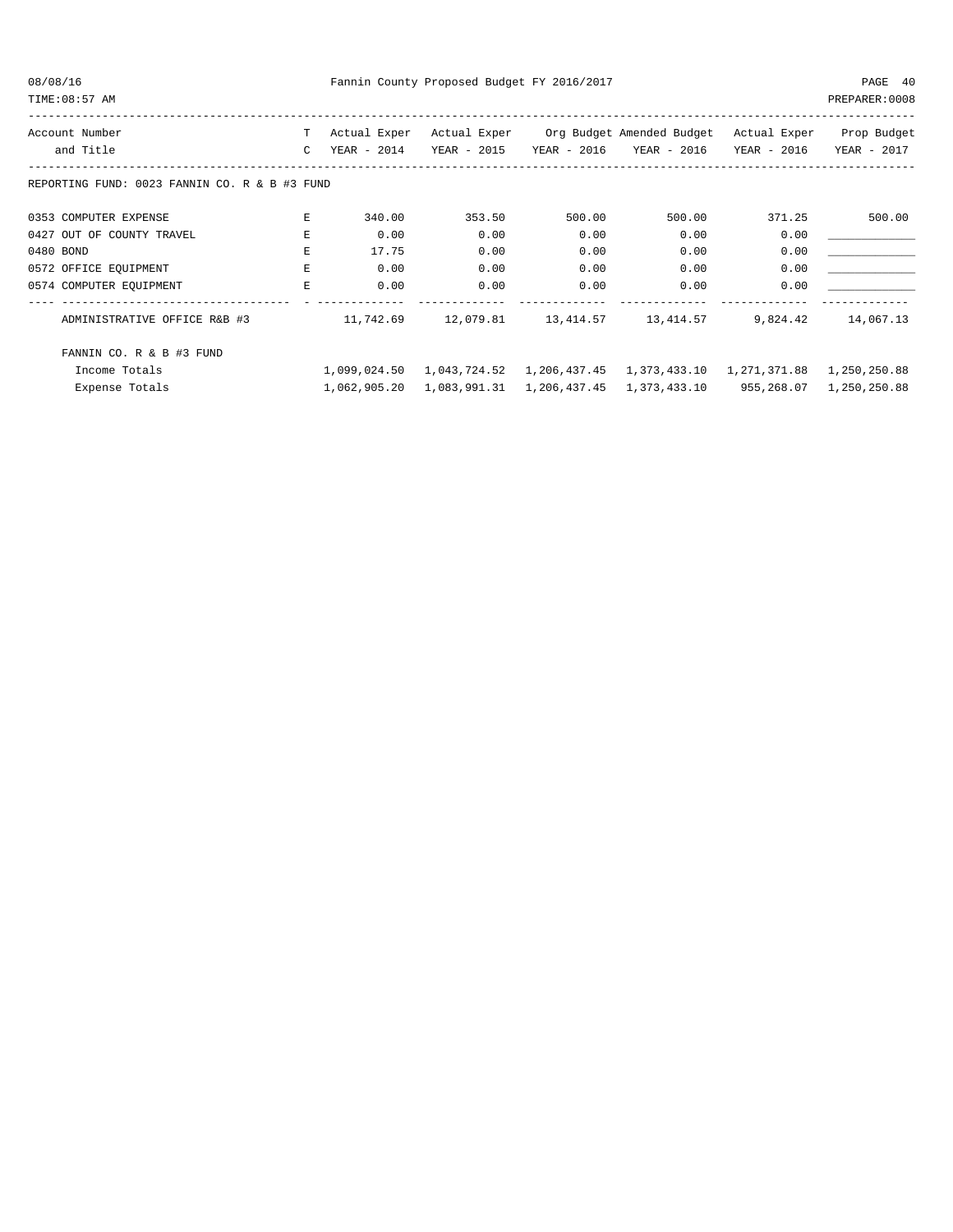REPORTING FUND: 0023 FANNIN CO. R & B #3 FUND

| Account Number and Title | TC | Actual Exper YEAR - 2014 | Actual Exper YEAR - 2015 | Org Budget YEAR - 2016 | Amended Budget YEAR - 2016 | Actual Exper YEAR - 2016 | Prop Budget YEAR - 2017 |
|---|---|---|---|---|---|---|---|
| 0353 COMPUTER EXPENSE | E | 340.00 | 353.50 | 500.00 | 500.00 | 371.25 | 500.00 |
| 0427 OUT OF COUNTY TRAVEL | E | 0.00 | 0.00 | 0.00 | 0.00 | 0.00 | ____________ |
| 0480 BOND | E | 17.75 | 0.00 | 0.00 | 0.00 | 0.00 | ____________ |
| 0572 OFFICE EQUIPMENT | E | 0.00 | 0.00 | 0.00 | 0.00 | 0.00 | ____________ |
| 0574 COMPUTER EQUIPMENT | E | 0.00 | 0.00 | 0.00 | 0.00 | 0.00 | ____________ |
| ADMINISTRATIVE OFFICE R&B #3 | | 11,742.69 | 12,079.81 | 13,414.57 | 13,414.57 | 9,824.42 | 14,067.13 |
| FANNIN CO. R & B #3 FUND | | | | | | | |
| Income Totals | | 1,099,024.50 | 1,043,724.52 | 1,206,437.45 | 1,373,433.10 | 1,271,371.88 | 1,250,250.88 |
| Expense Totals | | 1,062,905.20 | 1,083,991.31 | 1,206,437.45 | 1,373,433.10 | 955,268.07 | 1,250,250.88 |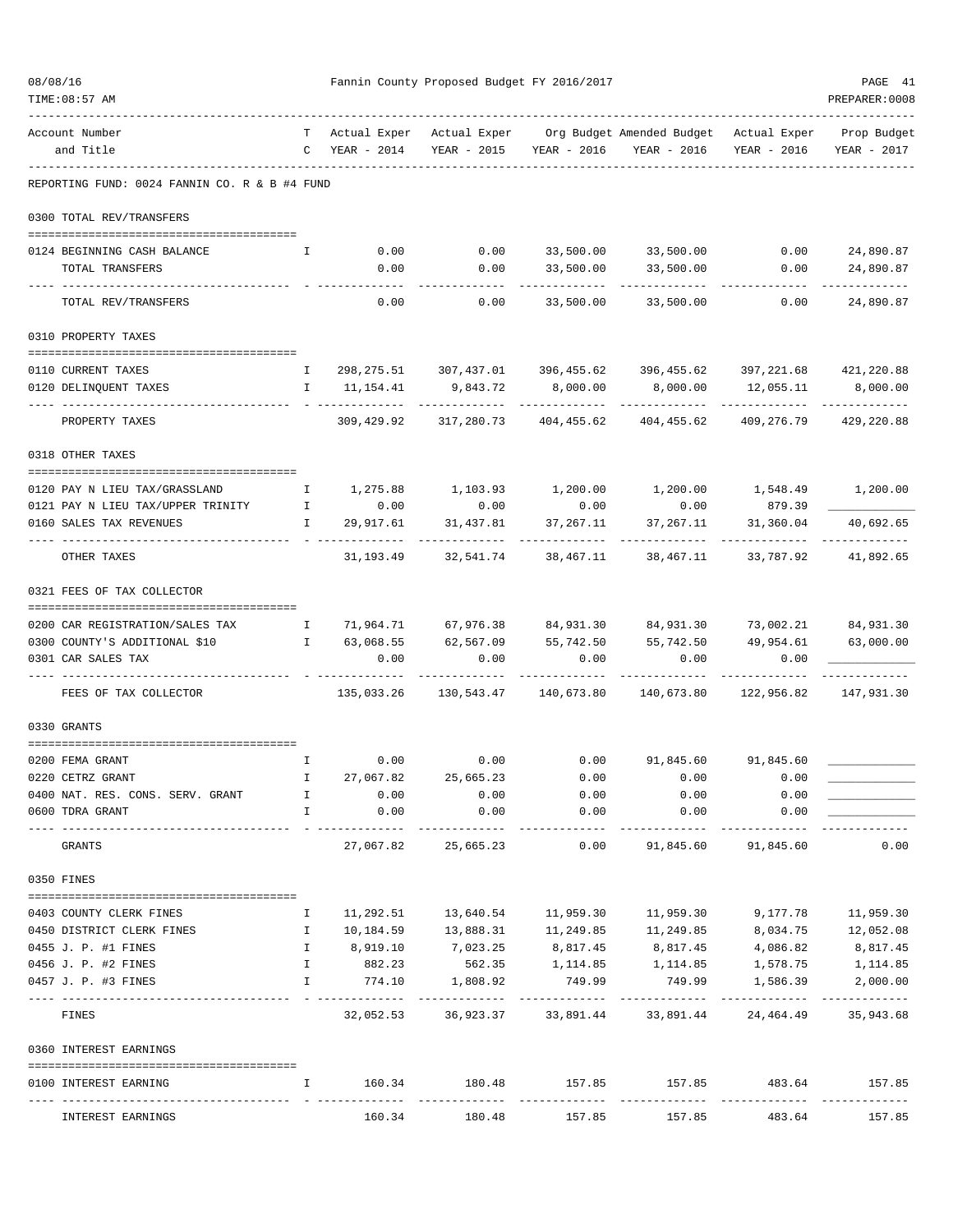Fannin County Proposed Budget FY 2016/2017

REPORTING FUND: 0024 FANNIN CO. R & B #4 FUND

| Account Number and Title | TC | Actual Exper YEAR - 2014 | Actual Exper YEAR - 2015 | Org Budget YEAR - 2016 | Amended Budget YEAR - 2016 | Actual Exper YEAR - 2016 | Prop Budget YEAR - 2017 |
|---|---|---|---|---|---|---|---|
| **0300 TOTAL REV/TRANSFERS** | | | | | | | |
| 0124 BEGINNING CASH BALANCE | I | 0.00 | 0.00 | 33,500.00 | 33,500.00 | 0.00 | 24,890.87 |
| TOTAL TRANSFERS | | 0.00 | 0.00 | 33,500.00 | 33,500.00 | 0.00 | 24,890.87 |
| TOTAL REV/TRANSFERS | | 0.00 | 0.00 | 33,500.00 | 33,500.00 | 0.00 | 24,890.87 |
| **0310 PROPERTY TAXES** | | | | | | | |
| 0110 CURRENT TAXES | I | 298,275.51 | 307,437.01 | 396,455.62 | 396,455.62 | 397,221.68 | 421,220.88 |
| 0120 DELINQUENT TAXES | I | 11,154.41 | 9,843.72 | 8,000.00 | 8,000.00 | 12,055.11 | 8,000.00 |
| PROPERTY TAXES | | 309,429.92 | 317,280.73 | 404,455.62 | 404,455.62 | 409,276.79 | 429,220.88 |
| **0318 OTHER TAXES** | | | | | | | |
| 0120 PAY N LIEU TAX/GRASSLAND | I | 1,275.88 | 1,103.93 | 1,200.00 | 1,200.00 | 1,548.49 | 1,200.00 |
| 0121 PAY N LIEU TAX/UPPER TRINITY | I | 0.00 | 0.00 | 0.00 | 0.00 | 879.39 | ____________ |
| 0160 SALES TAX REVENUES | I | 29,917.61 | 31,437.81 | 37,267.11 | 37,267.11 | 31,360.04 | 40,692.65 |
| OTHER TAXES | | 31,193.49 | 32,541.74 | 38,467.11 | 38,467.11 | 33,787.92 | 41,892.65 |
| **0321 FEES OF TAX COLLECTOR** | | | | | | | |
| 0200 CAR REGISTRATION/SALES TAX | I | 71,964.71 | 67,976.38 | 84,931.30 | 84,931.30 | 73,002.21 | 84,931.30 |
| 0300 COUNTY'S ADDITIONAL $10 | I | 63,068.55 | 62,567.09 | 55,742.50 | 55,742.50 | 49,954.61 | 63,000.00 |
| 0301 CAR SALES TAX | | 0.00 | 0.00 | 0.00 | 0.00 | 0.00 | ____________ |
| FEES OF TAX COLLECTOR | | 135,033.26 | 130,543.47 | 140,673.80 | 140,673.80 | 122,956.82 | 147,931.30 |
| **0330 GRANTS** | | | | | | | |
| 0200 FEMA GRANT | I | 0.00 | 0.00 | 0.00 | 91,845.60 | 91,845.60 | ____________ |
| 0220 CETRZ GRANT | I | 27,067.82 | 25,665.23 | 0.00 | 0.00 | 0.00 | ____________ |
| 0400 NAT. RES. CONS. SERV. GRANT | I | 0.00 | 0.00 | 0.00 | 0.00 | 0.00 | ____________ |
| 0600 TDRA GRANT | I | 0.00 | 0.00 | 0.00 | 0.00 | 0.00 | ____________ |
| GRANTS | | 27,067.82 | 25,665.23 | 0.00 | 91,845.60 | 91,845.60 | 0.00 |
| **0350 FINES** | | | | | | | |
| 0403 COUNTY CLERK FINES | I | 11,292.51 | 13,640.54 | 11,959.30 | 11,959.30 | 9,177.78 | 11,959.30 |
| 0450 DISTRICT CLERK FINES | I | 10,184.59 | 13,888.31 | 11,249.85 | 11,249.85 | 8,034.75 | 12,052.08 |
| 0455 J. P. #1 FINES | I | 8,919.10 | 7,023.25 | 8,817.45 | 8,817.45 | 4,086.82 | 8,817.45 |
| 0456 J. P. #2 FINES | I | 882.23 | 562.35 | 1,114.85 | 1,114.85 | 1,578.75 | 1,114.85 |
| 0457 J. P. #3 FINES | I | 774.10 | 1,808.92 | 749.99 | 749.99 | 1,586.39 | 2,000.00 |
| FINES | | 32,052.53 | 36,923.37 | 33,891.44 | 33,891.44 | 24,464.49 | 35,943.68 |
| **0360 INTEREST EARNINGS** | | | | | | | |
| 0100 INTEREST EARNING | I | 160.34 | 180.48 | 157.85 | 157.85 | 483.64 | 157.85 |
| INTEREST EARNINGS | | 160.34 | 180.48 | 157.85 | 157.85 | 483.64 | 157.85 |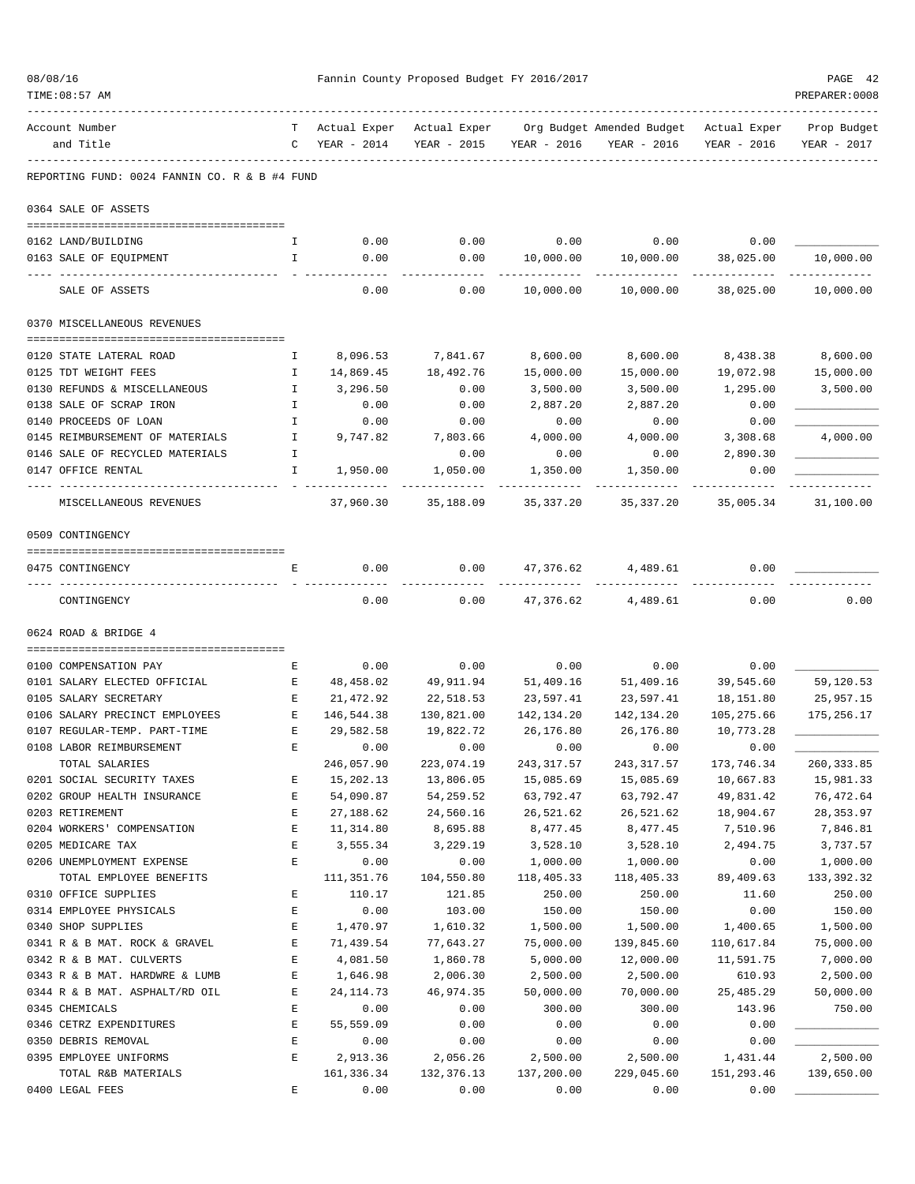Fannin County Proposed Budget FY 2016/2017

| Account Number and Title | TC | Actual Exper YEAR - 2014 | Actual Exper YEAR - 2015 | Org Budget YEAR - 2016 | Amended Budget YEAR - 2016 | Actual Exper YEAR - 2016 | Prop Budget YEAR - 2017 |
|---|---|---|---|---|---|---|---|
| **REPORTING FUND: 0024 FANNIN CO. R & B #4 FUND** | | | | | | | |
| **0364 SALE OF ASSETS** | | | | | | | |
| 0162 LAND/BUILDING | I | 0.00 | 0.00 | 0.00 | 0.00 | 0.00 | |
| 0163 SALE OF EQUIPMENT | I | 0.00 | 0.00 | 10,000.00 | 10,000.00 | 38,025.00 | 10,000.00 |
| SALE OF ASSETS | | 0.00 | 0.00 | 10,000.00 | 10,000.00 | 38,025.00 | 10,000.00 |
| **0370 MISCELLANEOUS REVENUES** | | | | | | | |
| 0120 STATE LATERAL ROAD | I | 8,096.53 | 7,841.67 | 8,600.00 | 8,600.00 | 8,438.38 | 8,600.00 |
| 0125 TDT WEIGHT FEES | I | 14,869.45 | 18,492.76 | 15,000.00 | 15,000.00 | 19,072.98 | 15,000.00 |
| 0130 REFUNDS & MISCELLANEOUS | I | 3,296.50 | 0.00 | 3,500.00 | 3,500.00 | 1,295.00 | 3,500.00 |
| 0138 SALE OF SCRAP IRON | I | 0.00 | 0.00 | 2,887.20 | 2,887.20 | 0.00 | |
| 0140 PROCEEDS OF LOAN | I | 0.00 | 0.00 | 0.00 | 0.00 | 0.00 | |
| 0145 REIMBURSEMENT OF MATERIALS | I | 9,747.82 | 7,803.66 | 4,000.00 | 4,000.00 | 3,308.68 | 4,000.00 |
| 0146 SALE OF RECYCLED MATERIALS | I | | 0.00 | 0.00 | 0.00 | 2,890.30 | |
| 0147 OFFICE RENTAL | I | 1,950.00 | 1,050.00 | 1,350.00 | 1,350.00 | 0.00 | |
| MISCELLANEOUS REVENUES | | 37,960.30 | 35,188.09 | 35,337.20 | 35,337.20 | 35,005.34 | 31,100.00 |
| **0509 CONTINGENCY** | | | | | | | |
| 0475 CONTINGENCY | E | 0.00 | 0.00 | 47,376.62 | 4,489.61 | 0.00 | |
| CONTINGENCY | | 0.00 | 0.00 | 47,376.62 | 4,489.61 | 0.00 | 0.00 |
| **0624 ROAD & BRIDGE 4** | | | | | | | |
| 0100 COMPENSATION PAY | E | 0.00 | 0.00 | 0.00 | 0.00 | 0.00 | |
| 0101 SALARY ELECTED OFFICIAL | E | 48,458.02 | 49,911.94 | 51,409.16 | 51,409.16 | 39,545.60 | 59,120.53 |
| 0105 SALARY SECRETARY | E | 21,472.92 | 22,518.53 | 23,597.41 | 23,597.41 | 18,151.80 | 25,957.15 |
| 0106 SALARY PRECINCT EMPLOYEES | E | 146,544.38 | 130,821.00 | 142,134.20 | 142,134.20 | 105,275.66 | 175,256.17 |
| 0107 REGULAR-TEMP. PART-TIME | E | 29,582.58 | 19,822.72 | 26,176.80 | 26,176.80 | 10,773.28 | |
| 0108 LABOR REIMBURSEMENT | E | 0.00 | 0.00 | 0.00 | 0.00 | 0.00 | |
| TOTAL SALARIES | | 246,057.90 | 223,074.19 | 243,317.57 | 243,317.57 | 173,746.34 | 260,333.85 |
| 0201 SOCIAL SECURITY TAXES | E | 15,202.13 | 13,806.05 | 15,085.69 | 15,085.69 | 10,667.83 | 15,981.33 |
| 0202 GROUP HEALTH INSURANCE | E | 54,090.87 | 54,259.52 | 63,792.47 | 63,792.47 | 49,831.42 | 76,472.64 |
| 0203 RETIREMENT | E | 27,188.62 | 24,560.16 | 26,521.62 | 26,521.62 | 18,904.67 | 28,353.97 |
| 0204 WORKERS' COMPENSATION | E | 11,314.80 | 8,695.88 | 8,477.45 | 8,477.45 | 7,510.96 | 7,846.81 |
| 0205 MEDICARE TAX | E | 3,555.34 | 3,229.19 | 3,528.10 | 3,528.10 | 2,494.75 | 3,737.57 |
| 0206 UNEMPLOYMENT EXPENSE | E | 0.00 | 0.00 | 1,000.00 | 1,000.00 | 0.00 | 1,000.00 |
| TOTAL EMPLOYEE BENEFITS | | 111,351.76 | 104,550.80 | 118,405.33 | 118,405.33 | 89,409.63 | 133,392.32 |
| 0310 OFFICE SUPPLIES | E | 110.17 | 121.85 | 250.00 | 250.00 | 11.60 | 250.00 |
| 0314 EMPLOYEE PHYSICALS | E | 0.00 | 103.00 | 150.00 | 150.00 | 0.00 | 150.00 |
| 0340 SHOP SUPPLIES | E | 1,470.97 | 1,610.32 | 1,500.00 | 1,500.00 | 1,400.65 | 1,500.00 |
| 0341 R & B MAT. ROCK & GRAVEL | E | 71,439.54 | 77,643.27 | 75,000.00 | 139,845.60 | 110,617.84 | 75,000.00 |
| 0342 R & B MAT. CULVERTS | E | 4,081.50 | 1,860.78 | 5,000.00 | 12,000.00 | 11,591.75 | 7,000.00 |
| 0343 R & B MAT. HARDWRE & LUMB | E | 1,646.98 | 2,006.30 | 2,500.00 | 2,500.00 | 610.93 | 2,500.00 |
| 0344 R & B MAT. ASPHALT/RD OIL | E | 24,114.73 | 46,974.35 | 50,000.00 | 70,000.00 | 25,485.29 | 50,000.00 |
| 0345 CHEMICALS | E | 0.00 | 0.00 | 300.00 | 300.00 | 143.96 | 750.00 |
| 0346 CETRZ EXPENDITURES | E | 55,559.09 | 0.00 | 0.00 | 0.00 | 0.00 | |
| 0350 DEBRIS REMOVAL | E | 0.00 | 0.00 | 0.00 | 0.00 | 0.00 | |
| 0395 EMPLOYEE UNIFORMS | E | 2,913.36 | 2,056.26 | 2,500.00 | 2,500.00 | 1,431.44 | 2,500.00 |
| TOTAL R&B MATERIALS | | 161,336.34 | 132,376.13 | 137,200.00 | 229,045.60 | 151,293.46 | 139,650.00 |
| 0400 LEGAL FEES | E | 0.00 | 0.00 | 0.00 | 0.00 | 0.00 | |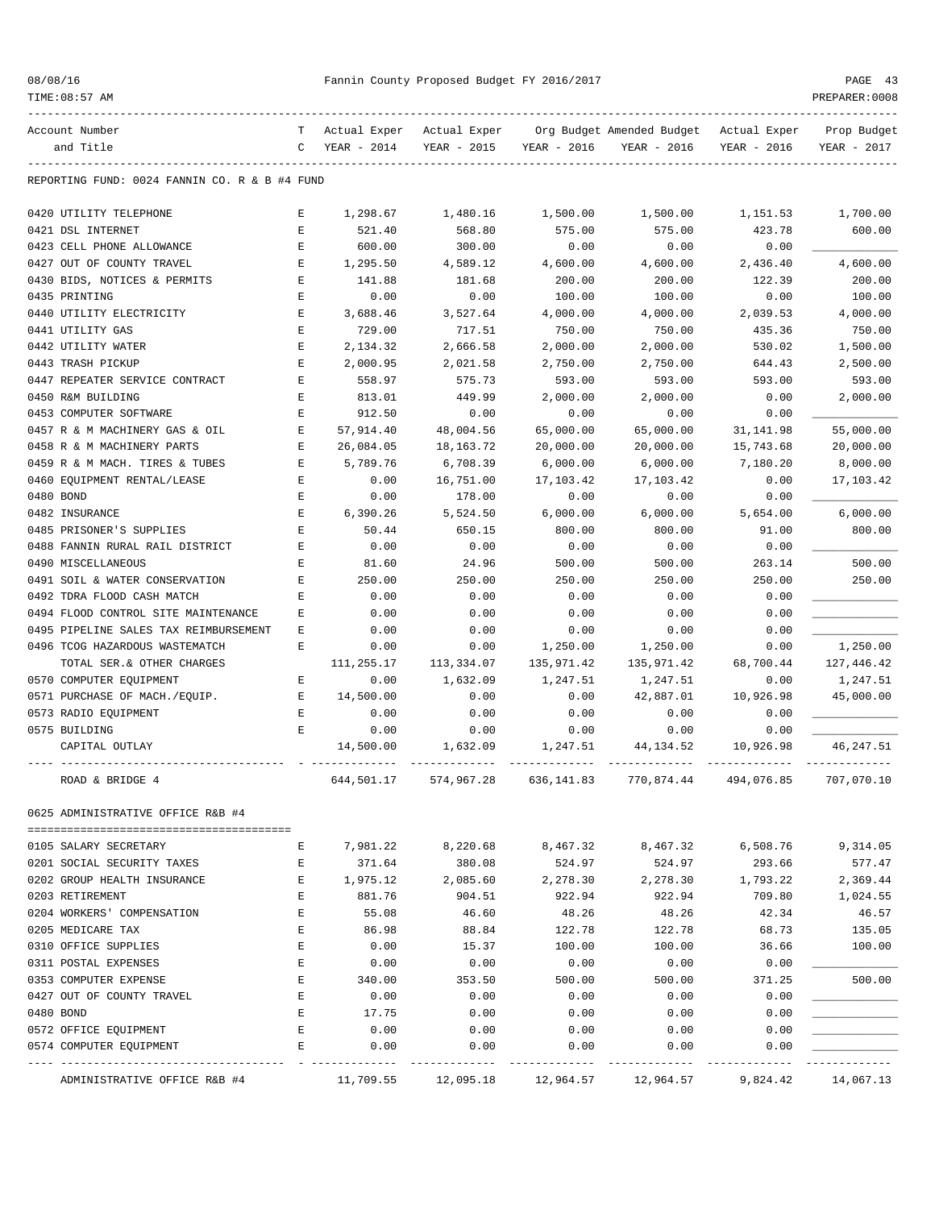REPORTING FUND: 0024 FANNIN CO. R & B #4 FUND

| Account Number and Title | TC | Actual Exper YEAR - 2014 | Actual Exper YEAR - 2015 | Org Budget YEAR - 2016 | Amended Budget YEAR - 2016 | Actual Exper YEAR - 2016 | Prop Budget YEAR - 2017 |
|---|---|---|---|---|---|---|---|
| 0420 UTILITY TELEPHONE | E | 1,298.67 | 1,480.16 | 1,500.00 | 1,500.00 | 1,151.53 | 1,700.00 |
| 0421 DSL INTERNET | E | 521.40 | 568.80 | 575.00 | 575.00 | 423.78 | 600.00 |
| 0423 CELL PHONE ALLOWANCE | E | 600.00 | 300.00 | 0.00 | 0.00 | 0.00 | ____________ |
| 0427 OUT OF COUNTY TRAVEL | E | 1,295.50 | 4,589.12 | 4,600.00 | 4,600.00 | 2,436.40 | 4,600.00 |
| 0430 BIDS, NOTICES & PERMITS | E | 141.88 | 181.68 | 200.00 | 200.00 | 122.39 | 200.00 |
| 0435 PRINTING | E | 0.00 | 0.00 | 100.00 | 100.00 | 0.00 | 100.00 |
| 0440 UTILITY ELECTRICITY | E | 3,688.46 | 3,527.64 | 4,000.00 | 4,000.00 | 2,039.53 | 4,000.00 |
| 0441 UTILITY GAS | E | 729.00 | 717.51 | 750.00 | 750.00 | 435.36 | 750.00 |
| 0442 UTILITY WATER | E | 2,134.32 | 2,666.58 | 2,000.00 | 2,000.00 | 530.02 | 1,500.00 |
| 0443 TRASH PICKUP | E | 2,000.95 | 2,021.58 | 2,750.00 | 2,750.00 | 644.43 | 2,500.00 |
| 0447 REPEATER SERVICE CONTRACT | E | 558.97 | 575.73 | 593.00 | 593.00 | 593.00 | 593.00 |
| 0450 R&M BUILDING | E | 813.01 | 449.99 | 2,000.00 | 2,000.00 | 0.00 | 2,000.00 |
| 0453 COMPUTER SOFTWARE | E | 912.50 | 0.00 | 0.00 | 0.00 | 0.00 | ____________ |
| 0457 R & M MACHINERY GAS & OIL | E | 57,914.40 | 48,004.56 | 65,000.00 | 65,000.00 | 31,141.98 | 55,000.00 |
| 0458 R & M MACHINERY PARTS | E | 26,084.05 | 18,163.72 | 20,000.00 | 20,000.00 | 15,743.68 | 20,000.00 |
| 0459 R & M MACH. TIRES & TUBES | E | 5,789.76 | 6,708.39 | 6,000.00 | 6,000.00 | 7,180.20 | 8,000.00 |
| 0460 EQUIPMENT RENTAL/LEASE | E | 0.00 | 16,751.00 | 17,103.42 | 17,103.42 | 0.00 | 17,103.42 |
| 0480 BOND | E | 0.00 | 178.00 | 0.00 | 0.00 | 0.00 | ____________ |
| 0482 INSURANCE | E | 6,390.26 | 5,524.50 | 6,000.00 | 6,000.00 | 5,654.00 | 6,000.00 |
| 0485 PRISONER'S SUPPLIES | E | 50.44 | 650.15 | 800.00 | 800.00 | 91.00 | 800.00 |
| 0488 FANNIN RURAL RAIL DISTRICT | E | 0.00 | 0.00 | 0.00 | 0.00 | 0.00 | ____________ |
| 0490 MISCELLANEOUS | E | 81.60 | 24.96 | 500.00 | 500.00 | 263.14 | 500.00 |
| 0491 SOIL & WATER CONSERVATION | E | 250.00 | 250.00 | 250.00 | 250.00 | 250.00 | 250.00 |
| 0492 TDRA FLOOD CASH MATCH | E | 0.00 | 0.00 | 0.00 | 0.00 | 0.00 | ____________ |
| 0494 FLOOD CONTROL SITE MAINTENANCE | E | 0.00 | 0.00 | 0.00 | 0.00 | 0.00 | ____________ |
| 0495 PIPELINE SALES TAX REIMBURSEMENT | E | 0.00 | 0.00 | 0.00 | 0.00 | 0.00 | ____________ |
| 0496 TCOG HAZARDOUS WASTEMATCH | E | 0.00 | 0.00 | 1,250.00 | 1,250.00 | 0.00 | 1,250.00 |
| TOTAL SER.& OTHER CHARGES | | 111,255.17 | 113,334.07 | 135,971.42 | 135,971.42 | 68,700.44 | 127,446.42 |
| 0570 COMPUTER EQUIPMENT | E | 0.00 | 1,632.09 | 1,247.51 | 1,247.51 | 0.00 | 1,247.51 |
| 0571 PURCHASE OF MACH./EQUIP. | E | 14,500.00 | 0.00 | 0.00 | 42,887.01 | 10,926.98 | 45,000.00 |
| 0573 RADIO EQUIPMENT | E | 0.00 | 0.00 | 0.00 | 0.00 | 0.00 | ____________ |
| 0575 BUILDING | E | 0.00 | 0.00 | 0.00 | 0.00 | 0.00 | ____________ |
| CAPITAL OUTLAY | | 14,500.00 | 1,632.09 | 1,247.51 | 44,134.52 | 10,926.98 | 46,247.51 |
| ROAD & BRIDGE 4 | | 644,501.17 | 574,967.28 | 636,141.83 | 770,874.44 | 494,076.85 | 707,070.10 |

0625 ADMINISTRATIVE OFFICE R&B #4

| Account Number and Title | TC | Actual Exper YEAR - 2014 | Actual Exper YEAR - 2015 | Org Budget YEAR - 2016 | Amended Budget YEAR - 2016 | Actual Exper YEAR - 2016 | Prop Budget YEAR - 2017 |
|---|---|---|---|---|---|---|---|
| 0105 SALARY SECRETARY | E | 7,981.22 | 8,220.68 | 8,467.32 | 8,467.32 | 6,508.76 | 9,314.05 |
| 0201 SOCIAL SECURITY TAXES | E | 371.64 | 380.08 | 524.97 | 524.97 | 293.66 | 577.47 |
| 0202 GROUP HEALTH INSURANCE | E | 1,975.12 | 2,085.60 | 2,278.30 | 2,278.30 | 1,793.22 | 2,369.44 |
| 0203 RETIREMENT | E | 881.76 | 904.51 | 922.94 | 922.94 | 709.80 | 1,024.55 |
| 0204 WORKERS' COMPENSATION | E | 55.08 | 46.60 | 48.26 | 48.26 | 42.34 | 46.57 |
| 0205 MEDICARE TAX | E | 86.98 | 88.84 | 122.78 | 122.78 | 68.73 | 135.05 |
| 0310 OFFICE SUPPLIES | E | 0.00 | 15.37 | 100.00 | 100.00 | 36.66 | 100.00 |
| 0311 POSTAL EXPENSES | E | 0.00 | 0.00 | 0.00 | 0.00 | 0.00 | ____________ |
| 0353 COMPUTER EXPENSE | E | 340.00 | 353.50 | 500.00 | 500.00 | 371.25 | 500.00 |
| 0427 OUT OF COUNTY TRAVEL | E | 0.00 | 0.00 | 0.00 | 0.00 | 0.00 | ____________ |
| 0480 BOND | E | 17.75 | 0.00 | 0.00 | 0.00 | 0.00 | ____________ |
| 0572 OFFICE EQUIPMENT | E | 0.00 | 0.00 | 0.00 | 0.00 | 0.00 | ____________ |
| 0574 COMPUTER EQUIPMENT | E | 0.00 | 0.00 | 0.00 | 0.00 | 0.00 | ____________ |
| ADMINISTRATIVE OFFICE R&B #4 | | 11,709.55 | 12,095.18 | 12,964.57 | 12,964.57 | 9,824.42 | 14,067.13 |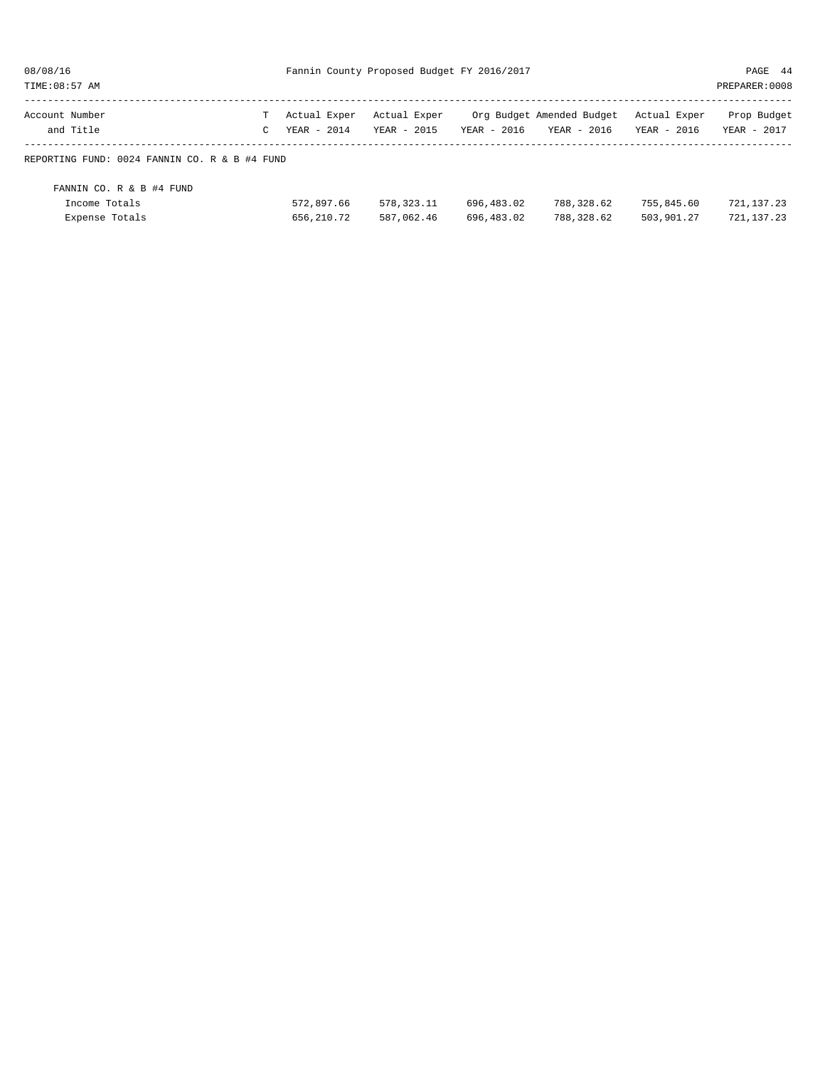Fannin County Proposed Budget FY 2016/2017

| Account Number and Title | T C | Actual Exper YEAR - 2014 | Actual Exper YEAR - 2015 | Org Budget YEAR - 2016 | Amended Budget YEAR - 2016 | Actual Exper YEAR - 2016 | Prop Budget YEAR - 2017 |
|---|---|---|---|---|---|---|---|
| REPORTING FUND: 0024 FANNIN CO. R & B #4 FUND | | | | | | | |
| FANNIN CO. R & B #4 FUND | | | | | | | |
| Income Totals | | 572,897.66 | 578,323.11 | 696,483.02 | 788,328.62 | 755,845.60 | 721,137.23 |
| Expense Totals | | 656,210.72 | 587,062.46 | 696,483.02 | 788,328.62 | 503,901.27 | 721,137.23 |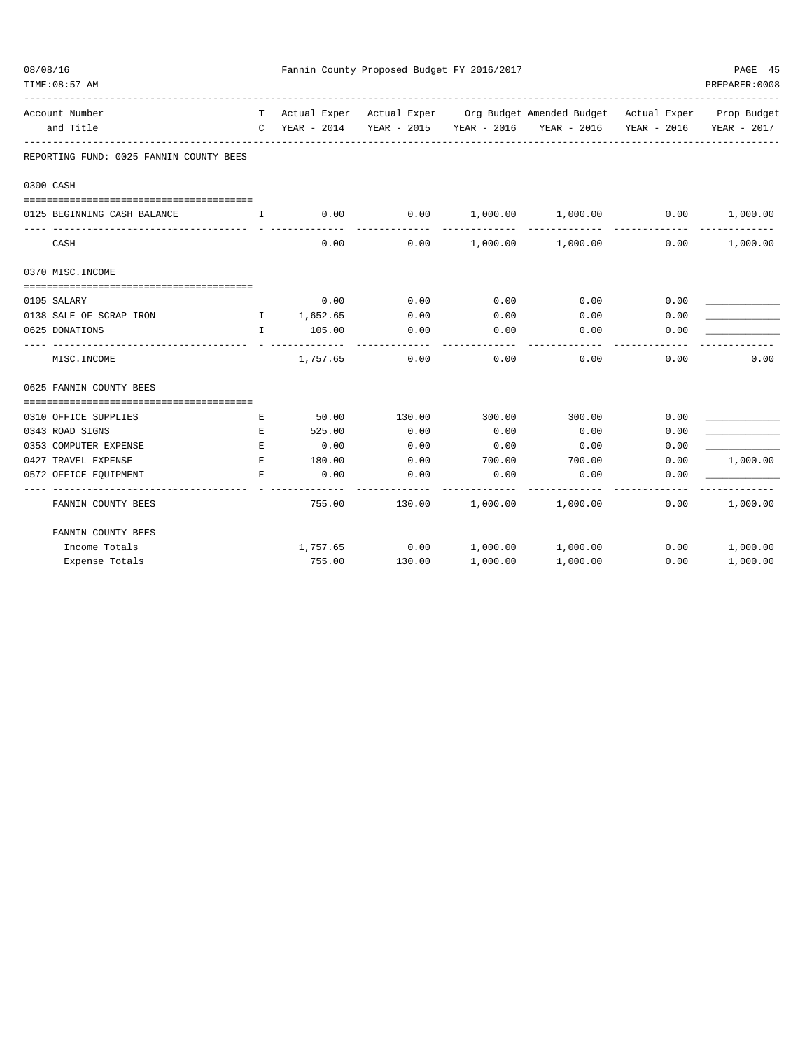Fannin County Proposed Budget FY 2016/2017

| Account Number and Title | TC | Actual Exper YEAR - 2014 | Actual Exper YEAR - 2015 | Org Budget YEAR - 2016 | Amended Budget YEAR - 2016 | Actual Exper YEAR - 2016 | Prop Budget YEAR - 2017 |
|---|---|---|---|---|---|---|---|
| **REPORTING FUND: 0025 FANNIN COUNTY BEES** | | | | | | | |
| **0300 CASH** | | | | | | | |
| 0125 BEGINNING CASH BALANCE | I | 0.00 | 0.00 | 1,000.00 | 1,000.00 | 0.00 | 1,000.00 |
| CASH | | 0.00 | 0.00 | 1,000.00 | 1,000.00 | 0.00 | 1,000.00 |
| **0370 MISC.INCOME** | | | | | | | |
| 0105 SALARY | | 0.00 | 0.00 | 0.00 | 0.00 | 0.00 | ____________ |
| 0138 SALE OF SCRAP IRON | I | 1,652.65 | 0.00 | 0.00 | 0.00 | 0.00 | ____________ |
| 0625 DONATIONS | I | 105.00 | 0.00 | 0.00 | 0.00 | 0.00 | ____________ |
| MISC.INCOME | | 1,757.65 | 0.00 | 0.00 | 0.00 | 0.00 | 0.00 |
| **0625 FANNIN COUNTY BEES** | | | | | | | |
| 0310 OFFICE SUPPLIES | E | 50.00 | 130.00 | 300.00 | 300.00 | 0.00 | ____________ |
| 0343 ROAD SIGNS | E | 525.00 | 0.00 | 0.00 | 0.00 | 0.00 | ____________ |
| 0353 COMPUTER EXPENSE | E | 0.00 | 0.00 | 0.00 | 0.00 | 0.00 | ____________ |
| 0427 TRAVEL EXPENSE | E | 180.00 | 0.00 | 700.00 | 700.00 | 0.00 | 1,000.00 |
| 0572 OFFICE EQUIPMENT | E | 0.00 | 0.00 | 0.00 | 0.00 | 0.00 | ____________ |
| FANNIN COUNTY BEES | | 755.00 | 130.00 | 1,000.00 | 1,000.00 | 0.00 | 1,000.00 |
| **FANNIN COUNTY BEES** | | | | | | | |
| Income Totals | | 1,757.65 | 0.00 | 1,000.00 | 1,000.00 | 0.00 | 1,000.00 |
| Expense Totals | | 755.00 | 130.00 | 1,000.00 | 1,000.00 | 0.00 | 1,000.00 |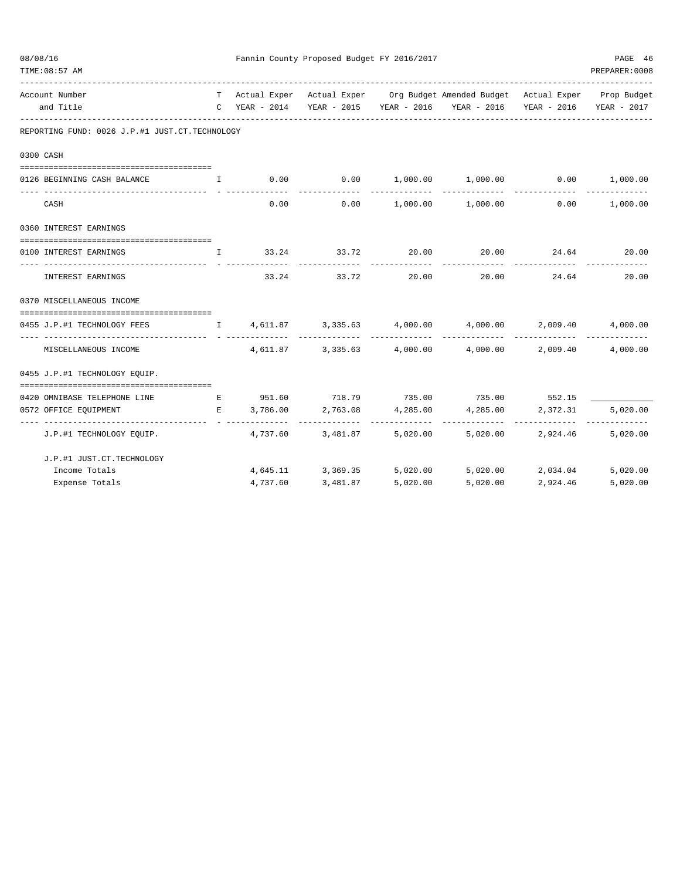Fannin County Proposed Budget FY 2016/2017

| Account Number and Title | T C | Actual Exper YEAR - 2014 | Actual Exper YEAR - 2015 | Org Budget YEAR - 2016 | Amended Budget YEAR - 2016 | Actual Exper YEAR - 2016 | Prop Budget YEAR - 2017 |
|---|---|---|---|---|---|---|---|
| **REPORTING FUND: 0026 J.P.#1 JUST.CT.TECHNOLOGY** | | | | | | | |
| **0300 CASH** | | | | | | | |
| 0126 BEGINNING CASH BALANCE | I | 0.00 | 0.00 | 1,000.00 | 1,000.00 | 0.00 | 1,000.00 |
| CASH | | 0.00 | 0.00 | 1,000.00 | 1,000.00 | 0.00 | 1,000.00 |
| **0360 INTEREST EARNINGS** | | | | | | | |
| 0100 INTEREST EARNINGS | I | 33.24 | 33.72 | 20.00 | 20.00 | 24.64 | 20.00 |
| INTEREST EARNINGS | | 33.24 | 33.72 | 20.00 | 20.00 | 24.64 | 20.00 |
| **0370 MISCELLANEOUS INCOME** | | | | | | | |
| 0455 J.P.#1 TECHNOLOGY FEES | I | 4,611.87 | 3,335.63 | 4,000.00 | 4,000.00 | 2,009.40 | 4,000.00 |
| MISCELLANEOUS INCOME | | 4,611.87 | 3,335.63 | 4,000.00 | 4,000.00 | 2,009.40 | 4,000.00 |
| **0455 J.P.#1 TECHNOLOGY EQUIP.** | | | | | | | |
| 0420 OMNIBASE TELEPHONE LINE | E | 951.60 | 718.79 | 735.00 | 735.00 | 552.15 | ____________ |
| 0572 OFFICE EQUIPMENT | E | 3,786.00 | 2,763.08 | 4,285.00 | 4,285.00 | 2,372.31 | 5,020.00 |
| J.P.#1 TECHNOLOGY EQUIP. | | 4,737.60 | 3,481.87 | 5,020.00 | 5,020.00 | 2,924.46 | 5,020.00 |
| **J.P.#1 JUST.CT.TECHNOLOGY** | | | | | | | |
| Income Totals | | 4,645.11 | 3,369.35 | 5,020.00 | 5,020.00 | 2,034.04 | 5,020.00 |
| Expense Totals | | 4,737.60 | 3,481.87 | 5,020.00 | 5,020.00 | 2,924.46 | 5,020.00 |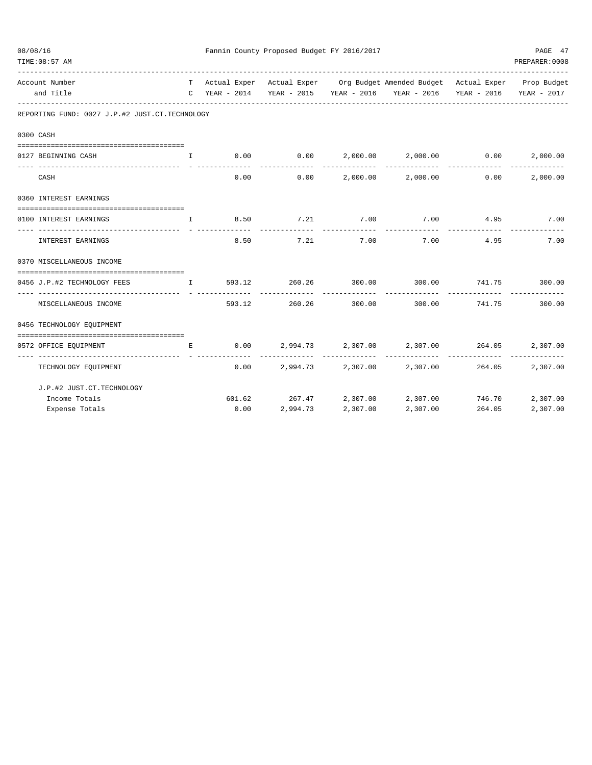Fannin County Proposed Budget FY 2016/2017

| Account Number and Title | TC | Actual Exper YEAR - 2014 | Actual Exper YEAR - 2015 | Org Budget YEAR - 2016 | Amended Budget YEAR - 2016 | Actual Exper YEAR - 2016 | Prop Budget YEAR - 2017 |
|---|---|---|---|---|---|---|---|
| **REPORTING FUND: 0027 J.P.#2 JUST.CT.TECHNOLOGY** | | | | | | | |
| **0300 CASH** | | | | | | | |
| 0127 BEGINNING CASH | I | 0.00 | 0.00 | 2,000.00 | 2,000.00 | 0.00 | 2,000.00 |
| CASH | | 0.00 | 0.00 | 2,000.00 | 2,000.00 | 0.00 | 2,000.00 |
| **0360 INTEREST EARNINGS** | | | | | | | |
| 0100 INTEREST EARNINGS | I | 8.50 | 7.21 | 7.00 | 7.00 | 4.95 | 7.00 |
| INTEREST EARNINGS | | 8.50 | 7.21 | 7.00 | 7.00 | 4.95 | 7.00 |
| **0370 MISCELLANEOUS INCOME** | | | | | | | |
| 0456 J.P.#2 TECHNOLOGY FEES | I | 593.12 | 260.26 | 300.00 | 300.00 | 741.75 | 300.00 |
| MISCELLANEOUS INCOME | | 593.12 | 260.26 | 300.00 | 300.00 | 741.75 | 300.00 |
| **0456 TECHNOLOGY EQUIPMENT** | | | | | | | |
| 0572 OFFICE EQUIPMENT | E | 0.00 | 2,994.73 | 2,307.00 | 2,307.00 | 264.05 | 2,307.00 |
| TECHNOLOGY EQUIPMENT | | 0.00 | 2,994.73 | 2,307.00 | 2,307.00 | 264.05 | 2,307.00 |
| **J.P.#2 JUST.CT.TECHNOLOGY** | | | | | | | |
| Income Totals | | 601.62 | 267.47 | 2,307.00 | 2,307.00 | 746.70 | 2,307.00 |
| Expense Totals | | 0.00 | 2,994.73 | 2,307.00 | 2,307.00 | 264.05 | 2,307.00 |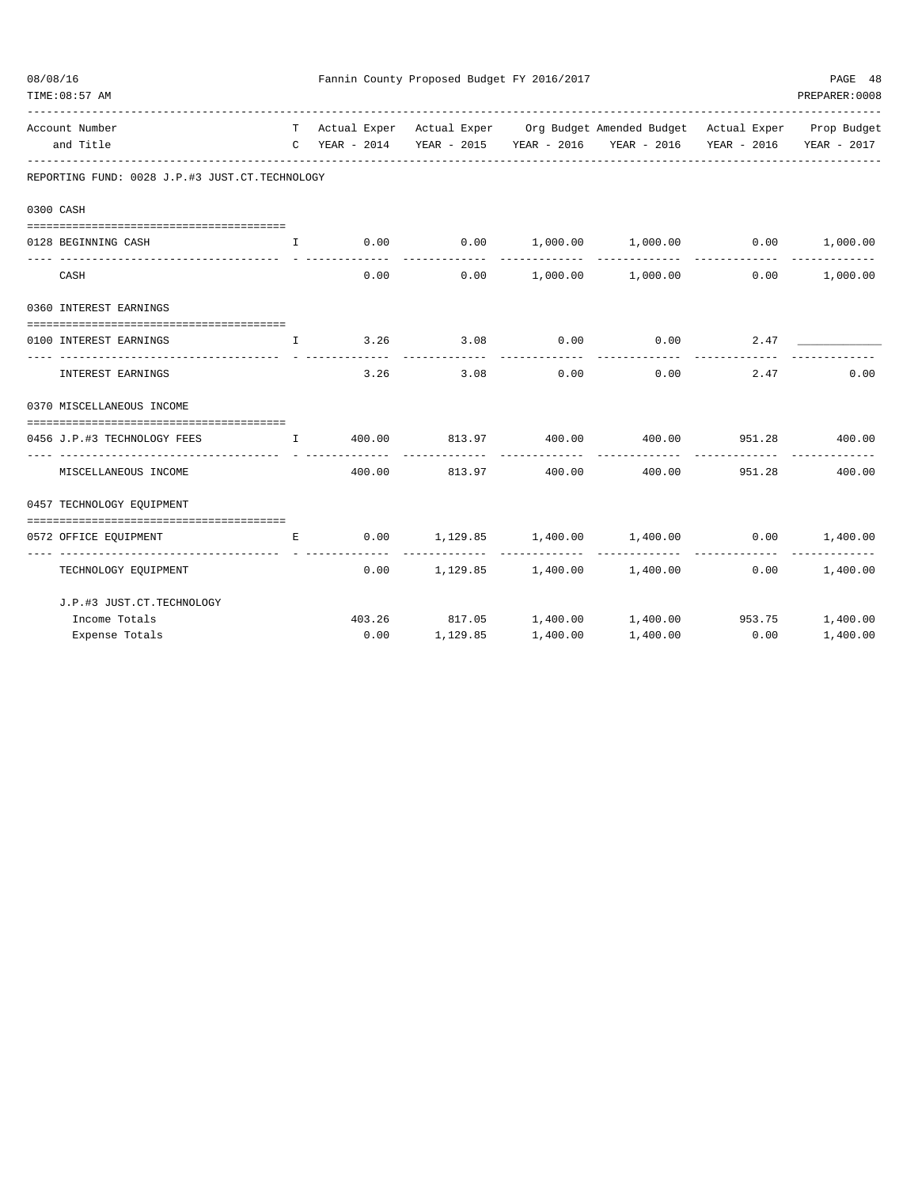Fannin County Proposed Budget FY 2016/2017

| Account Number and Title | TC | Actual Exper YEAR - 2014 | Actual Exper YEAR - 2015 | Org Budget YEAR - 2016 | Amended Budget YEAR - 2016 | Actual Exper YEAR - 2016 | Prop Budget YEAR - 2017 |
|---|---|---|---|---|---|---|---|
| **REPORTING FUND: 0028 J.P.#3 JUST.CT.TECHNOLOGY** | | | | | | | |
| **0300 CASH** | | | | | | | |
| 0128 BEGINNING CASH | I | 0.00 | 0.00 | 1,000.00 | 1,000.00 | 0.00 | 1,000.00 |
| CASH | | 0.00 | 0.00 | 1,000.00 | 1,000.00 | 0.00 | 1,000.00 |
| **0360 INTEREST EARNINGS** | | | | | | | |
| 0100 INTEREST EARNINGS | I | 3.26 | 3.08 | 0.00 | 0.00 | 2.47 | ____________ |
| INTEREST EARNINGS | | 3.26 | 3.08 | 0.00 | 0.00 | 2.47 | 0.00 |
| **0370 MISCELLANEOUS INCOME** | | | | | | | |
| 0456 J.P.#3 TECHNOLOGY FEES | I | 400.00 | 813.97 | 400.00 | 400.00 | 951.28 | 400.00 |
| MISCELLANEOUS INCOME | | 400.00 | 813.97 | 400.00 | 400.00 | 951.28 | 400.00 |
| **0457 TECHNOLOGY EQUIPMENT** | | | | | | | |
| 0572 OFFICE EQUIPMENT | E | 0.00 | 1,129.85 | 1,400.00 | 1,400.00 | 0.00 | 1,400.00 |
| TECHNOLOGY EQUIPMENT | | 0.00 | 1,129.85 | 1,400.00 | 1,400.00 | 0.00 | 1,400.00 |
| **J.P.#3 JUST.CT.TECHNOLOGY** | | | | | | | |
| Income Totals | | 403.26 | 817.05 | 1,400.00 | 1,400.00 | 953.75 | 1,400.00 |
| Expense Totals | | 0.00 | 1,129.85 | 1,400.00 | 1,400.00 | 0.00 | 1,400.00 |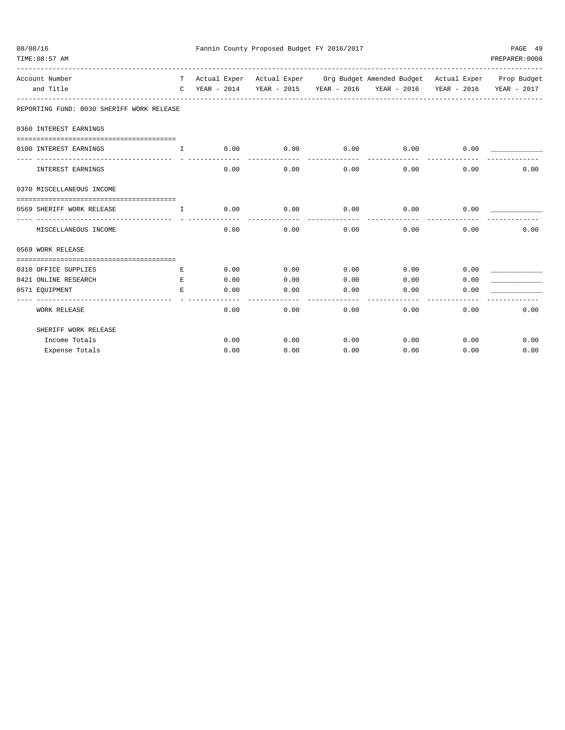| Account Number and Title | T C | Actual Exper YEAR - 2014 | Actual Exper YEAR - 2015 | Org Budget YEAR - 2016 | Amended Budget YEAR - 2016 | Actual Exper YEAR - 2016 | Prop Budget YEAR - 2017 |
|---|---|---|---|---|---|---|---|
| **REPORTING FUND: 0030 SHERIFF WORK RELEASE** | | | | | | | |
| **0360 INTEREST EARNINGS** | | | | | | | |
| 0100 INTEREST EARNINGS | I | 0.00 | 0.00 | 0.00 | 0.00 | 0.00 | ____________ |
| INTEREST EARNINGS | | 0.00 | 0.00 | 0.00 | 0.00 | 0.00 | 0.00 |
| **0370 MISCELLANEOUS INCOME** | | | | | | | |
| 0569 SHERIFF WORK RELEASE | I | 0.00 | 0.00 | 0.00 | 0.00 | 0.00 | ____________ |
| MISCELLANEOUS INCOME | | 0.00 | 0.00 | 0.00 | 0.00 | 0.00 | 0.00 |
| **0569 WORK RELEASE** | | | | | | | |
| 0310 OFFICE SUPPLIES | E | 0.00 | 0.00 | 0.00 | 0.00 | 0.00 | ____________ |
| 0421 ONLINE RESEARCH | E | 0.00 | 0.00 | 0.00 | 0.00 | 0.00 | ____________ |
| 0571 EQUIPMENT | E | 0.00 | 0.00 | 0.00 | 0.00 | 0.00 | ____________ |
| WORK RELEASE | | 0.00 | 0.00 | 0.00 | 0.00 | 0.00 | 0.00 |
| SHERIFF WORK RELEASE | | | | | | | |
| Income Totals | | 0.00 | 0.00 | 0.00 | 0.00 | 0.00 | 0.00 |
| Expense Totals | | 0.00 | 0.00 | 0.00 | 0.00 | 0.00 | 0.00 |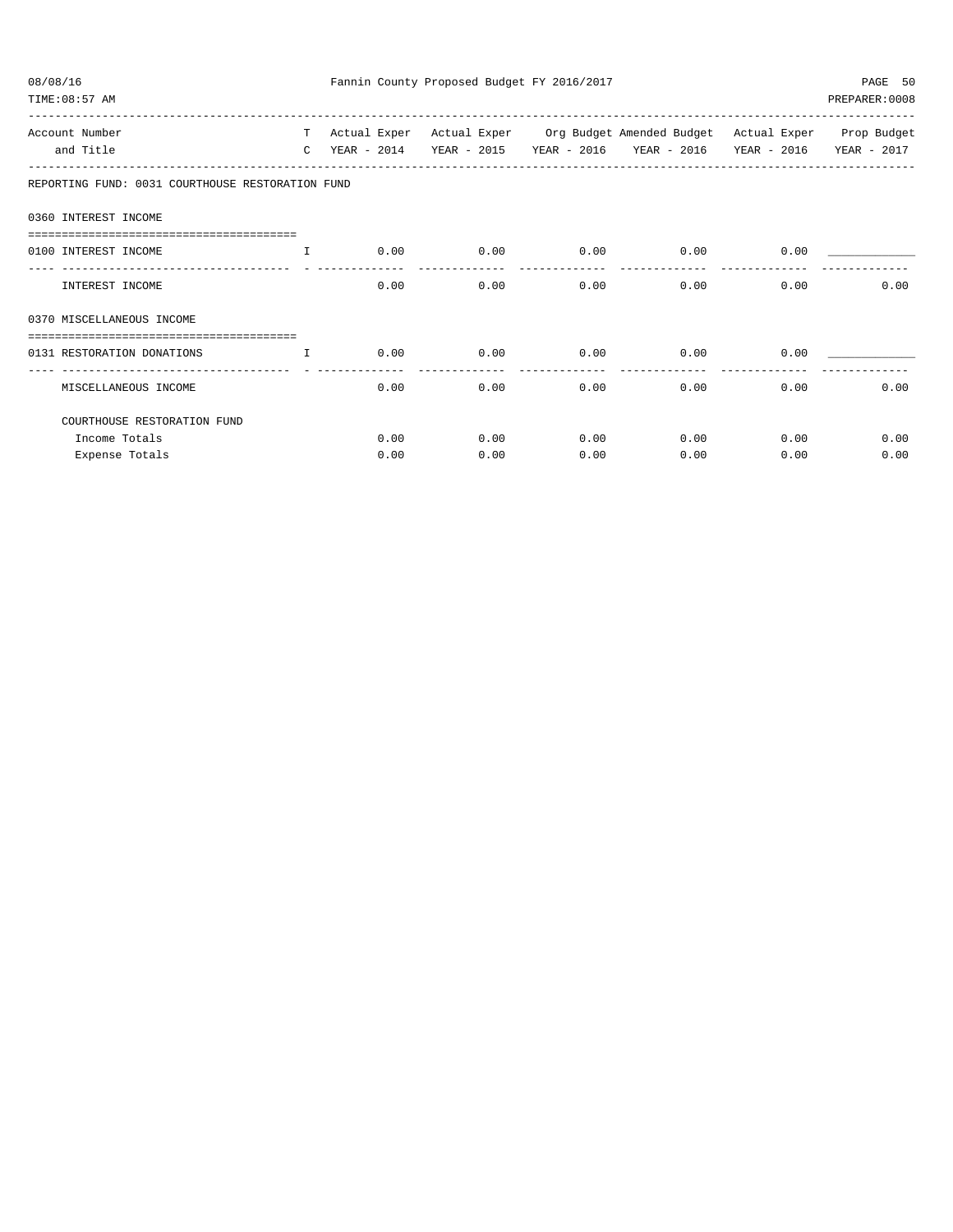Fannin County Proposed Budget FY 2016/2017

| Account Number and Title | TC | Actual Exper YEAR - 2014 | Actual Exper YEAR - 2015 | Org Budget YEAR - 2016 | Amended Budget YEAR - 2016 | Actual Exper YEAR - 2016 | Prop Budget YEAR - 2017 |
|---|---|---|---|---|---|---|---|
| **REPORTING FUND: 0031 COURTHOUSE RESTORATION FUND** | | | | | | | |
| **0360 INTEREST INCOME** | | | | | | | |
| 0100 INTEREST INCOME | I | 0.00 | 0.00 | 0.00 | 0.00 | 0.00 | ____________ |
| INTEREST INCOME | | 0.00 | 0.00 | 0.00 | 0.00 | 0.00 | 0.00 |
| **0370 MISCELLANEOUS INCOME** | | | | | | | |
| 0131 RESTORATION DONATIONS | I | 0.00 | 0.00 | 0.00 | 0.00 | 0.00 | ____________ |
| MISCELLANEOUS INCOME | | 0.00 | 0.00 | 0.00 | 0.00 | 0.00 | 0.00 |
| **COURTHOUSE RESTORATION FUND** | | | | | | | |
| Income Totals | | 0.00 | 0.00 | 0.00 | 0.00 | 0.00 | 0.00 |
| Expense Totals | | 0.00 | 0.00 | 0.00 | 0.00 | 0.00 | 0.00 |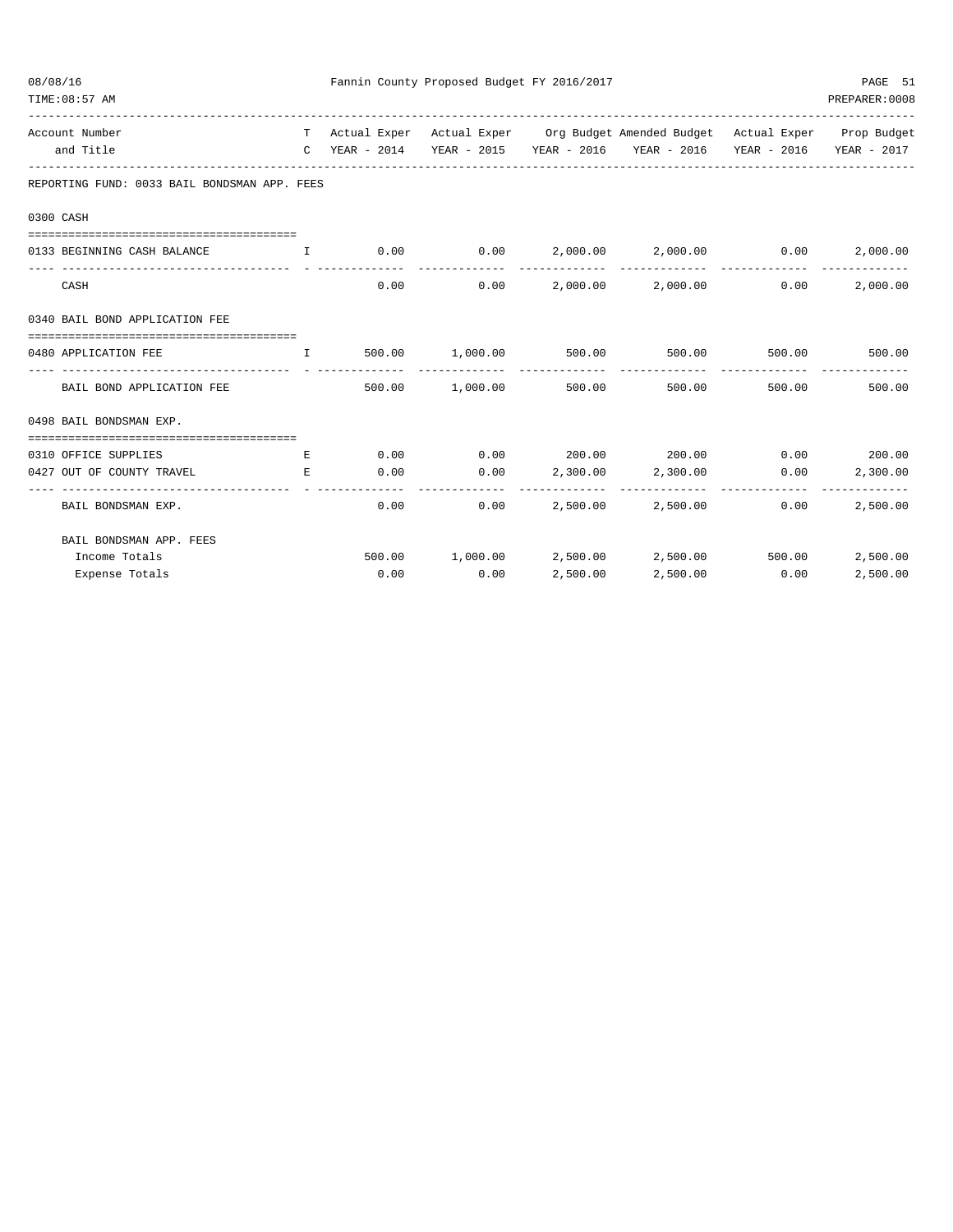Fannin County Proposed Budget FY 2016/2017

| Account Number and Title | T C | Actual Exper YEAR - 2014 | Actual Exper YEAR - 2015 | Org Budget YEAR - 2016 | Amended Budget YEAR - 2016 | Actual Exper YEAR - 2016 | Prop Budget YEAR - 2017 |
|---|---|---|---|---|---|---|---|
| **REPORTING FUND: 0033 BAIL BONDSMAN APP. FEES** | | | | | | | |
| **0300 CASH** | | | | | | | |
| 0133 BEGINNING CASH BALANCE | I | 0.00 | 0.00 | 2,000.00 | 2,000.00 | 0.00 | 2,000.00 |
| CASH | | 0.00 | 0.00 | 2,000.00 | 2,000.00 | 0.00 | 2,000.00 |
| **0340 BAIL BOND APPLICATION FEE** | | | | | | | |
| 0480 APPLICATION FEE | I | 500.00 | 1,000.00 | 500.00 | 500.00 | 500.00 | 500.00 |
| BAIL BOND APPLICATION FEE | | 500.00 | 1,000.00 | 500.00 | 500.00 | 500.00 | 500.00 |
| **0498 BAIL BONDSMAN EXP.** | | | | | | | |
| 0310 OFFICE SUPPLIES | E | 0.00 | 0.00 | 200.00 | 200.00 | 0.00 | 200.00 |
| 0427 OUT OF COUNTY TRAVEL | E | 0.00 | 0.00 | 2,300.00 | 2,300.00 | 0.00 | 2,300.00 |
| BAIL BONDSMAN EXP. | | 0.00 | 0.00 | 2,500.00 | 2,500.00 | 0.00 | 2,500.00 |
| **BAIL BONDSMAN APP. FEES** | | | | | | | |
| Income Totals | | 500.00 | 1,000.00 | 2,500.00 | 2,500.00 | 500.00 | 2,500.00 |
| Expense Totals | | 0.00 | 0.00 | 2,500.00 | 2,500.00 | 0.00 | 2,500.00 |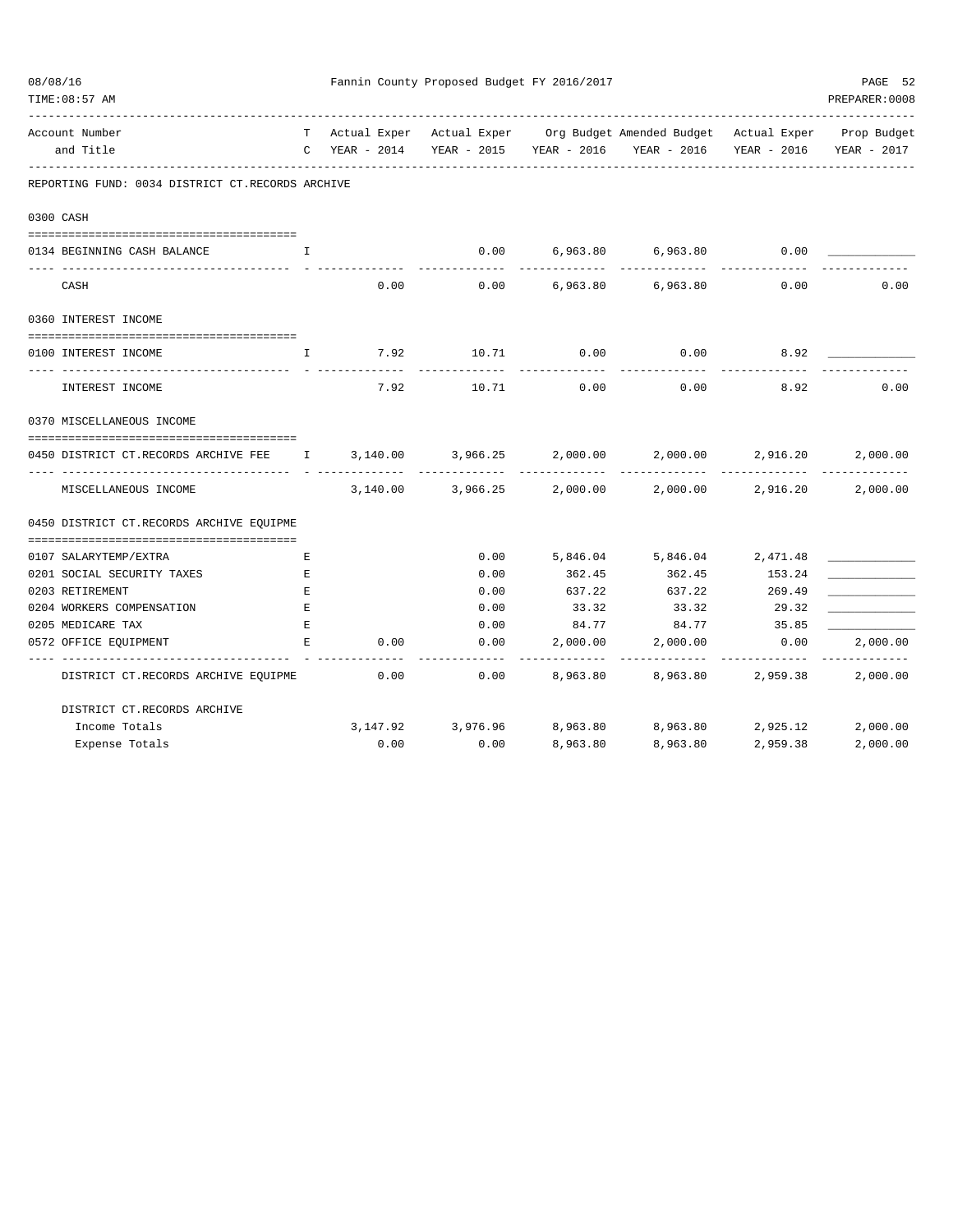Fannin County Proposed Budget FY 2016/2017

| Account Number and Title | TC | Actual Exper YEAR - 2014 | Actual Exper YEAR - 2015 | Org Budget YEAR - 2016 | Amended Budget YEAR - 2016 | Actual Exper YEAR - 2016 | Prop Budget YEAR - 2017 |
|---|---|---|---|---|---|---|---|
| **REPORTING FUND: 0034 DISTRICT CT.RECORDS ARCHIVE** | | | | | | | |
| **0300 CASH** | | | | | | | |
| 0134 BEGINNING CASH BALANCE | I | | 0.00 | 6,963.80 | 6,963.80 | 0.00 | ____________ |
| CASH | | 0.00 | 0.00 | 6,963.80 | 6,963.80 | 0.00 | 0.00 |
| **0360 INTEREST INCOME** | | | | | | | |
| 0100 INTEREST INCOME | I | 7.92 | 10.71 | 0.00 | 0.00 | 8.92 | ____________ |
| INTEREST INCOME | | 7.92 | 10.71 | 0.00 | 0.00 | 8.92 | 0.00 |
| **0370 MISCELLANEOUS INCOME** | | | | | | | |
| 0450 DISTRICT CT.RECORDS ARCHIVE FEE | I | 3,140.00 | 3,966.25 | 2,000.00 | 2,000.00 | 2,916.20 | 2,000.00 |
| MISCELLANEOUS INCOME | | 3,140.00 | 3,966.25 | 2,000.00 | 2,000.00 | 2,916.20 | 2,000.00 |
| **0450 DISTRICT CT.RECORDS ARCHIVE EQUIPME** | | | | | | | |
| 0107 SALARYTEMP/EXTRA | E | | 0.00 | 5,846.04 | 5,846.04 | 2,471.48 | ____________ |
| 0201 SOCIAL SECURITY TAXES | E | | 0.00 | 362.45 | 362.45 | 153.24 | ____________ |
| 0203 RETIREMENT | E | | 0.00 | 637.22 | 637.22 | 269.49 | ____________ |
| 0204 WORKERS COMPENSATION | E | | 0.00 | 33.32 | 33.32 | 29.32 | ____________ |
| 0205 MEDICARE TAX | E | | 0.00 | 84.77 | 84.77 | 35.85 | ____________ |
| 0572 OFFICE EQUIPMENT | E | 0.00 | 0.00 | 2,000.00 | 2,000.00 | 0.00 | 2,000.00 |
| DISTRICT CT.RECORDS ARCHIVE EQUIPME | | 0.00 | 0.00 | 8,963.80 | 8,963.80 | 2,959.38 | 2,000.00 |
| **DISTRICT CT.RECORDS ARCHIVE** | | | | | | | |
| Income Totals | | 3,147.92 | 3,976.96 | 8,963.80 | 8,963.80 | 2,925.12 | 2,000.00 |
| Expense Totals | | 0.00 | 0.00 | 8,963.80 | 8,963.80 | 2,959.38 | 2,000.00 |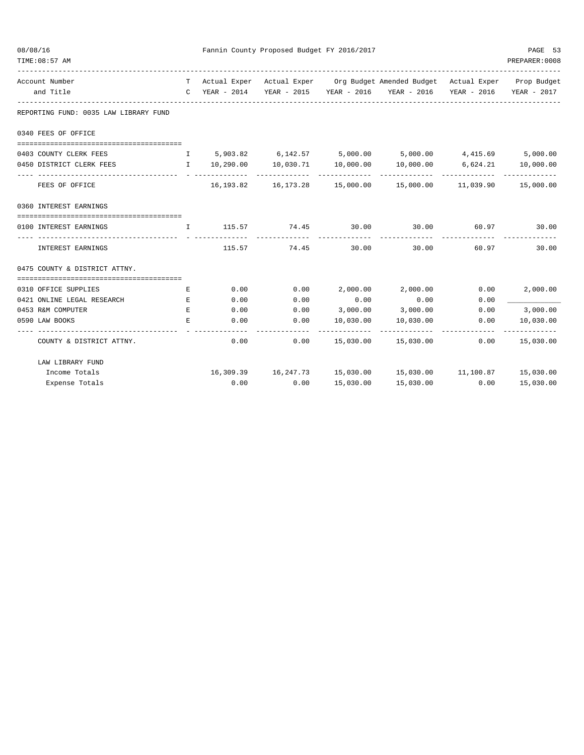**Fannin County Proposed Budget FY 2016/2017**

| Account Number and Title | TC | Actual Exper YEAR - 2014 | Actual Exper YEAR - 2015 | Org Budget YEAR - 2016 | Amended Budget YEAR - 2016 | Actual Exper YEAR - 2016 | Prop Budget YEAR - 2017 |
|---|---|---|---|---|---|---|---|
| **REPORTING FUND: 0035 LAW LIBRARY FUND** | | | | | | | |
| **0340 FEES OF OFFICE** | | | | | | | |
| 0403 COUNTY CLERK FEES | I | 5,903.82 | 6,142.57 | 5,000.00 | 5,000.00 | 4,415.69 | 5,000.00 |
| 0450 DISTRICT CLERK FEES | I | 10,290.00 | 10,030.71 | 10,000.00 | 10,000.00 | 6,624.21 | 10,000.00 |
| FEES OF OFFICE | | 16,193.82 | 16,173.28 | 15,000.00 | 15,000.00 | 11,039.90 | 15,000.00 |
| **0360 INTEREST EARNINGS** | | | | | | | |
| 0100 INTEREST EARNINGS | I | 115.57 | 74.45 | 30.00 | 30.00 | 60.97 | 30.00 |
| INTEREST EARNINGS | | 115.57 | 74.45 | 30.00 | 30.00 | 60.97 | 30.00 |
| **0475 COUNTY & DISTRICT ATTNY.** | | | | | | | |
| 0310 OFFICE SUPPLIES | E | 0.00 | 0.00 | 2,000.00 | 2,000.00 | 0.00 | 2,000.00 |
| 0421 ONLINE LEGAL RESEARCH | E | 0.00 | 0.00 | 0.00 | 0.00 | 0.00 | ____________ |
| 0453 R&M COMPUTER | E | 0.00 | 0.00 | 3,000.00 | 3,000.00 | 0.00 | 3,000.00 |
| 0590 LAW BOOKS | E | 0.00 | 0.00 | 10,030.00 | 10,030.00 | 0.00 | 10,030.00 |
| COUNTY & DISTRICT ATTNY. | | 0.00 | 0.00 | 15,030.00 | 15,030.00 | 0.00 | 15,030.00 |
| **LAW LIBRARY FUND** | | | | | | | |
| Income Totals | | 16,309.39 | 16,247.73 | 15,030.00 | 15,030.00 | 11,100.87 | 15,030.00 |
| Expense Totals | | 0.00 | 0.00 | 15,030.00 | 15,030.00 | 0.00 | 15,030.00 |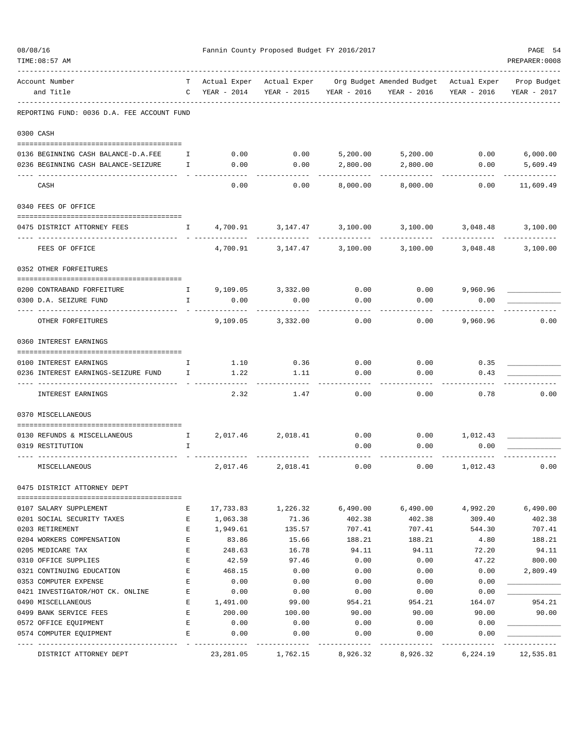Fannin County Proposed Budget FY 2016/2017

| Account Number and Title | T C | Actual Exper YEAR - 2014 | Actual Exper YEAR - 2015 | Org Budget YEAR - 2016 | Amended Budget YEAR - 2016 | Actual Exper YEAR - 2016 | Prop Budget YEAR - 2017 |
|---|---|---|---|---|---|---|---|
| **REPORTING FUND: 0036 D.A. FEE ACCOUNT FUND** | | | | | | | |
| **0300 CASH** | | | | | | | |
| 0136 BEGINNING CASH BALANCE-D.A.FEE | I | 0.00 | 0.00 | 5,200.00 | 5,200.00 | 0.00 | 6,000.00 |
| 0236 BEGINNING CASH BALANCE-SEIZURE | I | 0.00 | 0.00 | 2,800.00 | 2,800.00 | 0.00 | 5,609.49 |
| CASH | | 0.00 | 0.00 | 8,000.00 | 8,000.00 | 0.00 | 11,609.49 |
| **0340 FEES OF OFFICE** | | | | | | | |
| 0475 DISTRICT ATTORNEY FEES | I | 4,700.91 | 3,147.47 | 3,100.00 | 3,100.00 | 3,048.48 | 3,100.00 |
| FEES OF OFFICE | | 4,700.91 | 3,147.47 | 3,100.00 | 3,100.00 | 3,048.48 | 3,100.00 |
| **0352 OTHER FORFEITURES** | | | | | | | |
| 0200 CONTRABAND FORFEITURE | I | 9,109.05 | 3,332.00 | 0.00 | 0.00 | 9,960.96 | ____________ |
| 0300 D.A. SEIZURE FUND | I | 0.00 | 0.00 | 0.00 | 0.00 | 0.00 | ____________ |
| OTHER FORFEITURES | | 9,109.05 | 3,332.00 | 0.00 | 0.00 | 9,960.96 | 0.00 |
| **0360 INTEREST EARNINGS** | | | | | | | |
| 0100 INTEREST EARNINGS | I | 1.10 | 0.36 | 0.00 | 0.00 | 0.35 | ____________ |
| 0236 INTEREST EARNINGS-SEIZURE FUND | I | 1.22 | 1.11 | 0.00 | 0.00 | 0.43 | ____________ |
| INTEREST EARNINGS | | 2.32 | 1.47 | 0.00 | 0.00 | 0.78 | 0.00 |
| **0370 MISCELLANEOUS** | | | | | | | |
| 0130 REFUNDS & MISCELLANEOUS | I | 2,017.46 | 2,018.41 | 0.00 | 0.00 | 1,012.43 | ____________ |
| 0319 RESTITUTION | I | | | 0.00 | 0.00 | 0.00 | ____________ |
| MISCELLANEOUS | | 2,017.46 | 2,018.41 | 0.00 | 0.00 | 1,012.43 | 0.00 |
| **0475 DISTRICT ATTORNEY DEPT** | | | | | | | |
| 0107 SALARY SUPPLEMENT | E | 17,733.83 | 1,226.32 | 6,490.00 | 6,490.00 | 4,992.20 | 6,490.00 |
| 0201 SOCIAL SECURITY TAXES | E | 1,063.38 | 71.36 | 402.38 | 402.38 | 309.40 | 402.38 |
| 0203 RETIREMENT | E | 1,949.61 | 135.57 | 707.41 | 707.41 | 544.30 | 707.41 |
| 0204 WORKERS COMPENSATION | E | 83.86 | 15.66 | 188.21 | 188.21 | 4.80 | 188.21 |
| 0205 MEDICARE TAX | E | 248.63 | 16.78 | 94.11 | 94.11 | 72.20 | 94.11 |
| 0310 OFFICE SUPPLIES | E | 42.59 | 97.46 | 0.00 | 0.00 | 47.22 | 800.00 |
| 0321 CONTINUING EDUCATION | E | 468.15 | 0.00 | 0.00 | 0.00 | 0.00 | 2,809.49 |
| 0353 COMPUTER EXPENSE | E | 0.00 | 0.00 | 0.00 | 0.00 | 0.00 | ____________ |
| 0421 INVESTIGATOR/HOT CK. ONLINE | E | 0.00 | 0.00 | 0.00 | 0.00 | 0.00 | ____________ |
| 0490 MISCELLANEOUS | E | 1,491.00 | 99.00 | 954.21 | 954.21 | 164.07 | 954.21 |
| 0499 BANK SERVICE FEES | E | 200.00 | 100.00 | 90.00 | 90.00 | 90.00 | 90.00 |
| 0572 OFFICE EQUIPMENT | E | 0.00 | 0.00 | 0.00 | 0.00 | 0.00 | ____________ |
| 0574 COMPUTER EQUIPMENT | E | 0.00 | 0.00 | 0.00 | 0.00 | 0.00 | ____________ |
| DISTRICT ATTORNEY DEPT | | 23,281.05 | 1,762.15 | 8,926.32 | 8,926.32 | 6,224.19 | 12,535.81 |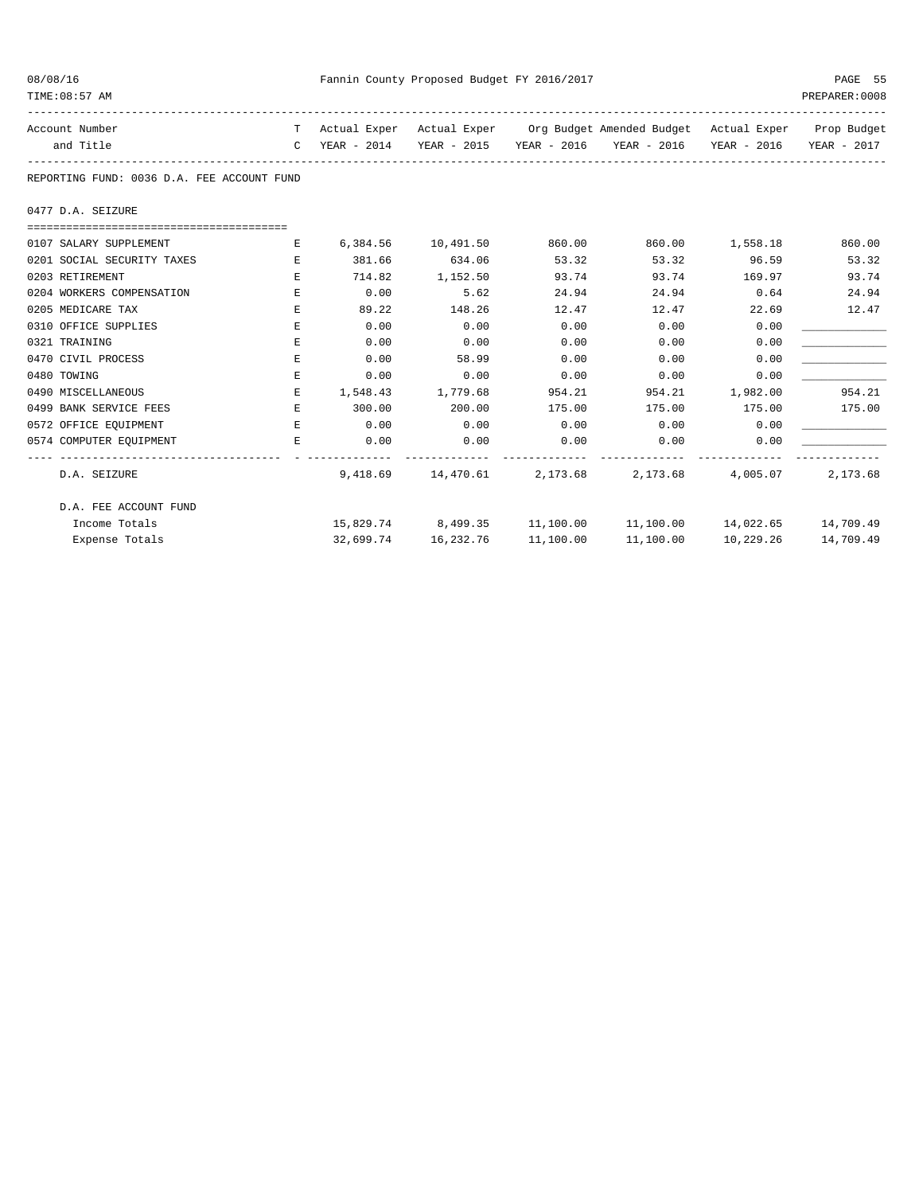Fannin County Proposed Budget FY 2016/2017

REPORTING FUND: 0036 D.A. FEE ACCOUNT FUND

0477 D.A. SEIZURE

| Account Number and Title | T C | Actual Exper YEAR - 2014 | Actual Exper YEAR - 2015 | Org Budget YEAR - 2016 | Amended Budget YEAR - 2016 | Actual Exper YEAR - 2016 | Prop Budget YEAR - 2017 |
|---|---|---|---|---|---|---|---|
| 0107 SALARY SUPPLEMENT | E | 6,384.56 | 10,491.50 | 860.00 | 860.00 | 1,558.18 | 860.00 |
| 0201 SOCIAL SECURITY TAXES | E | 381.66 | 634.06 | 53.32 | 53.32 | 96.59 | 53.32 |
| 0203 RETIREMENT | E | 714.82 | 1,152.50 | 93.74 | 93.74 | 169.97 | 93.74 |
| 0204 WORKERS COMPENSATION | E | 0.00 | 5.62 | 24.94 | 24.94 | 0.64 | 24.94 |
| 0205 MEDICARE TAX | E | 89.22 | 148.26 | 12.47 | 12.47 | 22.69 | 12.47 |
| 0310 OFFICE SUPPLIES | E | 0.00 | 0.00 | 0.00 | 0.00 | 0.00 | ____________ |
| 0321 TRAINING | E | 0.00 | 0.00 | 0.00 | 0.00 | 0.00 | ____________ |
| 0470 CIVIL PROCESS | E | 0.00 | 58.99 | 0.00 | 0.00 | 0.00 | ____________ |
| 0480 TOWING | E | 0.00 | 0.00 | 0.00 | 0.00 | 0.00 | ____________ |
| 0490 MISCELLANEOUS | E | 1,548.43 | 1,779.68 | 954.21 | 954.21 | 1,982.00 | 954.21 |
| 0499 BANK SERVICE FEES | E | 300.00 | 200.00 | 175.00 | 175.00 | 175.00 | 175.00 |
| 0572 OFFICE EQUIPMENT | E | 0.00 | 0.00 | 0.00 | 0.00 | 0.00 | ____________ |
| 0574 COMPUTER EQUIPMENT | E | 0.00 | 0.00 | 0.00 | 0.00 | 0.00 | ____________ |
| D.A. SEIZURE | | 9,418.69 | 14,470.61 | 2,173.68 | 2,173.68 | 4,005.07 | 2,173.68 |
| D.A. FEE ACCOUNT FUND | | | | | | | |
| Income Totals | | 15,829.74 | 8,499.35 | 11,100.00 | 11,100.00 | 14,022.65 | 14,709.49 |
| Expense Totals | | 32,699.74 | 16,232.76 | 11,100.00 | 11,100.00 | 10,229.26 | 14,709.49 |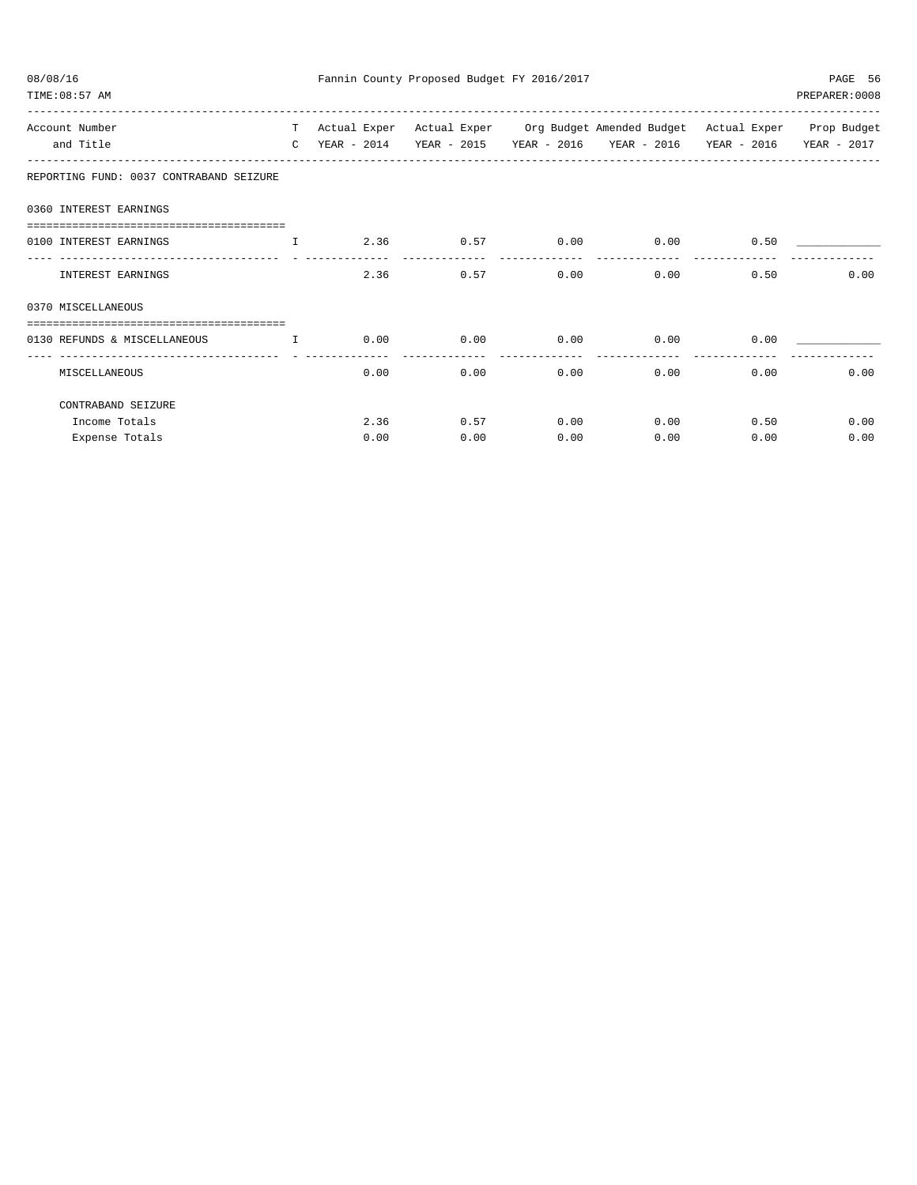Fannin County Proposed Budget FY 2016/2017

| Account Number and Title | TC | Actual Exper YEAR - 2014 | Actual Exper YEAR - 2015 | Org Budget YEAR - 2016 | Amended Budget YEAR - 2016 | Actual Exper YEAR - 2016 | Prop Budget YEAR - 2017 |
|---|---|---|---|---|---|---|---|
| **REPORTING FUND: 0037 CONTRABAND SEIZURE** | | | | | | | |
| **0360 INTEREST EARNINGS** | | | | | | | |
| 0100 INTEREST EARNINGS | I | 2.36 | 0.57 | 0.00 | 0.00 | 0.50 | _____________ |
| INTEREST EARNINGS | | 2.36 | 0.57 | 0.00 | 0.00 | 0.50 | 0.00 |
| **0370 MISCELLANEOUS** | | | | | | | |
| 0130 REFUNDS & MISCELLANEOUS | I | 0.00 | 0.00 | 0.00 | 0.00 | 0.00 | _____________ |
| MISCELLANEOUS | | 0.00 | 0.00 | 0.00 | 0.00 | 0.00 | 0.00 |
| **CONTRABAND SEIZURE** | | | | | | | |
| Income Totals | | 2.36 | 0.57 | 0.00 | 0.00 | 0.50 | 0.00 |
| Expense Totals | | 0.00 | 0.00 | 0.00 | 0.00 | 0.00 | 0.00 |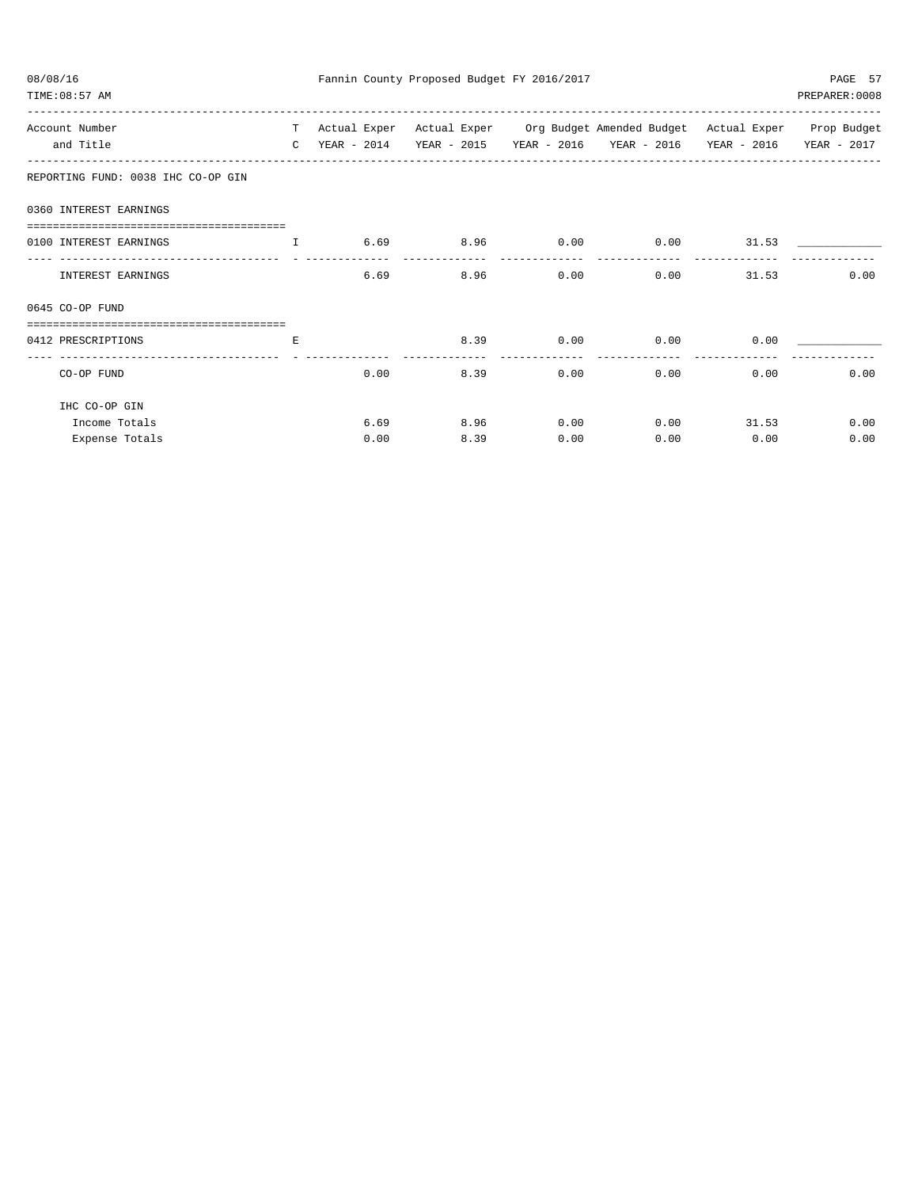Fannin County Proposed Budget FY 2016/2017

| Account Number and Title | T C | Actual Exper YEAR - 2014 | Actual Exper YEAR - 2015 | Org Budget YEAR - 2016 | Amended Budget YEAR - 2016 | Actual Exper YEAR - 2016 | Prop Budget YEAR - 2017 |
|---|---|---|---|---|---|---|---|
| **REPORTING FUND: 0038 IHC CO-OP GIN** | | | | | | | |
| **0360 INTEREST EARNINGS** | | | | | | | |
| 0100 INTEREST EARNINGS | I | 6.69 | 8.96 | 0.00 | 0.00 | 31.53 | ____________ |
| INTEREST EARNINGS | | 6.69 | 8.96 | 0.00 | 0.00 | 31.53 | 0.00 |
| **0645 CO-OP FUND** | | | | | | | |
| 0412 PRESCRIPTIONS | E | | 8.39 | 0.00 | 0.00 | 0.00 | ____________ |
| CO-OP FUND | | 0.00 | 8.39 | 0.00 | 0.00 | 0.00 | 0.00 |
| **IHC CO-OP GIN** | | | | | | | |
| Income Totals | | 6.69 | 8.96 | 0.00 | 0.00 | 31.53 | 0.00 |
| Expense Totals | | 0.00 | 8.39 | 0.00 | 0.00 | 0.00 | 0.00 |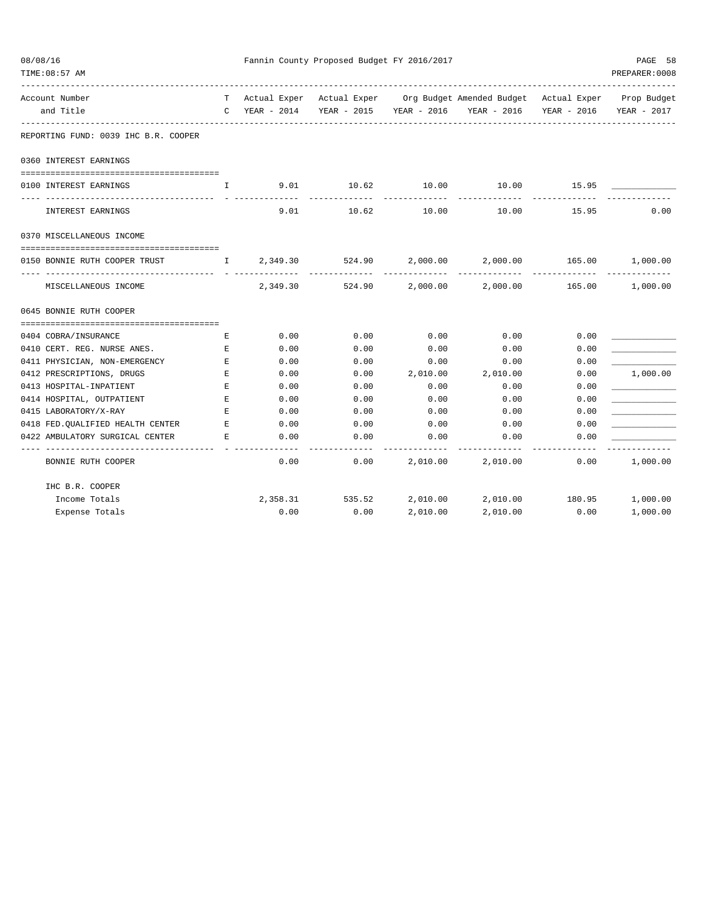REPORTING FUND: 0039 IHC B.R. COOPER

| Account Number and Title | TC | Actual Exper YEAR - 2014 | Actual Exper YEAR - 2015 | Org Budget YEAR - 2016 | Amended Budget YEAR - 2016 | Actual Exper YEAR - 2016 | Prop Budget YEAR - 2017 |
|---|---|---|---|---|---|---|---|
| **0360 INTEREST EARNINGS** | | | | | | | |
| 0100 INTEREST EARNINGS | I | 9.01 | 10.62 | 10.00 | 10.00 | 15.95 | ____________ |
| INTEREST EARNINGS | | 9.01 | 10.62 | 10.00 | 10.00 | 15.95 | 0.00 |
| **0370 MISCELLANEOUS INCOME** | | | | | | | |
| 0150 BONNIE RUTH COOPER TRUST | I | 2,349.30 | 524.90 | 2,000.00 | 2,000.00 | 165.00 | 1,000.00 |
| MISCELLANEOUS INCOME | | 2,349.30 | 524.90 | 2,000.00 | 2,000.00 | 165.00 | 1,000.00 |
| **0645 BONNIE RUTH COOPER** | | | | | | | |
| 0404 COBRA/INSURANCE | E | 0.00 | 0.00 | 0.00 | 0.00 | 0.00 | ____________ |
| 0410 CERT. REG. NURSE ANES. | E | 0.00 | 0.00 | 0.00 | 0.00 | 0.00 | ____________ |
| 0411 PHYSICIAN, NON-EMERGENCY | E | 0.00 | 0.00 | 0.00 | 0.00 | 0.00 | ____________ |
| 0412 PRESCRIPTIONS, DRUGS | E | 0.00 | 0.00 | 2,010.00 | 2,010.00 | 0.00 | 1,000.00 |
| 0413 HOSPITAL-INPATIENT | E | 0.00 | 0.00 | 0.00 | 0.00 | 0.00 | ____________ |
| 0414 HOSPITAL, OUTPATIENT | E | 0.00 | 0.00 | 0.00 | 0.00 | 0.00 | ____________ |
| 0415 LABORATORY/X-RAY | E | 0.00 | 0.00 | 0.00 | 0.00 | 0.00 | ____________ |
| 0418 FED.QUALIFIED HEALTH CENTER | E | 0.00 | 0.00 | 0.00 | 0.00 | 0.00 | ____________ |
| 0422 AMBULATORY SURGICAL CENTER | E | 0.00 | 0.00 | 0.00 | 0.00 | 0.00 | ____________ |
| BONNIE RUTH COOPER | | 0.00 | 0.00 | 2,010.00 | 2,010.00 | 0.00 | 1,000.00 |
| **IHC B.R. COOPER** | | | | | | | |
| Income Totals | | 2,358.31 | 535.52 | 2,010.00 | 2,010.00 | 180.95 | 1,000.00 |
| Expense Totals | | 0.00 | 0.00 | 2,010.00 | 2,010.00 | 0.00 | 1,000.00 |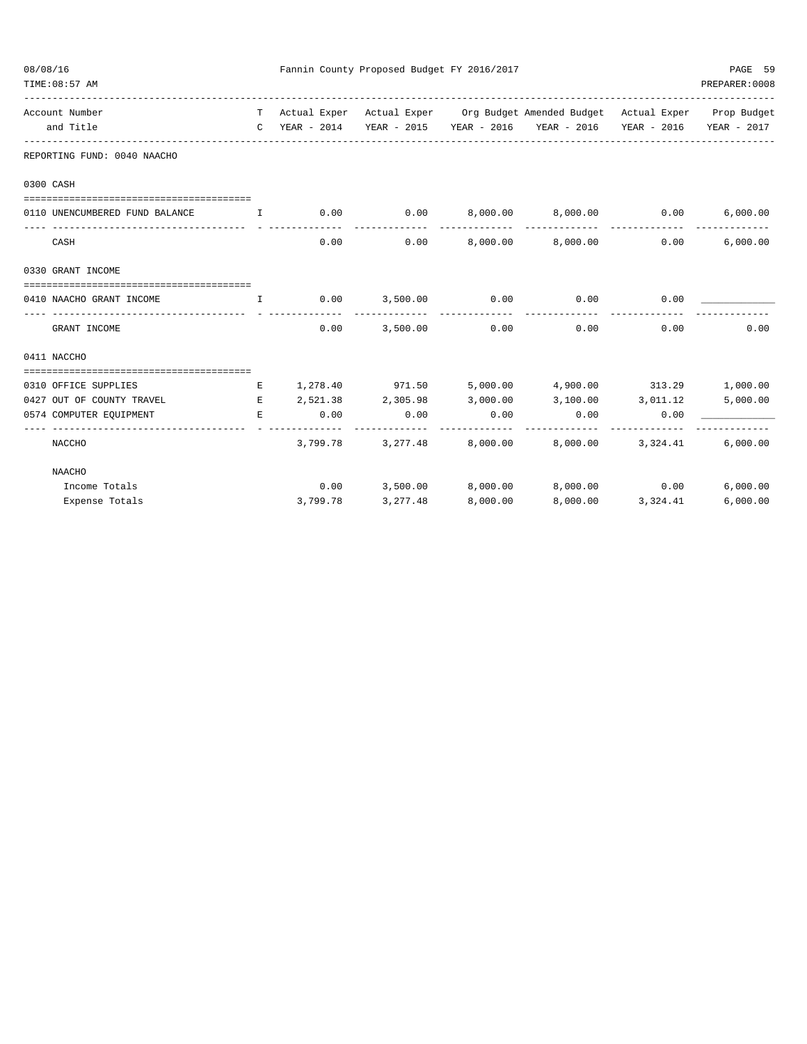REPORTING FUND: 0040 NAACHO

| Account Number and Title | T C | Actual Exper YEAR - 2014 | Actual Exper YEAR - 2015 | Org Budget YEAR - 2016 | Amended Budget YEAR - 2016 | Actual Exper YEAR - 2016 | Prop Budget YEAR - 2017 |
|---|---|---|---|---|---|---|---|
| **0300 CASH** | | | | | | | |
| 0110 UNENCUMBERED FUND BALANCE | I | 0.00 | 0.00 | 8,000.00 | 8,000.00 | 0.00 | 6,000.00 |
| CASH | | 0.00 | 0.00 | 8,000.00 | 8,000.00 | 0.00 | 6,000.00 |
| **0330 GRANT INCOME** | | | | | | | |
| 0410 NAACHO GRANT INCOME | I | 0.00 | 3,500.00 | 0.00 | 0.00 | 0.00 | ____________ |
| GRANT INCOME | | 0.00 | 3,500.00 | 0.00 | 0.00 | 0.00 | 0.00 |
| **0411 NACCHO** | | | | | | | |
| 0310 OFFICE SUPPLIES | E | 1,278.40 | 971.50 | 5,000.00 | 4,900.00 | 313.29 | 1,000.00 |
| 0427 OUT OF COUNTY TRAVEL | E | 2,521.38 | 2,305.98 | 3,000.00 | 3,100.00 | 3,011.12 | 5,000.00 |
| 0574 COMPUTER EQUIPMENT | E | 0.00 | 0.00 | 0.00 | 0.00 | 0.00 | ____________ |
| NACCHO | | 3,799.78 | 3,277.48 | 8,000.00 | 8,000.00 | 3,324.41 | 6,000.00 |
| **NAACHO** | | | | | | | |
| Income Totals | | 0.00 | 3,500.00 | 8,000.00 | 8,000.00 | 0.00 | 6,000.00 |
| Expense Totals | | 3,799.78 | 3,277.48 | 8,000.00 | 8,000.00 | 3,324.41 | 6,000.00 |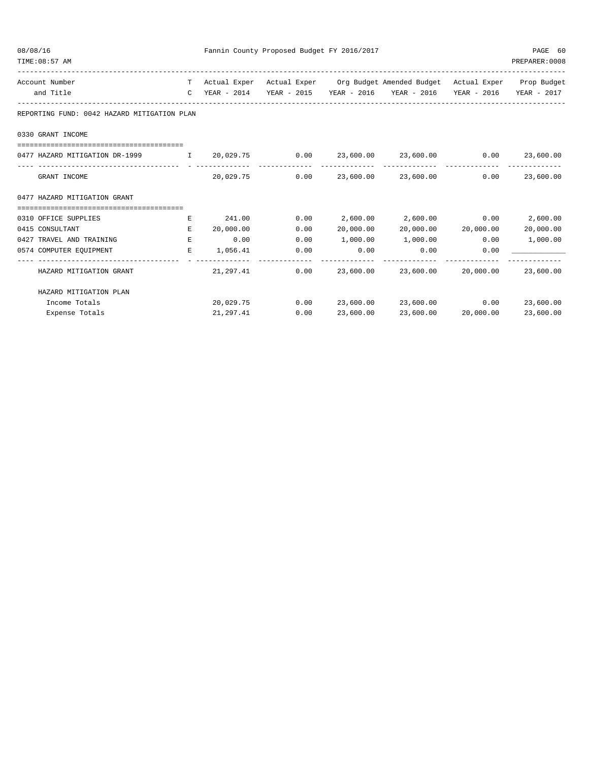Fannin County Proposed Budget FY 2016/2017

| Account Number and Title | TC | Actual Exper YEAR - 2014 | Actual Exper YEAR - 2015 | Org Budget YEAR - 2016 | Amended Budget YEAR - 2016 | Actual Exper YEAR - 2016 | Prop Budget YEAR - 2017 |
|---|---|---|---|---|---|---|---|
| **REPORTING FUND: 0042 HAZARD MITIGATION PLAN** | | | | | | | |
| **0330 GRANT INCOME** | | | | | | | |
| 0477 HAZARD MITIGATION DR-1999 | I | 20,029.75 | 0.00 | 23,600.00 | 23,600.00 | 0.00 | 23,600.00 |
| GRANT INCOME | | 20,029.75 | 0.00 | 23,600.00 | 23,600.00 | 0.00 | 23,600.00 |
| **0477 HAZARD MITIGATION GRANT** | | | | | | | |
| 0310 OFFICE SUPPLIES | E | 241.00 | 0.00 | 2,600.00 | 2,600.00 | 0.00 | 2,600.00 |
| 0415 CONSULTANT | E | 20,000.00 | 0.00 | 20,000.00 | 20,000.00 | 20,000.00 | 20,000.00 |
| 0427 TRAVEL AND TRAINING | E | 0.00 | 0.00 | 1,000.00 | 1,000.00 | 0.00 | 1,000.00 |
| 0574 COMPUTER EQUIPMENT | E | 1,056.41 | 0.00 | 0.00 | 0.00 | 0.00 | ____________ |
| HAZARD MITIGATION GRANT | | 21,297.41 | 0.00 | 23,600.00 | 23,600.00 | 20,000.00 | 23,600.00 |
| **HAZARD MITIGATION PLAN** | | | | | | | |
| Income Totals | | 20,029.75 | 0.00 | 23,600.00 | 23,600.00 | 0.00 | 23,600.00 |
| Expense Totals | | 21,297.41 | 0.00 | 23,600.00 | 23,600.00 | 20,000.00 | 23,600.00 |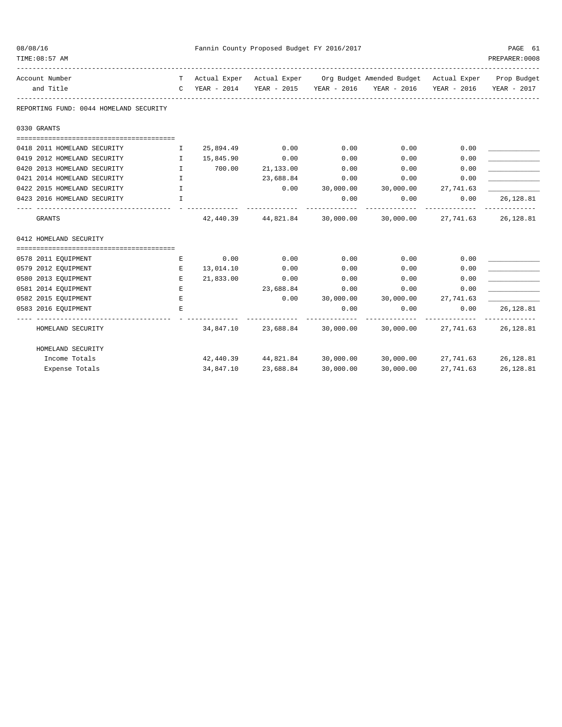REPORTING FUND: 0044 HOMELAND SECURITY

| Account Number and Title | T C | Actual Exper YEAR - 2014 | Actual Exper YEAR - 2015 | Org Budget YEAR - 2016 | Amended Budget YEAR - 2016 | Actual Exper YEAR - 2016 | Prop Budget YEAR - 2017 |
|---|---|---|---|---|---|---|---|
| **0330 GRANTS** | | | | | | | |
| 0418 2011 HOMELAND SECURITY | I | 25,894.49 | 0.00 | 0.00 | 0.00 | 0.00 | ____________ |
| 0419 2012 HOMELAND SECURITY | I | 15,845.90 | 0.00 | 0.00 | 0.00 | 0.00 | ____________ |
| 0420 2013 HOMELAND SECURITY | I | 700.00 | 21,133.00 | 0.00 | 0.00 | 0.00 | ____________ |
| 0421 2014 HOMELAND SECURITY | I | | 23,688.84 | 0.00 | 0.00 | 0.00 | ____________ |
| 0422 2015 HOMELAND SECURITY | I | | 0.00 | 30,000.00 | 30,000.00 | 27,741.63 | ____________ |
| 0423 2016 HOMELAND SECURITY | I | | | 0.00 | 0.00 | 0.00 | 26,128.81 |
| GRANTS | | 42,440.39 | 44,821.84 | 30,000.00 | 30,000.00 | 27,741.63 | 26,128.81 |
| **0412 HOMELAND SECURITY** | | | | | | | |
| 0578 2011 EQUIPMENT | E | 0.00 | 0.00 | 0.00 | 0.00 | 0.00 | ____________ |
| 0579 2012 EQUIPMENT | E | 13,014.10 | 0.00 | 0.00 | 0.00 | 0.00 | ____________ |
| 0580 2013 EQUIPMENT | E | 21,833.00 | 0.00 | 0.00 | 0.00 | 0.00 | ____________ |
| 0581 2014 EQUIPMENT | E | | 23,688.84 | 0.00 | 0.00 | 0.00 | ____________ |
| 0582 2015 EQUIPMENT | E | | 0.00 | 30,000.00 | 30,000.00 | 27,741.63 | ____________ |
| 0583 2016 EQUIPMENT | E | | | 0.00 | 0.00 | 0.00 | 26,128.81 |
| HOMELAND SECURITY | | 34,847.10 | 23,688.84 | 30,000.00 | 30,000.00 | 27,741.63 | 26,128.81 |
| **HOMELAND SECURITY** | | | | | | | |
| Income Totals | | 42,440.39 | 44,821.84 | 30,000.00 | 30,000.00 | 27,741.63 | 26,128.81 |
| Expense Totals | | 34,847.10 | 23,688.84 | 30,000.00 | 30,000.00 | 27,741.63 | 26,128.81 |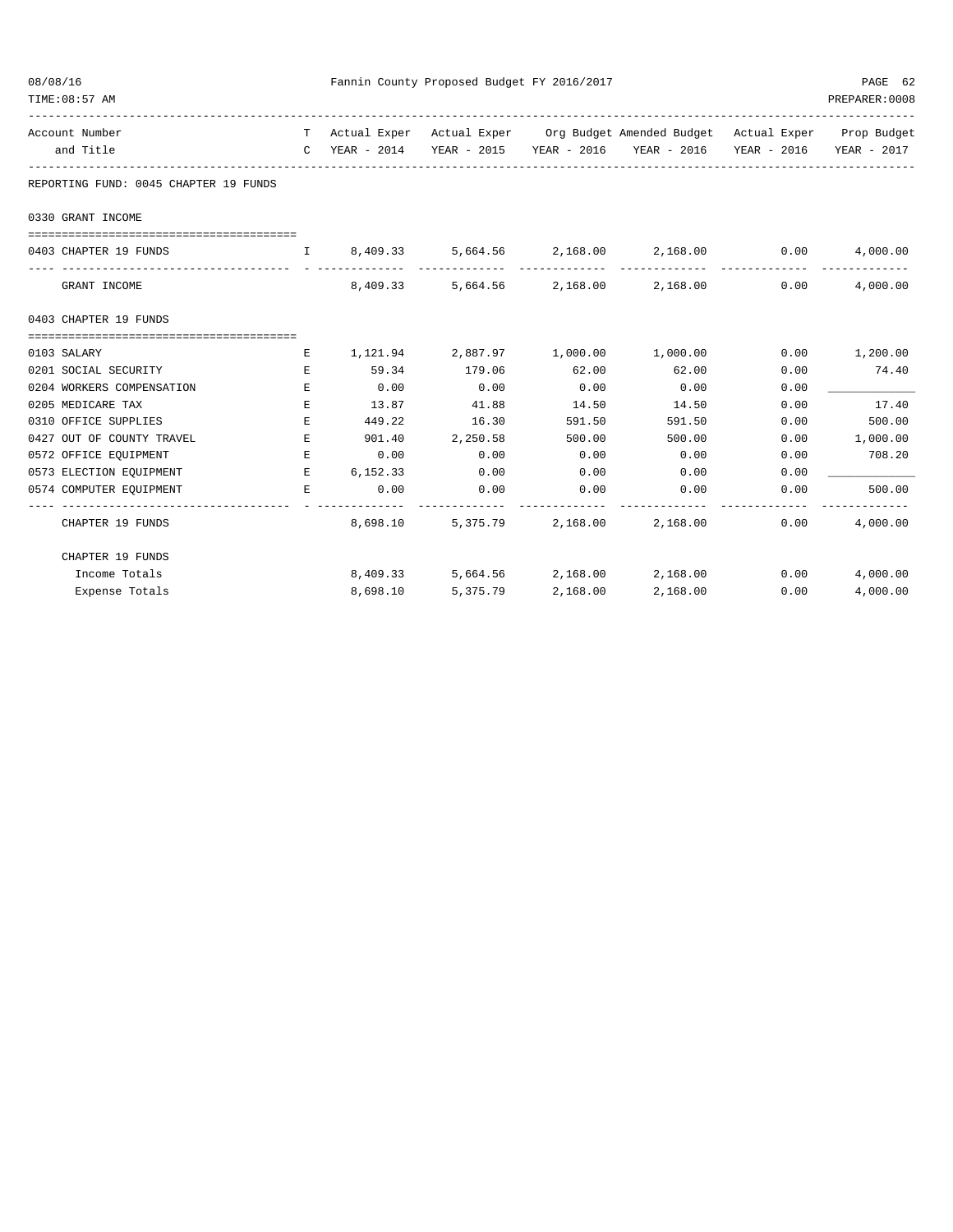REPORTING FUND: 0045 CHAPTER 19 FUNDS

| Account Number and Title | TC | Actual Exper YEAR - 2014 | Actual Exper YEAR - 2015 | Org Budget YEAR - 2016 | Amended Budget YEAR - 2016 | Actual Exper YEAR - 2016 | Prop Budget YEAR - 2017 |
|---|---|---|---|---|---|---|---|
| **0330 GRANT INCOME** | | | | | | | |
| 0403 CHAPTER 19 FUNDS | I | 8,409.33 | 5,664.56 | 2,168.00 | 2,168.00 | 0.00 | 4,000.00 |
| GRANT INCOME | | 8,409.33 | 5,664.56 | 2,168.00 | 2,168.00 | 0.00 | 4,000.00 |
| **0403 CHAPTER 19 FUNDS** | | | | | | | |
| 0103 SALARY | E | 1,121.94 | 2,887.97 | 1,000.00 | 1,000.00 | 0.00 | 1,200.00 |
| 0201 SOCIAL SECURITY | E | 59.34 | 179.06 | 62.00 | 62.00 | 0.00 | 74.40 |
| 0204 WORKERS COMPENSATION | E | 0.00 | 0.00 | 0.00 | 0.00 | 0.00 | ____________ |
| 0205 MEDICARE TAX | E | 13.87 | 41.88 | 14.50 | 14.50 | 0.00 | 17.40 |
| 0310 OFFICE SUPPLIES | E | 449.22 | 16.30 | 591.50 | 591.50 | 0.00 | 500.00 |
| 0427 OUT OF COUNTY TRAVEL | E | 901.40 | 2,250.58 | 500.00 | 500.00 | 0.00 | 1,000.00 |
| 0572 OFFICE EQUIPMENT | E | 0.00 | 0.00 | 0.00 | 0.00 | 0.00 | 708.20 |
| 0573 ELECTION EQUIPMENT | E | 6,152.33 | 0.00 | 0.00 | 0.00 | 0.00 | ____________ |
| 0574 COMPUTER EQUIPMENT | E | 0.00 | 0.00 | 0.00 | 0.00 | 0.00 | 500.00 |
| CHAPTER 19 FUNDS | | 8,698.10 | 5,375.79 | 2,168.00 | 2,168.00 | 0.00 | 4,000.00 |
| **CHAPTER 19 FUNDS** | | | | | | | |
| Income Totals | | 8,409.33 | 5,664.56 | 2,168.00 | 2,168.00 | 0.00 | 4,000.00 |
| Expense Totals | | 8,698.10 | 5,375.79 | 2,168.00 | 2,168.00 | 0.00 | 4,000.00 |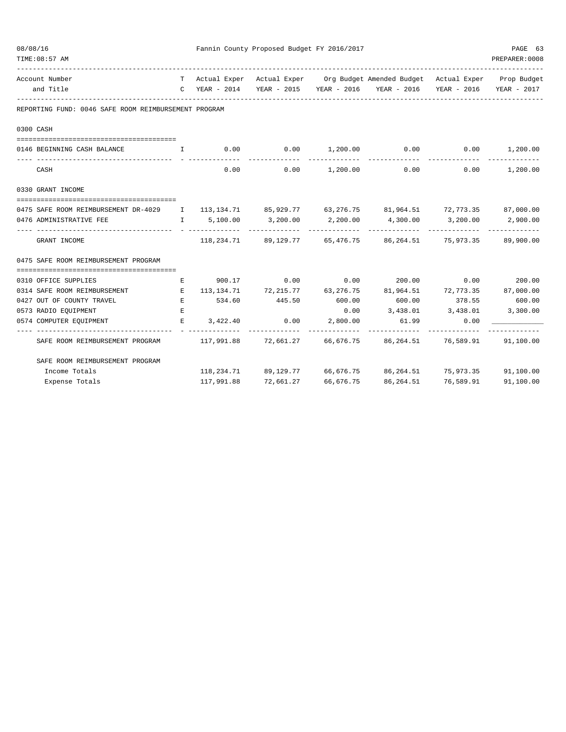Fannin County Proposed Budget FY 2016/2017

| Account Number and Title | T C | Actual Exper YEAR - 2014 | Actual Exper YEAR - 2015 | Org Budget YEAR - 2016 | Amended Budget YEAR - 2016 | Actual Exper YEAR - 2016 | Prop Budget YEAR - 2017 |
|---|---|---|---|---|---|---|---|
| **REPORTING FUND: 0046 SAFE ROOM REIMBURSEMENT PROGRAM** | | | | | | | |
| **0300 CASH** | | | | | | | |
| 0146 BEGINNING CASH BALANCE | I | 0.00 | 0.00 | 1,200.00 | 0.00 | 0.00 | 1,200.00 |
| CASH | | 0.00 | 0.00 | 1,200.00 | 0.00 | 0.00 | 1,200.00 |
| **0330 GRANT INCOME** | | | | | | | |
| 0475 SAFE ROOM REIMBURSEMENT DR-4029 | I | 113,134.71 | 85,929.77 | 63,276.75 | 81,964.51 | 72,773.35 | 87,000.00 |
| 0476 ADMINISTRATIVE FEE | I | 5,100.00 | 3,200.00 | 2,200.00 | 4,300.00 | 3,200.00 | 2,900.00 |
| GRANT INCOME | | 118,234.71 | 89,129.77 | 65,476.75 | 86,264.51 | 75,973.35 | 89,900.00 |
| **0475 SAFE ROOM REIMBURSEMENT PROGRAM** | | | | | | | |
| 0310 OFFICE SUPPLIES | E | 900.17 | 0.00 | 0.00 | 200.00 | 0.00 | 200.00 |
| 0314 SAFE ROOM REIMBURSEMENT | E | 113,134.71 | 72,215.77 | 63,276.75 | 81,964.51 | 72,773.35 | 87,000.00 |
| 0427 OUT OF COUNTY TRAVEL | E | 534.60 | 445.50 | 600.00 | 600.00 | 378.55 | 600.00 |
| 0573 RADIO EQUIPMENT | E | | | 0.00 | 3,438.01 | 3,438.01 | 3,300.00 |
| 0574 COMPUTER EQUIPMENT | E | 3,422.40 | 0.00 | 2,800.00 | 61.99 | 0.00 | ____________ |
| SAFE ROOM REIMBURSEMENT PROGRAM | | 117,991.88 | 72,661.27 | 66,676.75 | 86,264.51 | 76,589.91 | 91,100.00 |
| **SAFE ROOM REIMBURSEMENT PROGRAM** | | | | | | | |
| Income Totals | | 118,234.71 | 89,129.77 | 66,676.75 | 86,264.51 | 75,973.35 | 91,100.00 |
| Expense Totals | | 117,991.88 | 72,661.27 | 66,676.75 | 86,264.51 | 76,589.91 | 91,100.00 |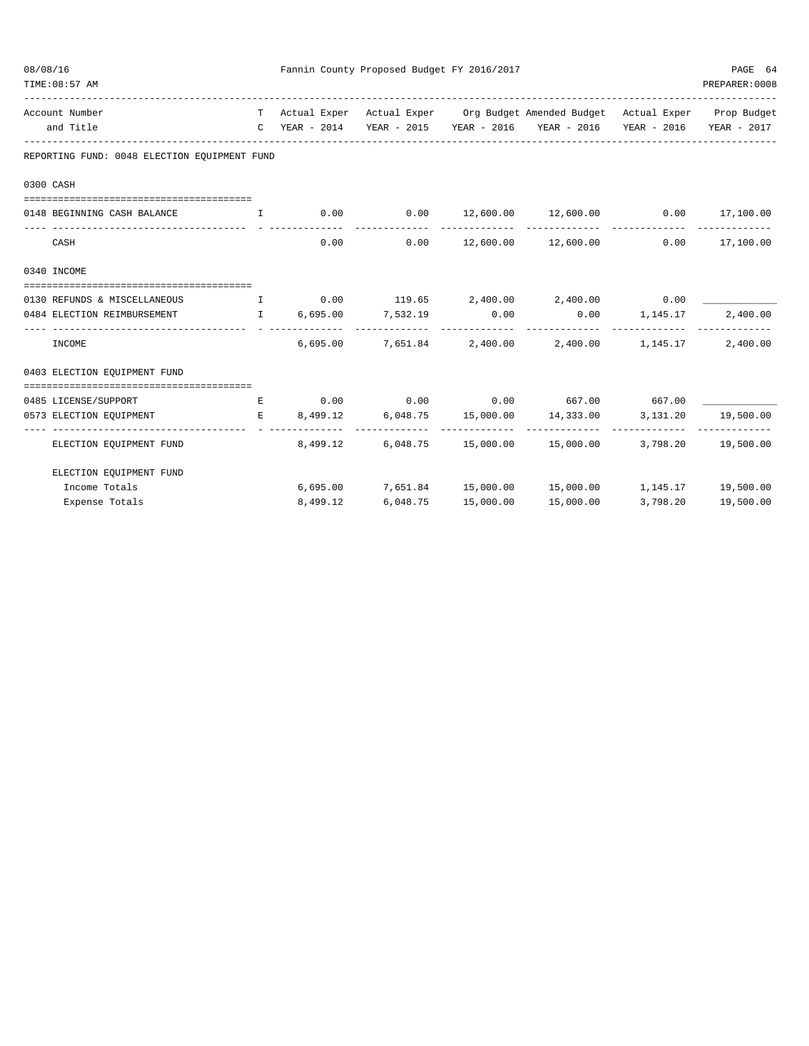Fannin County Proposed Budget FY 2016/2017

| Account Number and Title | T C | Actual Exper YEAR - 2014 | Actual Exper YEAR - 2015 | Org Budget YEAR - 2016 | Amended Budget YEAR - 2016 | Actual Exper YEAR - 2016 | Prop Budget YEAR - 2017 |
|---|---|---|---|---|---|---|---|
| **REPORTING FUND: 0048 ELECTION EQUIPMENT FUND** | | | | | | | |
| **0300 CASH** | | | | | | | |
| 0148 BEGINNING CASH BALANCE | I | 0.00 | 0.00 | 12,600.00 | 12,600.00 | 0.00 | 17,100.00 |
| CASH | | 0.00 | 0.00 | 12,600.00 | 12,600.00 | 0.00 | 17,100.00 |
| **0340 INCOME** | | | | | | | |
| 0130 REFUNDS & MISCELLANEOUS | I | 0.00 | 119.65 | 2,400.00 | 2,400.00 | 0.00 | ____________ |
| 0484 ELECTION REIMBURSEMENT | I | 6,695.00 | 7,532.19 | 0.00 | 0.00 | 1,145.17 | 2,400.00 |
| INCOME | | 6,695.00 | 7,651.84 | 2,400.00 | 2,400.00 | 1,145.17 | 2,400.00 |
| **0403 ELECTION EQUIPMENT FUND** | | | | | | | |
| 0485 LICENSE/SUPPORT | E | 0.00 | 0.00 | 0.00 | 667.00 | 667.00 | ____________ |
| 0573 ELECTION EQUIPMENT | E | 8,499.12 | 6,048.75 | 15,000.00 | 14,333.00 | 3,131.20 | 19,500.00 |
| ELECTION EQUIPMENT FUND | | 8,499.12 | 6,048.75 | 15,000.00 | 15,000.00 | 3,798.20 | 19,500.00 |
| ELECTION EQUIPMENT FUND | | | | | | | |
| Income Totals | | 6,695.00 | 7,651.84 | 15,000.00 | 15,000.00 | 1,145.17 | 19,500.00 |
| Expense Totals | | 8,499.12 | 6,048.75 | 15,000.00 | 15,000.00 | 3,798.20 | 19,500.00 |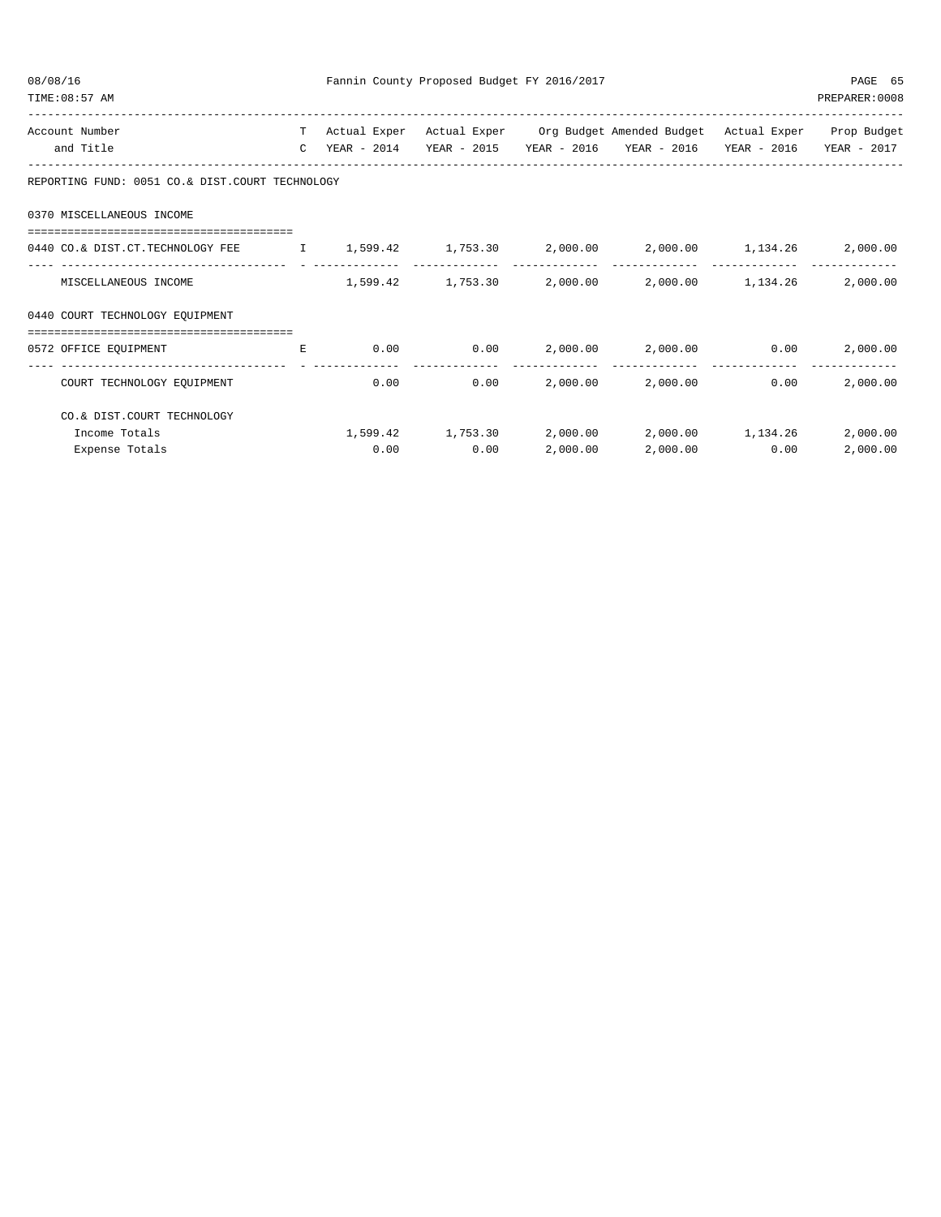| Account Number and Title | T C | Actual Exper YEAR - 2014 | Actual Exper YEAR - 2015 | Org Budget YEAR - 2016 | Amended Budget YEAR - 2016 | Actual Exper YEAR - 2016 | Prop Budget YEAR - 2017 |
|---|---|---|---|---|---|---|---|
| **REPORTING FUND: 0051 CO.& DIST.COURT TECHNOLOGY** | | | | | | | |
| **0370 MISCELLANEOUS INCOME** | | | | | | | |
| 0440 CO.& DIST.CT.TECHNOLOGY FEE | I | 1,599.42 | 1,753.30 | 2,000.00 | 2,000.00 | 1,134.26 | 2,000.00 |
| MISCELLANEOUS INCOME | | 1,599.42 | 1,753.30 | 2,000.00 | 2,000.00 | 1,134.26 | 2,000.00 |
| **0440 COURT TECHNOLOGY EQUIPMENT** | | | | | | | |
| 0572 OFFICE EQUIPMENT | E | 0.00 | 0.00 | 2,000.00 | 2,000.00 | 0.00 | 2,000.00 |
| COURT TECHNOLOGY EQUIPMENT | | 0.00 | 0.00 | 2,000.00 | 2,000.00 | 0.00 | 2,000.00 |
| **CO.& DIST.COURT TECHNOLOGY** | | | | | | | |
| Income Totals | | 1,599.42 | 1,753.30 | 2,000.00 | 2,000.00 | 1,134.26 | 2,000.00 |
| Expense Totals | | 0.00 | 0.00 | 2,000.00 | 2,000.00 | 0.00 | 2,000.00 |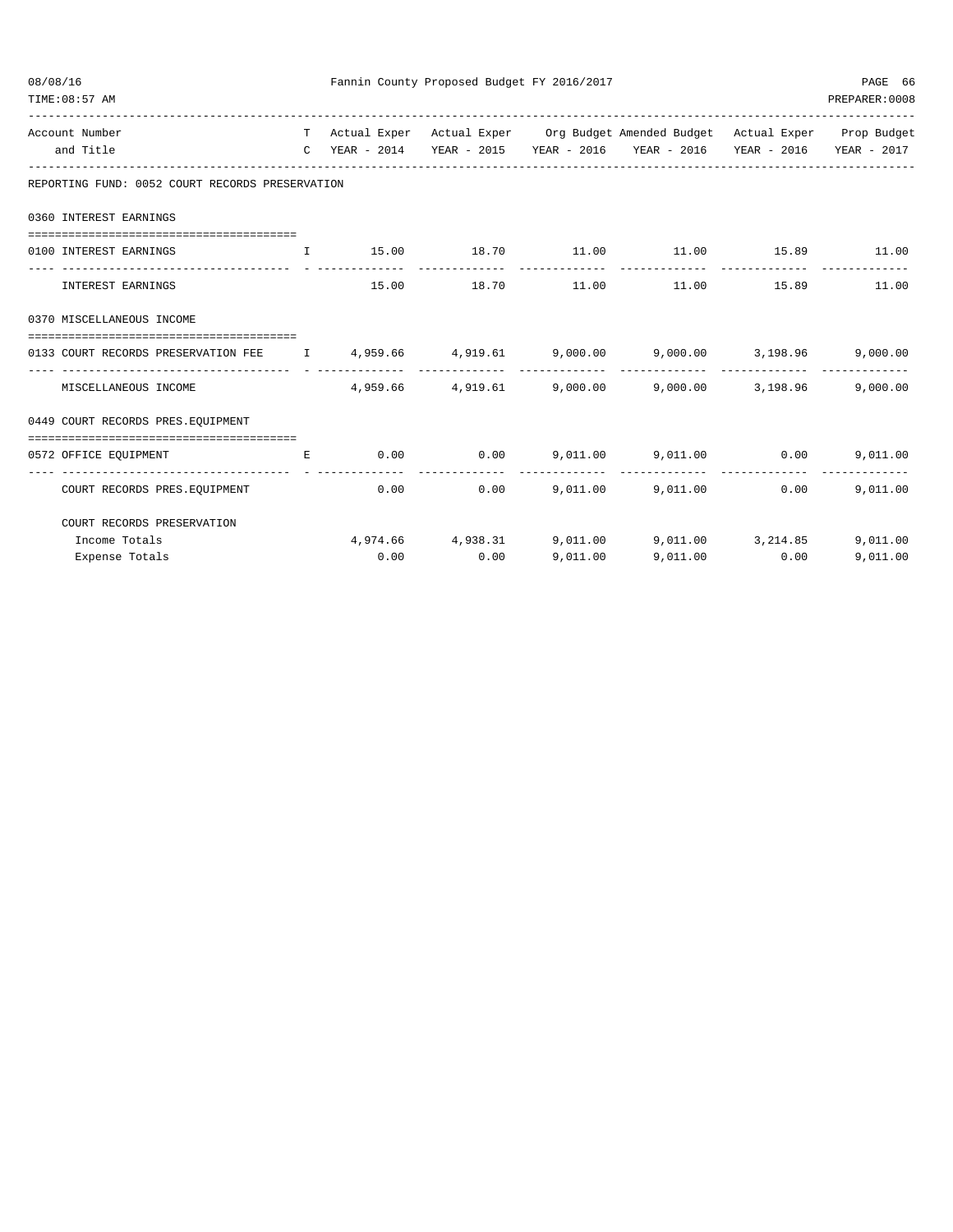| Account Number and Title | T C | Actual Exper YEAR - 2014 | Actual Exper YEAR - 2015 | Org Budget YEAR - 2016 | Amended Budget YEAR - 2016 | Actual Exper YEAR - 2016 | Prop Budget YEAR - 2017 |
|---|---|---|---|---|---|---|---|
| **REPORTING FUND: 0052 COURT RECORDS PRESERVATION** | | | | | | | |
| **0360 INTEREST EARNINGS** | | | | | | | |
| 0100 INTEREST EARNINGS | I | 15.00 | 18.70 | 11.00 | 11.00 | 15.89 | 11.00 |
| INTEREST EARNINGS | | 15.00 | 18.70 | 11.00 | 11.00 | 15.89 | 11.00 |
| **0370 MISCELLANEOUS INCOME** | | | | | | | |
| 0133 COURT RECORDS PRESERVATION FEE | I | 4,959.66 | 4,919.61 | 9,000.00 | 9,000.00 | 3,198.96 | 9,000.00 |
| MISCELLANEOUS INCOME | | 4,959.66 | 4,919.61 | 9,000.00 | 9,000.00 | 3,198.96 | 9,000.00 |
| **0449 COURT RECORDS PRES.EQUIPMENT** | | | | | | | |
| 0572 OFFICE EQUIPMENT | E | 0.00 | 0.00 | 9,011.00 | 9,011.00 | 0.00 | 9,011.00 |
| COURT RECORDS PRES.EQUIPMENT | | 0.00 | 0.00 | 9,011.00 | 9,011.00 | 0.00 | 9,011.00 |
| **COURT RECORDS PRESERVATION** | | | | | | | |
| Income Totals | | 4,974.66 | 4,938.31 | 9,011.00 | 9,011.00 | 3,214.85 | 9,011.00 |
| Expense Totals | | 0.00 | 0.00 | 9,011.00 | 9,011.00 | 0.00 | 9,011.00 |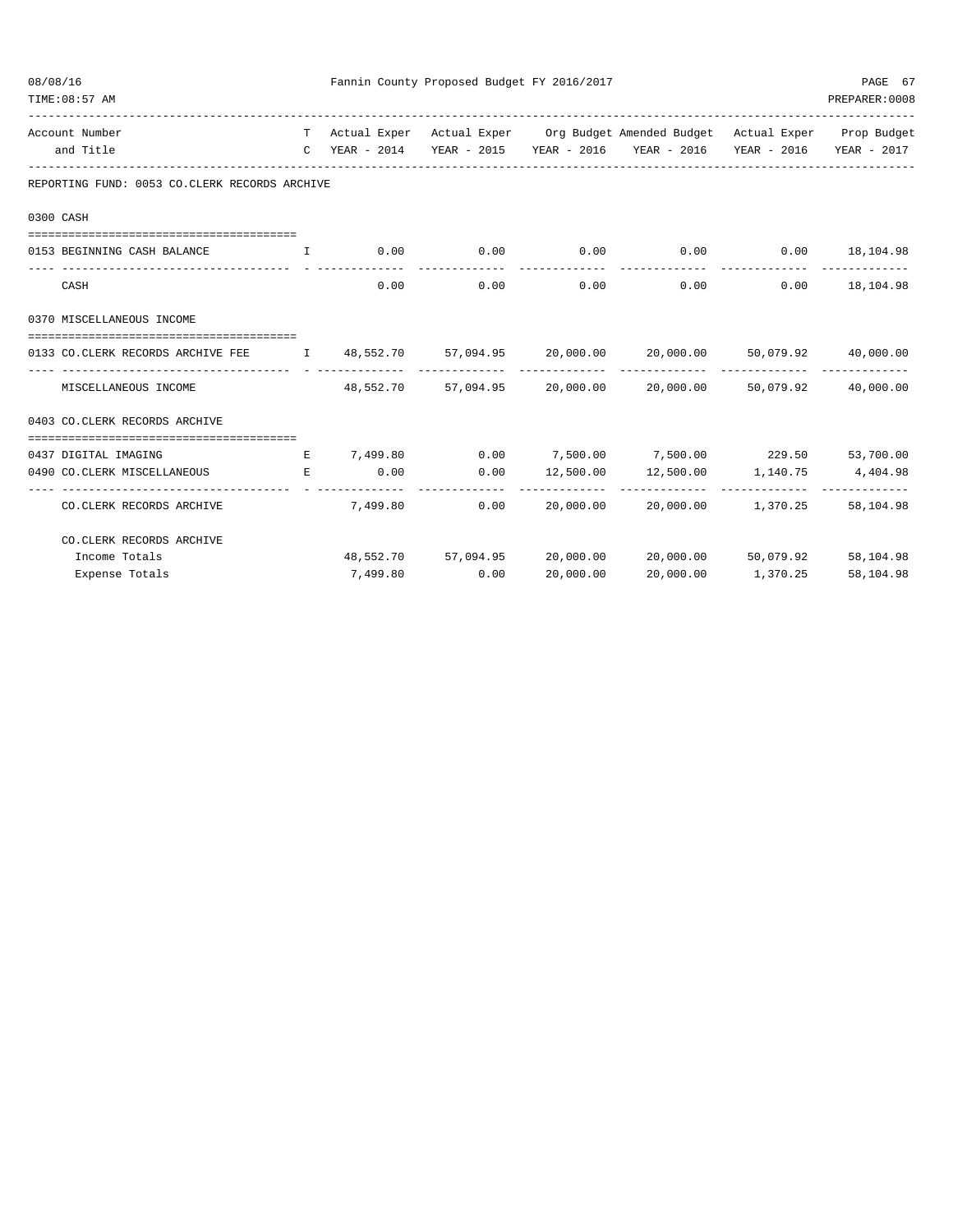| Account Number and Title | T C | Actual Exper YEAR - 2014 | Actual Exper YEAR - 2015 | Org Budget YEAR - 2016 | Amended Budget YEAR - 2016 | Actual Exper YEAR - 2016 | Prop Budget YEAR - 2017 |
|---|---|---|---|---|---|---|---|
| **REPORTING FUND: 0053 CO.CLERK RECORDS ARCHIVE** | | | | | | | |
| **0300 CASH** | | | | | | | |
| 0153 BEGINNING CASH BALANCE | I | 0.00 | 0.00 | 0.00 | 0.00 | 0.00 | 18,104.98 |
| CASH | | 0.00 | 0.00 | 0.00 | 0.00 | 0.00 | 18,104.98 |
| **0370 MISCELLANEOUS INCOME** | | | | | | | |
| 0133 CO.CLERK RECORDS ARCHIVE FEE | I | 48,552.70 | 57,094.95 | 20,000.00 | 20,000.00 | 50,079.92 | 40,000.00 |
| MISCELLANEOUS INCOME | | 48,552.70 | 57,094.95 | 20,000.00 | 20,000.00 | 50,079.92 | 40,000.00 |
| **0403 CO.CLERK RECORDS ARCHIVE** | | | | | | | |
| 0437 DIGITAL IMAGING | E | 7,499.80 | 0.00 | 7,500.00 | 7,500.00 | 229.50 | 53,700.00 |
| 0490 CO.CLERK MISCELLANEOUS | E | 0.00 | 0.00 | 12,500.00 | 12,500.00 | 1,140.75 | 4,404.98 |
| CO.CLERK RECORDS ARCHIVE | | 7,499.80 | 0.00 | 20,000.00 | 20,000.00 | 1,370.25 | 58,104.98 |
| **CO.CLERK RECORDS ARCHIVE** | | | | | | | |
| Income Totals | | 48,552.70 | 57,094.95 | 20,000.00 | 20,000.00 | 50,079.92 | 58,104.98 |
| Expense Totals | | 7,499.80 | 0.00 | 20,000.00 | 20,000.00 | 1,370.25 | 58,104.98 |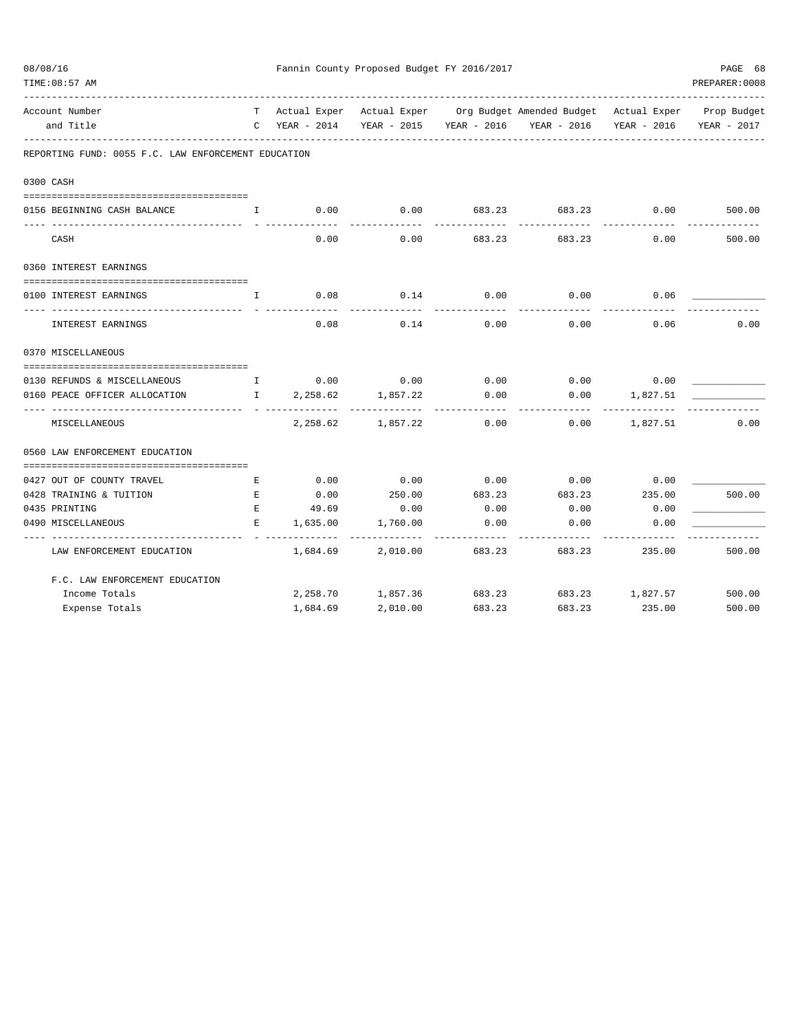Fannin County Proposed Budget FY 2016/2017

| Account Number and Title | T C | Actual Exper YEAR - 2014 | Actual Exper YEAR - 2015 | Org Budget YEAR - 2016 | Amended Budget YEAR - 2016 | Actual Exper YEAR - 2016 | Prop Budget YEAR - 2017 |
|---|---|---|---|---|---|---|---|
| **REPORTING FUND: 0055 F.C. LAW ENFORCEMENT EDUCATION** | | | | | | | |
| **0300 CASH** | | | | | | | |
| 0156 BEGINNING CASH BALANCE | I | 0.00 | 0.00 | 683.23 | 683.23 | 0.00 | 500.00 |
| CASH | | 0.00 | 0.00 | 683.23 | 683.23 | 0.00 | 500.00 |
| **0360 INTEREST EARNINGS** | | | | | | | |
| 0100 INTEREST EARNINGS | I | 0.08 | 0.14 | 0.00 | 0.00 | 0.06 | ____________ |
| INTEREST EARNINGS | | 0.08 | 0.14 | 0.00 | 0.00 | 0.06 | 0.00 |
| **0370 MISCELLANEOUS** | | | | | | | |
| 0130 REFUNDS & MISCELLANEOUS | I | 0.00 | 0.00 | 0.00 | 0.00 | 0.00 | ____________ |
| 0160 PEACE OFFICER ALLOCATION | I | 2,258.62 | 1,857.22 | 0.00 | 0.00 | 1,827.51 | ____________ |
| MISCELLANEOUS | | 2,258.62 | 1,857.22 | 0.00 | 0.00 | 1,827.51 | 0.00 |
| **0560 LAW ENFORCEMENT EDUCATION** | | | | | | | |
| 0427 OUT OF COUNTY TRAVEL | E | 0.00 | 0.00 | 0.00 | 0.00 | 0.00 | ____________ |
| 0428 TRAINING & TUITION | E | 0.00 | 250.00 | 683.23 | 683.23 | 235.00 | 500.00 |
| 0435 PRINTING | E | 49.69 | 0.00 | 0.00 | 0.00 | 0.00 | ____________ |
| 0490 MISCELLANEOUS | E | 1,635.00 | 1,760.00 | 0.00 | 0.00 | 0.00 | ____________ |
| LAW ENFORCEMENT EDUCATION | | 1,684.69 | 2,010.00 | 683.23 | 683.23 | 235.00 | 500.00 |
| F.C. LAW ENFORCEMENT EDUCATION | | | | | | | |
| Income Totals | | 2,258.70 | 1,857.36 | 683.23 | 683.23 | 1,827.57 | 500.00 |
| Expense Totals | | 1,684.69 | 2,010.00 | 683.23 | 683.23 | 235.00 | 500.00 |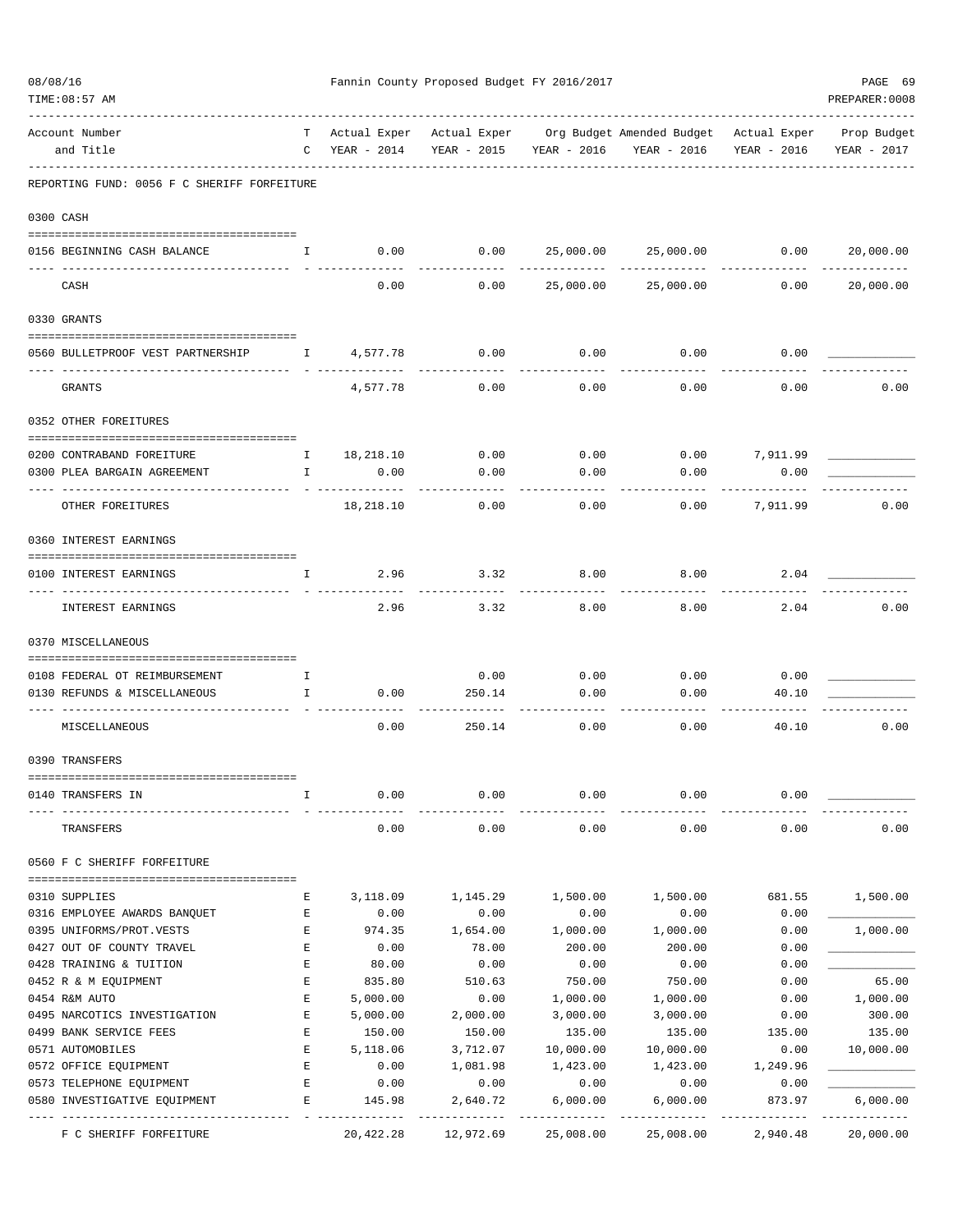Fannin County Proposed Budget FY 2016/2017

| Account Number and Title | TC | Actual Exper YEAR - 2014 | Actual Exper YEAR - 2015 | Org Budget YEAR - 2016 | Amended Budget YEAR - 2016 | Actual Exper YEAR - 2016 | Prop Budget YEAR - 2017 |
|---|---|---|---|---|---|---|---|
| **REPORTING FUND: 0056 F C SHERIFF FORFEITURE** | | | | | | | |
| **0300 CASH** | | | | | | | |
| 0156 BEGINNING CASH BALANCE | I | 0.00 | 0.00 | 25,000.00 | 25,000.00 | 0.00 | 20,000.00 |
| CASH | | 0.00 | 0.00 | 25,000.00 | 25,000.00 | 0.00 | 20,000.00 |
| **0330 GRANTS** | | | | | | | |
| 0560 BULLETPROOF VEST PARTNERSHIP | I | 4,577.78 | 0.00 | 0.00 | 0.00 | 0.00 | |
| GRANTS | | 4,577.78 | 0.00 | 0.00 | 0.00 | 0.00 | 0.00 |
| **0352 OTHER FOREITURES** | | | | | | | |
| 0200 CONTRABAND FOREITURE | I | 18,218.10 | 0.00 | 0.00 | 0.00 | 7,911.99 | |
| 0300 PLEA BARGAIN AGREEMENT | I | 0.00 | 0.00 | 0.00 | 0.00 | 0.00 | |
| OTHER FOREITURES | | 18,218.10 | 0.00 | 0.00 | 0.00 | 7,911.99 | 0.00 |
| **0360 INTEREST EARNINGS** | | | | | | | |
| 0100 INTEREST EARNINGS | I | 2.96 | 3.32 | 8.00 | 8.00 | 2.04 | |
| INTEREST EARNINGS | | 2.96 | 3.32 | 8.00 | 8.00 | 2.04 | 0.00 |
| **0370 MISCELLANEOUS** | | | | | | | |
| 0108 FEDERAL OT REIMBURSEMENT | I | | 0.00 | 0.00 | 0.00 | 0.00 | |
| 0130 REFUNDS & MISCELLANEOUS | I | 0.00 | 250.14 | 0.00 | 0.00 | 40.10 | |
| MISCELLANEOUS | | 0.00 | 250.14 | 0.00 | 0.00 | 40.10 | 0.00 |
| **0390 TRANSFERS** | | | | | | | |
| 0140 TRANSFERS IN | I | 0.00 | 0.00 | 0.00 | 0.00 | 0.00 | |
| TRANSFERS | | 0.00 | 0.00 | 0.00 | 0.00 | 0.00 | 0.00 |
| **0560 F C SHERIFF FORFEITURE** | | | | | | | |
| 0310 SUPPLIES | E | 3,118.09 | 1,145.29 | 1,500.00 | 1,500.00 | 681.55 | 1,500.00 |
| 0316 EMPLOYEE AWARDS BANQUET | E | 0.00 | 0.00 | 0.00 | 0.00 | 0.00 | |
| 0395 UNIFORMS/PROT.VESTS | E | 974.35 | 1,654.00 | 1,000.00 | 1,000.00 | 0.00 | 1,000.00 |
| 0427 OUT OF COUNTY TRAVEL | E | 0.00 | 78.00 | 200.00 | 200.00 | 0.00 | |
| 0428 TRAINING & TUITION | E | 80.00 | 0.00 | 0.00 | 0.00 | 0.00 | |
| 0452 R & M EQUIPMENT | E | 835.80 | 510.63 | 750.00 | 750.00 | 0.00 | 65.00 |
| 0454 R&M AUTO | E | 5,000.00 | 0.00 | 1,000.00 | 1,000.00 | 0.00 | 1,000.00 |
| 0495 NARCOTICS INVESTIGATION | E | 5,000.00 | 2,000.00 | 3,000.00 | 3,000.00 | 0.00 | 300.00 |
| 0499 BANK SERVICE FEES | E | 150.00 | 150.00 | 135.00 | 135.00 | 135.00 | 135.00 |
| 0571 AUTOMOBILES | E | 5,118.06 | 3,712.07 | 10,000.00 | 10,000.00 | 0.00 | 10,000.00 |
| 0572 OFFICE EQUIPMENT | E | 0.00 | 1,081.98 | 1,423.00 | 1,423.00 | 1,249.96 | |
| 0573 TELEPHONE EQUIPMENT | E | 0.00 | 0.00 | 0.00 | 0.00 | 0.00 | |
| 0580 INVESTIGATIVE EQUIPMENT | E | 145.98 | 2,640.72 | 6,000.00 | 6,000.00 | 873.97 | 6,000.00 |
| F C SHERIFF FORFEITURE | | 20,422.28 | 12,972.69 | 25,008.00 | 25,008.00 | 2,940.48 | 20,000.00 |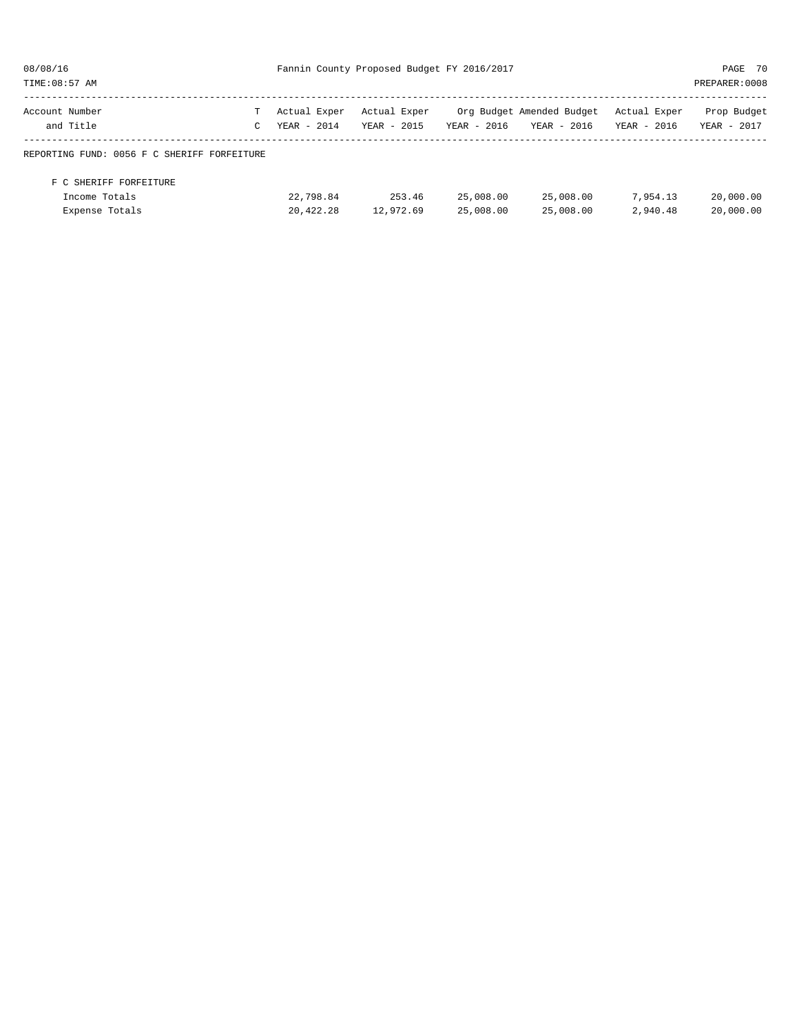| Account Number and Title | T C | Actual Exper YEAR - 2014 | Actual Exper YEAR - 2015 | Org Budget YEAR - 2016 | Amended Budget YEAR - 2016 | Actual Exper YEAR - 2016 | Prop Budget YEAR - 2017 |
|---|---|---|---|---|---|---|---|
| REPORTING FUND: 0056 F C SHERIFF FORFEITURE | | | | | | | |
| F C SHERIFF FORFEITURE | | | | | | | |
| Income Totals | | 22,798.84 | 253.46 | 25,008.00 | 25,008.00 | 7,954.13 | 20,000.00 |
| Expense Totals | | 20,422.28 | 12,972.69 | 25,008.00 | 25,008.00 | 2,940.48 | 20,000.00 |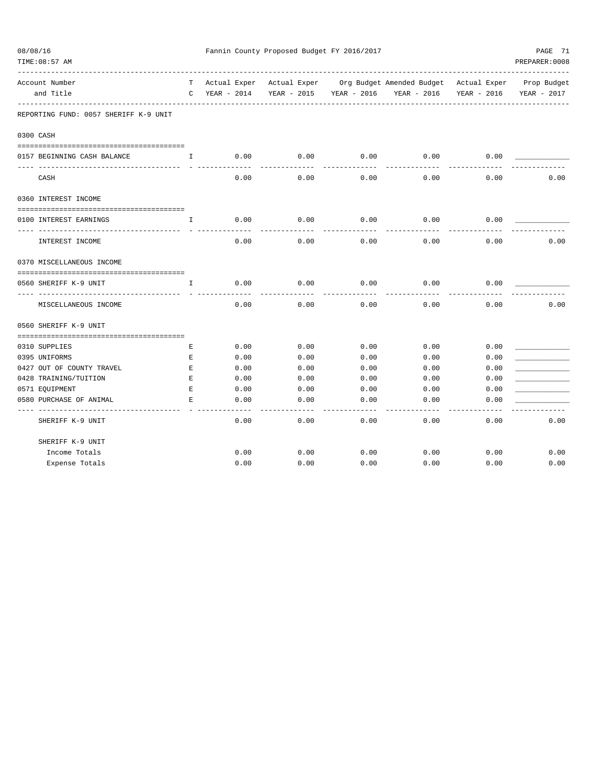Fannin County Proposed Budget FY 2016/2017

| Account Number and Title | TC | Actual Exper YEAR - 2014 | Actual Exper YEAR - 2015 | Org Budget YEAR - 2016 | Amended Budget YEAR - 2016 | Actual Exper YEAR - 2016 | Prop Budget YEAR - 2017 |
|---|---|---|---|---|---|---|---|
| **REPORTING FUND: 0057 SHERIFF K-9 UNIT** | | | | | | | |
| **0300 CASH** | | | | | | | |
| 0157 BEGINNING CASH BALANCE | I | 0.00 | 0.00 | 0.00 | 0.00 | 0.00 | ____________ |
| CASH | | 0.00 | 0.00 | 0.00 | 0.00 | 0.00 | 0.00 |
| **0360 INTEREST INCOME** | | | | | | | |
| 0100 INTEREST EARNINGS | I | 0.00 | 0.00 | 0.00 | 0.00 | 0.00 | ____________ |
| INTEREST INCOME | | 0.00 | 0.00 | 0.00 | 0.00 | 0.00 | 0.00 |
| **0370 MISCELLANEOUS INCOME** | | | | | | | |
| 0560 SHERIFF K-9 UNIT | I | 0.00 | 0.00 | 0.00 | 0.00 | 0.00 | ____________ |
| MISCELLANEOUS INCOME | | 0.00 | 0.00 | 0.00 | 0.00 | 0.00 | 0.00 |
| **0560 SHERIFF K-9 UNIT** | | | | | | | |
| 0310 SUPPLIES | E | 0.00 | 0.00 | 0.00 | 0.00 | 0.00 | ____________ |
| 0395 UNIFORMS | E | 0.00 | 0.00 | 0.00 | 0.00 | 0.00 | ____________ |
| 0427 OUT OF COUNTY TRAVEL | E | 0.00 | 0.00 | 0.00 | 0.00 | 0.00 | ____________ |
| 0428 TRAINING/TUITION | E | 0.00 | 0.00 | 0.00 | 0.00 | 0.00 | ____________ |
| 0571 EQUIPMENT | E | 0.00 | 0.00 | 0.00 | 0.00 | 0.00 | ____________ |
| 0580 PURCHASE OF ANIMAL | E | 0.00 | 0.00 | 0.00 | 0.00 | 0.00 | ____________ |
| SHERIFF K-9 UNIT | | 0.00 | 0.00 | 0.00 | 0.00 | 0.00 | 0.00 |
| **SHERIFF K-9 UNIT** | | | | | | | |
| Income Totals | | 0.00 | 0.00 | 0.00 | 0.00 | 0.00 | 0.00 |
| Expense Totals | | 0.00 | 0.00 | 0.00 | 0.00 | 0.00 | 0.00 |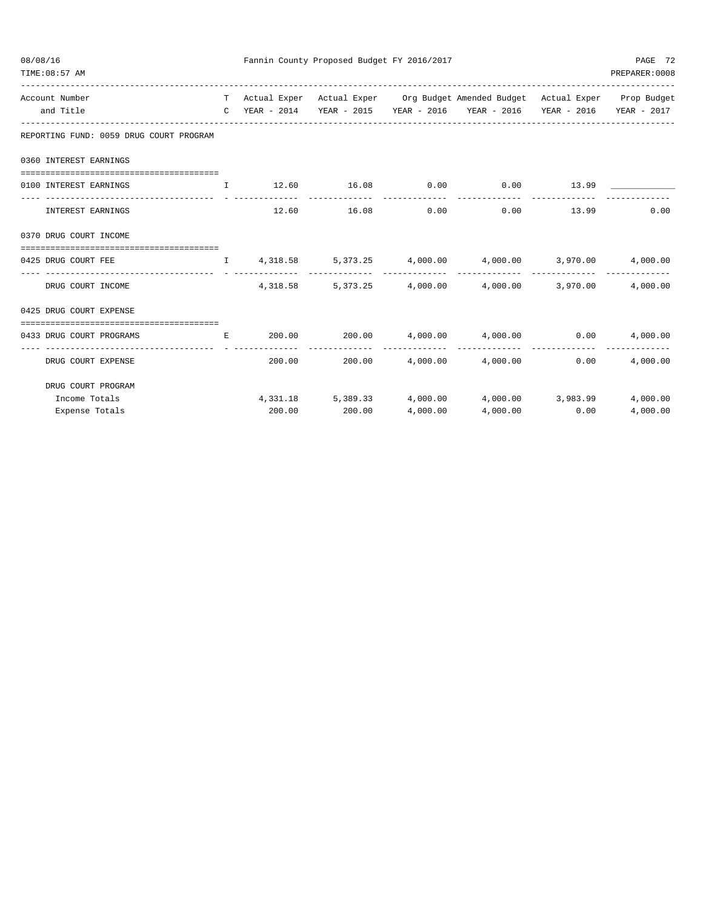Fannin County Proposed Budget FY 2016/2017

| Account Number and Title | TC | Actual Exper YEAR - 2014 | Actual Exper YEAR - 2015 | Org Budget YEAR - 2016 | Amended Budget YEAR - 2016 | Actual Exper YEAR - 2016 | Prop Budget YEAR - 2017 |
|---|---|---|---|---|---|---|---|
| **REPORTING FUND: 0059 DRUG COURT PROGRAM** | | | | | | | |
| **0360 INTEREST EARNINGS** | | | | | | | |
| 0100 INTEREST EARNINGS | I | 12.60 | 16.08 | 0.00 | 0.00 | 13.99 | ____________ |
| INTEREST EARNINGS | | 12.60 | 16.08 | 0.00 | 0.00 | 13.99 | 0.00 |
| **0370 DRUG COURT INCOME** | | | | | | | |
| 0425 DRUG COURT FEE | I | 4,318.58 | 5,373.25 | 4,000.00 | 4,000.00 | 3,970.00 | 4,000.00 |
| DRUG COURT INCOME | | 4,318.58 | 5,373.25 | 4,000.00 | 4,000.00 | 3,970.00 | 4,000.00 |
| **0425 DRUG COURT EXPENSE** | | | | | | | |
| 0433 DRUG COURT PROGRAMS | E | 200.00 | 200.00 | 4,000.00 | 4,000.00 | 0.00 | 4,000.00 |
| DRUG COURT EXPENSE | | 200.00 | 200.00 | 4,000.00 | 4,000.00 | 0.00 | 4,000.00 |
| **DRUG COURT PROGRAM** | | | | | | | |
| Income Totals | | 4,331.18 | 5,389.33 | 4,000.00 | 4,000.00 | 3,983.99 | 4,000.00 |
| Expense Totals | | 200.00 | 200.00 | 4,000.00 | 4,000.00 | 0.00 | 4,000.00 |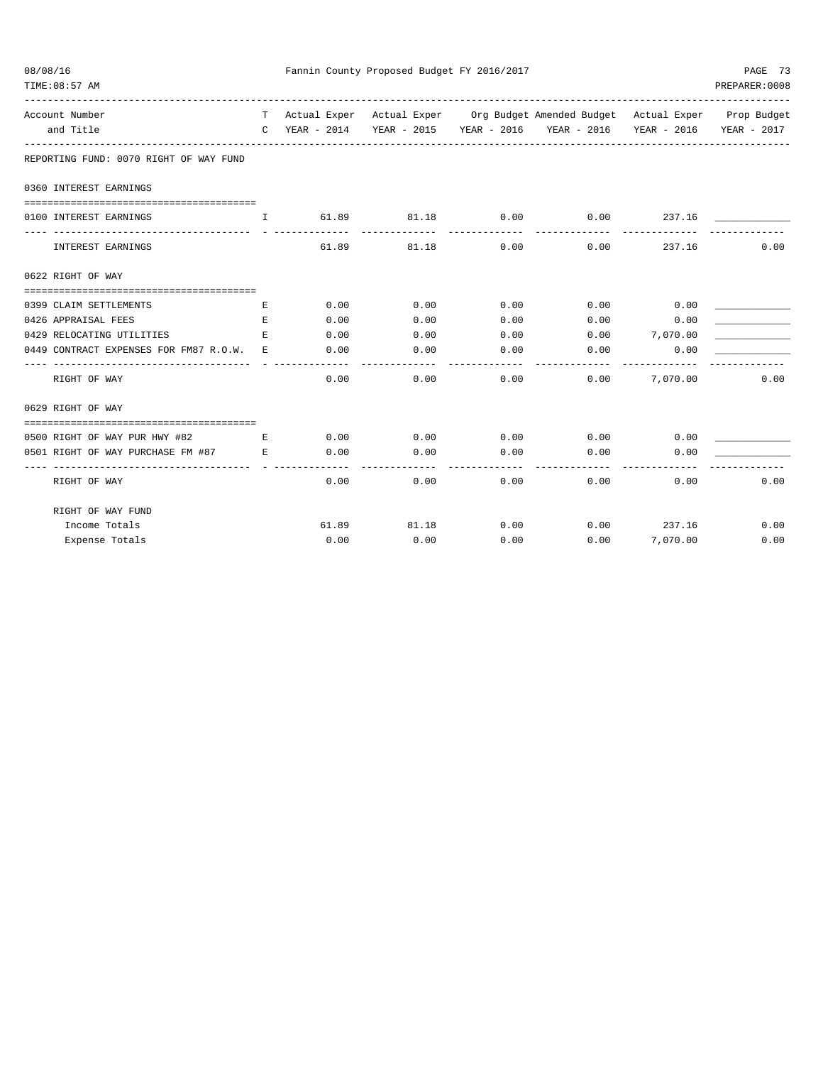Fannin County Proposed Budget FY 2016/2017

| Account Number and Title | TC | Actual Exper YEAR - 2014 | Actual Exper YEAR - 2015 | Org Budget YEAR - 2016 | Amended Budget YEAR - 2016 | Actual Exper YEAR - 2016 | Prop Budget YEAR - 2017 |
|---|---|---|---|---|---|---|---|
| **REPORTING FUND: 0070 RIGHT OF WAY FUND** | | | | | | | |
| **0360 INTEREST EARNINGS** | | | | | | | |
| 0100 INTEREST EARNINGS | I | 61.89 | 81.18 | 0.00 | 0.00 | 237.16 | ____________ |
| INTEREST EARNINGS | | 61.89 | 81.18 | 0.00 | 0.00 | 237.16 | 0.00 |
| **0622 RIGHT OF WAY** | | | | | | | |
| 0399 CLAIM SETTLEMENTS | E | 0.00 | 0.00 | 0.00 | 0.00 | 0.00 | ____________ |
| 0426 APPRAISAL FEES | E | 0.00 | 0.00 | 0.00 | 0.00 | 0.00 | ____________ |
| 0429 RELOCATING UTILITIES | E | 0.00 | 0.00 | 0.00 | 0.00 | 7,070.00 | ____________ |
| 0449 CONTRACT EXPENSES FOR FM87 R.O.W. | E | 0.00 | 0.00 | 0.00 | 0.00 | 0.00 | ____________ |
| RIGHT OF WAY | | 0.00 | 0.00 | 0.00 | 0.00 | 7,070.00 | 0.00 |
| **0629 RIGHT OF WAY** | | | | | | | |
| 0500 RIGHT OF WAY PUR HWY #82 | E | 0.00 | 0.00 | 0.00 | 0.00 | 0.00 | ____________ |
| 0501 RIGHT OF WAY PURCHASE FM #87 | E | 0.00 | 0.00 | 0.00 | 0.00 | 0.00 | ____________ |
| RIGHT OF WAY | | 0.00 | 0.00 | 0.00 | 0.00 | 0.00 | 0.00 |
| **RIGHT OF WAY FUND** | | | | | | | |
| Income Totals | | 61.89 | 81.18 | 0.00 | 0.00 | 237.16 | 0.00 |
| Expense Totals | | 0.00 | 0.00 | 0.00 | 0.00 | 7,070.00 | 0.00 |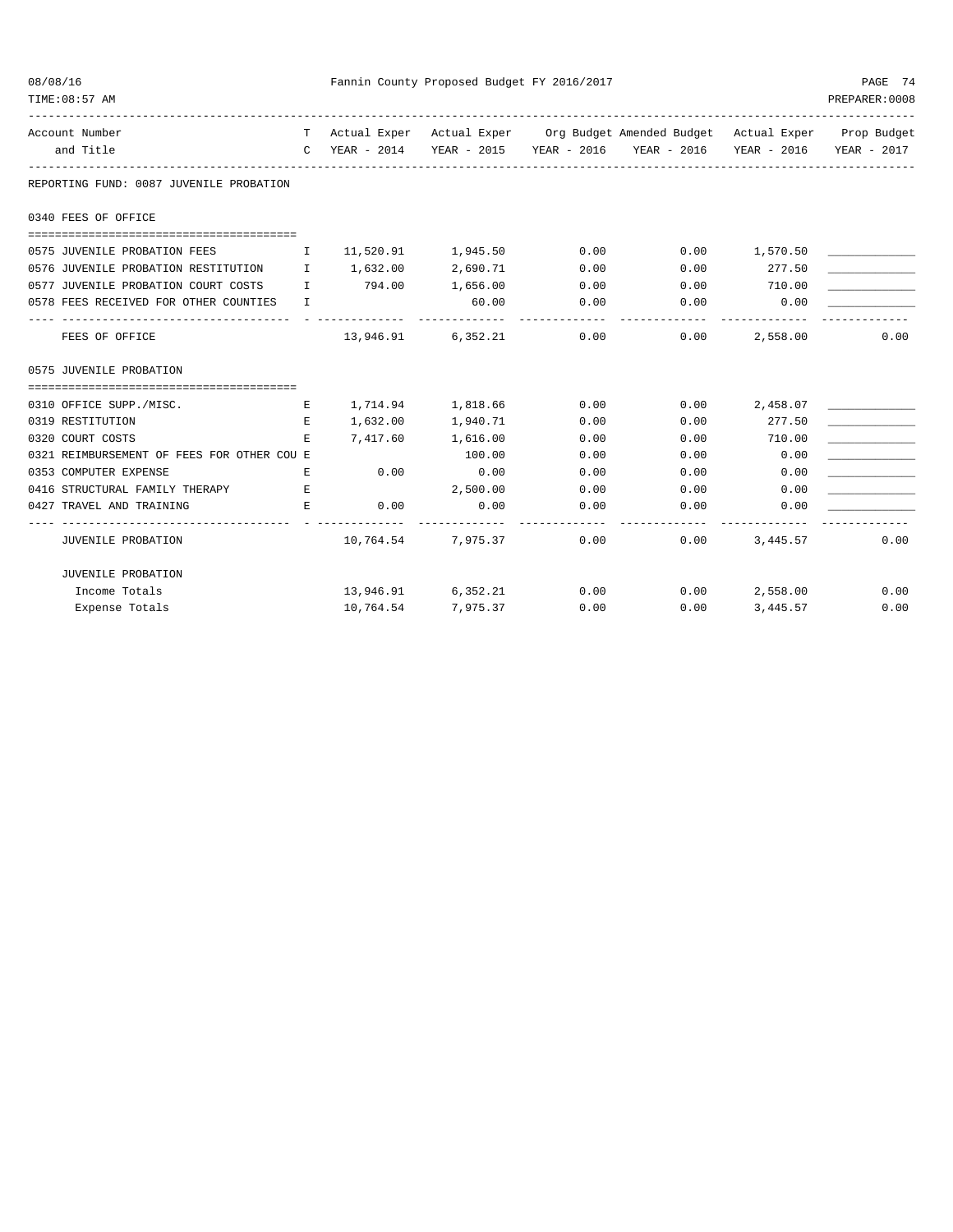| Account Number and Title | T C | Actual Exper YEAR - 2014 | Actual Exper YEAR - 2015 | Org Budget YEAR - 2016 | Amended Budget YEAR - 2016 | Actual Exper YEAR - 2016 | Prop Budget YEAR - 2017 |
|---|---|---|---|---|---|---|---|
| **REPORTING FUND: 0087 JUVENILE PROBATION** | | | | | | | |
| **0340 FEES OF OFFICE** | | | | | | | |
| 0575 JUVENILE PROBATION FEES | I | 11,520.91 | 1,945.50 | 0.00 | 0.00 | 1,570.50 | ____________ |
| 0576 JUVENILE PROBATION RESTITUTION | I | 1,632.00 | 2,690.71 | 0.00 | 0.00 | 277.50 | ____________ |
| 0577 JUVENILE PROBATION COURT COSTS | I | 794.00 | 1,656.00 | 0.00 | 0.00 | 710.00 | ____________ |
| 0578 FEES RECEIVED FOR OTHER COUNTIES | I | | 60.00 | 0.00 | 0.00 | 0.00 | ____________ |
| FEES OF OFFICE | | 13,946.91 | 6,352.21 | 0.00 | 0.00 | 2,558.00 | 0.00 |
| **0575 JUVENILE PROBATION** | | | | | | | |
| 0310 OFFICE SUPP./MISC. | E | 1,714.94 | 1,818.66 | 0.00 | 0.00 | 2,458.07 | ____________ |
| 0319 RESTITUTION | E | 1,632.00 | 1,940.71 | 0.00 | 0.00 | 277.50 | ____________ |
| 0320 COURT COSTS | E | 7,417.60 | 1,616.00 | 0.00 | 0.00 | 710.00 | ____________ |
| 0321 REIMBURSEMENT OF FEES FOR OTHER COU | E | | 100.00 | 0.00 | 0.00 | 0.00 | ____________ |
| 0353 COMPUTER EXPENSE | E | 0.00 | 0.00 | 0.00 | 0.00 | 0.00 | ____________ |
| 0416 STRUCTURAL FAMILY THERAPY | E | | 2,500.00 | 0.00 | 0.00 | 0.00 | ____________ |
| 0427 TRAVEL AND TRAINING | E | 0.00 | 0.00 | 0.00 | 0.00 | 0.00 | ____________ |
| JUVENILE PROBATION | | 10,764.54 | 7,975.37 | 0.00 | 0.00 | 3,445.57 | 0.00 |
| **JUVENILE PROBATION** | | | | | | | |
| Income Totals | | 13,946.91 | 6,352.21 | 0.00 | 0.00 | 2,558.00 | 0.00 |
| Expense Totals | | 10,764.54 | 7,975.37 | 0.00 | 0.00 | 3,445.57 | 0.00 |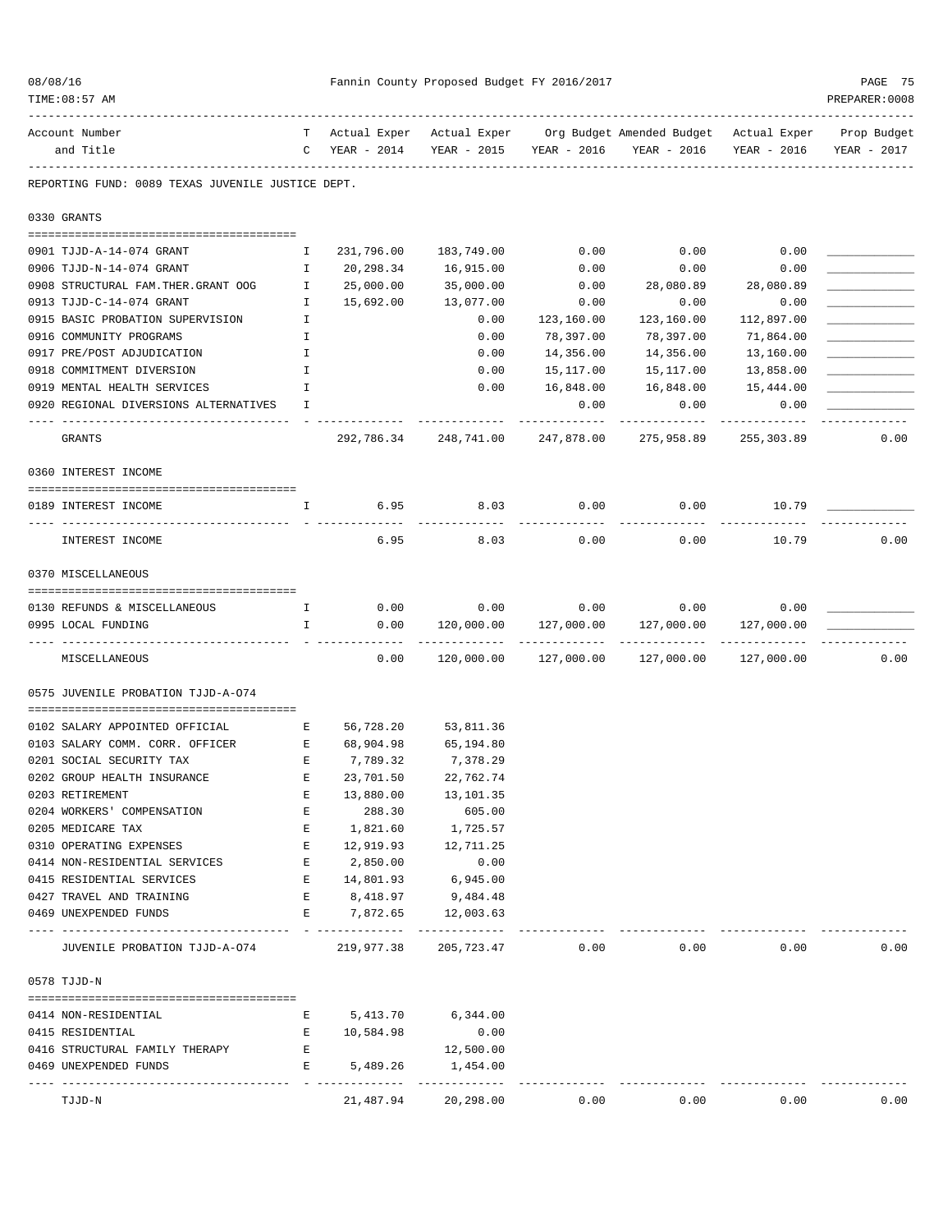Fannin County Proposed Budget FY 2016/2017

| Account Number and Title | T C | Actual Exper YEAR - 2014 | Actual Exper YEAR - 2015 | Org Budget YEAR - 2016 | Amended Budget YEAR - 2016 | Actual Exper YEAR - 2016 | Prop Budget YEAR - 2017 |
|---|---|---|---|---|---|---|---|
| **REPORTING FUND: 0089 TEXAS JUVENILE JUSTICE DEPT.** | | | | | | | |
| **0330 GRANTS** | | | | | | | |
| 0901 TJJD-A-14-074 GRANT | I | 231,796.00 | 183,749.00 | 0.00 | 0.00 | 0.00 | ____________ |
| 0906 TJJD-N-14-074 GRANT | I | 20,298.34 | 16,915.00 | 0.00 | 0.00 | 0.00 | ____________ |
| 0908 STRUCTURAL FAM.THER.GRANT OOG | I | 25,000.00 | 35,000.00 | 0.00 | 28,080.89 | 28,080.89 | ____________ |
| 0913 TJJD-C-14-074 GRANT | I | 15,692.00 | 13,077.00 | 0.00 | 0.00 | 0.00 | ____________ |
| 0915 BASIC PROBATION SUPERVISION | I | | 0.00 | 123,160.00 | 123,160.00 | 112,897.00 | ____________ |
| 0916 COMMUNITY PROGRAMS | I | | 0.00 | 78,397.00 | 78,397.00 | 71,864.00 | ____________ |
| 0917 PRE/POST ADJUDICATION | I | | 0.00 | 14,356.00 | 14,356.00 | 13,160.00 | ____________ |
| 0918 COMMITMENT DIVERSION | I | | 0.00 | 15,117.00 | 15,117.00 | 13,858.00 | ____________ |
| 0919 MENTAL HEALTH SERVICES | I | | 0.00 | 16,848.00 | 16,848.00 | 15,444.00 | ____________ |
| 0920 REGIONAL DIVERSIONS ALTERNATIVES | I | | | 0.00 | 0.00 | 0.00 | ____________ |
| GRANTS | | 292,786.34 | 248,741.00 | 247,878.00 | 275,958.89 | 255,303.89 | 0.00 |
| **0360 INTEREST INCOME** | | | | | | | |
| 0189 INTEREST INCOME | I | 6.95 | 8.03 | 0.00 | 0.00 | 10.79 | ____________ |
| INTEREST INCOME | | 6.95 | 8.03 | 0.00 | 0.00 | 10.79 | 0.00 |
| **0370 MISCELLANEOUS** | | | | | | | |
| 0130 REFUNDS & MISCELLANEOUS | I | 0.00 | 0.00 | 0.00 | 0.00 | 0.00 | ____________ |
| 0995 LOCAL FUNDING | I | 0.00 | 120,000.00 | 127,000.00 | 127,000.00 | 127,000.00 | ____________ |
| MISCELLANEOUS | | 0.00 | 120,000.00 | 127,000.00 | 127,000.00 | 127,000.00 | 0.00 |
| **0575 JUVENILE PROBATION TJJD-A-074** | | | | | | | |
| 0102 SALARY APPOINTED OFFICIAL | E | 56,728.20 | 53,811.36 | | | | |
| 0103 SALARY COMM. CORR. OFFICER | E | 68,904.98 | 65,194.80 | | | | |
| 0201 SOCIAL SECURITY TAX | E | 7,789.32 | 7,378.29 | | | | |
| 0202 GROUP HEALTH INSURANCE | E | 23,701.50 | 22,762.74 | | | | |
| 0203 RETIREMENT | E | 13,880.00 | 13,101.35 | | | | |
| 0204 WORKERS' COMPENSATION | E | 288.30 | 605.00 | | | | |
| 0205 MEDICARE TAX | E | 1,821.60 | 1,725.57 | | | | |
| 0310 OPERATING EXPENSES | E | 12,919.93 | 12,711.25 | | | | |
| 0414 NON-RESIDENTIAL SERVICES | E | 2,850.00 | 0.00 | | | | |
| 0415 RESIDENTIAL SERVICES | E | 14,801.93 | 6,945.00 | | | | |
| 0427 TRAVEL AND TRAINING | E | 8,418.97 | 9,484.48 | | | | |
| 0469 UNEXPENDED FUNDS | E | 7,872.65 | 12,003.63 | | | | |
| JUVENILE PROBATION TJJD-A-074 | | 219,977.38 | 205,723.47 | 0.00 | 0.00 | 0.00 | 0.00 |
| **0578 TJJD-N** | | | | | | | |
| 0414 NON-RESIDENTIAL | E | 5,413.70 | 6,344.00 | | | | |
| 0415 RESIDENTIAL | E | 10,584.98 | 0.00 | | | | |
| 0416 STRUCTURAL FAMILY THERAPY | E | | 12,500.00 | | | | |
| 0469 UNEXPENDED FUNDS | E | 5,489.26 | 1,454.00 | | | | |
| TJJD-N | | 21,487.94 | 20,298.00 | 0.00 | 0.00 | 0.00 | 0.00 |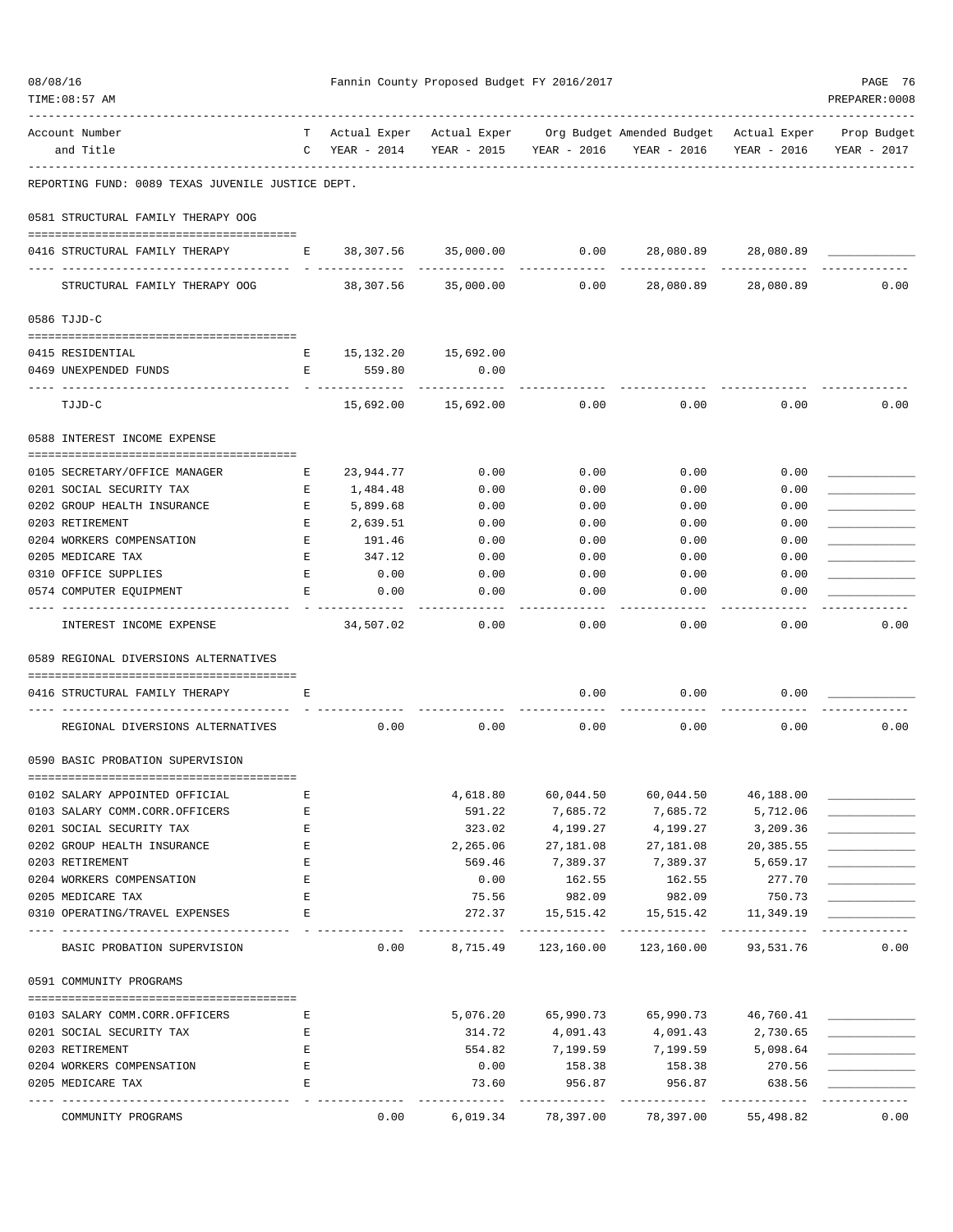Fannin County Proposed Budget FY 2016/2017

REPORTING FUND: 0089 TEXAS JUVENILE JUSTICE DEPT.

| Account Number and Title | T C | Actual Exper YEAR - 2014 | Actual Exper YEAR - 2015 | Org Budget YEAR - 2016 | Amended Budget YEAR - 2016 | Actual Exper YEAR - 2016 | Prop Budget YEAR - 2017 |
|---|---|---|---|---|---|---|---|
| **0581 STRUCTURAL FAMILY THERAPY OOG** | | | | | | | |
| 0416 STRUCTURAL FAMILY THERAPY | E | 38,307.56 | 35,000.00 | 0.00 | 28,080.89 | 28,080.89 | |
| STRUCTURAL FAMILY THERAPY OOG | | 38,307.56 | 35,000.00 | 0.00 | 28,080.89 | 28,080.89 | 0.00 |
| **0586 TJJD-C** | | | | | | | |
| 0415 RESIDENTIAL | E | 15,132.20 | 15,692.00 | | | | |
| 0469 UNEXPENDED FUNDS | E | 559.80 | 0.00 | | | | |
| TJJD-C | | 15,692.00 | 15,692.00 | 0.00 | 0.00 | 0.00 | 0.00 |
| **0588 INTEREST INCOME EXPENSE** | | | | | | | |
| 0105 SECRETARY/OFFICE MANAGER | E | 23,944.77 | 0.00 | 0.00 | 0.00 | 0.00 | |
| 0201 SOCIAL SECURITY TAX | E | 1,484.48 | 0.00 | 0.00 | 0.00 | 0.00 | |
| 0202 GROUP HEALTH INSURANCE | E | 5,899.68 | 0.00 | 0.00 | 0.00 | 0.00 | |
| 0203 RETIREMENT | E | 2,639.51 | 0.00 | 0.00 | 0.00 | 0.00 | |
| 0204 WORKERS COMPENSATION | E | 191.46 | 0.00 | 0.00 | 0.00 | 0.00 | |
| 0205 MEDICARE TAX | E | 347.12 | 0.00 | 0.00 | 0.00 | 0.00 | |
| 0310 OFFICE SUPPLIES | E | 0.00 | 0.00 | 0.00 | 0.00 | 0.00 | |
| 0574 COMPUTER EQUIPMENT | E | 0.00 | 0.00 | 0.00 | 0.00 | 0.00 | |
| INTEREST INCOME EXPENSE | | 34,507.02 | 0.00 | 0.00 | 0.00 | 0.00 | 0.00 |
| **0589 REGIONAL DIVERSIONS ALTERNATIVES** | | | | | | | |
| 0416 STRUCTURAL FAMILY THERAPY | E | | | 0.00 | 0.00 | 0.00 | |
| REGIONAL DIVERSIONS ALTERNATIVES | | 0.00 | 0.00 | 0.00 | 0.00 | 0.00 | 0.00 |
| **0590 BASIC PROBATION SUPERVISION** | | | | | | | |
| 0102 SALARY APPOINTED OFFICIAL | E | | 4,618.80 | 60,044.50 | 60,044.50 | 46,188.00 | |
| 0103 SALARY COMM.CORR.OFFICERS | E | | 591.22 | 7,685.72 | 7,685.72 | 5,712.06 | |
| 0201 SOCIAL SECURITY TAX | E | | 323.02 | 4,199.27 | 4,199.27 | 3,209.36 | |
| 0202 GROUP HEALTH INSURANCE | E | | 2,265.06 | 27,181.08 | 27,181.08 | 20,385.55 | |
| 0203 RETIREMENT | E | | 569.46 | 7,389.37 | 7,389.37 | 5,659.17 | |
| 0204 WORKERS COMPENSATION | E | | 0.00 | 162.55 | 162.55 | 277.70 | |
| 0205 MEDICARE TAX | E | | 75.56 | 982.09 | 982.09 | 750.73 | |
| 0310 OPERATING/TRAVEL EXPENSES | E | | 272.37 | 15,515.42 | 15,515.42 | 11,349.19 | |
| BASIC PROBATION SUPERVISION | | 0.00 | 8,715.49 | 123,160.00 | 123,160.00 | 93,531.76 | 0.00 |
| **0591 COMMUNITY PROGRAMS** | | | | | | | |
| 0103 SALARY COMM.CORR.OFFICERS | E | | 5,076.20 | 65,990.73 | 65,990.73 | 46,760.41 | |
| 0201 SOCIAL SECURITY TAX | E | | 314.72 | 4,091.43 | 4,091.43 | 2,730.65 | |
| 0203 RETIREMENT | E | | 554.82 | 7,199.59 | 7,199.59 | 5,098.64 | |
| 0204 WORKERS COMPENSATION | E | | 0.00 | 158.38 | 158.38 | 270.56 | |
| 0205 MEDICARE TAX | E | | 73.60 | 956.87 | 956.87 | 638.56 | |
| COMMUNITY PROGRAMS | | 0.00 | 6,019.34 | 78,397.00 | 78,397.00 | 55,498.82 | 0.00 |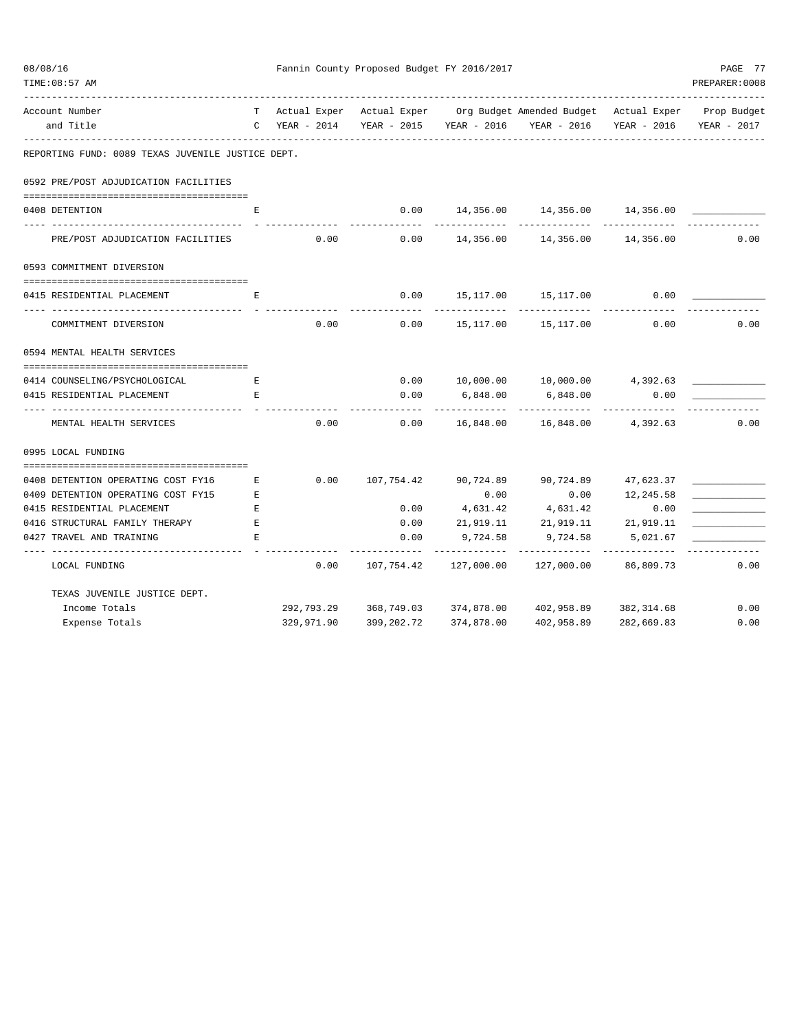Fannin County Proposed Budget FY 2016/2017

| Account Number and Title | TC | Actual Exper YEAR - 2014 | Actual Exper YEAR - 2015 | Org Budget YEAR - 2016 | Amended Budget YEAR - 2016 | Actual Exper YEAR - 2016 | Prop Budget YEAR - 2017 |
|---|---|---|---|---|---|---|---|
| **REPORTING FUND: 0089 TEXAS JUVENILE JUSTICE DEPT.** | | | | | | | |
| **0592 PRE/POST ADJUDICATION FACILITIES** | | | | | | | |
| 0408 DETENTION | E | | 0.00 | 14,356.00 | 14,356.00 | 14,356.00 | _____________ |
| PRE/POST ADJUDICATION FACILITIES | | 0.00 | 0.00 | 14,356.00 | 14,356.00 | 14,356.00 | 0.00 |
| **0593 COMMITMENT DIVERSION** | | | | | | | |
| 0415 RESIDENTIAL PLACEMENT | E | | 0.00 | 15,117.00 | 15,117.00 | 0.00 | _____________ |
| COMMITMENT DIVERSION | | 0.00 | 0.00 | 15,117.00 | 15,117.00 | 0.00 | 0.00 |
| **0594 MENTAL HEALTH SERVICES** | | | | | | | |
| 0414 COUNSELING/PSYCHOLOGICAL | E | | 0.00 | 10,000.00 | 10,000.00 | 4,392.63 | _____________ |
| 0415 RESIDENTIAL PLACEMENT | E | | 0.00 | 6,848.00 | 6,848.00 | 0.00 | _____________ |
| MENTAL HEALTH SERVICES | | 0.00 | 0.00 | 16,848.00 | 16,848.00 | 4,392.63 | 0.00 |
| **0995 LOCAL FUNDING** | | | | | | | |
| 0408 DETENTION OPERATING COST FY16 | E | 0.00 | 107,754.42 | 90,724.89 | 90,724.89 | 47,623.37 | _____________ |
| 0409 DETENTION OPERATING COST FY15 | E | | | 0.00 | 0.00 | 12,245.58 | _____________ |
| 0415 RESIDENTIAL PLACEMENT | E | | 0.00 | 4,631.42 | 4,631.42 | 0.00 | _____________ |
| 0416 STRUCTURAL FAMILY THERAPY | E | | 0.00 | 21,919.11 | 21,919.11 | 21,919.11 | _____________ |
| 0427 TRAVEL AND TRAINING | E | | 0.00 | 9,724.58 | 9,724.58 | 5,021.67 | _____________ |
| LOCAL FUNDING | | 0.00 | 107,754.42 | 127,000.00 | 127,000.00 | 86,809.73 | 0.00 |
| **TEXAS JUVENILE JUSTICE DEPT.** | | | | | | | |
| Income Totals | | 292,793.29 | 368,749.03 | 374,878.00 | 402,958.89 | 382,314.68 | 0.00 |
| Expense Totals | | 329,971.90 | 399,202.72 | 374,878.00 | 402,958.89 | 282,669.83 | 0.00 |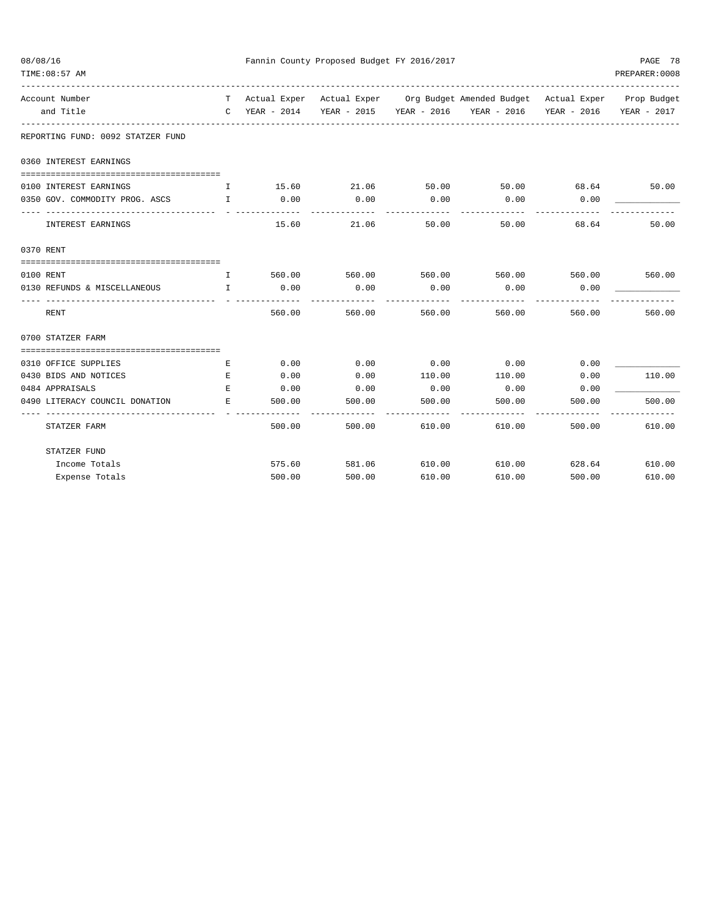Fannin County Proposed Budget FY 2016/2017

| Account Number and Title | TC | Actual Exper YEAR - 2014 | Actual Exper YEAR - 2015 | Org Budget YEAR - 2016 | Amended Budget YEAR - 2016 | Actual Exper YEAR - 2016 | Prop Budget YEAR - 2017 |
|---|---|---|---|---|---|---|---|
| **REPORTING FUND: 0092 STATZER FUND** | | | | | | | |
| **0360 INTEREST EARNINGS** | | | | | | | |
| 0100 INTEREST EARNINGS | I | 15.60 | 21.06 | 50.00 | 50.00 | 68.64 | 50.00 |
| 0350 GOV. COMMODITY PROG. ASCS | I | 0.00 | 0.00 | 0.00 | 0.00 | 0.00 | ____________ |
| INTEREST EARNINGS | | 15.60 | 21.06 | 50.00 | 50.00 | 68.64 | 50.00 |
| **0370 RENT** | | | | | | | |
| 0100 RENT | I | 560.00 | 560.00 | 560.00 | 560.00 | 560.00 | 560.00 |
| 0130 REFUNDS & MISCELLANEOUS | I | 0.00 | 0.00 | 0.00 | 0.00 | 0.00 | ____________ |
| RENT | | 560.00 | 560.00 | 560.00 | 560.00 | 560.00 | 560.00 |
| **0700 STATZER FARM** | | | | | | | |
| 0310 OFFICE SUPPLIES | E | 0.00 | 0.00 | 0.00 | 0.00 | 0.00 | ____________ |
| 0430 BIDS AND NOTICES | E | 0.00 | 0.00 | 110.00 | 110.00 | 0.00 | 110.00 |
| 0484 APPRAISALS | E | 0.00 | 0.00 | 0.00 | 0.00 | 0.00 | ____________ |
| 0490 LITERACY COUNCIL DONATION | E | 500.00 | 500.00 | 500.00 | 500.00 | 500.00 | 500.00 |
| STATZER FARM | | 500.00 | 500.00 | 610.00 | 610.00 | 500.00 | 610.00 |
| **STATZER FUND** | | | | | | | |
| Income Totals | | 575.60 | 581.06 | 610.00 | 610.00 | 628.64 | 610.00 |
| Expense Totals | | 500.00 | 500.00 | 610.00 | 610.00 | 500.00 | 610.00 |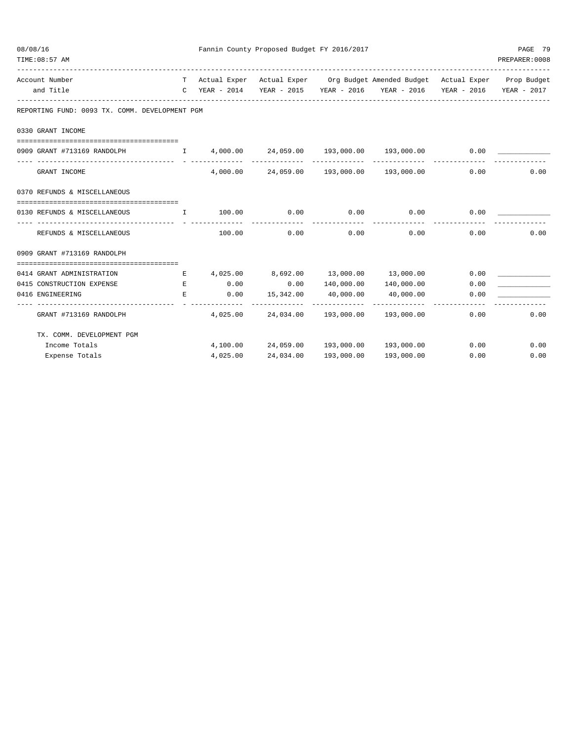**REPORTING FUND: 0093 TX. COMM. DEVELOPMENT PGM**

| Account Number and Title | TC | Actual Exper YEAR - 2014 | Actual Exper YEAR - 2015 | Org Budget YEAR - 2016 | Amended Budget YEAR - 2016 | Actual Exper YEAR - 2016 | Prop Budget YEAR - 2017 |
|---|---|---|---|---|---|---|---|
| **0330 GRANT INCOME** | | | | | | | |
| 0909 GRANT #713169 RANDOLPH | I | 4,000.00 | 24,059.00 | 193,000.00 | 193,000.00 | 0.00 | |
| GRANT INCOME | | 4,000.00 | 24,059.00 | 193,000.00 | 193,000.00 | 0.00 | 0.00 |
| **0370 REFUNDS & MISCELLANEOUS** | | | | | | | |
| 0130 REFUNDS & MISCELLANEOUS | I | 100.00 | 0.00 | 0.00 | 0.00 | 0.00 | |
| REFUNDS & MISCELLANEOUS | | 100.00 | 0.00 | 0.00 | 0.00 | 0.00 | 0.00 |
| **0909 GRANT #713169 RANDOLPH** | | | | | | | |
| 0414 GRANT ADMINISTRATION | E | 4,025.00 | 8,692.00 | 13,000.00 | 13,000.00 | 0.00 | |
| 0415 CONSTRUCTION EXPENSE | E | 0.00 | 0.00 | 140,000.00 | 140,000.00 | 0.00 | |
| 0416 ENGINEERING | E | 0.00 | 15,342.00 | 40,000.00 | 40,000.00 | 0.00 | |
| GRANT #713169 RANDOLPH | | 4,025.00 | 24,034.00 | 193,000.00 | 193,000.00 | 0.00 | 0.00 |
| **TX. COMM. DEVELOPMENT PGM** | | | | | | | |
| Income Totals | | 4,100.00 | 24,059.00 | 193,000.00 | 193,000.00 | 0.00 | 0.00 |
| Expense Totals | | 4,025.00 | 24,034.00 | 193,000.00 | 193,000.00 | 0.00 | 0.00 |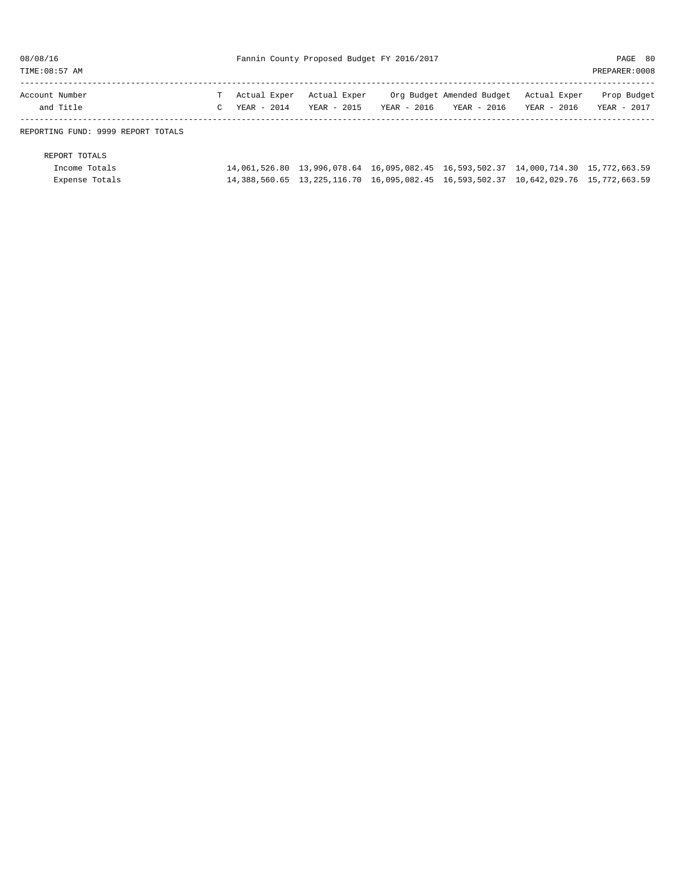| Account Number and Title | TC | Actual Exper YEAR - 2014 | Actual Exper YEAR - 2015 | Org Budget YEAR - 2016 | Amended Budget YEAR - 2016 | Actual Exper YEAR - 2016 | Prop Budget YEAR - 2017 |
|---|---|---|---|---|---|---|---|
| REPORTING FUND: 9999 REPORT TOTALS | | | | | | | |
| REPORT TOTALS | | | | | | | |
| Income Totals | | 14,061,526.80 | 13,996,078.64 | 16,095,082.45 | 16,593,502.37 | 14,000,714.30 | 15,772,663.59 |
| Expense Totals | | 14,388,560.65 | 13,225,116.70 | 16,095,082.45 | 16,593,502.37 | 10,642,029.76 | 15,772,663.59 |